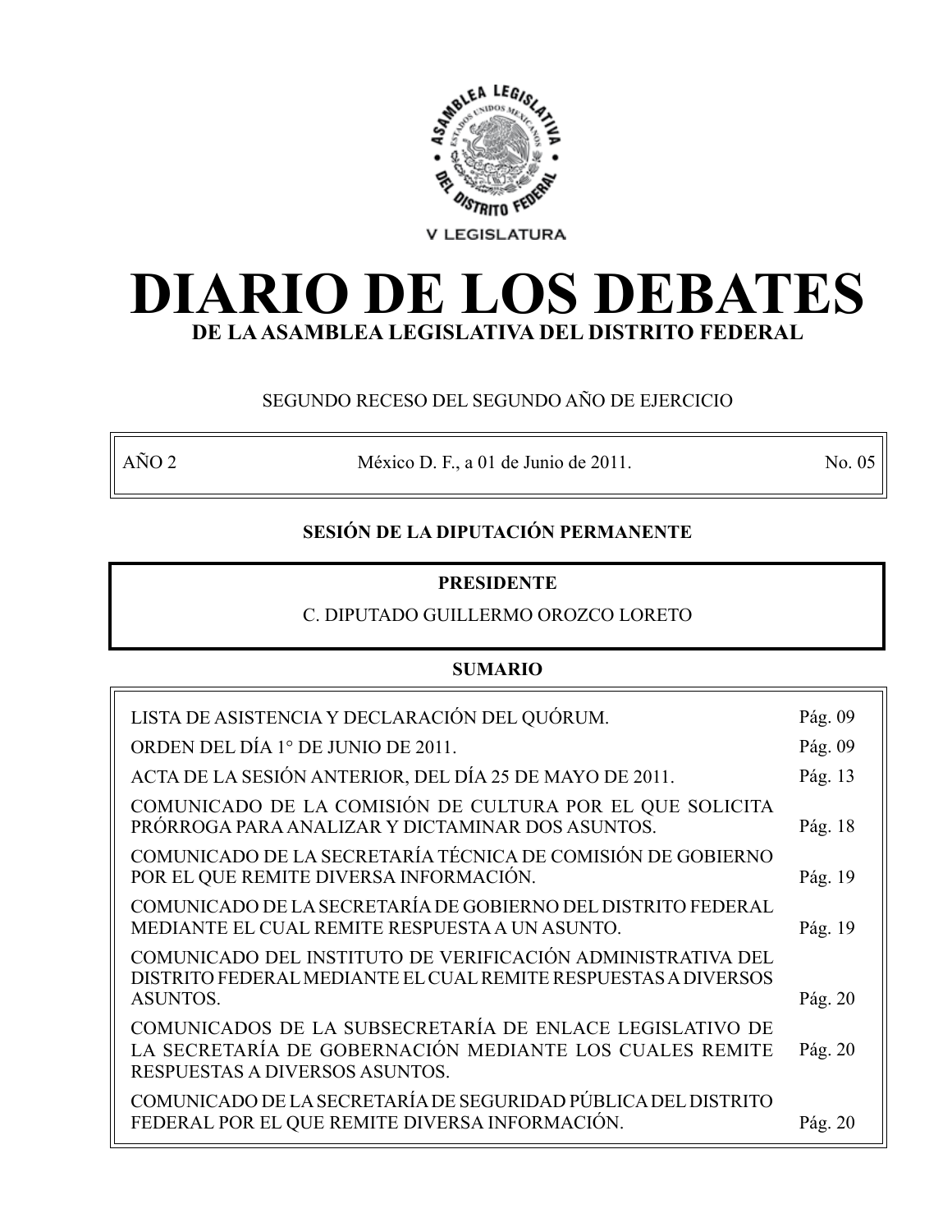V LEGISLATURA

# DIARIO DE LOS DEBATES

## DE LA ASAMBLEA LEGISLATIVA DEL DISTRITO FEDERAL

SEGUNDO RECESO DEL SEGUNDO AÑO DE EJERCICIO

| AÑO 2 | México D. F., a 01 de Junio de 2011. | No. 05 |
|---|---|---|

**SESIÓN DE LA DIPUTACIÓN PERMANENTE**

**PRESIDENTE**

C. DIPUTADO GUILLERMO OROZCO LORETO

**SUMARIO**

| | |
|---|---|
| LISTA DE ASISTENCIA Y DECLARACIÓN DEL QUÓRUM. | Pág. 09 |
| ORDEN DEL DÍA 1° DE JUNIO DE 2011. | Pág. 09 |
| ACTA DE LA SESIÓN ANTERIOR, DEL DÍA 25 DE MAYO DE 2011. | Pág. 13 |
| COMUNICADO DE LA COMISIÓN DE CULTURA POR EL QUE SOLICITA PRÓRROGA PARA ANALIZAR Y DICTAMINAR DOS ASUNTOS. | Pág. 18 |
| COMUNICADO DE LA SECRETARÍA TÉCNICA DE COMISIÓN DE GOBIERNO POR EL QUE REMITE DIVERSA INFORMACIÓN. | Pág. 19 |
| COMUNICADO DE LA SECRETARÍA DE GOBIERNO DEL DISTRITO FEDERAL MEDIANTE EL CUAL REMITE RESPUESTA A UN ASUNTO. | Pág. 19 |
| COMUNICADO DEL INSTITUTO DE VERIFICACIÓN ADMINISTRATIVA DEL DISTRITO FEDERAL MEDIANTE EL CUAL REMITE RESPUESTAS A DIVERSOS ASUNTOS. | Pág. 20 |
| COMUNICADOS DE LA SUBSECRETARÍA DE ENLACE LEGISLATIVO DE LA SECRETARÍA DE GOBERNACIÓN MEDIANTE LOS CUALES REMITE RESPUESTAS A DIVERSOS ASUNTOS. | Pág. 20 |
| COMUNICADO DE LA SECRETARÍA DE SEGURIDAD PÚBLICA DEL DISTRITO FEDERAL POR EL QUE REMITE DIVERSA INFORMACIÓN. | Pág. 20 |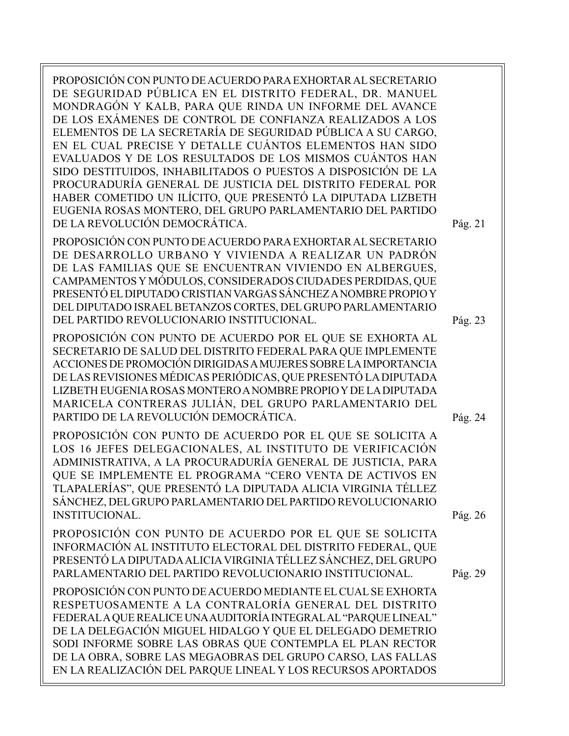PROPOSICIÓN CON PUNTO DE ACUERDO PARA EXHORTAR AL SECRETARIO DE SEGURIDAD PÚBLICA EN EL DISTRITO FEDERAL, DR. MANUEL MONDRAGÓN Y KALB, PARA QUE RINDA UN INFORME DEL AVANCE DE LOS EXÁMENES DE CONTROL DE CONFIANZA REALIZADOS A LOS ELEMENTOS DE LA SECRETARÍA DE SEGURIDAD PÚBLICA A SU CARGO, EN EL CUAL PRECISE Y DETALLE CUÁNTOS ELEMENTOS HAN SIDO EVALUADOS Y DE LOS RESULTADOS DE LOS MISMOS CUÁNTOS HAN SIDO DESTITUIDOS, INHABILITADOS O PUESTOS A DISPOSICIÓN DE LA PROCURADURÍA GENERAL DE JUSTICIA DEL DISTRITO FEDERAL POR HABER COMETIDO UN ILÍCITO, QUE PRESENTÓ LA DIPUTADA LIZBETH EUGENIA ROSAS MONTERO, DEL GRUPO PARLAMENTARIO DEL PARTIDO DE LA REVOLUCIÓN DEMOCRÁTICA. Pág. 21

PROPOSICIÓN CON PUNTO DE ACUERDO PARA EXHORTAR AL SECRETARIO DE DESARROLLO URBANO Y VIVIENDA A REALIZAR UN PADRÓN DE LAS FAMILIAS QUE SE ENCUENTRAN VIVIENDO EN ALBERGUES, CAMPAMENTOS Y MÓDULOS, CONSIDERADOS CIUDADES PERDIDAS, QUE PRESENTÓ EL DIPUTADO CRISTIAN VARGAS SÁNCHEZ A NOMBRE PROPIO Y DEL DIPUTADO ISRAEL BETANZOS CORTES, DEL GRUPO PARLAMENTARIO DEL PARTIDO REVOLUCIONARIO INSTITUCIONAL. Pág. 23

PROPOSICIÓN CON PUNTO DE ACUERDO POR EL QUE SE EXHORTA AL SECRETARIO DE SALUD DEL DISTRITO FEDERAL PARA QUE IMPLEMENTE ACCIONES DE PROMOCIÓN DIRIGIDAS A MUJERES SOBRE LA IMPORTANCIA DE LAS REVISIONES MÉDICAS PERIÓDICAS, QUE PRESENTÓ LA DIPUTADA LIZBETH EUGENIA ROSAS MONTERO A NOMBRE PROPIO Y DE LA DIPUTADA MARICELA CONTRERAS JULIÁN, DEL GRUPO PARLAMENTARIO DEL PARTIDO DE LA REVOLUCIÓN DEMOCRÁTICA. Pág. 24

PROPOSICIÓN CON PUNTO DE ACUERDO POR EL QUE SE SOLICITA A LOS 16 JEFES DELEGACIONALES, AL INSTITUTO DE VERIFICACIÓN ADMINISTRATIVA, A LA PROCURADURÍA GENERAL DE JUSTICIA, PARA QUE SE IMPLEMENTE EL PROGRAMA "CERO VENTA DE ACTIVOS EN TLAPALERÍAS", QUE PRESENTÓ LA DIPUTADA ALICIA VIRGINIA TÉLLEZ SÁNCHEZ, DEL GRUPO PARLAMENTARIO DEL PARTIDO REVOLUCIONARIO INSTITUCIONAL. Pág. 26

PROPOSICIÓN CON PUNTO DE ACUERDO POR EL QUE SE SOLICITA INFORMACIÓN AL INSTITUTO ELECTORAL DEL DISTRITO FEDERAL, QUE PRESENTÓ LA DIPUTADA ALICIA VIRGINIA TÉLLEZ SÁNCHEZ, DEL GRUPO PARLAMENTARIO DEL PARTIDO REVOLUCIONARIO INSTITUCIONAL. Pág. 29

PROPOSICIÓN CON PUNTO DE ACUERDO MEDIANTE EL CUAL SE EXHORTA RESPETUOSAMENTE A LA CONTRALORÍA GENERAL DEL DISTRITO FEDERAL A QUE REALICE UNA AUDITORÍA INTEGRAL AL "PARQUE LINEAL" DE LA DELEGACIÓN MIGUEL HIDALGO Y QUE EL DELEGADO DEMETRIO SODI INFORME SOBRE LAS OBRAS QUE CONTEMPLA EL PLAN RECTOR DE LA OBRA, SOBRE LAS MEGAOBRAS DEL GRUPO CARSO, LAS FALLAS EN LA REALIZACIÓN DEL PARQUE LINEAL Y LOS RECURSOS APORTADOS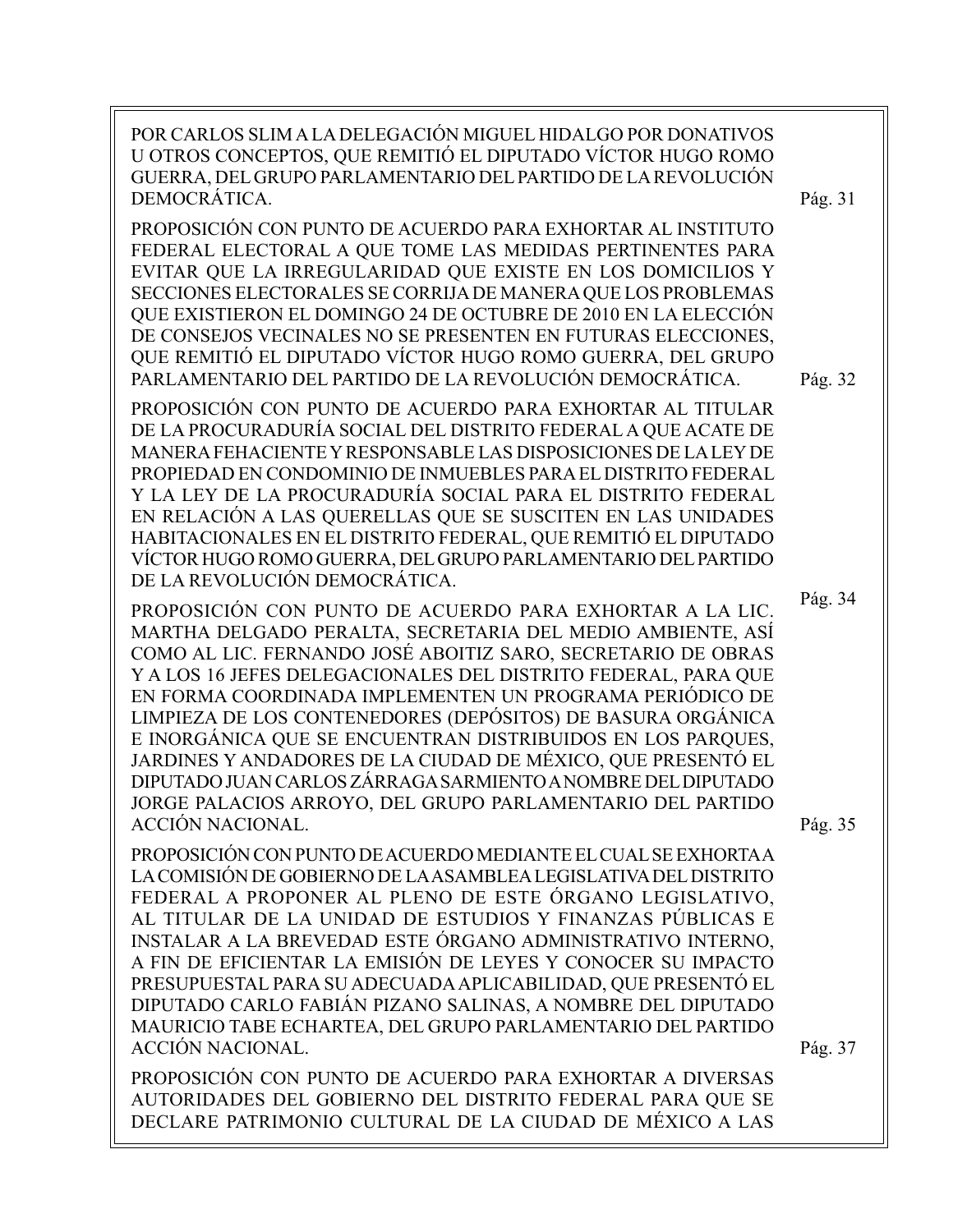POR CARLOS SLIM A LA DELEGACIÓN MIGUEL HIDALGO POR DONATIVOS U OTROS CONCEPTOS, QUE REMITIÓ EL DIPUTADO VÍCTOR HUGO ROMO GUERRA, DEL GRUPO PARLAMENTARIO DEL PARTIDO DE LA REVOLUCIÓN DEMOCRÁTICA. Pág. 31

PROPOSICIÓN CON PUNTO DE ACUERDO PARA EXHORTAR AL INSTITUTO FEDERAL ELECTORAL A QUE TOME LAS MEDIDAS PERTINENTES PARA EVITAR QUE LA IRREGULARIDAD QUE EXISTE EN LOS DOMICILIOS Y SECCIONES ELECTORALES SE CORRIJA DE MANERA QUE LOS PROBLEMAS QUE EXISTIERON EL DOMINGO 24 DE OCTUBRE DE 2010 EN LA ELECCIÓN DE CONSEJOS VECINALES NO SE PRESENTEN EN FUTURAS ELECCIONES, QUE REMITIÓ EL DIPUTADO VÍCTOR HUGO ROMO GUERRA, DEL GRUPO PARLAMENTARIO DEL PARTIDO DE LA REVOLUCIÓN DEMOCRÁTICA. Pág. 32

PROPOSICIÓN CON PUNTO DE ACUERDO PARA EXHORTAR AL TITULAR DE LA PROCURADURÍA SOCIAL DEL DISTRITO FEDERAL A QUE ACATE DE MANERA FEHACIENTE Y RESPONSABLE LAS DISPOSICIONES DE LA LEY DE PROPIEDAD EN CONDOMINIO DE INMUEBLES PARA EL DISTRITO FEDERAL Y LA LEY DE LA PROCURADURÍA SOCIAL PARA EL DISTRITO FEDERAL EN RELACIÓN A LAS QUERELLAS QUE SE SUSCITEN EN LAS UNIDADES HABITACIONALES EN EL DISTRITO FEDERAL, QUE REMITIÓ EL DIPUTADO VÍCTOR HUGO ROMO GUERRA, DEL GRUPO PARLAMENTARIO DEL PARTIDO DE LA REVOLUCIÓN DEMOCRÁTICA. Pág. 34

PROPOSICIÓN CON PUNTO DE ACUERDO PARA EXHORTAR A LA LIC. MARTHA DELGADO PERALTA, SECRETARIA DEL MEDIO AMBIENTE, ASÍ COMO AL LIC. FERNANDO JOSÉ ABOITIZ SARO, SECRETARIO DE OBRAS Y A LOS 16 JEFES DELEGACIONALES DEL DISTRITO FEDERAL, PARA QUE EN FORMA COORDINADA IMPLEMENTEN UN PROGRAMA PERIÓDICO DE LIMPIEZA DE LOS CONTENEDORES (DEPÓSITOS) DE BASURA ORGÁNICA E INORGÁNICA QUE SE ENCUENTRAN DISTRIBUIDOS EN LOS PARQUES, JARDINES Y ANDADORES DE LA CIUDAD DE MÉXICO, QUE PRESENTÓ EL DIPUTADO JUAN CARLOS ZÁRRAGA SARMIENTO A NOMBRE DEL DIPUTADO JORGE PALACIOS ARROYO, DEL GRUPO PARLAMENTARIO DEL PARTIDO ACCIÓN NACIONAL. Pág. 35

PROPOSICIÓN CON PUNTO DE ACUERDO MEDIANTE EL CUAL SE EXHORTA A LA COMISIÓN DE GOBIERNO DE LA ASAMBLEA LEGISLATIVA DEL DISTRITO FEDERAL A PROPONER AL PLENO DE ESTE ÓRGANO LEGISLATIVO, AL TITULAR DE LA UNIDAD DE ESTUDIOS Y FINANZAS PÚBLICAS E INSTALAR A LA BREVEDAD ESTE ÓRGANO ADMINISTRATIVO INTERNO, A FIN DE EFICIENTAR LA EMISIÓN DE LEYES Y CONOCER SU IMPACTO PRESUPUESTAL PARA SU ADECUADA APLICABILIDAD, QUE PRESENTÓ EL DIPUTADO CARLO FABIÁN PIZANO SALINAS, A NOMBRE DEL DIPUTADO MAURICIO TABE ECHARTEA, DEL GRUPO PARLAMENTARIO DEL PARTIDO ACCIÓN NACIONAL. Pág. 37

PROPOSICIÓN CON PUNTO DE ACUERDO PARA EXHORTAR A DIVERSAS AUTORIDADES DEL GOBIERNO DEL DISTRITO FEDERAL PARA QUE SE DECLARE PATRIMONIO CULTURAL DE LA CIUDAD DE MÉXICO A LAS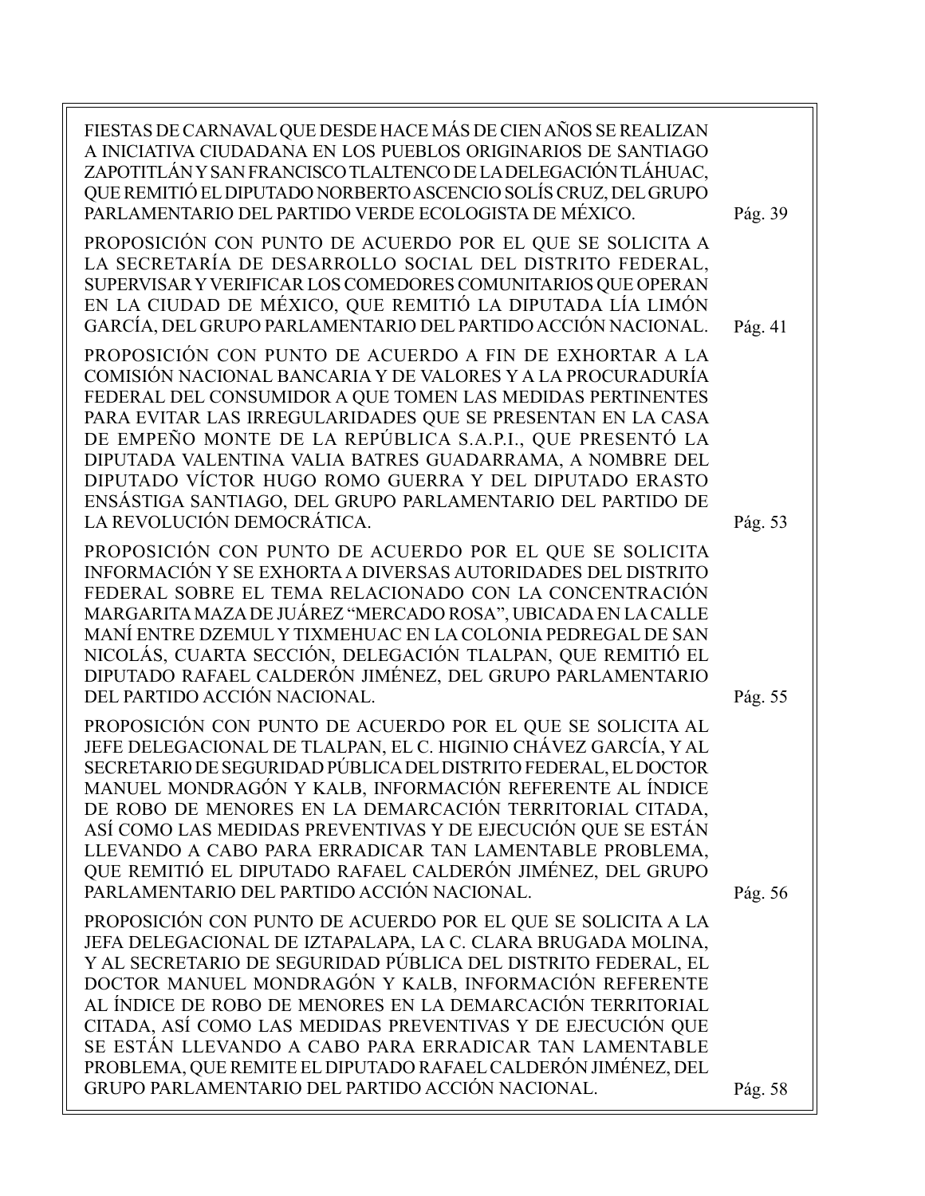FIESTAS DE CARNAVAL QUE DESDE HACE MÁS DE CIEN AÑOS SE REALIZAN A INICIATIVA CIUDADANA EN LOS PUEBLOS ORIGINARIOS DE SANTIAGO ZAPOTITLÁN Y SAN FRANCISCO TLALTENCO DE LA DELEGACIÓN TLÁHUAC, QUE REMITIÓ EL DIPUTADO NORBERTO ASCENCIO SOLÍS CRUZ, DEL GRUPO PARLAMENTARIO DEL PARTIDO VERDE ECOLOGISTA DE MÉXICO. Pág. 39

PROPOSICIÓN CON PUNTO DE ACUERDO POR EL QUE SE SOLICITA A LA SECRETARÍA DE DESARROLLO SOCIAL DEL DISTRITO FEDERAL, SUPERVISAR Y VERIFICAR LOS COMEDORES COMUNITARIOS QUE OPERAN EN LA CIUDAD DE MÉXICO, QUE REMITIÓ LA DIPUTADA LÍA LIMÓN GARCÍA, DEL GRUPO PARLAMENTARIO DEL PARTIDO ACCIÓN NACIONAL. Pág. 41

PROPOSICIÓN CON PUNTO DE ACUERDO A FIN DE EXHORTAR A LA COMISIÓN NACIONAL BANCARIA Y DE VALORES Y A LA PROCURADURÍA FEDERAL DEL CONSUMIDOR A QUE TOMEN LAS MEDIDAS PERTINENTES PARA EVITAR LAS IRREGULARIDADES QUE SE PRESENTAN EN LA CASA DE EMPEÑO MONTE DE LA REPÚBLICA S.A.P.I., QUE PRESENTÓ LA DIPUTADA VALENTINA VALIA BATRES GUADARRAMA, A NOMBRE DEL DIPUTADO VÍCTOR HUGO ROMO GUERRA Y DEL DIPUTADO ERASTO ENSÁSTIGA SANTIAGO, DEL GRUPO PARLAMENTARIO DEL PARTIDO DE LA REVOLUCIÓN DEMOCRÁTICA. Pág. 53

PROPOSICIÓN CON PUNTO DE ACUERDO POR EL QUE SE SOLICITA INFORMACIÓN Y SE EXHORTA A DIVERSAS AUTORIDADES DEL DISTRITO FEDERAL SOBRE EL TEMA RELACIONADO CON LA CONCENTRACIÓN MARGARITA MAZA DE JUÁREZ "MERCADO ROSA", UBICADA EN LA CALLE MANÍ ENTRE DZEMUL Y TIXMEHUAC EN LA COLONIA PEDREGAL DE SAN NICOLÁS, CUARTA SECCIÓN, DELEGACIÓN TLALPAN, QUE REMITIÓ EL DIPUTADO RAFAEL CALDERÓN JIMÉNEZ, DEL GRUPO PARLAMENTARIO DEL PARTIDO ACCIÓN NACIONAL. Pág. 55

PROPOSICIÓN CON PUNTO DE ACUERDO POR EL QUE SE SOLICITA AL JEFE DELEGACIONAL DE TLALPAN, EL C. HIGINIO CHÁVEZ GARCÍA, Y AL SECRETARIO DE SEGURIDAD PÚBLICA DEL DISTRITO FEDERAL, EL DOCTOR MANUEL MONDRAGÓN Y KALB, INFORMACIÓN REFERENTE AL ÍNDICE DE ROBO DE MENORES EN LA DEMARCACIÓN TERRITORIAL CITADA, ASÍ COMO LAS MEDIDAS PREVENTIVAS Y DE EJECUCIÓN QUE SE ESTÁN LLEVANDO A CABO PARA ERRADICAR TAN LAMENTABLE PROBLEMA, QUE REMITIÓ EL DIPUTADO RAFAEL CALDERÓN JIMÉNEZ, DEL GRUPO PARLAMENTARIO DEL PARTIDO ACCIÓN NACIONAL. Pág. 56

PROPOSICIÓN CON PUNTO DE ACUERDO POR EL QUE SE SOLICITA A LA JEFA DELEGACIONAL DE IZTAPALAPA, LA C. CLARA BRUGADA MOLINA, Y AL SECRETARIO DE SEGURIDAD PÚBLICA DEL DISTRITO FEDERAL, EL DOCTOR MANUEL MONDRAGÓN Y KALB, INFORMACIÓN REFERENTE AL ÍNDICE DE ROBO DE MENORES EN LA DEMARCACIÓN TERRITORIAL CITADA, ASÍ COMO LAS MEDIDAS PREVENTIVAS Y DE EJECUCIÓN QUE SE ESTÁN LLEVANDO A CABO PARA ERRADICAR TAN LAMENTABLE PROBLEMA, QUE REMITE EL DIPUTADO RAFAEL CALDERÓN JIMÉNEZ, DEL GRUPO PARLAMENTARIO DEL PARTIDO ACCIÓN NACIONAL. Pág. 58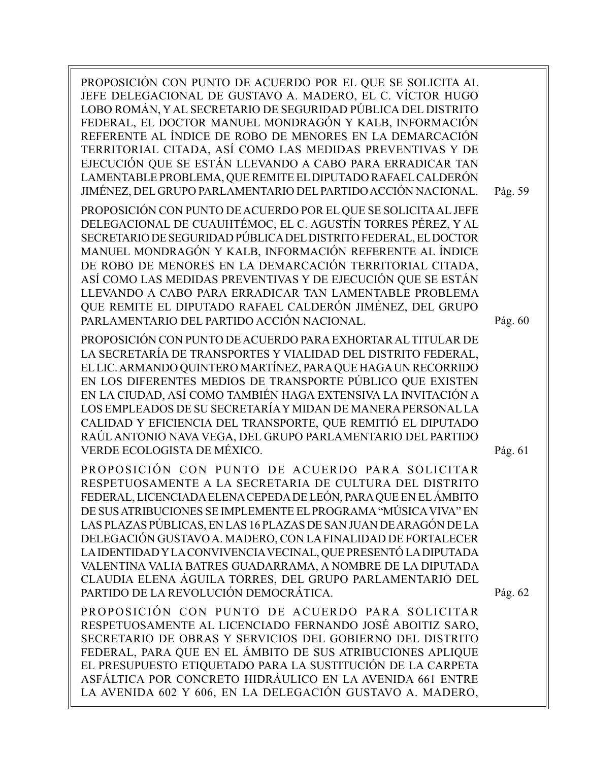PROPOSICIÓN CON PUNTO DE ACUERDO POR EL QUE SE SOLICITA AL JEFE DELEGACIONAL DE GUSTAVO A. MADERO, EL C. VÍCTOR HUGO LOBO ROMÁN, Y AL SECRETARIO DE SEGURIDAD PÚBLICA DEL DISTRITO FEDERAL, EL DOCTOR MANUEL MONDRAGÓN Y KALB, INFORMACIÓN REFERENTE AL ÍNDICE DE ROBO DE MENORES EN LA DEMARCACIÓN TERRITORIAL CITADA, ASÍ COMO LAS MEDIDAS PREVENTIVAS Y DE EJECUCIÓN QUE SE ESTÁN LLEVANDO A CABO PARA ERRADICAR TAN LAMENTABLE PROBLEMA, QUE REMITE EL DIPUTADO RAFAEL CALDERÓN JIMÉNEZ, DEL GRUPO PARLAMENTARIO DEL PARTIDO ACCIÓN NACIONAL. Pág. 59

PROPOSICIÓN CON PUNTO DE ACUERDO POR EL QUE SE SOLICITA AL JEFE DELEGACIONAL DE CUAUHTÉMOC, EL C. AGUSTÍN TORRES PÉREZ, Y AL SECRETARIO DE SEGURIDAD PÚBLICA DEL DISTRITO FEDERAL, EL DOCTOR MANUEL MONDRAGÓN Y KALB, INFORMACIÓN REFERENTE AL ÍNDICE DE ROBO DE MENORES EN LA DEMARCACIÓN TERRITORIAL CITADA, ASÍ COMO LAS MEDIDAS PREVENTIVAS Y DE EJECUCIÓN QUE SE ESTÁN LLEVANDO A CABO PARA ERRADICAR TAN LAMENTABLE PROBLEMA QUE REMITE EL DIPUTADO RAFAEL CALDERÓN JIMÉNEZ, DEL GRUPO PARLAMENTARIO DEL PARTIDO ACCIÓN NACIONAL. Pág. 60

PROPOSICIÓN CON PUNTO DE ACUERDO PARA EXHORTAR AL TITULAR DE LA SECRETARÍA DE TRANSPORTES Y VIALIDAD DEL DISTRITO FEDERAL, EL LIC. ARMANDO QUINTERO MARTÍNEZ, PARA QUE HAGA UN RECORRIDO EN LOS DIFERENTES MEDIOS DE TRANSPORTE PÚBLICO QUE EXISTEN EN LA CIUDAD, ASÍ COMO TAMBIÉN HAGA EXTENSIVA LA INVITACIÓN A LOS EMPLEADOS DE SU SECRETARÍA Y MIDAN DE MANERA PERSONAL LA CALIDAD Y EFICIENCIA DEL TRANSPORTE, QUE REMITIÓ EL DIPUTADO RAÚL ANTONIO NAVA VEGA, DEL GRUPO PARLAMENTARIO DEL PARTIDO VERDE ECOLOGISTA DE MÉXICO. Pág. 61

PROPOSICIÓN CON PUNTO DE ACUERDO PARA SOLICITAR RESPETUOSAMENTE A LA SECRETARIA DE CULTURA DEL DISTRITO FEDERAL, LICENCIADA ELENA CEPEDA DE LEÓN, PARA QUE EN EL ÁMBITO DE SUS ATRIBUCIONES SE IMPLEMENTE EL PROGRAMA "MÚSICA VIVA" EN LAS PLAZAS PÚBLICAS, EN LAS 16 PLAZAS DE SAN JUAN DE ARAGÓN DE LA DELEGACIÓN GUSTAVO A. MADERO, CON LA FINALIDAD DE FORTALECER LA IDENTIDAD Y LA CONVIVENCIA VECINAL, QUE PRESENTÓ LA DIPUTADA VALENTINA VALIA BATRES GUADARRAMA, A NOMBRE DE LA DIPUTADA CLAUDIA ELENA ÁGUILA TORRES, DEL GRUPO PARLAMENTARIO DEL PARTIDO DE LA REVOLUCIÓN DEMOCRÁTICA. Pág. 62

PROPOSICIÓN CON PUNTO DE ACUERDO PARA SOLICITAR RESPETUOSAMENTE AL LICENCIADO FERNANDO JOSÉ ABOITIZ SARO, SECRETARIO DE OBRAS Y SERVICIOS DEL GOBIERNO DEL DISTRITO FEDERAL, PARA QUE EN EL ÁMBITO DE SUS ATRIBUCIONES APLIQUE EL PRESUPUESTO ETIQUETADO PARA LA SUSTITUCIÓN DE LA CARPETA ASFÁLTICA POR CONCRETO HIDRÁULICO EN LA AVENIDA 661 ENTRE LA AVENIDA 602 Y 606, EN LA DELEGACIÓN GUSTAVO A. MADERO,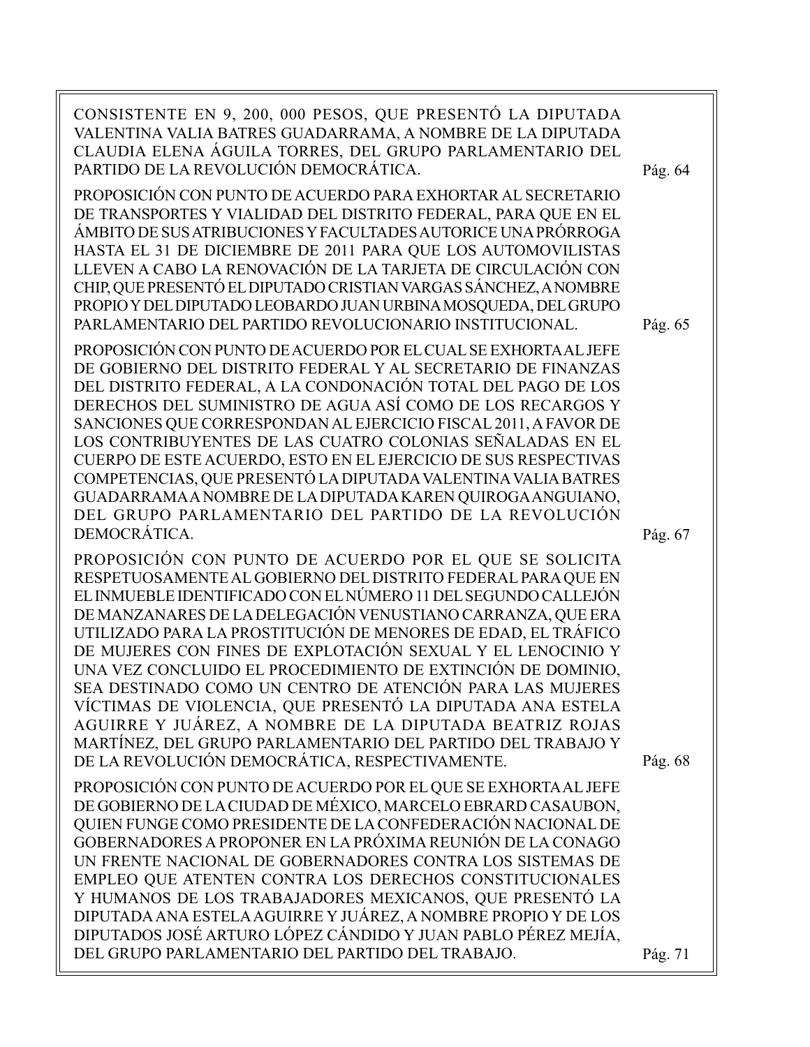CONSISTENTE EN 9, 200, 000 PESOS, QUE PRESENTÓ LA DIPUTADA VALENTINA VALIA BATRES GUADARRAMA, A NOMBRE DE LA DIPUTADA CLAUDIA ELENA ÁGUILA TORRES, DEL GRUPO PARLAMENTARIO DEL PARTIDO DE LA REVOLUCIÓN DEMOCRÁTICA. Pág. 64

PROPOSICIÓN CON PUNTO DE ACUERDO PARA EXHORTAR AL SECRETARIO DE TRANSPORTES Y VIALIDAD DEL DISTRITO FEDERAL, PARA QUE EN EL ÁMBITO DE SUS ATRIBUCIONES Y FACULTADES AUTORICE UNA PRÓRROGA HASTA EL 31 DE DICIEMBRE DE 2011 PARA QUE LOS AUTOMOVILISTAS LLEVEN A CABO LA RENOVACIÓN DE LA TARJETA DE CIRCULACIÓN CON CHIP, QUE PRESENTÓ EL DIPUTADO CRISTIAN VARGAS SÁNCHEZ, A NOMBRE PROPIO Y DEL DIPUTADO LEOBARDO JUAN URBINA MOSQUEDA, DEL GRUPO PARLAMENTARIO DEL PARTIDO REVOLUCIONARIO INSTITUCIONAL. Pág. 65

PROPOSICIÓN CON PUNTO DE ACUERDO POR EL CUAL SE EXHORTA AL JEFE DE GOBIERNO DEL DISTRITO FEDERAL Y AL SECRETARIO DE FINANZAS DEL DISTRITO FEDERAL, A LA CONDONACIÓN TOTAL DEL PAGO DE LOS DERECHOS DEL SUMINISTRO DE AGUA ASÍ COMO DE LOS RECARGOS Y SANCIONES QUE CORRESPONDAN AL EJERCICIO FISCAL 2011, A FAVOR DE LOS CONTRIBUYENTES DE LAS CUATRO COLONIAS SEÑALADAS EN EL CUERPO DE ESTE ACUERDO, ESTO EN EL EJERCICIO DE SUS RESPECTIVAS COMPETENCIAS, QUE PRESENTÓ LA DIPUTADA VALENTINA VALIA BATRES GUADARRAMA A NOMBRE DE LA DIPUTADA KAREN QUIROGA ANGUIANO, DEL GRUPO PARLAMENTARIO DEL PARTIDO DE LA REVOLUCIÓN DEMOCRÁTICA. Pág. 67

PROPOSICIÓN CON PUNTO DE ACUERDO POR EL QUE SE SOLICITA RESPETUOSAMENTE AL GOBIERNO DEL DISTRITO FEDERAL PARA QUE EN EL INMUEBLE IDENTIFICADO CON EL NÚMERO 11 DEL SEGUNDO CALLEJÓN DE MANZANARES DE LA DELEGACIÓN VENUSTIANO CARRANZA, QUE ERA UTILIZADO PARA LA PROSTITUCIÓN DE MENORES DE EDAD, EL TRÁFICO DE MUJERES CON FINES DE EXPLOTACIÓN SEXUAL Y EL LENOCINIO Y UNA VEZ CONCLUIDO EL PROCEDIMIENTO DE EXTINCIÓN DE DOMINIO, SEA DESTINADO COMO UN CENTRO DE ATENCIÓN PARA LAS MUJERES VÍCTIMAS DE VIOLENCIA, QUE PRESENTÓ LA DIPUTADA ANA ESTELA AGUIRRE Y JUÁREZ, A NOMBRE DE LA DIPUTADA BEATRIZ ROJAS MARTÍNEZ, DEL GRUPO PARLAMENTARIO DEL PARTIDO DEL TRABAJO Y DE LA REVOLUCIÓN DEMOCRÁTICA, RESPECTIVAMENTE. Pág. 68

PROPOSICIÓN CON PUNTO DE ACUERDO POR EL QUE SE EXHORTA AL JEFE DE GOBIERNO DE LA CIUDAD DE MÉXICO, MARCELO EBRARD CASAUBON, QUIEN FUNGE COMO PRESIDENTE DE LA CONFEDERACIÓN NACIONAL DE GOBERNADORES A PROPONER EN LA PRÓXIMA REUNIÓN DE LA CONAGO UN FRENTE NACIONAL DE GOBERNADORES CONTRA LOS SISTEMAS DE EMPLEO QUE ATENTEN CONTRA LOS DERECHOS CONSTITUCIONALES Y HUMANOS DE LOS TRABAJADORES MEXICANOS, QUE PRESENTÓ LA DIPUTADA ANA ESTELA AGUIRRE Y JUÁREZ, A NOMBRE PROPIO Y DE LOS DIPUTADOS JOSÉ ARTURO LÓPEZ CÁNDIDO Y JUAN PABLO PÉREZ MEJÍA, DEL GRUPO PARLAMENTARIO DEL PARTIDO DEL TRABAJO. Pág. 71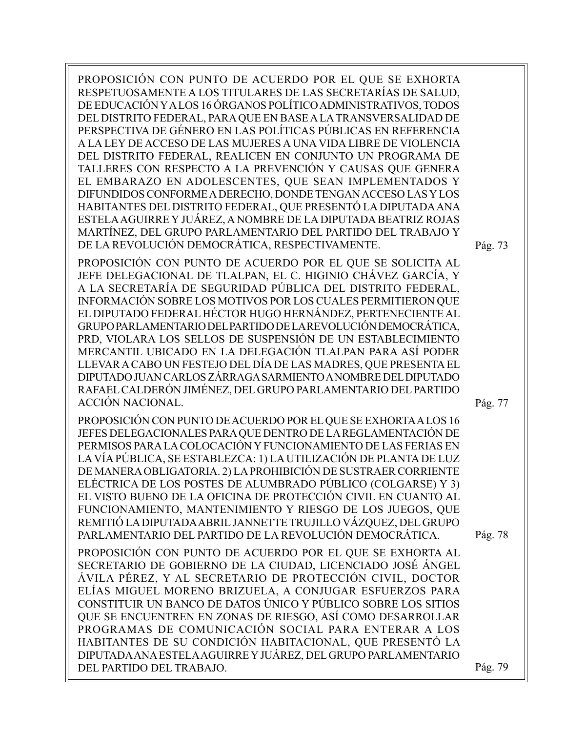PROPOSICIÓN CON PUNTO DE ACUERDO POR EL QUE SE EXHORTA RESPETUOSAMENTE A LOS TITULARES DE LAS SECRETARÍAS DE SALUD, DE EDUCACIÓN Y A LOS 16 ÓRGANOS POLÍTICO ADMINISTRATIVOS, TODOS DEL DISTRITO FEDERAL, PARA QUE EN BASE A LA TRANSVERSALIDAD DE PERSPECTIVA DE GÉNERO EN LAS POLÍTICAS PÚBLICAS EN REFERENCIA A LA LEY DE ACCESO DE LAS MUJERES A UNA VIDA LIBRE DE VIOLENCIA DEL DISTRITO FEDERAL, REALICEN EN CONJUNTO UN PROGRAMA DE TALLERES CON RESPECTO A LA PREVENCIÓN Y CAUSAS QUE GENERA EL EMBARAZO EN ADOLESCENTES, QUE SEAN IMPLEMENTADOS Y DIFUNDIDOS CONFORME A DERECHO, DONDE TENGAN ACCESO LAS Y LOS HABITANTES DEL DISTRITO FEDERAL, QUE PRESENTÓ LA DIPUTADA ANA ESTELA AGUIRRE Y JUÁREZ, A NOMBRE DE LA DIPUTADA BEATRIZ ROJAS MARTÍNEZ, DEL GRUPO PARLAMENTARIO DEL PARTIDO DEL TRABAJO Y DE LA REVOLUCIÓN DEMOCRÁTICA, RESPECTIVAMENTE. Pág. 73

PROPOSICIÓN CON PUNTO DE ACUERDO POR EL QUE SE SOLICITA AL JEFE DELEGACIONAL DE TLALPAN, EL C. HIGINIO CHÁVEZ GARCÍA, Y A LA SECRETARÍA DE SEGURIDAD PÚBLICA DEL DISTRITO FEDERAL, INFORMACIÓN SOBRE LOS MOTIVOS POR LOS CUALES PERMITIERON QUE EL DIPUTADO FEDERAL HÉCTOR HUGO HERNÁNDEZ, PERTENECIENTE AL GRUPO PARLAMENTARIO DEL PARTIDO DE LA REVOLUCIÓN DEMOCRÁTICA, PRD, VIOLARA LOS SELLOS DE SUSPENSIÓN DE UN ESTABLECIMIENTO MERCANTIL UBICADO EN LA DELEGACIÓN TLALPAN PARA ASÍ PODER LLEVAR A CABO UN FESTEJO DEL DÍA DE LAS MADRES, QUE PRESENTA EL DIPUTADO JUAN CARLOS ZÁRRAGA SARMIENTO A NOMBRE DEL DIPUTADO RAFAEL CALDERÓN JIMÉNEZ, DEL GRUPO PARLAMENTARIO DEL PARTIDO ACCIÓN NACIONAL. Pág. 77

PROPOSICIÓN CON PUNTO DE ACUERDO POR EL QUE SE EXHORTA A LOS 16 JEFES DELEGACIONALES PARA QUE DENTRO DE LA REGLAMENTACIÓN DE PERMISOS PARA LA COLOCACIÓN Y FUNCIONAMIENTO DE LAS FERIAS EN LA VÍA PÚBLICA, SE ESTABLEZCA: 1) LA UTILIZACIÓN DE PLANTA DE LUZ DE MANERA OBLIGATORIA. 2) LA PROHIBICIÓN DE SUSTRAER CORRIENTE ELÉCTRICA DE LOS POSTES DE ALUMBRADO PÚBLICO (COLGARSE) Y 3) EL VISTO BUENO DE LA OFICINA DE PROTECCIÓN CIVIL EN CUANTO AL FUNCIONAMIENTO, MANTENIMIENTO Y RIESGO DE LOS JUEGOS, QUE REMITIÓ LA DIPUTADA ABRIL JANNETTE TRUJILLO VÁZQUEZ, DEL GRUPO PARLAMENTARIO DEL PARTIDO DE LA REVOLUCIÓN DEMOCRÁTICA. Pág. 78

PROPOSICIÓN CON PUNTO DE ACUERDO POR EL QUE SE EXHORTA AL SECRETARIO DE GOBIERNO DE LA CIUDAD, LICENCIADO JOSÉ ÁNGEL ÁVILA PÉREZ, Y AL SECRETARIO DE PROTECCIÓN CIVIL, DOCTOR ELÍAS MIGUEL MORENO BRIZUELA, A CONJUGAR ESFUERZOS PARA CONSTITUIR UN BANCO DE DATOS ÚNICO Y PÚBLICO SOBRE LOS SITIOS QUE SE ENCUENTREN EN ZONAS DE RIESGO, ASÍ COMO DESARROLLAR PROGRAMAS DE COMUNICACIÓN SOCIAL PARA ENTERAR A LOS HABITANTES DE SU CONDICIÓN HABITACIONAL, QUE PRESENTÓ LA DIPUTADA ANA ESTELA AGUIRRE Y JUÁREZ, DEL GRUPO PARLAMENTARIO DEL PARTIDO DEL TRABAJO. Pág. 79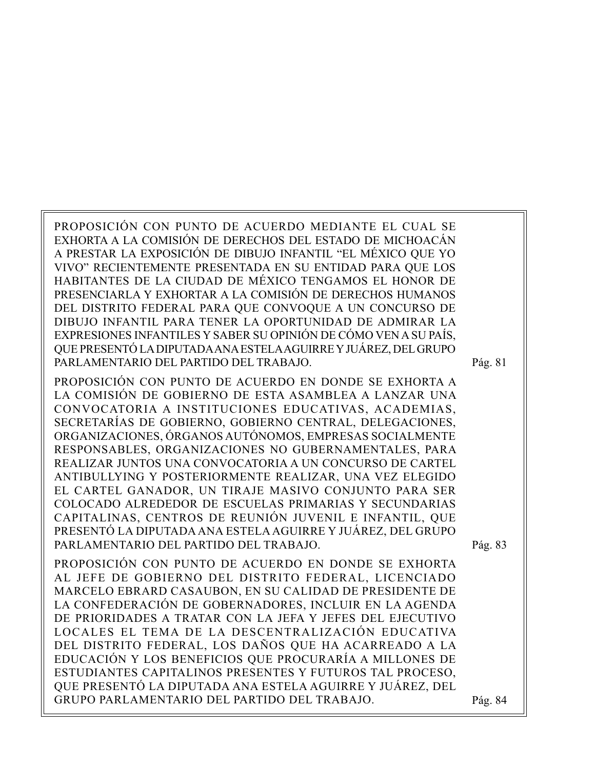PROPOSICIÓN CON PUNTO DE ACUERDO MEDIANTE EL CUAL SE EXHORTA A LA COMISIÓN DE DERECHOS DEL ESTADO DE MICHOACÁN A PRESTAR LA EXPOSICIÓN DE DIBUJO INFANTIL "EL MÉXICO QUE YO VIVO" RECIENTEMENTE PRESENTADA EN SU ENTIDAD PARA QUE LOS HABITANTES DE LA CIUDAD DE MÉXICO TENGAMOS EL HONOR DE PRESENCIARLA Y EXHORTAR A LA COMISIÓN DE DERECHOS HUMANOS DEL DISTRITO FEDERAL PARA QUE CONVOQUE A UN CONCURSO DE DIBUJO INFANTIL PARA TENER LA OPORTUNIDAD DE ADMIRAR LA EXPRESIONES INFANTILES Y SABER SU OPINIÓN DE CÓMO VEN A SU PAÍS, QUE PRESENTÓ LA DIPUTADA ANA ESTELA AGUIRRE Y JUÁREZ, DEL GRUPO PARLAMENTARIO DEL PARTIDO DEL TRABAJO. Pág. 81

PROPOSICIÓN CON PUNTO DE ACUERDO EN DONDE SE EXHORTA A LA COMISIÓN DE GOBIERNO DE ESTA ASAMBLEA A LANZAR UNA CONVOCATORIA A INSTITUCIONES EDUCATIVAS, ACADEMIAS, SECRETARÍAS DE GOBIERNO, GOBIERNO CENTRAL, DELEGACIONES, ORGANIZACIONES, ÓRGANOS AUTÓNOMOS, EMPRESAS SOCIALMENTE RESPONSABLES, ORGANIZACIONES NO GUBERNAMENTALES, PARA REALIZAR JUNTOS UNA CONVOCATORIA A UN CONCURSO DE CARTEL ANTIBULLYING Y POSTERIORMENTE REALIZAR, UNA VEZ ELEGIDO EL CARTEL GANADOR, UN TIRAJE MASIVO CONJUNTO PARA SER COLOCADO ALREDEDOR DE ESCUELAS PRIMARIAS Y SECUNDARIAS CAPITALINAS, CENTROS DE REUNIÓN JUVENIL E INFANTIL, QUE PRESENTÓ LA DIPUTADA ANA ESTELA AGUIRRE Y JUÁREZ, DEL GRUPO PARLAMENTARIO DEL PARTIDO DEL TRABAJO. Pág. 83

PROPOSICIÓN CON PUNTO DE ACUERDO EN DONDE SE EXHORTA AL JEFE DE GOBIERNO DEL DISTRITO FEDERAL, LICENCIADO MARCELO EBRARD CASAUBON, EN SU CALIDAD DE PRESIDENTE DE LA CONFEDERACIÓN DE GOBERNADORES, INCLUIR EN LA AGENDA DE PRIORIDADES A TRATAR CON LA JEFA Y JEFES DEL EJECUTIVO LOCALES EL TEMA DE LA DESCENTRALIZACIÓN EDUCATIVA DEL DISTRITO FEDERAL, LOS DAÑOS QUE HA ACARREADO A LA EDUCACIÓN Y LOS BENEFICIOS QUE PROCURARÍA A MILLONES DE ESTUDIANTES CAPITALINOS PRESENTES Y FUTUROS TAL PROCESO, QUE PRESENTÓ LA DIPUTADA ANA ESTELA AGUIRRE Y JUÁREZ, DEL GRUPO PARLAMENTARIO DEL PARTIDO DEL TRABAJO. Pág. 84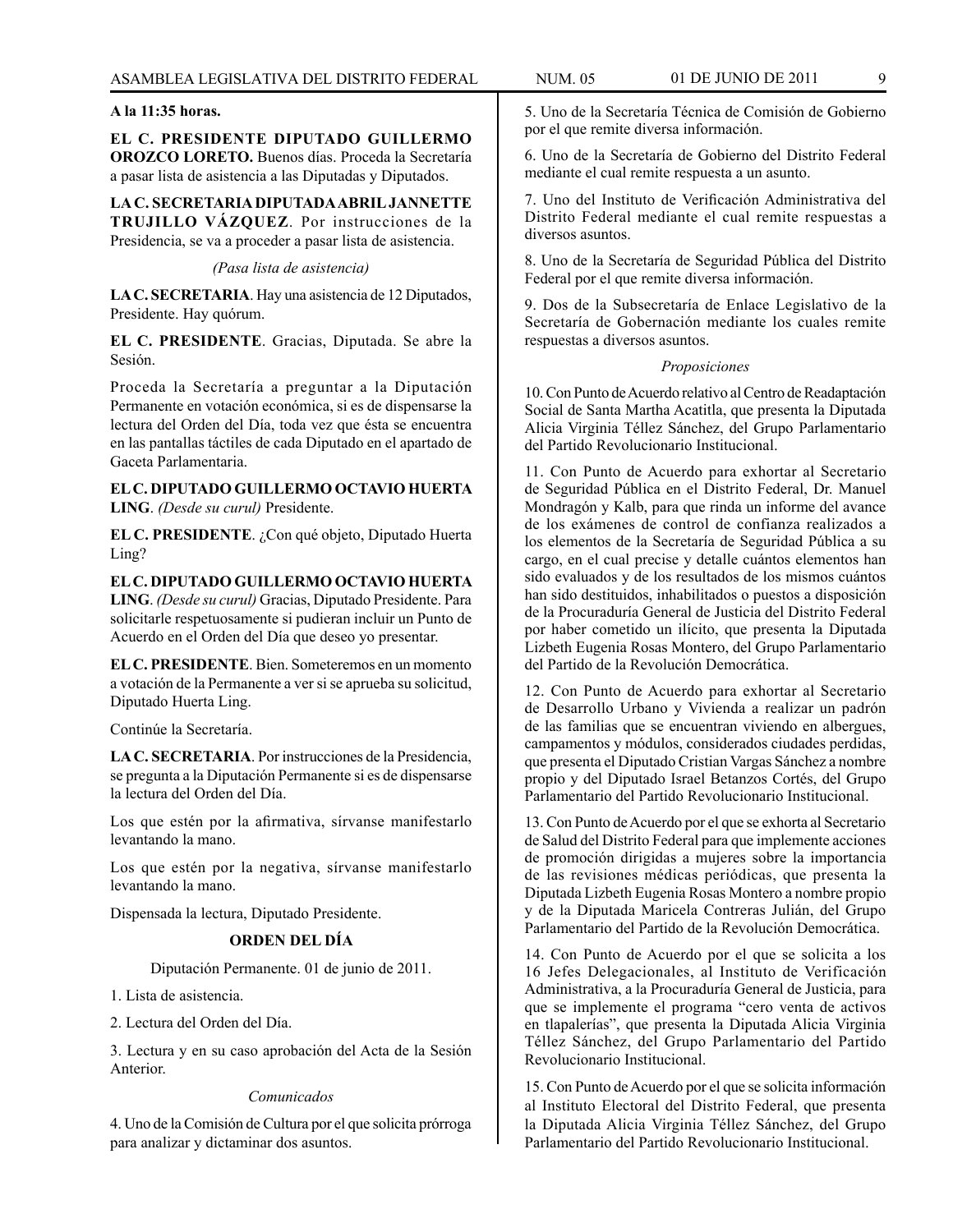**A la 11:35 horas.**

**EL C. PRESIDENTE DIPUTADO GUILLERMO OROZCO LORETO.** Buenos días. Proceda la Secretaría a pasar lista de asistencia a las Diputadas y Diputados.

**LA C. SECRETARIA DIPUTADA ABRIL JANNETTE TRUJILLO VÁZQUEZ**. Por instrucciones de la Presidencia, se va a proceder a pasar lista de asistencia.

*(Pasa lista de asistencia)*

**LA C. SECRETARIA**. Hay una asistencia de 12 Diputados, Presidente. Hay quórum.

**EL C. PRESIDENTE**. Gracias, Diputada. Se abre la Sesión.

Proceda la Secretaría a preguntar a la Diputación Permanente en votación económica, si es de dispensarse la lectura del Orden del Día, toda vez que ésta se encuentra en las pantallas táctiles de cada Diputado en el apartado de Gaceta Parlamentaria.

**EL C. DIPUTADO GUILLERMO OCTAVIO HUERTA LING**. *(Desde su curul)* Presidente.

**EL C. PRESIDENTE**. ¿Con qué objeto, Diputado Huerta Ling?

**EL C. DIPUTADO GUILLERMO OCTAVIO HUERTA LING**. *(Desde su curul)* Gracias, Diputado Presidente. Para solicitarle respetuosamente si pudieran incluir un Punto de Acuerdo en el Orden del Día que deseo yo presentar.

**EL C. PRESIDENTE**. Bien. Someteremos en un momento a votación de la Permanente a ver si se aprueba su solicitud, Diputado Huerta Ling.

Continúe la Secretaría.

**LA C. SECRETARIA**. Por instrucciones de la Presidencia, se pregunta a la Diputación Permanente si es de dispensarse la lectura del Orden del Día.

Los que estén por la afirmativa, sírvanse manifestarlo levantando la mano.

Los que estén por la negativa, sírvanse manifestarlo levantando la mano.

Dispensada la lectura, Diputado Presidente.

## ORDEN DEL DÍA

Diputación Permanente. 01 de junio de 2011.

1. Lista de asistencia.

2. Lectura del Orden del Día.

3. Lectura y en su caso aprobación del Acta de la Sesión Anterior.

*Comunicados*

4. Uno de la Comisión de Cultura por el que solicita prórroga para analizar y dictaminar dos asuntos.

5. Uno de la Secretaría Técnica de Comisión de Gobierno por el que remite diversa información.

6. Uno de la Secretaría de Gobierno del Distrito Federal mediante el cual remite respuesta a un asunto.

7. Uno del Instituto de Verificación Administrativa del Distrito Federal mediante el cual remite respuestas a diversos asuntos.

8. Uno de la Secretaría de Seguridad Pública del Distrito Federal por el que remite diversa información.

9. Dos de la Subsecretaría de Enlace Legislativo de la Secretaría de Gobernación mediante los cuales remite respuestas a diversos asuntos.

*Proposiciones*

10. Con Punto de Acuerdo relativo al Centro de Readaptación Social de Santa Martha Acatitla, que presenta la Diputada Alicia Virginia Téllez Sánchez, del Grupo Parlamentario del Partido Revolucionario Institucional.

11. Con Punto de Acuerdo para exhortar al Secretario de Seguridad Pública en el Distrito Federal, Dr. Manuel Mondragón y Kalb, para que rinda un informe del avance de los exámenes de control de confianza realizados a los elementos de la Secretaría de Seguridad Pública a su cargo, en el cual precise y detalle cuántos elementos han sido evaluados y de los resultados de los mismos cuántos han sido destituidos, inhabilitados o puestos a disposición de la Procuraduría General de Justicia del Distrito Federal por haber cometido un ilícito, que presenta la Diputada Lizbeth Eugenia Rosas Montero, del Grupo Parlamentario del Partido de la Revolución Democrática.

12. Con Punto de Acuerdo para exhortar al Secretario de Desarrollo Urbano y Vivienda a realizar un padrón de las familias que se encuentran viviendo en albergues, campamentos y módulos, considerados ciudades perdidas, que presenta el Diputado Cristian Vargas Sánchez a nombre propio y del Diputado Israel Betanzos Cortés, del Grupo Parlamentario del Partido Revolucionario Institucional.

13. Con Punto de Acuerdo por el que se exhorta al Secretario de Salud del Distrito Federal para que implemente acciones de promoción dirigidas a mujeres sobre la importancia de las revisiones médicas periódicas, que presenta la Diputada Lizbeth Eugenia Rosas Montero a nombre propio y de la Diputada Maricela Contreras Julián, del Grupo Parlamentario del Partido de la Revolución Democrática.

14. Con Punto de Acuerdo por el que se solicita a los 16 Jefes Delegacionales, al Instituto de Verificación Administrativa, a la Procuraduría General de Justicia, para que se implemente el programa "cero venta de activos en tlapalerías", que presenta la Diputada Alicia Virginia Téllez Sánchez, del Grupo Parlamentario del Partido Revolucionario Institucional.

15. Con Punto de Acuerdo por el que se solicita información al Instituto Electoral del Distrito Federal, que presenta la Diputada Alicia Virginia Téllez Sánchez, del Grupo Parlamentario del Partido Revolucionario Institucional.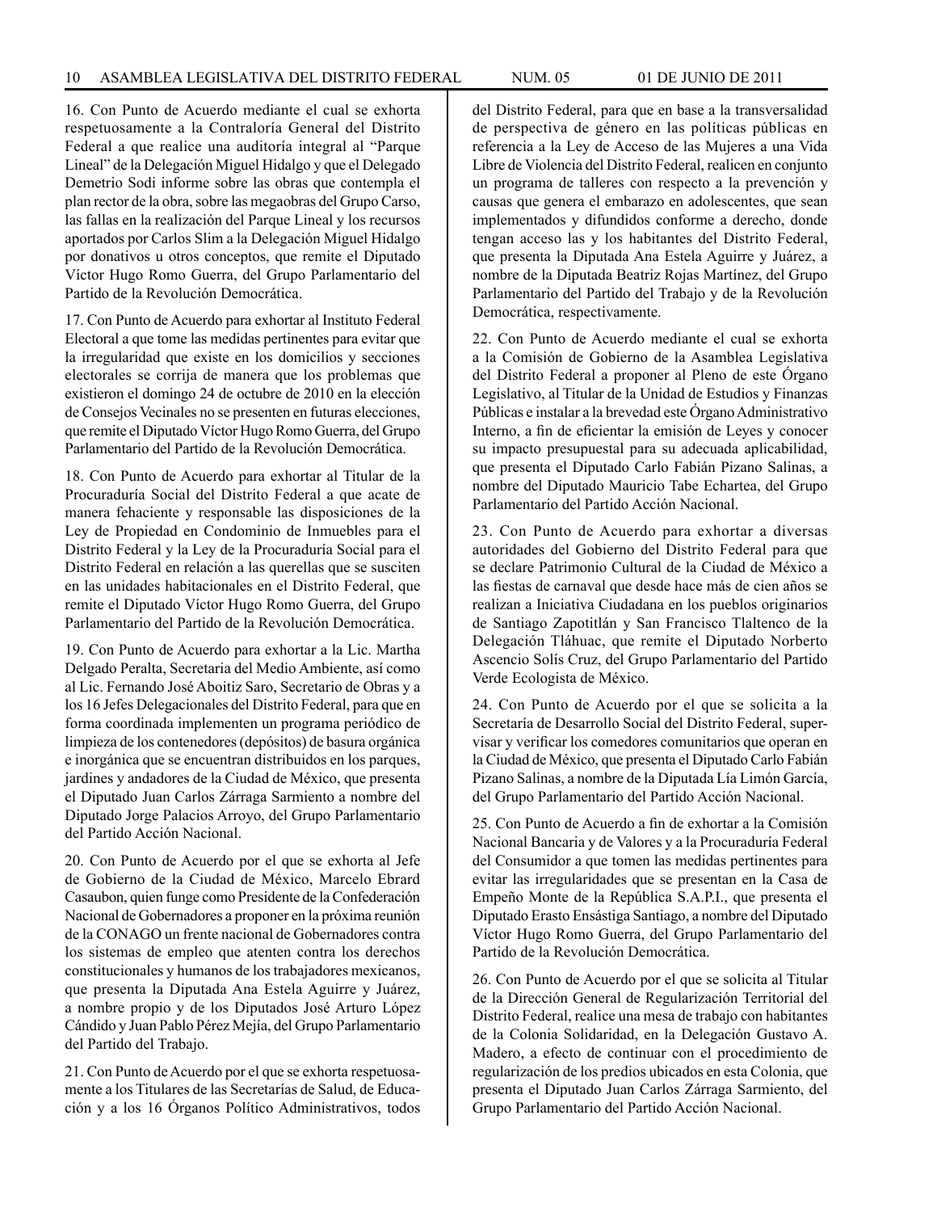16. Con Punto de Acuerdo mediante el cual se exhorta respetuosamente a la Contraloría General del Distrito Federal a que realice una auditoría integral al "Parque Lineal" de la Delegación Miguel Hidalgo y que el Delegado Demetrio Sodi informe sobre las obras que contempla el plan rector de la obra, sobre las megaobras del Grupo Carso, las fallas en la realización del Parque Lineal y los recursos aportados por Carlos Slim a la Delegación Miguel Hidalgo por donativos u otros conceptos, que remite el Diputado Víctor Hugo Romo Guerra, del Grupo Parlamentario del Partido de la Revolución Democrática.

17. Con Punto de Acuerdo para exhortar al Instituto Federal Electoral a que tome las medidas pertinentes para evitar que la irregularidad que existe en los domicilios y secciones electorales se corrija de manera que los problemas que existieron el domingo 24 de octubre de 2010 en la elección de Consejos Vecinales no se presenten en futuras elecciones, que remite el Diputado Víctor Hugo Romo Guerra, del Grupo Parlamentario del Partido de la Revolución Democrática.

18. Con Punto de Acuerdo para exhortar al Titular de la Procuraduría Social del Distrito Federal a que acate de manera fehaciente y responsable las disposiciones de la Ley de Propiedad en Condominio de Inmuebles para el Distrito Federal y la Ley de la Procuraduría Social para el Distrito Federal en relación a las querellas que se susciten en las unidades habitacionales en el Distrito Federal, que remite el Diputado Víctor Hugo Romo Guerra, del Grupo Parlamentario del Partido de la Revolución Democrática.

19. Con Punto de Acuerdo para exhortar a la Lic. Martha Delgado Peralta, Secretaria del Medio Ambiente, así como al Lic. Fernando José Aboitiz Saro, Secretario de Obras y a los 16 Jefes Delegacionales del Distrito Federal, para que en forma coordinada implementen un programa periódico de limpieza de los contenedores (depósitos) de basura orgánica e inorgánica que se encuentran distribuidos en los parques, jardines y andadores de la Ciudad de México, que presenta el Diputado Juan Carlos Zárraga Sarmiento a nombre del Diputado Jorge Palacios Arroyo, del Grupo Parlamentario del Partido Acción Nacional.

20. Con Punto de Acuerdo por el que se exhorta al Jefe de Gobierno de la Ciudad de México, Marcelo Ebrard Casaubon, quien funge como Presidente de la Confederación Nacional de Gobernadores a proponer en la próxima reunión de la CONAGO un frente nacional de Gobernadores contra los sistemas de empleo que atenten contra los derechos constitucionales y humanos de los trabajadores mexicanos, que presenta la Diputada Ana Estela Aguirre y Juárez, a nombre propio y de los Diputados José Arturo López Cándido y Juan Pablo Pérez Mejía, del Grupo Parlamentario del Partido del Trabajo.

21. Con Punto de Acuerdo por el que se exhorta respetuosamente a los Titulares de las Secretarías de Salud, de Educación y a los 16 Órganos Político Administrativos, todos del Distrito Federal, para que en base a la transversalidad de perspectiva de género en las políticas públicas en referencia a la Ley de Acceso de las Mujeres a una Vida Libre de Violencia del Distrito Federal, realicen en conjunto un programa de talleres con respecto a la prevención y causas que genera el embarazo en adolescentes, que sean implementados y difundidos conforme a derecho, donde tengan acceso las y los habitantes del Distrito Federal, que presenta la Diputada Ana Estela Aguirre y Juárez, a nombre de la Diputada Beatriz Rojas Martínez, del Grupo Parlamentario del Partido del Trabajo y de la Revolución Democrática, respectivamente.

22. Con Punto de Acuerdo mediante el cual se exhorta a la Comisión de Gobierno de la Asamblea Legislativa del Distrito Federal a proponer al Pleno de este Órgano Legislativo, al Titular de la Unidad de Estudios y Finanzas Públicas e instalar a la brevedad este Órgano Administrativo Interno, a fin de eficientar la emisión de Leyes y conocer su impacto presupuestal para su adecuada aplicabilidad, que presenta el Diputado Carlo Fabián Pizano Salinas, a nombre del Diputado Mauricio Tabe Echartea, del Grupo Parlamentario del Partido Acción Nacional.

23. Con Punto de Acuerdo para exhortar a diversas autoridades del Gobierno del Distrito Federal para que se declare Patrimonio Cultural de la Ciudad de México a las fiestas de carnaval que desde hace más de cien años se realizan a Iniciativa Ciudadana en los pueblos originarios de Santiago Zapotitlán y San Francisco Tlaltenco de la Delegación Tláhuac, que remite el Diputado Norberto Ascencio Solís Cruz, del Grupo Parlamentario del Partido Verde Ecologista de México.

24. Con Punto de Acuerdo por el que se solicita a la Secretaría de Desarrollo Social del Distrito Federal, supervisar y verificar los comedores comunitarios que operan en la Ciudad de México, que presenta el Diputado Carlo Fabián Pizano Salinas, a nombre de la Diputada Lía Limón García, del Grupo Parlamentario del Partido Acción Nacional.

25. Con Punto de Acuerdo a fin de exhortar a la Comisión Nacional Bancaria y de Valores y a la Procuraduría Federal del Consumidor a que tomen las medidas pertinentes para evitar las irregularidades que se presentan en la Casa de Empeño Monte de la República S.A.P.I., que presenta el Diputado Erasto Ensástiga Santiago, a nombre del Diputado Víctor Hugo Romo Guerra, del Grupo Parlamentario del Partido de la Revolución Democrática.

26. Con Punto de Acuerdo por el que se solicita al Titular de la Dirección General de Regularización Territorial del Distrito Federal, realice una mesa de trabajo con habitantes de la Colonia Solidaridad, en la Delegación Gustavo A. Madero, a efecto de continuar con el procedimiento de regularización de los predios ubicados en esta Colonia, que presenta el Diputado Juan Carlos Zárraga Sarmiento, del Grupo Parlamentario del Partido Acción Nacional.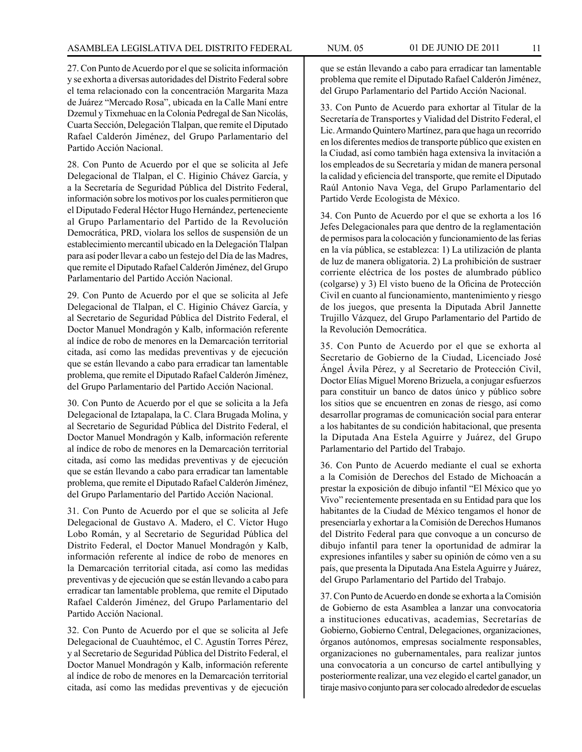27. Con Punto de Acuerdo por el que se solicita información y se exhorta a diversas autoridades del Distrito Federal sobre el tema relacionado con la concentración Margarita Maza de Juárez "Mercado Rosa", ubicada en la Calle Maní entre Dzemul y Tixmehuac en la Colonia Pedregal de San Nicolás, Cuarta Sección, Delegación Tlalpan, que remite el Diputado Rafael Calderón Jiménez, del Grupo Parlamentario del Partido Acción Nacional.

28. Con Punto de Acuerdo por el que se solicita al Jefe Delegacional de Tlalpan, el C. Higinio Chávez García, y a la Secretaría de Seguridad Pública del Distrito Federal, información sobre los motivos por los cuales permitieron que el Diputado Federal Héctor Hugo Hernández, perteneciente al Grupo Parlamentario del Partido de la Revolución Democrática, PRD, violara los sellos de suspensión de un establecimiento mercantil ubicado en la Delegación Tlalpan para así poder llevar a cabo un festejo del Día de las Madres, que remite el Diputado Rafael Calderón Jiménez, del Grupo Parlamentario del Partido Acción Nacional.

29. Con Punto de Acuerdo por el que se solicita al Jefe Delegacional de Tlalpan, el C. Higinio Chávez García, y al Secretario de Seguridad Pública del Distrito Federal, el Doctor Manuel Mondragón y Kalb, información referente al índice de robo de menores en la Demarcación territorial citada, así como las medidas preventivas y de ejecución que se están llevando a cabo para erradicar tan lamentable problema, que remite el Diputado Rafael Calderón Jiménez, del Grupo Parlamentario del Partido Acción Nacional.

30. Con Punto de Acuerdo por el que se solicita a la Jefa Delegacional de Iztapalapa, la C. Clara Brugada Molina, y al Secretario de Seguridad Pública del Distrito Federal, el Doctor Manuel Mondragón y Kalb, información referente al índice de robo de menores en la Demarcación territorial citada, así como las medidas preventivas y de ejecución que se están llevando a cabo para erradicar tan lamentable problema, que remite el Diputado Rafael Calderón Jiménez, del Grupo Parlamentario del Partido Acción Nacional.

31. Con Punto de Acuerdo por el que se solicita al Jefe Delegacional de Gustavo A. Madero, el C. Víctor Hugo Lobo Román, y al Secretario de Seguridad Pública del Distrito Federal, el Doctor Manuel Mondragón y Kalb, información referente al índice de robo de menores en la Demarcación territorial citada, así como las medidas preventivas y de ejecución que se están llevando a cabo para erradicar tan lamentable problema, que remite el Diputado Rafael Calderón Jiménez, del Grupo Parlamentario del Partido Acción Nacional.

32. Con Punto de Acuerdo por el que se solicita al Jefe Delegacional de Cuauhtémoc, el C. Agustín Torres Pérez, y al Secretario de Seguridad Pública del Distrito Federal, el Doctor Manuel Mondragón y Kalb, información referente al índice de robo de menores en la Demarcación territorial citada, así como las medidas preventivas y de ejecución que se están llevando a cabo para erradicar tan lamentable problema que remite el Diputado Rafael Calderón Jiménez, del Grupo Parlamentario del Partido Acción Nacional.

33. Con Punto de Acuerdo para exhortar al Titular de la Secretaría de Transportes y Vialidad del Distrito Federal, el Lic. Armando Quintero Martínez, para que haga un recorrido en los diferentes medios de transporte público que existen en la Ciudad, así como también haga extensiva la invitación a los empleados de su Secretaría y midan de manera personal la calidad y eficiencia del transporte, que remite el Diputado Raúl Antonio Nava Vega, del Grupo Parlamentario del Partido Verde Ecologista de México.

34. Con Punto de Acuerdo por el que se exhorta a los 16 Jefes Delegacionales para que dentro de la reglamentación de permisos para la colocación y funcionamiento de las ferias en la vía pública, se establezca: 1) La utilización de planta de luz de manera obligatoria. 2) La prohibición de sustraer corriente eléctrica de los postes de alumbrado público (colgarse) y 3) El visto bueno de la Oficina de Protección Civil en cuanto al funcionamiento, mantenimiento y riesgo de los juegos, que presenta la Diputada Abril Jannette Trujillo Vázquez, del Grupo Parlamentario del Partido de la Revolución Democrática.

35. Con Punto de Acuerdo por el que se exhorta al Secretario de Gobierno de la Ciudad, Licenciado José Ángel Ávila Pérez, y al Secretario de Protección Civil, Doctor Elías Miguel Moreno Brizuela, a conjugar esfuerzos para constituir un banco de datos único y público sobre los sitios que se encuentren en zonas de riesgo, así como desarrollar programas de comunicación social para enterar a los habitantes de su condición habitacional, que presenta la Diputada Ana Estela Aguirre y Juárez, del Grupo Parlamentario del Partido del Trabajo.

36. Con Punto de Acuerdo mediante el cual se exhorta a la Comisión de Derechos del Estado de Michoacán a prestar la exposición de dibujo infantil "El México que yo Vivo" recientemente presentada en su Entidad para que los habitantes de la Ciudad de México tengamos el honor de presenciarla y exhortar a la Comisión de Derechos Humanos del Distrito Federal para que convoque a un concurso de dibujo infantil para tener la oportunidad de admirar la expresiones infantiles y saber su opinión de cómo ven a su país, que presenta la Diputada Ana Estela Aguirre y Juárez, del Grupo Parlamentario del Partido del Trabajo.

37. Con Punto de Acuerdo en donde se exhorta a la Comisión de Gobierno de esta Asamblea a lanzar una convocatoria a instituciones educativas, academias, Secretarías de Gobierno, Gobierno Central, Delegaciones, organizaciones, órganos autónomos, empresas socialmente responsables, organizaciones no gubernamentales, para realizar juntos una convocatoria a un concurso de cartel antibullying y posteriormente realizar, una vez elegido el cartel ganador, un tiraje masivo conjunto para ser colocado alrededor de escuelas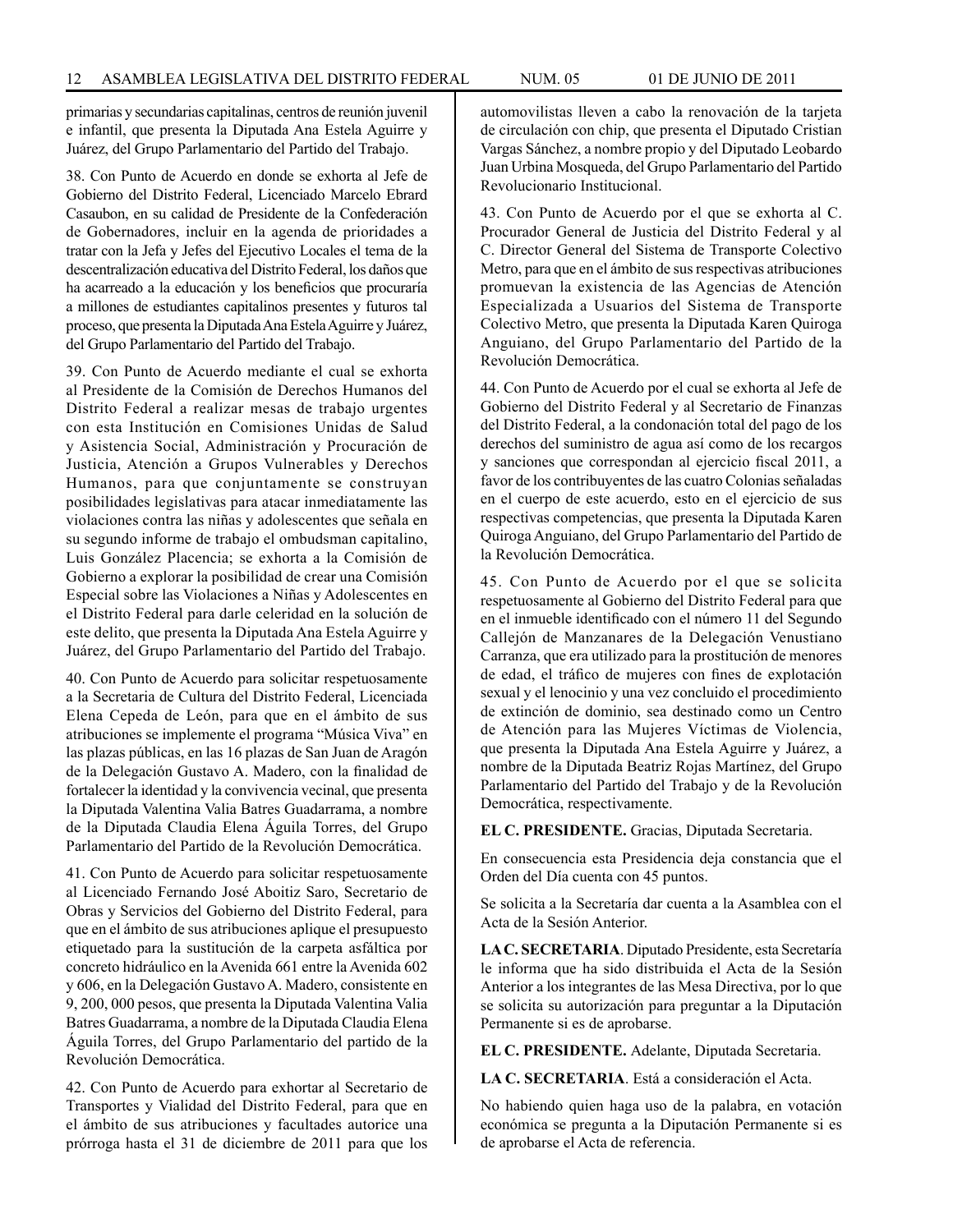primarias y secundarias capitalinas, centros de reunión juvenil e infantil, que presenta la Diputada Ana Estela Aguirre y Juárez, del Grupo Parlamentario del Partido del Trabajo.

38. Con Punto de Acuerdo en donde se exhorta al Jefe de Gobierno del Distrito Federal, Licenciado Marcelo Ebrard Casaubon, en su calidad de Presidente de la Confederación de Gobernadores, incluir en la agenda de prioridades a tratar con la Jefa y Jefes del Ejecutivo Locales el tema de la descentralización educativa del Distrito Federal, los daños que ha acarreado a la educación y los beneficios que procuraría a millones de estudiantes capitalinos presentes y futuros tal proceso, que presenta la Diputada Ana Estela Aguirre y Juárez, del Grupo Parlamentario del Partido del Trabajo.

39. Con Punto de Acuerdo mediante el cual se exhorta al Presidente de la Comisión de Derechos Humanos del Distrito Federal a realizar mesas de trabajo urgentes con esta Institución en Comisiones Unidas de Salud y Asistencia Social, Administración y Procuración de Justicia, Atención a Grupos Vulnerables y Derechos Humanos, para que conjuntamente se construyan posibilidades legislativas para atacar inmediatamente las violaciones contra las niñas y adolescentes que señala en su segundo informe de trabajo el ombudsman capitalino, Luis González Placencia; se exhorta a la Comisión de Gobierno a explorar la posibilidad de crear una Comisión Especial sobre las Violaciones a Niñas y Adolescentes en el Distrito Federal para darle celeridad en la solución de este delito, que presenta la Diputada Ana Estela Aguirre y Juárez, del Grupo Parlamentario del Partido del Trabajo.

40. Con Punto de Acuerdo para solicitar respetuosamente a la Secretaria de Cultura del Distrito Federal, Licenciada Elena Cepeda de León, para que en el ámbito de sus atribuciones se implemente el programa "Música Viva" en las plazas públicas, en las 16 plazas de San Juan de Aragón de la Delegación Gustavo A. Madero, con la finalidad de fortalecer la identidad y la convivencia vecinal, que presenta la Diputada Valentina Valia Batres Guadarrama, a nombre de la Diputada Claudia Elena Águila Torres, del Grupo Parlamentario del Partido de la Revolución Democrática.

41. Con Punto de Acuerdo para solicitar respetuosamente al Licenciado Fernando José Aboitiz Saro, Secretario de Obras y Servicios del Gobierno del Distrito Federal, para que en el ámbito de sus atribuciones aplique el presupuesto etiquetado para la sustitución de la carpeta asfáltica por concreto hidráulico en la Avenida 661 entre la Avenida 602 y 606, en la Delegación Gustavo A. Madero, consistente en 9, 200, 000 pesos, que presenta la Diputada Valentina Valia Batres Guadarrama, a nombre de la Diputada Claudia Elena Águila Torres, del Grupo Parlamentario del partido de la Revolución Democrática.

42. Con Punto de Acuerdo para exhortar al Secretario de Transportes y Vialidad del Distrito Federal, para que en el ámbito de sus atribuciones y facultades autorice una prórroga hasta el 31 de diciembre de 2011 para que los automovilistas lleven a cabo la renovación de la tarjeta de circulación con chip, que presenta el Diputado Cristian Vargas Sánchez, a nombre propio y del Diputado Leobardo Juan Urbina Mosqueda, del Grupo Parlamentario del Partido Revolucionario Institucional.

43. Con Punto de Acuerdo por el que se exhorta al C. Procurador General de Justicia del Distrito Federal y al C. Director General del Sistema de Transporte Colectivo Metro, para que en el ámbito de sus respectivas atribuciones promuevan la existencia de las Agencias de Atención Especializada a Usuarios del Sistema de Transporte Colectivo Metro, que presenta la Diputada Karen Quiroga Anguiano, del Grupo Parlamentario del Partido de la Revolución Democrática.

44. Con Punto de Acuerdo por el cual se exhorta al Jefe de Gobierno del Distrito Federal y al Secretario de Finanzas del Distrito Federal, a la condonación total del pago de los derechos del suministro de agua así como de los recargos y sanciones que correspondan al ejercicio fiscal 2011, a favor de los contribuyentes de las cuatro Colonias señaladas en el cuerpo de este acuerdo, esto en el ejercicio de sus respectivas competencias, que presenta la Diputada Karen Quiroga Anguiano, del Grupo Parlamentario del Partido de la Revolución Democrática.

45. Con Punto de Acuerdo por el que se solicita respetuosamente al Gobierno del Distrito Federal para que en el inmueble identificado con el número 11 del Segundo Callejón de Manzanares de la Delegación Venustiano Carranza, que era utilizado para la prostitución de menores de edad, el tráfico de mujeres con fines de explotación sexual y el lenocinio y una vez concluido el procedimiento de extinción de dominio, sea destinado como un Centro de Atención para las Mujeres Víctimas de Violencia, que presenta la Diputada Ana Estela Aguirre y Juárez, a nombre de la Diputada Beatriz Rojas Martínez, del Grupo Parlamentario del Partido del Trabajo y de la Revolución Democrática, respectivamente.

**EL C. PRESIDENTE.** Gracias, Diputada Secretaria.

En consecuencia esta Presidencia deja constancia que el Orden del Día cuenta con 45 puntos.

Se solicita a la Secretaría dar cuenta a la Asamblea con el Acta de la Sesión Anterior.

**LA C. SECRETARIA**. Diputado Presidente, esta Secretaría le informa que ha sido distribuida el Acta de la Sesión Anterior a los integrantes de las Mesa Directiva, por lo que se solicita su autorización para preguntar a la Diputación Permanente si es de aprobarse.

**EL C. PRESIDENTE.** Adelante, Diputada Secretaria.

**LA C. SECRETARIA**. Está a consideración el Acta.

No habiendo quien haga uso de la palabra, en votación económica se pregunta a la Diputación Permanente si es de aprobarse el Acta de referencia.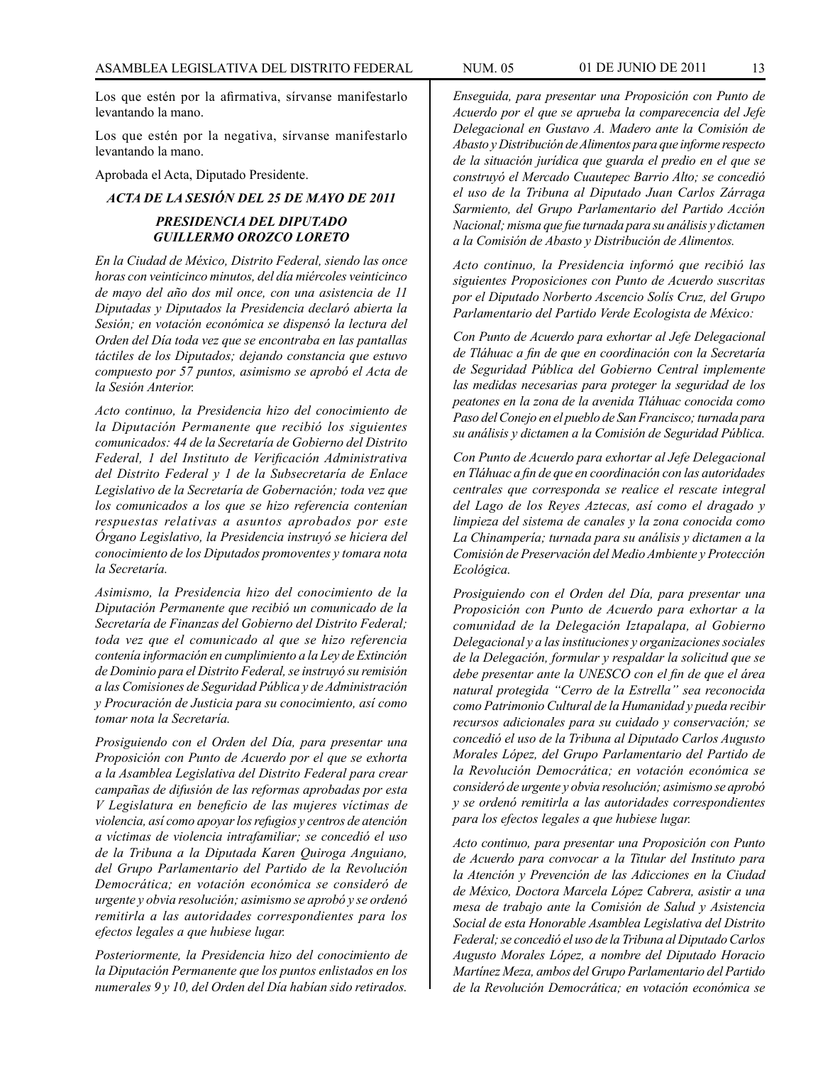Los que estén por la afirmativa, sírvanse manifestarlo levantando la mano.

Los que estén por la negativa, sírvanse manifestarlo levantando la mano.

Aprobada el Acta, Diputado Presidente.

### *ACTA DE LA SESIÓN DEL 25 DE MAYO DE 2011*

### *PRESIDENCIA DEL DIPUTADO GUILLERMO OROZCO LORETO*

*En la Ciudad de México, Distrito Federal, siendo las once horas con veinticinco minutos, del día miércoles veinticinco de mayo del año dos mil once, con una asistencia de 11 Diputadas y Diputados la Presidencia declaró abierta la Sesión; en votación económica se dispensó la lectura del Orden del Día toda vez que se encontraba en las pantallas táctiles de los Diputados; dejando constancia que estuvo compuesto por 57 puntos, asimismo se aprobó el Acta de la Sesión Anterior.*

*Acto continuo, la Presidencia hizo del conocimiento de la Diputación Permanente que recibió los siguientes comunicados: 44 de la Secretaría de Gobierno del Distrito Federal, 1 del Instituto de Verificación Administrativa del Distrito Federal y 1 de la Subsecretaría de Enlace Legislativo de la Secretaría de Gobernación; toda vez que los comunicados a los que se hizo referencia contenían respuestas relativas a asuntos aprobados por este Órgano Legislativo, la Presidencia instruyó se hiciera del conocimiento de los Diputados promoventes y tomara nota la Secretaría.*

*Asimismo, la Presidencia hizo del conocimiento de la Diputación Permanente que recibió un comunicado de la Secretaría de Finanzas del Gobierno del Distrito Federal; toda vez que el comunicado al que se hizo referencia contenía información en cumplimiento a la Ley de Extinción de Dominio para el Distrito Federal, se instruyó su remisión a las Comisiones de Seguridad Pública y de Administración y Procuración de Justicia para su conocimiento, así como tomar nota la Secretaría.*

*Prosiguiendo con el Orden del Día, para presentar una Proposición con Punto de Acuerdo por el que se exhorta a la Asamblea Legislativa del Distrito Federal para crear campañas de difusión de las reformas aprobadas por esta V Legislatura en beneficio de las mujeres víctimas de violencia, así como apoyar los refugios y centros de atención a víctimas de violencia intrafamiliar; se concedió el uso de la Tribuna a la Diputada Karen Quiroga Anguiano, del Grupo Parlamentario del Partido de la Revolución Democrática; en votación económica se consideró de urgente y obvia resolución; asimismo se aprobó y se ordenó remitirla a las autoridades correspondientes para los efectos legales a que hubiese lugar.*

*Posteriormente, la Presidencia hizo del conocimiento de la Diputación Permanente que los puntos enlistados en los numerales 9 y 10, del Orden del Día habían sido retirados.*

*Enseguida, para presentar una Proposición con Punto de Acuerdo por el que se aprueba la comparecencia del Jefe Delegacional en Gustavo A. Madero ante la Comisión de Abasto y Distribución de Alimentos para que informe respecto de la situación jurídica que guarda el predio en el que se construyó el Mercado Cuautepec Barrio Alto; se concedió el uso de la Tribuna al Diputado Juan Carlos Zárraga Sarmiento, del Grupo Parlamentario del Partido Acción Nacional; misma que fue turnada para su análisis y dictamen a la Comisión de Abasto y Distribución de Alimentos.*

*Acto continuo, la Presidencia informó que recibió las siguientes Proposiciones con Punto de Acuerdo suscritas por el Diputado Norberto Ascencio Solís Cruz, del Grupo Parlamentario del Partido Verde Ecologista de México:*

*Con Punto de Acuerdo para exhortar al Jefe Delegacional de Tláhuac a fin de que en coordinación con la Secretaría de Seguridad Pública del Gobierno Central implemente las medidas necesarias para proteger la seguridad de los peatones en la zona de la avenida Tláhuac conocida como Paso del Conejo en el pueblo de San Francisco; turnada para su análisis y dictamen a la Comisión de Seguridad Pública.*

*Con Punto de Acuerdo para exhortar al Jefe Delegacional en Tláhuac a fin de que en coordinación con las autoridades centrales que corresponda se realice el rescate integral del Lago de los Reyes Aztecas, así como el dragado y limpieza del sistema de canales y la zona conocida como La Chinampería; turnada para su análisis y dictamen a la Comisión de Preservación del Medio Ambiente y Protección Ecológica.*

*Prosiguiendo con el Orden del Día, para presentar una Proposición con Punto de Acuerdo para exhortar a la comunidad de la Delegación Iztapalapa, al Gobierno Delegacional y a las instituciones y organizaciones sociales de la Delegación, formular y respaldar la solicitud que se debe presentar ante la UNESCO con el fin de que el área natural protegida "Cerro de la Estrella" sea reconocida como Patrimonio Cultural de la Humanidad y pueda recibir recursos adicionales para su cuidado y conservación; se concedió el uso de la Tribuna al Diputado Carlos Augusto Morales López, del Grupo Parlamentario del Partido de la Revolución Democrática; en votación económica se consideró de urgente y obvia resolución; asimismo se aprobó y se ordenó remitirla a las autoridades correspondientes para los efectos legales a que hubiese lugar.*

*Acto continuo, para presentar una Proposición con Punto de Acuerdo para convocar a la Titular del Instituto para la Atención y Prevención de las Adicciones en la Ciudad de México, Doctora Marcela López Cabrera, asistir a una mesa de trabajo ante la Comisión de Salud y Asistencia Social de esta Honorable Asamblea Legislativa del Distrito Federal; se concedió el uso de la Tribuna al Diputado Carlos Augusto Morales López, a nombre del Diputado Horacio Martínez Meza, ambos del Grupo Parlamentario del Partido de la Revolución Democrática; en votación económica se*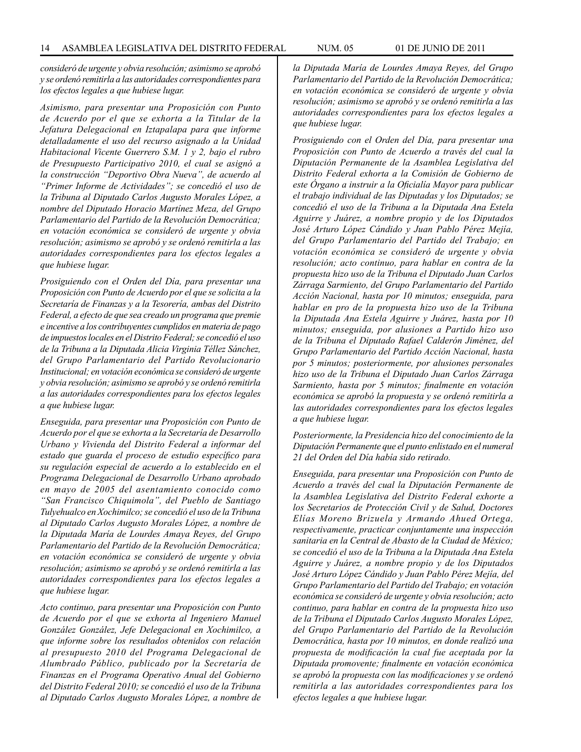*consideró de urgente y obvia resolución; asimismo se aprobó y se ordenó remitirla a las autoridades correspondientes para los efectos legales a que hubiese lugar.*

*Asimismo, para presentar una Proposición con Punto de Acuerdo por el que se exhorta a la Titular de la Jefatura Delegacional en Iztapalapa para que informe detalladamente el uso del recurso asignado a la Unidad Habitacional Vicente Guerrero S.M. 1 y 2, bajo el rubro de Presupuesto Participativo 2010, el cual se asignó a la construcción "Deportivo Obra Nueva", de acuerdo al "Primer Informe de Actividades"; se concedió el uso de la Tribuna al Diputado Carlos Augusto Morales López, a nombre del Diputado Horacio Martínez Meza, del Grupo Parlamentario del Partido de la Revolución Democrática; en votación económica se consideró de urgente y obvia resolución; asimismo se aprobó y se ordenó remitirla a las autoridades correspondientes para los efectos legales a que hubiese lugar.*

*Prosiguiendo con el Orden del Día, para presentar una Proposición con Punto de Acuerdo por el que se solicita a la Secretaría de Finanzas y a la Tesorería, ambas del Distrito Federal, a efecto de que sea creado un programa que premie e incentive a los contribuyentes cumplidos en materia de pago de impuestos locales en el Distrito Federal; se concedió el uso de la Tribuna a la Diputada Alicia Virginia Téllez Sánchez, del Grupo Parlamentario del Partido Revolucionario Institucional; en votación económica se consideró de urgente y obvia resolución; asimismo se aprobó y se ordenó remitirla a las autoridades correspondientes para los efectos legales a que hubiese lugar.*

*Enseguida, para presentar una Proposición con Punto de Acuerdo por el que se exhorta a la Secretaría de Desarrollo Urbano y Vivienda del Distrito Federal a informar del estado que guarda el proceso de estudio específico para su regulación especial de acuerdo a lo establecido en el Programa Delegacional de Desarrollo Urbano aprobado en mayo de 2005 del asentamiento conocido como "San Francisco Chiquimola", del Pueblo de Santiago Tulyehualco en Xochimilco; se concedió el uso de la Tribuna al Diputado Carlos Augusto Morales López, a nombre de la Diputada María de Lourdes Amaya Reyes, del Grupo Parlamentario del Partido de la Revolución Democrática; en votación económica se consideró de urgente y obvia resolución; asimismo se aprobó y se ordenó remitirla a las autoridades correspondientes para los efectos legales a que hubiese lugar.*

*Acto continuo, para presentar una Proposición con Punto de Acuerdo por el que se exhorta al Ingeniero Manuel González González, Jefe Delegacional en Xochimilco, a que informe sobre los resultados obtenidos con relación al presupuesto 2010 del Programa Delegacional de Alumbrado Público, publicado por la Secretaría de Finanzas en el Programa Operativo Anual del Gobierno del Distrito Federal 2010; se concedió el uso de la Tribuna al Diputado Carlos Augusto Morales López, a nombre de la Diputada María de Lourdes Amaya Reyes, del Grupo Parlamentario del Partido de la Revolución Democrática; en votación económica se consideró de urgente y obvia resolución; asimismo se aprobó y se ordenó remitirla a las autoridades correspondientes para los efectos legales a que hubiese lugar.*

*Prosiguiendo con el Orden del Día, para presentar una Proposición con Punto de Acuerdo a través del cual la Diputación Permanente de la Asamblea Legislativa del Distrito Federal exhorta a la Comisión de Gobierno de este Órgano a instruir a la Oficialía Mayor para publicar el trabajo individual de las Diputadas y los Diputados; se concedió el uso de la Tribuna a la Diputada Ana Estela Aguirre y Juárez, a nombre propio y de los Diputados José Arturo López Cándido y Juan Pablo Pérez Mejía, del Grupo Parlamentario del Partido del Trabajo; en votación económica se consideró de urgente y obvia resolución; acto continuo, para hablar en contra de la propuesta hizo uso de la Tribuna el Diputado Juan Carlos Zárraga Sarmiento, del Grupo Parlamentario del Partido Acción Nacional, hasta por 10 minutos; enseguida, para hablar en pro de la propuesta hizo uso de la Tribuna la Diputada Ana Estela Aguirre y Juárez, hasta por 10 minutos; enseguida, por alusiones a Partido hizo uso de la Tribuna el Diputado Rafael Calderón Jiménez, del Grupo Parlamentario del Partido Acción Nacional, hasta por 5 minutos; posteriormente, por alusiones personales hizo uso de la Tribuna el Diputado Juan Carlos Zárraga Sarmiento, hasta por 5 minutos; finalmente en votación económica se aprobó la propuesta y se ordenó remitirla a las autoridades correspondientes para los efectos legales a que hubiese lugar.*

*Posteriormente, la Presidencia hizo del conocimiento de la Diputación Permanente que el punto enlistado en el numeral 21 del Orden del Día había sido retirado.*

*Enseguida, para presentar una Proposición con Punto de Acuerdo a través del cual la Diputación Permanente de la Asamblea Legislativa del Distrito Federal exhorte a los Secretarios de Protección Civil y de Salud, Doctores Elías Moreno Brizuela y Armando Ahued Ortega, respectivamente, practicar conjuntamente una inspección sanitaria en la Central de Abasto de la Ciudad de México; se concedió el uso de la Tribuna a la Diputada Ana Estela Aguirre y Juárez, a nombre propio y de los Diputados José Arturo López Cándido y Juan Pablo Pérez Mejía, del Grupo Parlamentario del Partido del Trabajo; en votación económica se consideró de urgente y obvia resolución; acto continuo, para hablar en contra de la propuesta hizo uso de la Tribuna el Diputado Carlos Augusto Morales López, del Grupo Parlamentario del Partido de la Revolución Democrática, hasta por 10 minutos, en donde realizó una propuesta de modificación la cual fue aceptada por la Diputada promovente; finalmente en votación económica se aprobó la propuesta con las modificaciones y se ordenó remitirla a las autoridades correspondientes para los efectos legales a que hubiese lugar.*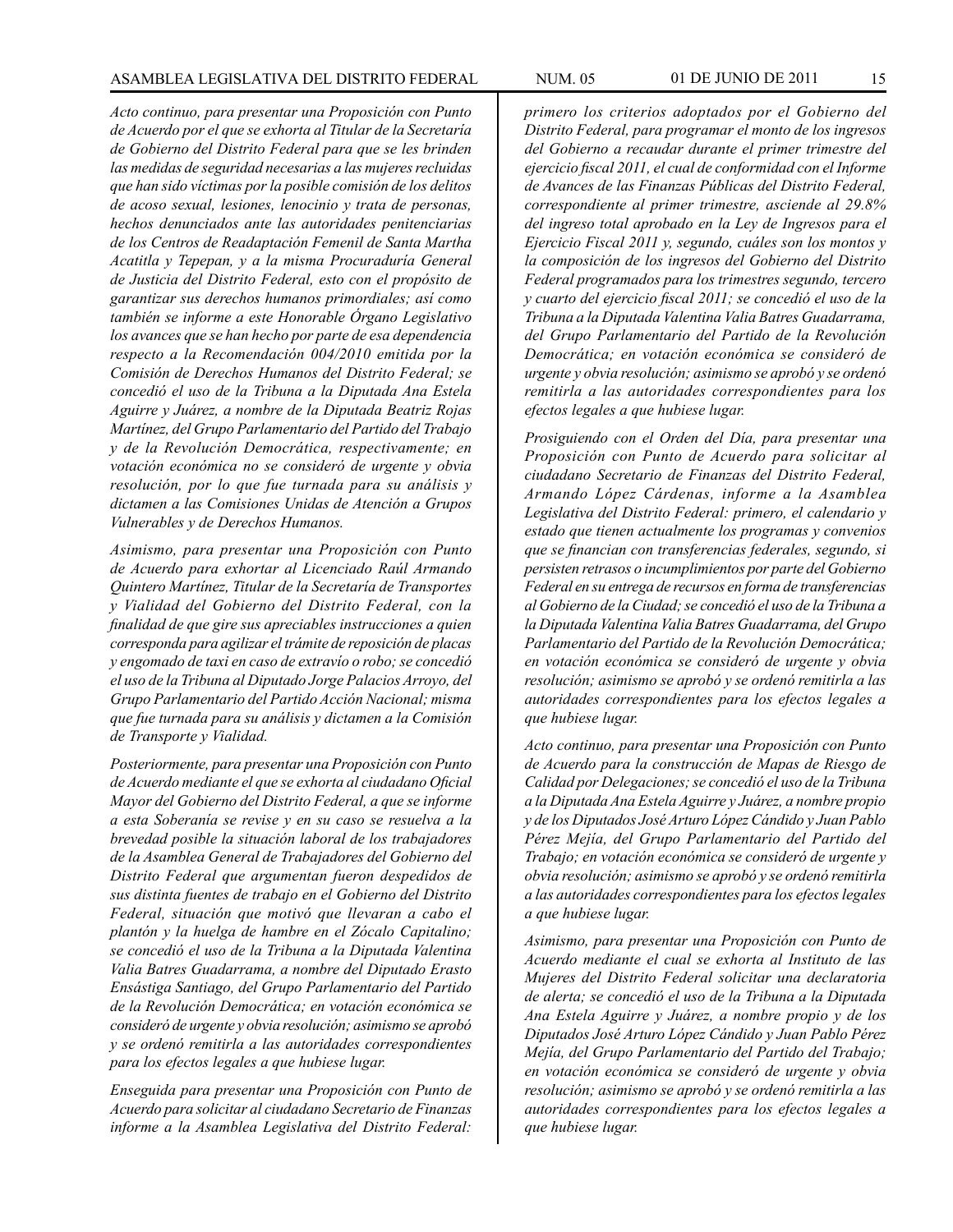*Acto continuo, para presentar una Proposición con Punto de Acuerdo por el que se exhorta al Titular de la Secretaría de Gobierno del Distrito Federal para que se les brinden las medidas de seguridad necesarias a las mujeres recluidas que han sido víctimas por la posible comisión de los delitos de acoso sexual, lesiones, lenocinio y trata de personas, hechos denunciados ante las autoridades penitenciarias de los Centros de Readaptación Femenil de Santa Martha Acatitla y Tepepan, y a la misma Procuraduría General de Justicia del Distrito Federal, esto con el propósito de garantizar sus derechos humanos primordiales; así como también se informe a este Honorable Órgano Legislativo los avances que se han hecho por parte de esa dependencia respecto a la Recomendación 004/2010 emitida por la Comisión de Derechos Humanos del Distrito Federal; se concedió el uso de la Tribuna a la Diputada Ana Estela Aguirre y Juárez, a nombre de la Diputada Beatriz Rojas Martínez, del Grupo Parlamentario del Partido del Trabajo y de la Revolución Democrática, respectivamente; en votación económica no se consideró de urgente y obvia resolución, por lo que fue turnada para su análisis y dictamen a las Comisiones Unidas de Atención a Grupos Vulnerables y de Derechos Humanos.*

*Asimismo, para presentar una Proposición con Punto de Acuerdo para exhortar al Licenciado Raúl Armando Quintero Martínez, Titular de la Secretaría de Transportes y Vialidad del Gobierno del Distrito Federal, con la finalidad de que gire sus apreciables instrucciones a quien corresponda para agilizar el trámite de reposición de placas y engomado de taxi en caso de extravío o robo; se concedió el uso de la Tribuna al Diputado Jorge Palacios Arroyo, del Grupo Parlamentario del Partido Acción Nacional; misma que fue turnada para su análisis y dictamen a la Comisión de Transporte y Vialidad.*

*Posteriormente, para presentar una Proposición con Punto de Acuerdo mediante el que se exhorta al ciudadano Oficial Mayor del Gobierno del Distrito Federal, a que se informe a esta Soberanía se revise y en su caso se resuelva a la brevedad posible la situación laboral de los trabajadores de la Asamblea General de Trabajadores del Gobierno del Distrito Federal que argumentan fueron despedidos de sus distinta fuentes de trabajo en el Gobierno del Distrito Federal, situación que motivó que llevaran a cabo el plantón y la huelga de hambre en el Zócalo Capitalino; se concedió el uso de la Tribuna a la Diputada Valentina Valia Batres Guadarrama, a nombre del Diputado Erasto Ensástiga Santiago, del Grupo Parlamentario del Partido de la Revolución Democrática; en votación económica se consideró de urgente y obvia resolución; asimismo se aprobó y se ordenó remitirla a las autoridades correspondientes para los efectos legales a que hubiese lugar.*

*Enseguida para presentar una Proposición con Punto de Acuerdo para solicitar al ciudadano Secretario de Finanzas informe a la Asamblea Legislativa del Distrito Federal: primero los criterios adoptados por el Gobierno del Distrito Federal, para programar el monto de los ingresos del Gobierno a recaudar durante el primer trimestre del ejercicio fiscal 2011, el cual de conformidad con el Informe de Avances de las Finanzas Públicas del Distrito Federal, correspondiente al primer trimestre, asciende al 29.8% del ingreso total aprobado en la Ley de Ingresos para el Ejercicio Fiscal 2011 y, segundo, cuáles son los montos y la composición de los ingresos del Gobierno del Distrito Federal programados para los trimestres segundo, tercero y cuarto del ejercicio fiscal 2011; se concedió el uso de la Tribuna a la Diputada Valentina Valia Batres Guadarrama, del Grupo Parlamentario del Partido de la Revolución Democrática; en votación económica se consideró de urgente y obvia resolución; asimismo se aprobó y se ordenó remitirla a las autoridades correspondientes para los efectos legales a que hubiese lugar.*

*Prosiguiendo con el Orden del Día, para presentar una Proposición con Punto de Acuerdo para solicitar al ciudadano Secretario de Finanzas del Distrito Federal, Armando López Cárdenas, informe a la Asamblea Legislativa del Distrito Federal: primero, el calendario y estado que tienen actualmente los programas y convenios que se financian con transferencias federales, segundo, si persisten retrasos o incumplimientos por parte del Gobierno Federal en su entrega de recursos en forma de transferencias al Gobierno de la Ciudad; se concedió el uso de la Tribuna a la Diputada Valentina Valia Batres Guadarrama, del Grupo Parlamentario del Partido de la Revolución Democrática; en votación económica se consideró de urgente y obvia resolución; asimismo se aprobó y se ordenó remitirla a las autoridades correspondientes para los efectos legales a que hubiese lugar.*

*Acto continuo, para presentar una Proposición con Punto de Acuerdo para la construcción de Mapas de Riesgo de Calidad por Delegaciones; se concedió el uso de la Tribuna a la Diputada Ana Estela Aguirre y Juárez, a nombre propio y de los Diputados José Arturo López Cándido y Juan Pablo Pérez Mejía, del Grupo Parlamentario del Partido del Trabajo; en votación económica se consideró de urgente y obvia resolución; asimismo se aprobó y se ordenó remitirla a las autoridades correspondientes para los efectos legales a que hubiese lugar.*

*Asimismo, para presentar una Proposición con Punto de Acuerdo mediante el cual se exhorta al Instituto de las Mujeres del Distrito Federal solicitar una declaratoria de alerta; se concedió el uso de la Tribuna a la Diputada Ana Estela Aguirre y Juárez, a nombre propio y de los Diputados José Arturo López Cándido y Juan Pablo Pérez Mejía, del Grupo Parlamentario del Partido del Trabajo; en votación económica se consideró de urgente y obvia resolución; asimismo se aprobó y se ordenó remitirla a las autoridades correspondientes para los efectos legales a que hubiese lugar.*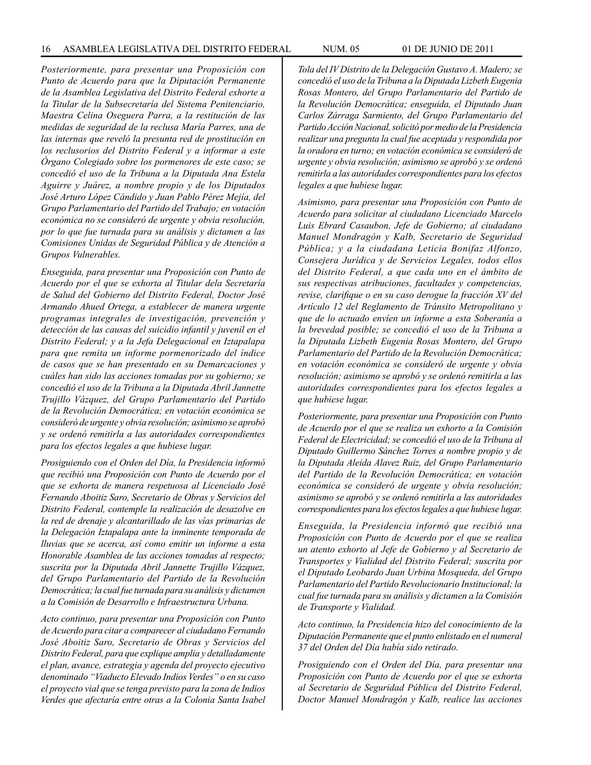*Posteriormente, para presentar una Proposición con Punto de Acuerdo para que la Diputación Permanente de la Asamblea Legislativa del Distrito Federal exhorte a la Titular de la Subsecretaría del Sistema Penitenciario, Maestra Celina Oseguera Parra, a la restitución de las medidas de seguridad de la reclusa María Parres, una de las internas que reveló la presunta red de prostitución en los reclusorios del Distrito Federal y a informar a este Órgano Colegiado sobre los pormenores de este caso; se concedió el uso de la Tribuna a la Diputada Ana Estela Aguirre y Juárez, a nombre propio y de los Diputados José Arturo López Cándido y Juan Pablo Pérez Mejía, del Grupo Parlamentario del Partido del Trabajo; en votación económica no se consideró de urgente y obvia resolución, por lo que fue turnada para su análisis y dictamen a las Comisiones Unidas de Seguridad Pública y de Atención a Grupos Vulnerables.*

*Enseguida, para presentar una Proposición con Punto de Acuerdo por el que se exhorta al Titular dela Secretaría de Salud del Gobierno del Distrito Federal, Doctor José Armando Ahued Ortega, a establecer de manera urgente programas integrales de investigación, prevención y detección de las causas del suicidio infantil y juvenil en el Distrito Federal; y a la Jefa Delegacional en Iztapalapa para que remita un informe pormenorizado del índice de casos que se han presentado en su Demarcaciones y cuáles han sido las acciones tomadas por su gobierno; se concedió el uso de la Tribuna a la Diputada Abril Jannette Trujillo Vázquez, del Grupo Parlamentario del Partido de la Revolución Democrática; en votación económica se consideró de urgente y obvia resolución; asimismo se aprobó y se ordenó remitirla a las autoridades correspondientes para los efectos legales a que hubiese lugar.*

*Prosiguiendo con el Orden del Día, la Presidencia informó que recibió una Proposición con Punto de Acuerdo por el que se exhorta de manera respetuosa al Licenciado José Fernando Aboitiz Saro, Secretario de Obras y Servicios del Distrito Federal, contemple la realización de desazolve en la red de drenaje y alcantarillado de las vías primarias de la Delegación Iztapalapa ante la inminente temporada de lluvias que se acerca, así como emitir un informe a esta Honorable Asamblea de las acciones tomadas al respecto; suscrita por la Diputada Abril Jannette Trujillo Vázquez, del Grupo Parlamentario del Partido de la Revolución Democrática; la cual fue turnada para su análisis y dictamen a la Comisión de Desarrollo e Infraestructura Urbana.*

*Acto continuo, para presentar una Proposición con Punto de Acuerdo para citar a comparecer al ciudadano Fernando José Aboitiz Saro, Secretario de Obras y Servicios del Distrito Federal, para que explique amplia y detalladamente el plan, avance, estrategia y agenda del proyecto ejecutivo denominado "Viaducto Elevado Indios Verdes" o en su caso el proyecto vial que se tenga previsto para la zona de Indios Verdes que afectaría entre otras a la Colonia Santa Isabel Tola del IV Distrito de la Delegación Gustavo A. Madero; se concedió el uso de la Tribuna a la Diputada Lizbeth Eugenia Rosas Montero, del Grupo Parlamentario del Partido de la Revolución Democrática; enseguida, el Diputado Juan Carlos Zárraga Sarmiento, del Grupo Parlamentario del Partido Acción Nacional, solicitó por medio de la Presidencia realizar una pregunta la cual fue aceptada y respondida por la oradora en turno; en votación económica se consideró de urgente y obvia resolución; asimismo se aprobó y se ordenó remitirla a las autoridades correspondientes para los efectos legales a que hubiese lugar.*

*Asimismo, para presentar una Proposición con Punto de Acuerdo para solicitar al ciudadano Licenciado Marcelo Luis Ebrard Casaubon, Jefe de Gobierno; al ciudadano Manuel Mondragón y Kalb, Secretario de Seguridad Pública; y a la ciudadana Leticia Bonifaz Alfonzo, Consejera Jurídica y de Servicios Legales, todos ellos del Distrito Federal, a que cada uno en el ámbito de sus respectivas atribuciones, facultades y competencias, revise, clarifique o en su caso derogue la fracción XV del Artículo 12 del Reglamento de Tránsito Metropolitano y que de lo actuado envíen un informe a esta Soberanía a la brevedad posible; se concedió el uso de la Tribuna a la Diputada Lizbeth Eugenia Rosas Montero, del Grupo Parlamentario del Partido de la Revolución Democrática; en votación económica se consideró de urgente y obvia resolución; asimismo se aprobó y se ordenó remitirla a las autoridades correspondientes para los efectos legales a que hubiese lugar.*

*Posteriormente, para presentar una Proposición con Punto de Acuerdo por el que se realiza un exhorto a la Comisión Federal de Electricidad; se concedió el uso de la Tribuna al Diputado Guillermo Sánchez Torres a nombre propio y de la Diputada Aleida Alavez Ruiz, del Grupo Parlamentario del Partido de la Revolución Democrática; en votación económica se consideró de urgente y obvia resolución; asimismo se aprobó y se ordenó remitirla a las autoridades correspondientes para los efectos legales a que hubiese lugar.*

*Enseguida, la Presidencia informó que recibió una Proposición con Punto de Acuerdo por el que se realiza un atento exhorto al Jefe de Gobierno y al Secretario de Transportes y Vialidad del Distrito Federal; suscrita por el Diputado Leobardo Juan Urbina Mosqueda, del Grupo Parlamentario del Partido Revolucionario Institucional; la cual fue turnada para su análisis y dictamen a la Comisión de Transporte y Vialidad.*

*Acto continuo, la Presidencia hizo del conocimiento de la Diputación Permanente que el punto enlistado en el numeral 37 del Orden del Día había sido retirado.*

*Prosiguiendo con el Orden del Día, para presentar una Proposición con Punto de Acuerdo por el que se exhorta al Secretario de Seguridad Pública del Distrito Federal, Doctor Manuel Mondragón y Kalb, realice las acciones*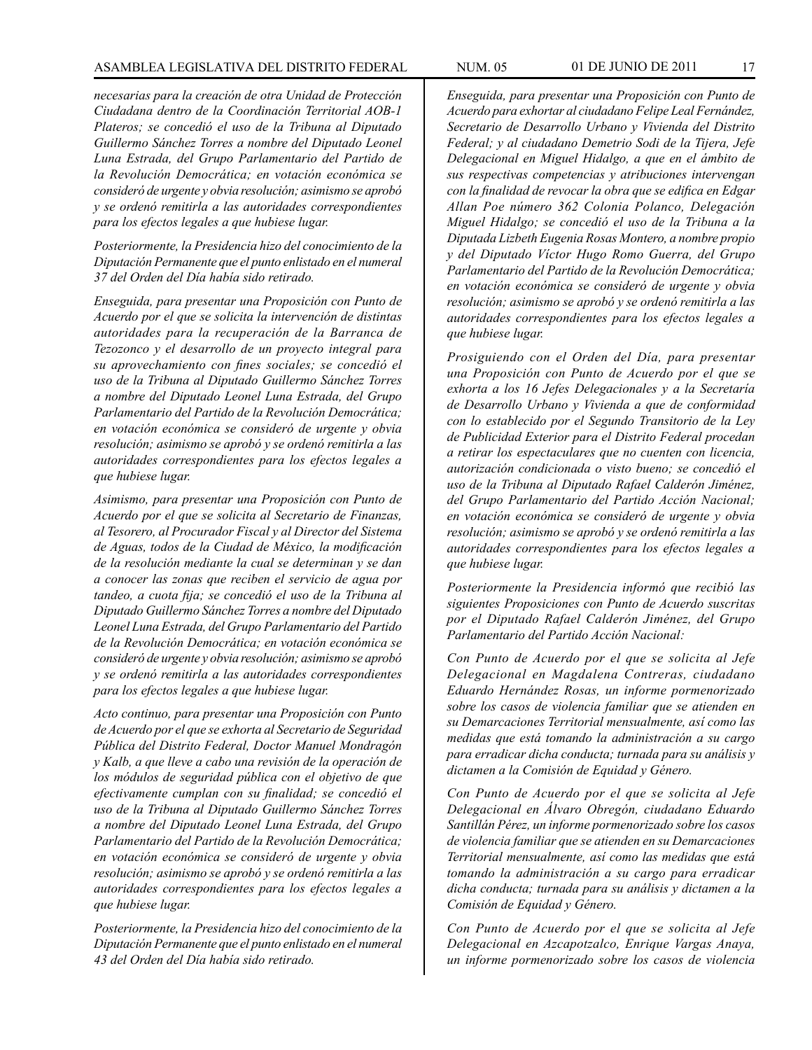*necesarias para la creación de otra Unidad de Protección Ciudadana dentro de la Coordinación Territorial AOB-1 Plateros; se concedió el uso de la Tribuna al Diputado Guillermo Sánchez Torres a nombre del Diputado Leonel Luna Estrada, del Grupo Parlamentario del Partido de la Revolución Democrática; en votación económica se consideró de urgente y obvia resolución; asimismo se aprobó y se ordenó remitirla a las autoridades correspondientes para los efectos legales a que hubiese lugar.*

*Posteriormente, la Presidencia hizo del conocimiento de la Diputación Permanente que el punto enlistado en el numeral 37 del Orden del Día había sido retirado.*

*Enseguida, para presentar una Proposición con Punto de Acuerdo por el que se solicita la intervención de distintas autoridades para la recuperación de la Barranca de Tezozonco y el desarrollo de un proyecto integral para su aprovechamiento con fines sociales; se concedió el uso de la Tribuna al Diputado Guillermo Sánchez Torres a nombre del Diputado Leonel Luna Estrada, del Grupo Parlamentario del Partido de la Revolución Democrática; en votación económica se consideró de urgente y obvia resolución; asimismo se aprobó y se ordenó remitirla a las autoridades correspondientes para los efectos legales a que hubiese lugar.*

*Asimismo, para presentar una Proposición con Punto de Acuerdo por el que se solicita al Secretario de Finanzas, al Tesorero, al Procurador Fiscal y al Director del Sistema de Aguas, todos de la Ciudad de México, la modificación de la resolución mediante la cual se determinan y se dan a conocer las zonas que reciben el servicio de agua por tandeo, a cuota fija; se concedió el uso de la Tribuna al Diputado Guillermo Sánchez Torres a nombre del Diputado Leonel Luna Estrada, del Grupo Parlamentario del Partido de la Revolución Democrática; en votación económica se consideró de urgente y obvia resolución; asimismo se aprobó y se ordenó remitirla a las autoridades correspondientes para los efectos legales a que hubiese lugar.*

*Acto continuo, para presentar una Proposición con Punto de Acuerdo por el que se exhorta al Secretario de Seguridad Pública del Distrito Federal, Doctor Manuel Mondragón y Kalb, a que lleve a cabo una revisión de la operación de los módulos de seguridad pública con el objetivo de que efectivamente cumplan con su finalidad; se concedió el uso de la Tribuna al Diputado Guillermo Sánchez Torres a nombre del Diputado Leonel Luna Estrada, del Grupo Parlamentario del Partido de la Revolución Democrática; en votación económica se consideró de urgente y obvia resolución; asimismo se aprobó y se ordenó remitirla a las autoridades correspondientes para los efectos legales a que hubiese lugar.*

*Posteriormente, la Presidencia hizo del conocimiento de la Diputación Permanente que el punto enlistado en el numeral 43 del Orden del Día había sido retirado.*

*Enseguida, para presentar una Proposición con Punto de Acuerdo para exhortar al ciudadano Felipe Leal Fernández, Secretario de Desarrollo Urbano y Vivienda del Distrito Federal; y al ciudadano Demetrio Sodi de la Tijera, Jefe Delegacional en Miguel Hidalgo, a que en el ámbito de sus respectivas competencias y atribuciones intervengan con la finalidad de revocar la obra que se edifica en Edgar Allan Poe número 362 Colonia Polanco, Delegación Miguel Hidalgo; se concedió el uso de la Tribuna a la Diputada Lizbeth Eugenia Rosas Montero, a nombre propio y del Diputado Víctor Hugo Romo Guerra, del Grupo Parlamentario del Partido de la Revolución Democrática; en votación económica se consideró de urgente y obvia resolución; asimismo se aprobó y se ordenó remitirla a las autoridades correspondientes para los efectos legales a que hubiese lugar.*

*Prosiguiendo con el Orden del Día, para presentar una Proposición con Punto de Acuerdo por el que se exhorta a los 16 Jefes Delegacionales y a la Secretaría de Desarrollo Urbano y Vivienda a que de conformidad con lo establecido por el Segundo Transitorio de la Ley de Publicidad Exterior para el Distrito Federal procedan a retirar los espectaculares que no cuenten con licencia, autorización condicionada o visto bueno; se concedió el uso de la Tribuna al Diputado Rafael Calderón Jiménez, del Grupo Parlamentario del Partido Acción Nacional; en votación económica se consideró de urgente y obvia resolución; asimismo se aprobó y se ordenó remitirla a las autoridades correspondientes para los efectos legales a que hubiese lugar.*

*Posteriormente la Presidencia informó que recibió las siguientes Proposiciones con Punto de Acuerdo suscritas por el Diputado Rafael Calderón Jiménez, del Grupo Parlamentario del Partido Acción Nacional:*

*Con Punto de Acuerdo por el que se solicita al Jefe Delegacional en Magdalena Contreras, ciudadano Eduardo Hernández Rosas, un informe pormenorizado sobre los casos de violencia familiar que se atienden en su Demarcaciones Territorial mensualmente, así como las medidas que está tomando la administración a su cargo para erradicar dicha conducta; turnada para su análisis y dictamen a la Comisión de Equidad y Género.*

*Con Punto de Acuerdo por el que se solicita al Jefe Delegacional en Álvaro Obregón, ciudadano Eduardo Santillán Pérez, un informe pormenorizado sobre los casos de violencia familiar que se atienden en su Demarcaciones Territorial mensualmente, así como las medidas que está tomando la administración a su cargo para erradicar dicha conducta; turnada para su análisis y dictamen a la Comisión de Equidad y Género.*

*Con Punto de Acuerdo por el que se solicita al Jefe Delegacional en Azcapotzalco, Enrique Vargas Anaya, un informe pormenorizado sobre los casos de violencia*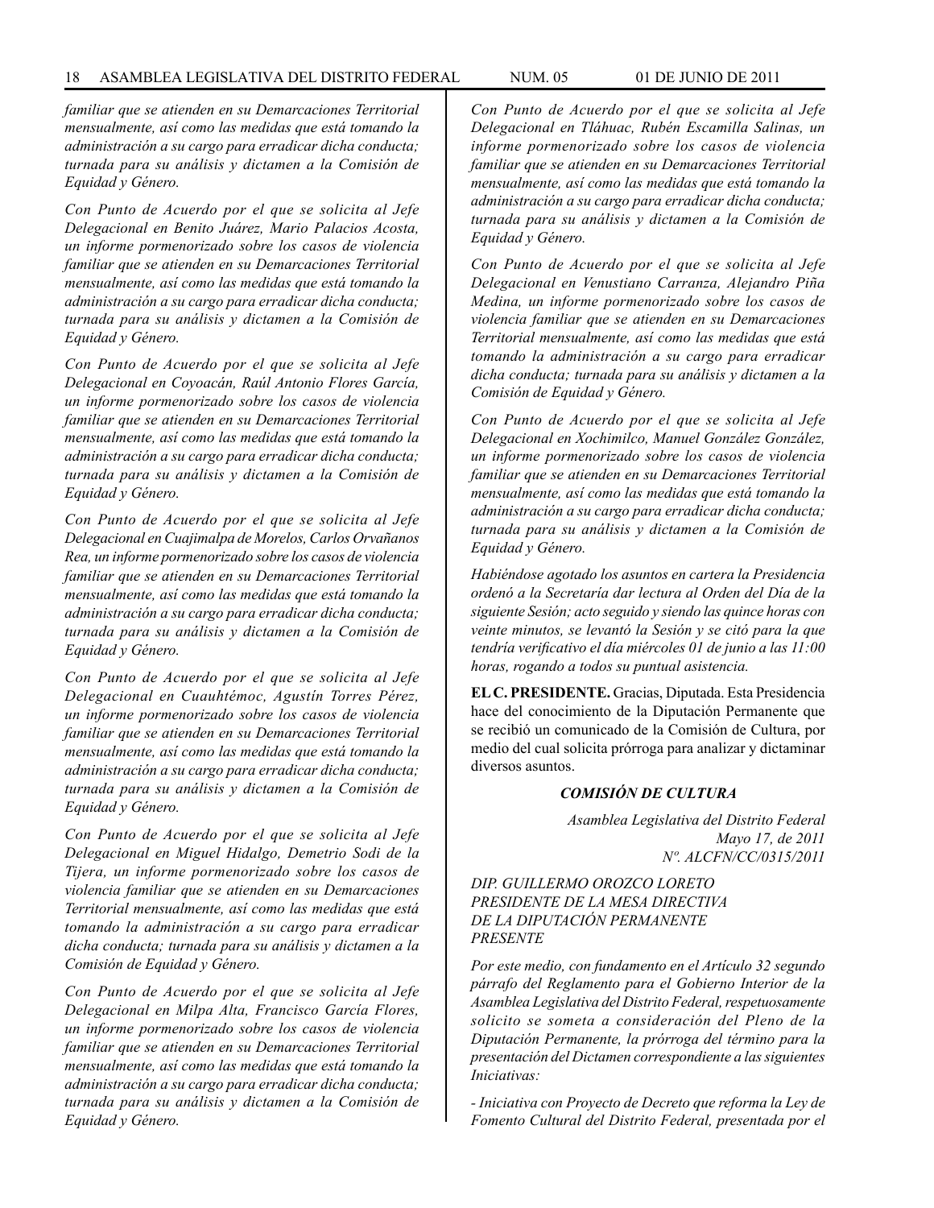*familiar que se atienden en su Demarcaciones Territorial mensualmente, así como las medidas que está tomando la administración a su cargo para erradicar dicha conducta; turnada para su análisis y dictamen a la Comisión de Equidad y Género.*

*Con Punto de Acuerdo por el que se solicita al Jefe Delegacional en Benito Juárez, Mario Palacios Acosta, un informe pormenorizado sobre los casos de violencia familiar que se atienden en su Demarcaciones Territorial mensualmente, así como las medidas que está tomando la administración a su cargo para erradicar dicha conducta; turnada para su análisis y dictamen a la Comisión de Equidad y Género.*

*Con Punto de Acuerdo por el que se solicita al Jefe Delegacional en Coyoacán, Raúl Antonio Flores García, un informe pormenorizado sobre los casos de violencia familiar que se atienden en su Demarcaciones Territorial mensualmente, así como las medidas que está tomando la administración a su cargo para erradicar dicha conducta; turnada para su análisis y dictamen a la Comisión de Equidad y Género.*

*Con Punto de Acuerdo por el que se solicita al Jefe Delegacional en Cuajimalpa de Morelos, Carlos Orvañanos Rea, un informe pormenorizado sobre los casos de violencia familiar que se atienden en su Demarcaciones Territorial mensualmente, así como las medidas que está tomando la administración a su cargo para erradicar dicha conducta; turnada para su análisis y dictamen a la Comisión de Equidad y Género.*

*Con Punto de Acuerdo por el que se solicita al Jefe Delegacional en Cuauhtémoc, Agustín Torres Pérez, un informe pormenorizado sobre los casos de violencia familiar que se atienden en su Demarcaciones Territorial mensualmente, así como las medidas que está tomando la administración a su cargo para erradicar dicha conducta; turnada para su análisis y dictamen a la Comisión de Equidad y Género.*

*Con Punto de Acuerdo por el que se solicita al Jefe Delegacional en Miguel Hidalgo, Demetrio Sodi de la Tijera, un informe pormenorizado sobre los casos de violencia familiar que se atienden en su Demarcaciones Territorial mensualmente, así como las medidas que está tomando la administración a su cargo para erradicar dicha conducta; turnada para su análisis y dictamen a la Comisión de Equidad y Género.*

*Con Punto de Acuerdo por el que se solicita al Jefe Delegacional en Milpa Alta, Francisco García Flores, un informe pormenorizado sobre los casos de violencia familiar que se atienden en su Demarcaciones Territorial mensualmente, así como las medidas que está tomando la administración a su cargo para erradicar dicha conducta; turnada para su análisis y dictamen a la Comisión de Equidad y Género.*

*Con Punto de Acuerdo por el que se solicita al Jefe Delegacional en Tláhuac, Rubén Escamilla Salinas, un informe pormenorizado sobre los casos de violencia familiar que se atienden en su Demarcaciones Territorial mensualmente, así como las medidas que está tomando la administración a su cargo para erradicar dicha conducta; turnada para su análisis y dictamen a la Comisión de Equidad y Género.*

*Con Punto de Acuerdo por el que se solicita al Jefe Delegacional en Venustiano Carranza, Alejandro Piña Medina, un informe pormenorizado sobre los casos de violencia familiar que se atienden en su Demarcaciones Territorial mensualmente, así como las medidas que está tomando la administración a su cargo para erradicar dicha conducta; turnada para su análisis y dictamen a la Comisión de Equidad y Género.*

*Con Punto de Acuerdo por el que se solicita al Jefe Delegacional en Xochimilco, Manuel González González, un informe pormenorizado sobre los casos de violencia familiar que se atienden en su Demarcaciones Territorial mensualmente, así como las medidas que está tomando la administración a su cargo para erradicar dicha conducta; turnada para su análisis y dictamen a la Comisión de Equidad y Género.*

*Habiéndose agotado los asuntos en cartera la Presidencia ordenó a la Secretaría dar lectura al Orden del Día de la siguiente Sesión; acto seguido y siendo las quince horas con veinte minutos, se levantó la Sesión y se citó para la que tendría verificativo el día miércoles 01 de junio a las 11:00 horas, rogando a todos su puntual asistencia.*

**EL C. PRESIDENTE.** Gracias, Diputada. Esta Presidencia hace del conocimiento de la Diputación Permanente que se recibió un comunicado de la Comisión de Cultura, por medio del cual solicita prórroga para analizar y dictaminar diversos asuntos.

***COMISIÓN DE CULTURA***

*Asamblea Legislativa del Distrito Federal*
*Mayo 17, de 2011*
*Nº. ALCFN/CC/0315/2011*

*DIP. GUILLERMO OROZCO LORETO*
*PRESIDENTE DE LA MESA DIRECTIVA*
*DE LA DIPUTACIÓN PERMANENTE*
*PRESENTE*

*Por este medio, con fundamento en el Artículo 32 segundo párrafo del Reglamento para el Gobierno Interior de la Asamblea Legislativa del Distrito Federal, respetuosamente solicito se someta a consideración del Pleno de la Diputación Permanente, la prórroga del término para la presentación del Dictamen correspondiente a las siguientes Iniciativas:*

*- Iniciativa con Proyecto de Decreto que reforma la Ley de Fomento Cultural del Distrito Federal, presentada por el*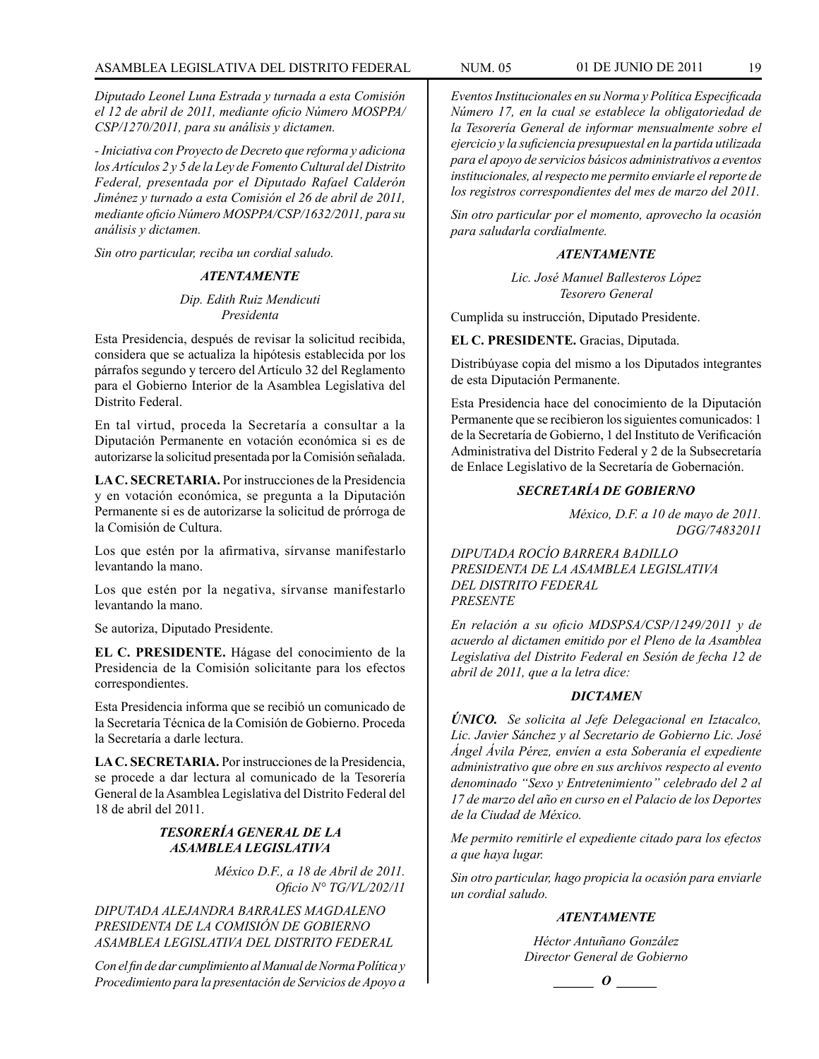*Diputado Leonel Luna Estrada y turnada a esta Comisión el 12 de abril de 2011, mediante oficio Número MOSPPA/CSP/1270/2011, para su análisis y dictamen.*

*- Iniciativa con Proyecto de Decreto que reforma y adiciona los Artículos 2 y 5 de la Ley de Fomento Cultural del Distrito Federal, presentada por el Diputado Rafael Calderón Jiménez y turnado a esta Comisión el 26 de abril de 2011, mediante oficio Número MOSPPA/CSP/1632/2011, para su análisis y dictamen.*

*Sin otro particular, reciba un cordial saludo.*

***ATENTAMENTE***

*Dip. Edith Ruiz Mendicuti*
*Presidenta*

Esta Presidencia, después de revisar la solicitud recibida, considera que se actualiza la hipótesis establecida por los párrafos segundo y tercero del Artículo 32 del Reglamento para el Gobierno Interior de la Asamblea Legislativa del Distrito Federal.

En tal virtud, proceda la Secretaría a consultar a la Diputación Permanente en votación económica si es de autorizarse la solicitud presentada por la Comisión señalada.

**LA C. SECRETARIA.** Por instrucciones de la Presidencia y en votación económica, se pregunta a la Diputación Permanente si es de autorizarse la solicitud de prórroga de la Comisión de Cultura.

Los que estén por la afirmativa, sírvanse manifestarlo levantando la mano.

Los que estén por la negativa, sírvanse manifestarlo levantando la mano.

Se autoriza, Diputado Presidente.

**EL C. PRESIDENTE.** Hágase del conocimiento de la Presidencia de la Comisión solicitante para los efectos correspondientes.

Esta Presidencia informa que se recibió un comunicado de la Secretaría Técnica de la Comisión de Gobierno. Proceda la Secretaría a darle lectura.

**LA C. SECRETARIA.** Por instrucciones de la Presidencia, se procede a dar lectura al comunicado de la Tesorería General de la Asamblea Legislativa del Distrito Federal del 18 de abril del 2011.

***TESORERÍA GENERAL DE LA ASAMBLEA LEGISLATIVA***

*México D.F., a 18 de Abril de 2011.*
*Oficio N° TG/VL/202/11*

*DIPUTADA ALEJANDRA BARRALES MAGDALENO*
*PRESIDENTA DE LA COMISIÓN DE GOBIERNO*
*ASAMBLEA LEGISLATIVA DEL DISTRITO FEDERAL*

*Con el fin de dar cumplimiento al Manual de Norma Política y Procedimiento para la presentación de Servicios de Apoyo a Eventos Institucionales en su Norma y Política Especificada Número 17, en la cual se establece la obligatoriedad de la Tesorería General de informar mensualmente sobre el ejercicio y la suficiencia presupuestal en la partida utilizada para el apoyo de servicios básicos administrativos a eventos institucionales, al respecto me permito enviarle el reporte de los registros correspondientes del mes de marzo del 2011.*

*Sin otro particular por el momento, aprovecho la ocasión para saludarla cordialmente.*

***ATENTAMENTE***

*Lic. José Manuel Ballesteros López*
*Tesorero General*

Cumplida su instrucción, Diputado Presidente.

**EL C. PRESIDENTE.** Gracias, Diputada.

Distribúyase copia del mismo a los Diputados integrantes de esta Diputación Permanente.

Esta Presidencia hace del conocimiento de la Diputación Permanente que se recibieron los siguientes comunicados: 1 de la Secretaría de Gobierno, 1 del Instituto de Verificación Administrativa del Distrito Federal y 2 de la Subsecretaría de Enlace Legislativo de la Secretaría de Gobernación.

***SECRETARÍA DE GOBIERNO***

*México, D.F. a 10 de mayo de 2011.*
*DGG/74832011*

*DIPUTADA ROCÍO BARRERA BADILLO*
*PRESIDENTA DE LA ASAMBLEA LEGISLATIVA*
*DEL DISTRITO FEDERAL*
*PRESENTE*

*En relación a su oficio MDSPSA/CSP/1249/2011 y de acuerdo al dictamen emitido por el Pleno de la Asamblea Legislativa del Distrito Federal en Sesión de fecha 12 de abril de 2011, que a la letra dice:*

***DICTAMEN***

***ÚNICO.*** *Se solicita al Jefe Delegacional en Iztacalco, Lic. Javier Sánchez y al Secretario de Gobierno Lic. José Ángel Ávila Pérez, envíen a esta Soberanía el expediente administrativo que obre en sus archivos respecto al evento denominado "Sexo y Entretenimiento" celebrado del 2 al 17 de marzo del año en curso en el Palacio de los Deportes de la Ciudad de México.*

*Me permito remitirle el expediente citado para los efectos a que haya lugar.*

*Sin otro particular, hago propicia la ocasión para enviarle un cordial saludo.*

***ATENTAMENTE***

*Héctor Antuñano González*
*Director General de Gobierno*

***______ O ______***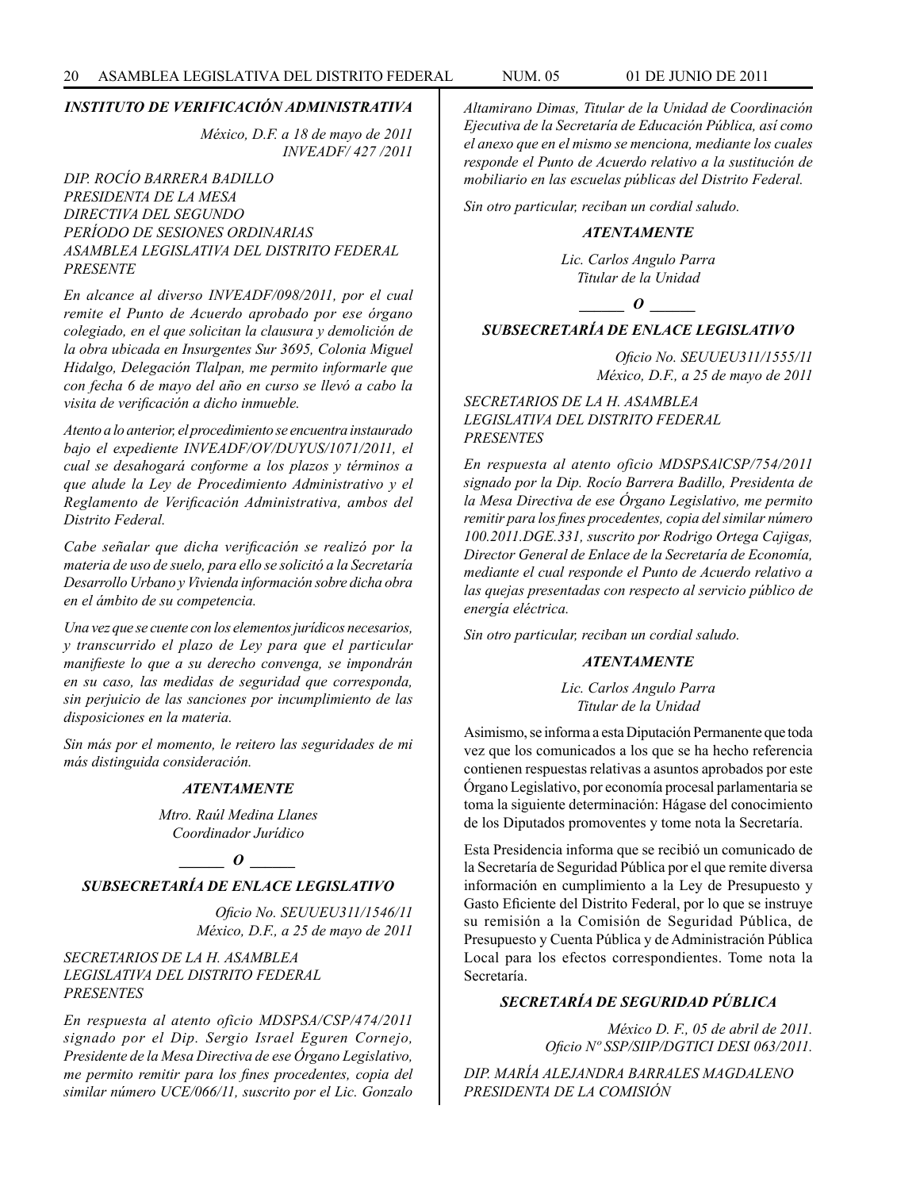### *INSTITUTO DE VERIFICACIÓN ADMINISTRATIVA*

*México, D.F. a 18 de mayo de 2011*
*INVEADF/ 427 /2011*

*DIP. ROCÍO BARRERA BADILLO*
*PRESIDENTA DE LA MESA*
*DIRECTIVA DEL SEGUNDO*
*PERÍODO DE SESIONES ORDINARIAS*
*ASAMBLEA LEGISLATIVA DEL DISTRITO FEDERAL*
*PRESENTE*

*En alcance al diverso INVEADF/098/2011, por el cual remite el Punto de Acuerdo aprobado por ese órgano colegiado, en el que solicitan la clausura y demolición de la obra ubicada en Insurgentes Sur 3695, Colonia Miguel Hidalgo, Delegación Tlalpan, me permito informarle que con fecha 6 de mayo del año en curso se llevó a cabo la visita de verificación a dicho inmueble.*

*Atento a lo anterior, el procedimiento se encuentra instaurado bajo el expediente INVEADF/OV/DUYUS/1071/2011, el cual se desahogará conforme a los plazos y términos a que alude la Ley de Procedimiento Administrativo y el Reglamento de Verificación Administrativa, ambos del Distrito Federal.*

*Cabe señalar que dicha verificación se realizó por la materia de uso de suelo, para ello se solicitó a la Secretaría Desarrollo Urbano y Vivienda información sobre dicha obra en el ámbito de su competencia.*

*Una vez que se cuente con los elementos jurídicos necesarios, y transcurrido el plazo de Ley para que el particular manifieste lo que a su derecho convenga, se impondrán en su caso, las medidas de seguridad que corresponda, sin perjuicio de las sanciones por incumplimiento de las disposiciones en la materia.*

*Sin más por el momento, le reitero las seguridades de mi más distinguida consideración.*

***ATENTAMENTE***

*Mtro. Raúl Medina Llanes*
*Coordinador Jurídico*

***\_\_\_\_\_\_ O \_\_\_\_\_\_***

### *SUBSECRETARÍA DE ENLACE LEGISLATIVO*

*Oficio No. SEUUEU311/1546/11*
*México, D.F., a 25 de mayo de 2011*

*SECRETARIOS DE LA H. ASAMBLEA*
*LEGISLATIVA DEL DISTRITO FEDERAL*
*PRESENTES*

*En respuesta al atento oficio MDSPSA/CSP/474/2011 signado por el Dip. Sergio Israel Eguren Cornejo, Presidente de la Mesa Directiva de ese Órgano Legislativo, me permito remitir para los fines procedentes, copia del similar número UCE/066/11, suscrito por el Lic. Gonzalo Altamirano Dimas, Titular de la Unidad de Coordinación Ejecutiva de la Secretaría de Educación Pública, así como el anexo que en el mismo se menciona, mediante los cuales responde el Punto de Acuerdo relativo a la sustitución de mobiliario en las escuelas públicas del Distrito Federal.*

*Sin otro particular, reciban un cordial saludo.*

***ATENTAMENTE***

*Lic. Carlos Angulo Parra*
*Titular de la Unidad*

***\_\_\_\_\_\_ O \_\_\_\_\_\_***

### *SUBSECRETARÍA DE ENLACE LEGISLATIVO*

*Oficio No. SEUUEU311/1555/11*
*México, D.F., a 25 de mayo de 2011*

*SECRETARIOS DE LA H. ASAMBLEA*
*LEGISLATIVA DEL DISTRITO FEDERAL*
*PRESENTES*

*En respuesta al atento oficio MDSPSAlCSP/754/2011 signado por la Dip. Rocío Barrera Badillo, Presidenta de la Mesa Directiva de ese Órgano Legislativo, me permito remitir para los fines procedentes, copia del similar número 100.2011.DGE.331, suscrito por Rodrigo Ortega Cajigas, Director General de Enlace de la Secretaría de Economía, mediante el cual responde el Punto de Acuerdo relativo a las quejas presentadas con respecto al servicio público de energía eléctrica.*

*Sin otro particular, reciban un cordial saludo.*

***ATENTAMENTE***

*Lic. Carlos Angulo Parra*
*Titular de la Unidad*

Asimismo, se informa a esta Diputación Permanente que toda vez que los comunicados a los que se ha hecho referencia contienen respuestas relativas a asuntos aprobados por este Órgano Legislativo, por economía procesal parlamentaria se toma la siguiente determinación: Hágase del conocimiento de los Diputados promoventes y tome nota la Secretaría.

Esta Presidencia informa que se recibió un comunicado de la Secretaría de Seguridad Pública por el que remite diversa información en cumplimiento a la Ley de Presupuesto y Gasto Eficiente del Distrito Federal, por lo que se instruye su remisión a la Comisión de Seguridad Pública, de Presupuesto y Cuenta Pública y de Administración Pública Local para los efectos correspondientes. Tome nota la Secretaría.

### *SECRETARÍA DE SEGURIDAD PÚBLICA*

*México D. F., 05 de abril de 2011.*
*Oficio Nº SSP/SIIP/DGTICI DESI 063/2011.*

*DIP. MARÍA ALEJANDRA BARRALES MAGDALENO*
*PRESIDENTA DE LA COMISIÓN*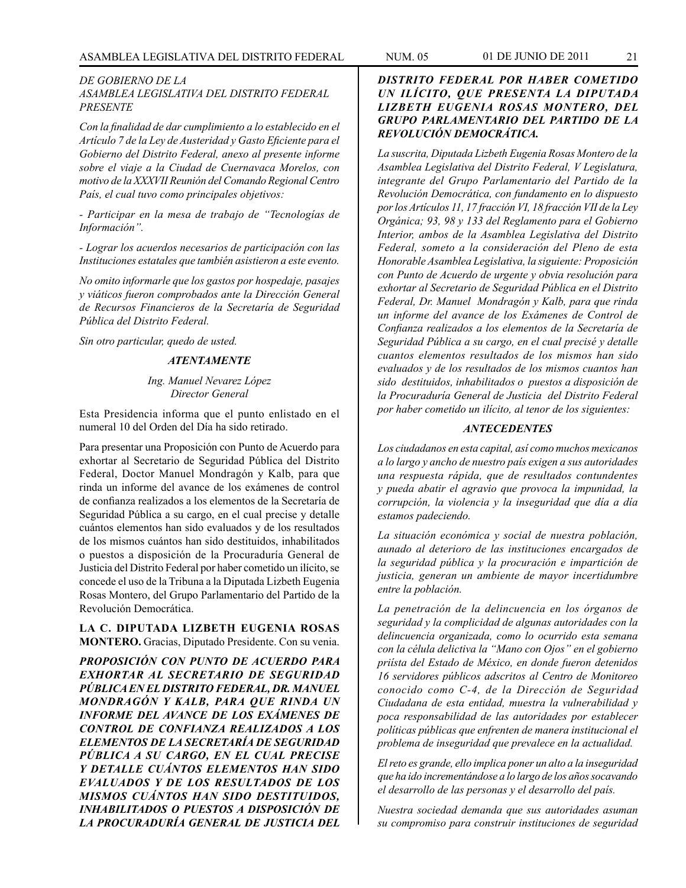*DE GOBIERNO DE LA*
*ASAMBLEA LEGISLATIVA DEL DISTRITO FEDERAL*
*PRESENTE*

*Con la finalidad de dar cumplimiento a lo establecido en el Artículo 7 de la Ley de Austeridad y Gasto Eficiente para el Gobierno del Distrito Federal, anexo al presente informe sobre el viaje a la Ciudad de Cuernavaca Morelos, con motivo de la XXXVII Reunión del Comando Regional Centro País, el cual tuvo como principales objetivos:*

*- Participar en la mesa de trabajo de "Tecnologías de Información".*

*- Lograr los acuerdos necesarios de participación con las Instituciones estatales que también asistieron a este evento.*

*No omito informarle que los gastos por hospedaje, pasajes y viáticos fueron comprobados ante la Dirección General de Recursos Financieros de la Secretaría de Seguridad Pública del Distrito Federal.*

*Sin otro particular, quedo de usted.*

***ATENTAMENTE***

*Ing. Manuel Nevarez López*
*Director General*

Esta Presidencia informa que el punto enlistado en el numeral 10 del Orden del Día ha sido retirado.

Para presentar una Proposición con Punto de Acuerdo para exhortar al Secretario de Seguridad Pública del Distrito Federal, Doctor Manuel Mondragón y Kalb, para que rinda un informe del avance de los exámenes de control de confianza realizados a los elementos de la Secretaría de Seguridad Pública a su cargo, en el cual precise y detalle cuántos elementos han sido evaluados y de los resultados de los mismos cuántos han sido destituidos, inhabilitados o puestos a disposición de la Procuraduría General de Justicia del Distrito Federal por haber cometido un ilícito, se concede el uso de la Tribuna a la Diputada Lizbeth Eugenia Rosas Montero, del Grupo Parlamentario del Partido de la Revolución Democrática.

**LA C. DIPUTADA LIZBETH EUGENIA ROSAS MONTERO.** Gracias, Diputado Presidente. Con su venia.

***PROPOSICIÓN CON PUNTO DE ACUERDO PARA EXHORTAR AL SECRETARIO DE SEGURIDAD PÚBLICA EN EL DISTRITO FEDERAL, DR. MANUEL MONDRAGÓN Y KALB, PARA QUE RINDA UN INFORME DEL AVANCE DE LOS EXÁMENES DE CONTROL DE CONFIANZA REALIZADOS A LOS ELEMENTOS DE LA SECRETARÍA DE SEGURIDAD PÚBLICA A SU CARGO, EN EL CUAL PRECISE Y DETALLE CUÁNTOS ELEMENTOS HAN SIDO EVALUADOS Y DE LOS RESULTADOS DE LOS MISMOS CUÁNTOS HAN SIDO DESTITUIDOS, INHABILITADOS O PUESTOS A DISPOSICIÓN DE LA PROCURADURÍA GENERAL DE JUSTICIA DEL DISTRITO FEDERAL POR HABER COMETIDO UN ILÍCITO, QUE PRESENTA LA DIPUTADA LIZBETH EUGENIA ROSAS MONTERO, DEL GRUPO PARLAMENTARIO DEL PARTIDO DE LA REVOLUCIÓN DEMOCRÁTICA.***

*La suscrita, Diputada Lizbeth Eugenia Rosas Montero de la Asamblea Legislativa del Distrito Federal, V Legislatura, integrante del Grupo Parlamentario del Partido de la Revolución Democrática, con fundamento en lo dispuesto por los Artículos 11, 17 fracción VI, 18 fracción VII de la Ley Orgánica; 93, 98 y 133 del Reglamento para el Gobierno Interior, ambos de la Asamblea Legislativa del Distrito Federal, someto a la consideración del Pleno de esta Honorable Asamblea Legislativa, la siguiente: Proposición con Punto de Acuerdo de urgente y obvia resolución para exhortar al Secretario de Seguridad Pública en el Distrito Federal, Dr. Manuel Mondragón y Kalb, para que rinda un informe del avance de los Exámenes de Control de Confianza realizados a los elementos de la Secretaría de Seguridad Pública a su cargo, en el cual precisé y detalle cuantos elementos resultados de los mismos han sido evaluados y de los resultados de los mismos cuantos han sido destituidos, inhabilitados o puestos a disposición de la Procuraduría General de Justicia del Distrito Federal por haber cometido un ilícito, al tenor de los siguientes:*

***ANTECEDENTES***

*Los ciudadanos en esta capital, así como muchos mexicanos a lo largo y ancho de nuestro país exigen a sus autoridades una respuesta rápida, que de resultados contundentes y pueda abatir el agravio que provoca la impunidad, la corrupción, la violencia y la inseguridad que día a día estamos padeciendo.*

*La situación económica y social de nuestra población, aunado al deterioro de las instituciones encargados de la seguridad pública y la procuración e impartición de justicia, generan un ambiente de mayor incertidumbre entre la población.*

*La penetración de la delincuencia en los órganos de seguridad y la complicidad de algunas autoridades con la delincuencia organizada, como lo ocurrido esta semana con la célula delictiva la "Mano con Ojos" en el gobierno priísta del Estado de México, en donde fueron detenidos 16 servidores públicos adscritos al Centro de Monitoreo conocido como C-4, de la Dirección de Seguridad Ciudadana de esta entidad, muestra la vulnerabilidad y poca responsabilidad de las autoridades por establecer políticas públicas que enfrenten de manera institucional el problema de inseguridad que prevalece en la actualidad.*

*El reto es grande, ello implica poner un alto a la inseguridad que ha ido incrementándose a lo largo de los años socavando el desarrollo de las personas y el desarrollo del país.*

*Nuestra sociedad demanda que sus autoridades asuman su compromiso para construir instituciones de seguridad*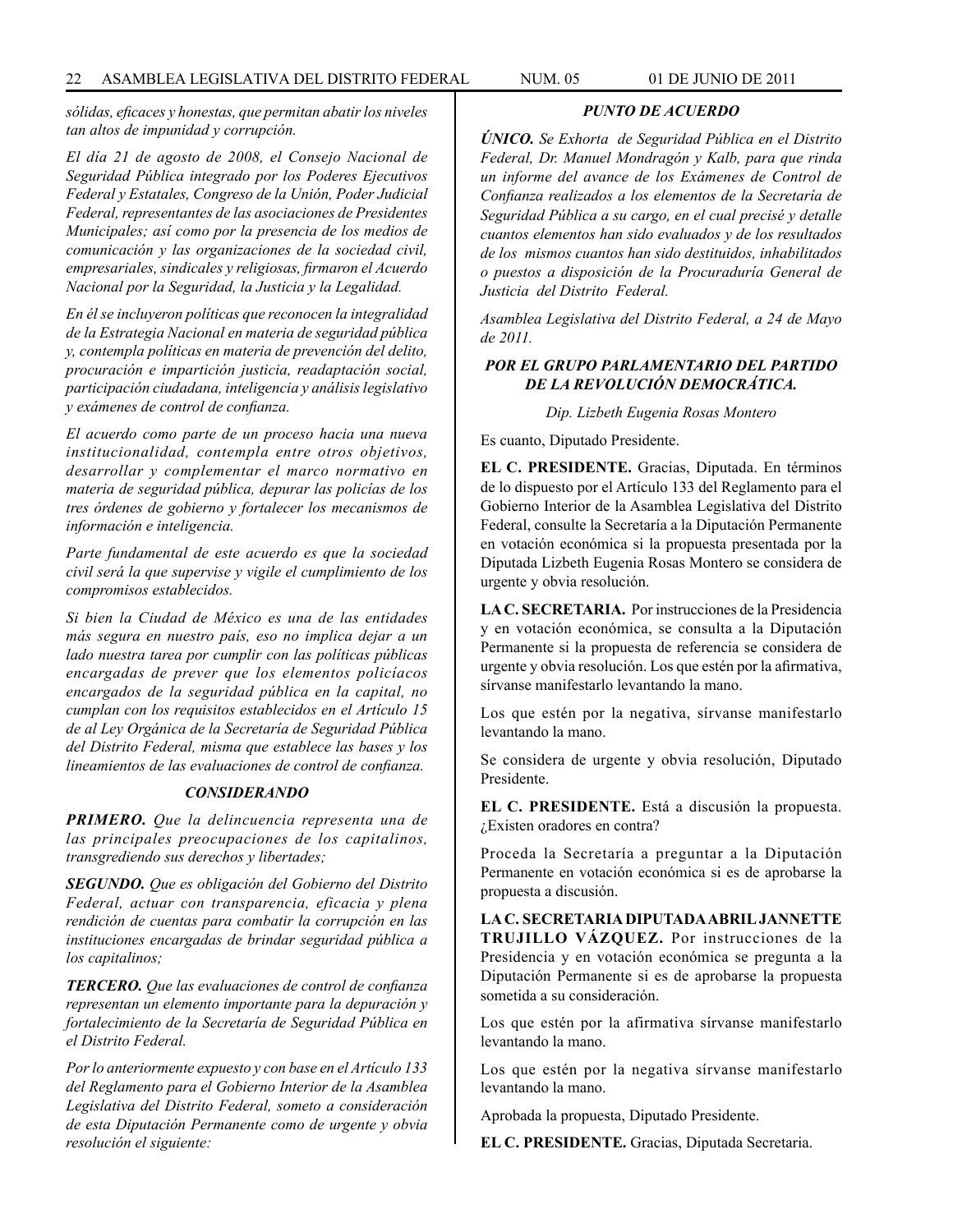*sólidas, eficaces y honestas, que permitan abatir los niveles tan altos de impunidad y corrupción.*

*El día 21 de agosto de 2008, el Consejo Nacional de Seguridad Pública integrado por los Poderes Ejecutivos Federal y Estatales, Congreso de la Unión, Poder Judicial Federal, representantes de las asociaciones de Presidentes Municipales; así como por la presencia de los medios de comunicación y las organizaciones de la sociedad civil, empresariales, sindicales y religiosas, firmaron el Acuerdo Nacional por la Seguridad, la Justicia y la Legalidad.*

*En él se incluyeron políticas que reconocen la integralidad de la Estrategia Nacional en materia de seguridad pública y, contempla políticas en materia de prevención del delito, procuración e impartición justicia, readaptación social, participación ciudadana, inteligencia y análisis legislativo y exámenes de control de confianza.*

*El acuerdo como parte de un proceso hacia una nueva institucionalidad, contempla entre otros objetivos, desarrollar y complementar el marco normativo en materia de seguridad pública, depurar las policías de los tres órdenes de gobierno y fortalecer los mecanismos de información e inteligencia.*

*Parte fundamental de este acuerdo es que la sociedad civil será la que supervise y vigile el cumplimiento de los compromisos establecidos.*

*Si bien la Ciudad de México es una de las entidades más segura en nuestro país, eso no implica dejar a un lado nuestra tarea por cumplir con las políticas públicas encargadas de prever que los elementos policíacos encargados de la seguridad pública en la capital, no cumplan con los requisitos establecidos en el Artículo 15 de al Ley Orgánica de la Secretaría de Seguridad Pública del Distrito Federal, misma que establece las bases y los lineamientos de las evaluaciones de control de confianza.*

***CONSIDERANDO***

***PRIMERO.*** *Que la delincuencia representa una de las principales preocupaciones de los capitalinos, transgrediendo sus derechos y libertades;*

***SEGUNDO.*** *Que es obligación del Gobierno del Distrito Federal, actuar con transparencia, eficacia y plena rendición de cuentas para combatir la corrupción en las instituciones encargadas de brindar seguridad pública a los capitalinos;*

***TERCERO.*** *Que las evaluaciones de control de confianza representan un elemento importante para la depuración y fortalecimiento de la Secretaría de Seguridad Pública en el Distrito Federal.*

*Por lo anteriormente expuesto y con base en el Artículo 133 del Reglamento para el Gobierno Interior de la Asamblea Legislativa del Distrito Federal, someto a consideración de esta Diputación Permanente como de urgente y obvia resolución el siguiente:*

***PUNTO DE ACUERDO***

***ÚNICO.*** *Se Exhorta de Seguridad Pública en el Distrito Federal, Dr. Manuel Mondragón y Kalb, para que rinda un informe del avance de los Exámenes de Control de Confianza realizados a los elementos de la Secretaría de Seguridad Pública a su cargo, en el cual precisé y detalle cuantos elementos han sido evaluados y de los resultados de los mismos cuantos han sido destituidos, inhabilitados o puestos a disposición de la Procuraduría General de Justicia del Distrito Federal.*

*Asamblea Legislativa del Distrito Federal, a 24 de Mayo de 2011.*

***POR EL GRUPO PARLAMENTARIO DEL PARTIDO DE LA REVOLUCIÓN DEMOCRÁTICA.***

*Dip. Lizbeth Eugenia Rosas Montero*

Es cuanto, Diputado Presidente.

**EL C. PRESIDENTE.** Gracias, Diputada. En términos de lo dispuesto por el Artículo 133 del Reglamento para el Gobierno Interior de la Asamblea Legislativa del Distrito Federal, consulte la Secretaría a la Diputación Permanente en votación económica si la propuesta presentada por la Diputada Lizbeth Eugenia Rosas Montero se considera de urgente y obvia resolución.

**LA C. SECRETARIA.** Por instrucciones de la Presidencia y en votación económica, se consulta a la Diputación Permanente si la propuesta de referencia se considera de urgente y obvia resolución. Los que estén por la afirmativa, sírvanse manifestarlo levantando la mano.

Los que estén por la negativa, sírvanse manifestarlo levantando la mano.

Se considera de urgente y obvia resolución, Diputado Presidente.

**EL C. PRESIDENTE.** Está a discusión la propuesta. ¿Existen oradores en contra?

Proceda la Secretaría a preguntar a la Diputación Permanente en votación económica si es de aprobarse la propuesta a discusión.

**LA C. SECRETARIA DIPUTADA ABRIL JANNETTE TRUJILLO VÁZQUEZ.** Por instrucciones de la Presidencia y en votación económica se pregunta a la Diputación Permanente si es de aprobarse la propuesta sometida a su consideración.

Los que estén por la afirmativa sírvanse manifestarlo levantando la mano.

Los que estén por la negativa sírvanse manifestarlo levantando la mano.

Aprobada la propuesta, Diputado Presidente.

**EL C. PRESIDENTE.** Gracias, Diputada Secretaria.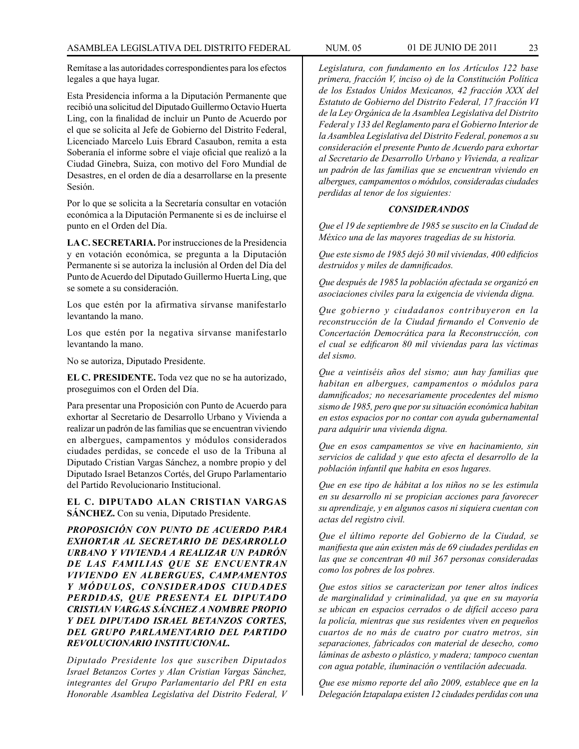Remítase a las autoridades correspondientes para los efectos legales a que haya lugar.

Esta Presidencia informa a la Diputación Permanente que recibió una solicitud del Diputado Guillermo Octavio Huerta Ling, con la finalidad de incluir un Punto de Acuerdo por el que se solicita al Jefe de Gobierno del Distrito Federal, Licenciado Marcelo Luis Ebrard Casaubon, remita a esta Soberanía el informe sobre el viaje oficial que realizó a la Ciudad Ginebra, Suiza, con motivo del Foro Mundial de Desastres, en el orden de día a desarrollarse en la presente Sesión.

Por lo que se solicita a la Secretaría consultar en votación económica a la Diputación Permanente si es de incluirse el punto en el Orden del Día.

**LA C. SECRETARIA.** Por instrucciones de la Presidencia y en votación económica, se pregunta a la Diputación Permanente si se autoriza la inclusión al Orden del Día del Punto de Acuerdo del Diputado Guillermo Huerta Ling, que se somete a su consideración.

Los que estén por la afirmativa sírvanse manifestarlo levantando la mano.

Los que estén por la negativa sírvanse manifestarlo levantando la mano.

No se autoriza, Diputado Presidente.

**EL C. PRESIDENTE.** Toda vez que no se ha autorizado, proseguimos con el Orden del Día.

Para presentar una Proposición con Punto de Acuerdo para exhortar al Secretario de Desarrollo Urbano y Vivienda a realizar un padrón de las familias que se encuentran viviendo en albergues, campamentos y módulos considerados ciudades perdidas, se concede el uso de la Tribuna al Diputado Cristian Vargas Sánchez, a nombre propio y del Diputado Israel Betanzos Cortés, del Grupo Parlamentario del Partido Revolucionario Institucional.

**EL C. DIPUTADO ALAN CRISTIAN VARGAS SÁNCHEZ.** Con su venia, Diputado Presidente.

***PROPOSICIÓN CON PUNTO DE ACUERDO PARA EXHORTAR AL SECRETARIO DE DESARROLLO URBANO Y VIVIENDA A REALIZAR UN PADRÓN DE LAS FAMILIAS QUE SE ENCUENTRAN VIVIENDO EN ALBERGUES, CAMPAMENTOS Y MÓDULOS, CONSIDERADOS CIUDADES PERDIDAS, QUE PRESENTA EL DIPUTADO CRISTIAN VARGAS SÁNCHEZ A NOMBRE PROPIO Y DEL DIPUTADO ISRAEL BETANZOS CORTES, DEL GRUPO PARLAMENTARIO DEL PARTIDO REVOLUCIONARIO INSTITUCIONAL.***

*Diputado Presidente los que suscriben Diputados Israel Betanzos Cortes y Alan Cristian Vargas Sánchez, integrantes del Grupo Parlamentario del PRI en esta Honorable Asamblea Legislativa del Distrito Federal, V Legislatura, con fundamento en los Artículos 122 base primera, fracción V, inciso o) de la Constitución Política de los Estados Unidos Mexicanos, 42 fracción XXX del Estatuto de Gobierno del Distrito Federal, 17 fracción VI de la Ley Orgánica de la Asamblea Legislativa del Distrito Federal y 133 del Reglamento para el Gobierno Interior de la Asamblea Legislativa del Distrito Federal, ponemos a su consideración el presente Punto de Acuerdo para exhortar al Secretario de Desarrollo Urbano y Vivienda, a realizar un padrón de las familias que se encuentran viviendo en albergues, campamentos o módulos, consideradas ciudades perdidas al tenor de los siguientes:*

***CONSIDERANDOS***

*Que el 19 de septiembre de 1985 se suscito en la Ciudad de México una de las mayores tragedias de su historia.*

*Que este sismo de 1985 dejó 30 mil viviendas, 400 edificios destruidos y miles de damnificados.*

*Que después de 1985 la población afectada se organizó en asociaciones civiles para la exigencia de vivienda digna.*

*Que gobierno y ciudadanos contribuyeron en la reconstrucción de la Ciudad firmando el Convenio de Concertación Democrática para la Reconstrucción, con el cual se edificaron 80 mil viviendas para las víctimas del sismo.*

*Que a veintiséis años del sismo; aun hay familias que habitan en albergues, campamentos o módulos para damnificados; no necesariamente procedentes del mismo sismo de 1985, pero que por su situación económica habitan en estos espacios por no contar con ayuda gubernamental para adquirir una vivienda digna.*

*Que en esos campamentos se vive en hacinamiento, sin servicios de calidad y que esto afecta el desarrollo de la población infantil que habita en esos lugares.*

*Que en ese tipo de hábitat a los niños no se les estimula en su desarrollo ni se propician acciones para favorecer su aprendizaje, y en algunos casos ni siquiera cuentan con actas del registro civil.*

*Que el último reporte del Gobierno de la Ciudad, se manifiesta que aún existen más de 69 ciudades perdidas en las que se concentran 40 mil 367 personas consideradas como los pobres de los pobres.*

*Que estos sitios se caracterizan por tener altos índices de marginalidad y criminalidad, ya que en su mayoría se ubican en espacios cerrados o de difícil acceso para la policía, mientras que sus residentes viven en pequeños cuartos de no más de cuatro por cuatro metros, sin separaciones, fabricados con material de desecho, como láminas de asbesto o plástico, y madera; tampoco cuentan con agua potable, iluminación o ventilación adecuada.*

*Que ese mismo reporte del año 2009, establece que en la Delegación Iztapalapa existen 12 ciudades perdidas con una*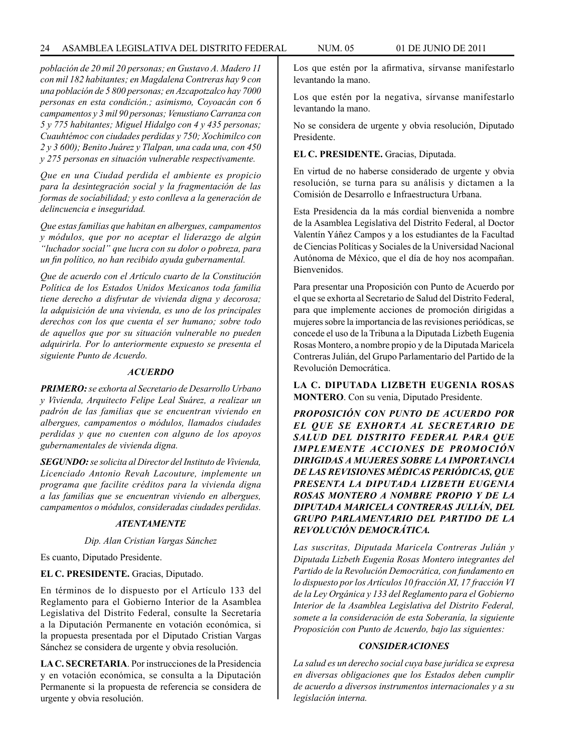*población de 20 mil 20 personas; en Gustavo A. Madero 11 con mil 182 habitantes; en Magdalena Contreras hay 9 con una población de 5 800 personas; en Azcapotzalco hay 7000 personas en esta condición.; asimismo, Coyoacán con 6 campamentos y 3 mil 90 personas; Venustiano Carranza con 5 y 775 habitantes; Miguel Hidalgo con 4 y 435 personas; Cuauhtémoc con ciudades perdidas y 750; Xochimilco con 2 y 3 600); Benito Juárez y Tlalpan, una cada una, con 450 y 275 personas en situación vulnerable respectivamente.*

*Que en una Ciudad perdida el ambiente es propicio para la desintegración social y la fragmentación de las formas de sociabilidad; y esto conlleva a la generación de delincuencia e inseguridad.*

*Que estas familias que habitan en albergues, campamentos y módulos, que por no aceptar el liderazgo de algún "luchador social" que lucra con su dolor o pobreza, para un fin político, no han recibido ayuda gubernamental.*

*Que de acuerdo con el Artículo cuarto de la Constitución Política de los Estados Unidos Mexicanos toda familia tiene derecho a disfrutar de vivienda digna y decorosa; la adquisición de una vivienda, es uno de los principales derechos con los que cuenta el ser humano; sobre todo de aquellos que por su situación vulnerable no pueden adquirirla. Por lo anteriormente expuesto se presenta el siguiente Punto de Acuerdo.*

***ACUERDO***

***PRIMERO:*** *se exhorta al Secretario de Desarrollo Urbano y Vivienda, Arquitecto Felipe Leal Suárez, a realizar un padrón de las familias que se encuentran viviendo en albergues, campamentos o módulos, llamados ciudades perdidas y que no cuenten con alguno de los apoyos gubernamentales de vivienda digna.*

***SEGUNDO:*** *se solicita al Director del Instituto de Vivienda, Licenciado Antonio Revah Lacouture, implemente un programa que facilite créditos para la vivienda digna a las familias que se encuentran viviendo en albergues, campamentos o módulos, consideradas ciudades perdidas.*

***ATENTAMENTE***

*Dip. Alan Cristian Vargas Sánchez*

Es cuanto, Diputado Presidente.

**EL C. PRESIDENTE.** Gracias, Diputado.

En términos de lo dispuesto por el Artículo 133 del Reglamento para el Gobierno Interior de la Asamblea Legislativa del Distrito Federal, consulte la Secretaría a la Diputación Permanente en votación económica, si la propuesta presentada por el Diputado Cristian Vargas Sánchez se considera de urgente y obvia resolución.

**LA C. SECRETARIA**. Por instrucciones de la Presidencia y en votación económica, se consulta a la Diputación Permanente si la propuesta de referencia se considera de urgente y obvia resolución.

Los que estén por la afirmativa, sírvanse manifestarlo levantando la mano.

Los que estén por la negativa, sírvanse manifestarlo levantando la mano.

No se considera de urgente y obvia resolución, Diputado Presidente.

**EL C. PRESIDENTE.** Gracias, Diputada.

En virtud de no haberse considerado de urgente y obvia resolución, se turna para su análisis y dictamen a la Comisión de Desarrollo e Infraestructura Urbana.

Esta Presidencia da la más cordial bienvenida a nombre de la Asamblea Legislativa del Distrito Federal, al Doctor Valentín Yáñez Campos y a los estudiantes de la Facultad de Ciencias Políticas y Sociales de la Universidad Nacional Autónoma de México, que el día de hoy nos acompañan. Bienvenidos.

Para presentar una Proposición con Punto de Acuerdo por el que se exhorta al Secretario de Salud del Distrito Federal, para que implemente acciones de promoción dirigidas a mujeres sobre la importancia de las revisiones periódicas, se concede el uso de la Tribuna a la Diputada Lizbeth Eugenia Rosas Montero, a nombre propio y de la Diputada Maricela Contreras Julián, del Grupo Parlamentario del Partido de la Revolución Democrática.

**LA C. DIPUTADA LIZBETH EUGENIA ROSAS MONTERO**. Con su venia, Diputado Presidente.

***PROPOSICIÓN CON PUNTO DE ACUERDO POR EL QUE SE EXHORTA AL SECRETARIO DE SALUD DEL DISTRITO FEDERAL PARA QUE IMPLEMENTE ACCIONES DE PROMOCIÓN DIRIGIDAS A MUJERES SOBRE LA IMPORTANCIA DE LAS REVISIONES MÉDICAS PERIÓDICAS, QUE PRESENTA LA DIPUTADA LIZBETH EUGENIA ROSAS MONTERO A NOMBRE PROPIO Y DE LA DIPUTADA MARICELA CONTRERAS JULIÁN, DEL GRUPO PARLAMENTARIO DEL PARTIDO DE LA REVOLUCIÓN DEMOCRÁTICA.***

*Las suscritas, Diputada Maricela Contreras Julián y Diputada Lizbeth Eugenia Rosas Montero integrantes del Partido de la Revolución Democrática, con fundamento en lo dispuesto por los Artículos 10 fracción XI, 17 fracción VI de la Ley Orgánica y 133 del Reglamento para el Gobierno Interior de la Asamblea Legislativa del Distrito Federal, somete a la consideración de esta Soberanía, la siguiente Proposición con Punto de Acuerdo, bajo las siguientes:*

***CONSIDERACIONES***

*La salud es un derecho social cuya base jurídica se expresa en diversas obligaciones que los Estados deben cumplir de acuerdo a diversos instrumentos internacionales y a su legislación interna.*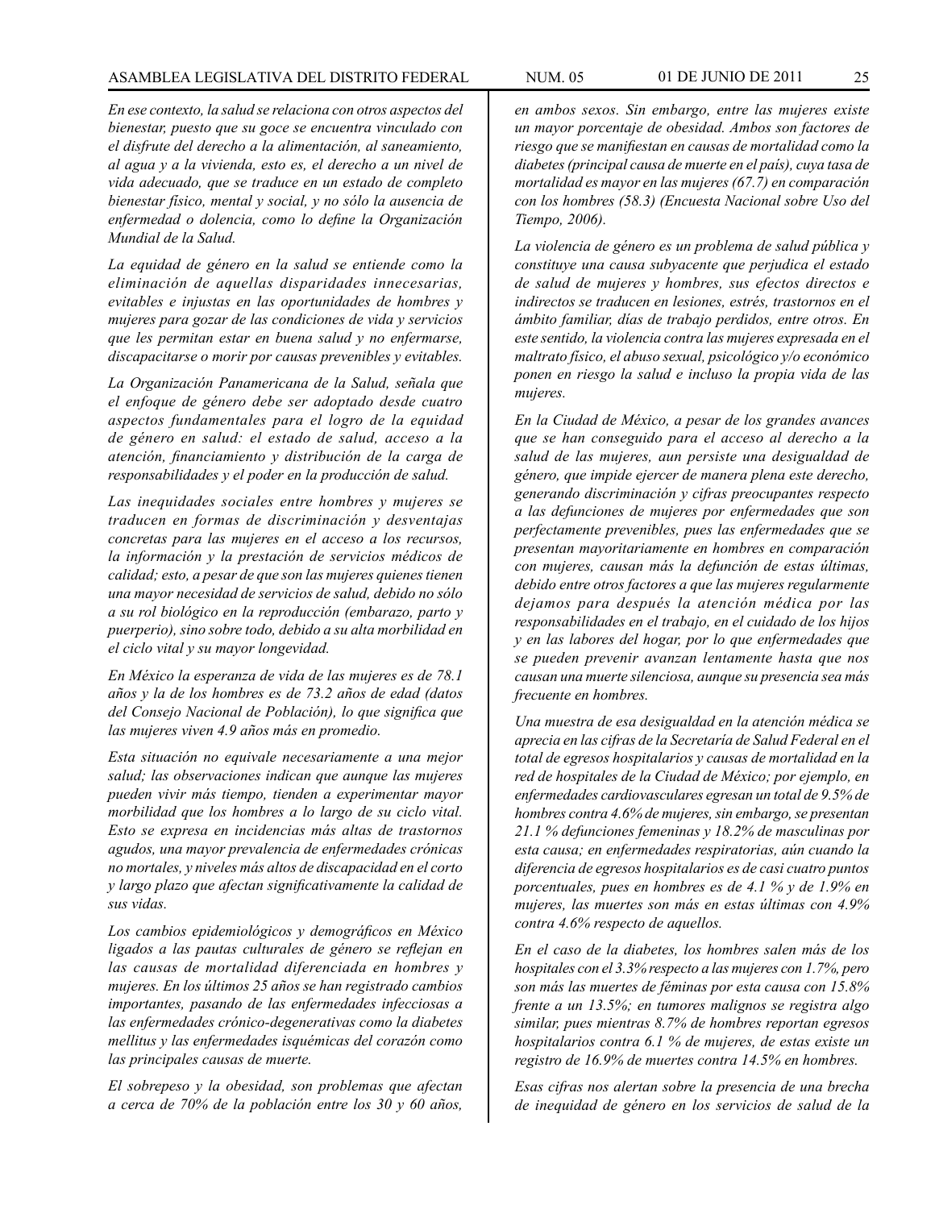*En ese contexto, la salud se relaciona con otros aspectos del bienestar, puesto que su goce se encuentra vinculado con el disfrute del derecho a la alimentación, al saneamiento, al agua y a la vivienda, esto es, el derecho a un nivel de vida adecuado, que se traduce en un estado de completo bienestar físico, mental y social, y no sólo la ausencia de enfermedad o dolencia, como lo define la Organización Mundial de la Salud.*

*La equidad de género en la salud se entiende como la eliminación de aquellas disparidades innecesarias, evitables e injustas en las oportunidades de hombres y mujeres para gozar de las condiciones de vida y servicios que les permitan estar en buena salud y no enfermarse, discapacitarse o morir por causas prevenibles y evitables.*

*La Organización Panamericana de la Salud, señala que el enfoque de género debe ser adoptado desde cuatro aspectos fundamentales para el logro de la equidad de género en salud: el estado de salud, acceso a la atención, financiamiento y distribución de la carga de responsabilidades y el poder en la producción de salud.*

*Las inequidades sociales entre hombres y mujeres se traducen en formas de discriminación y desventajas concretas para las mujeres en el acceso a los recursos, la información y la prestación de servicios médicos de calidad; esto, a pesar de que son las mujeres quienes tienen una mayor necesidad de servicios de salud, debido no sólo a su rol biológico en la reproducción (embarazo, parto y puerperio), sino sobre todo, debido a su alta morbilidad en el ciclo vital y su mayor longevidad.*

*En México la esperanza de vida de las mujeres es de 78.1 años y la de los hombres es de 73.2 años de edad (datos del Consejo Nacional de Población), lo que significa que las mujeres viven 4.9 años más en promedio.*

*Esta situación no equivale necesariamente a una mejor salud; las observaciones indican que aunque las mujeres pueden vivir más tiempo, tienden a experimentar mayor morbilidad que los hombres a lo largo de su ciclo vital. Esto se expresa en incidencias más altas de trastornos agudos, una mayor prevalencia de enfermedades crónicas no mortales, y niveles más altos de discapacidad en el corto y largo plazo que afectan significativamente la calidad de sus vidas.*

*Los cambios epidemiológicos y demográficos en México ligados a las pautas culturales de género se reflejan en las causas de mortalidad diferenciada en hombres y mujeres. En los últimos 25 años se han registrado cambios importantes, pasando de las enfermedades infecciosas a las enfermedades crónico-degenerativas como la diabetes mellitus y las enfermedades isquémicas del corazón como las principales causas de muerte.*

*El sobrepeso y la obesidad, son problemas que afectan a cerca de 70% de la población entre los 30 y 60 años, en ambos sexos. Sin embargo, entre las mujeres existe un mayor porcentaje de obesidad. Ambos son factores de riesgo que se manifiestan en causas de mortalidad como la diabetes (principal causa de muerte en el país), cuya tasa de mortalidad es mayor en las mujeres (67.7) en comparación con los hombres (58.3) (Encuesta Nacional sobre Uso del Tiempo, 2006).*

*La violencia de género es un problema de salud pública y constituye una causa subyacente que perjudica el estado de salud de mujeres y hombres, sus efectos directos e indirectos se traducen en lesiones, estrés, trastornos en el ámbito familiar, días de trabajo perdidos, entre otros. En este sentido, la violencia contra las mujeres expresada en el maltrato físico, el abuso sexual, psicológico y/o económico ponen en riesgo la salud e incluso la propia vida de las mujeres.*

*En la Ciudad de México, a pesar de los grandes avances que se han conseguido para el acceso al derecho a la salud de las mujeres, aun persiste una desigualdad de género, que impide ejercer de manera plena este derecho, generando discriminación y cifras preocupantes respecto a las defunciones de mujeres por enfermedades que son perfectamente prevenibles, pues las enfermedades que se presentan mayoritariamente en hombres en comparación con mujeres, causan más la defunción de estas últimas, debido entre otros factores a que las mujeres regularmente dejamos para después la atención médica por las responsabilidades en el trabajo, en el cuidado de los hijos y en las labores del hogar, por lo que enfermedades que se pueden prevenir avanzan lentamente hasta que nos causan una muerte silenciosa, aunque su presencia sea más frecuente en hombres.*

*Una muestra de esa desigualdad en la atención médica se aprecia en las cifras de la Secretaría de Salud Federal en el total de egresos hospitalarios y causas de mortalidad en la red de hospitales de la Ciudad de México; por ejemplo, en enfermedades cardiovasculares egresan un total de 9.5% de hombres contra 4.6% de mujeres, sin embargo, se presentan 21.1 % defunciones femeninas y 18.2% de masculinas por esta causa; en enfermedades respiratorias, aún cuando la diferencia de egresos hospitalarios es de casi cuatro puntos porcentuales, pues en hombres es de 4.1 % y de 1.9% en mujeres, las muertes son más en estas últimas con 4.9% contra 4.6% respecto de aquellos.*

*En el caso de la diabetes, los hombres salen más de los hospitales con el 3.3% respecto a las mujeres con 1.7%, pero son más las muertes de féminas por esta causa con 15.8% frente a un 13.5%; en tumores malignos se registra algo similar, pues mientras 8.7% de hombres reportan egresos hospitalarios contra 6.1 % de mujeres, de estas existe un registro de 16.9% de muertes contra 14.5% en hombres.*

*Esas cifras nos alertan sobre la presencia de una brecha de inequidad de género en los servicios de salud de la*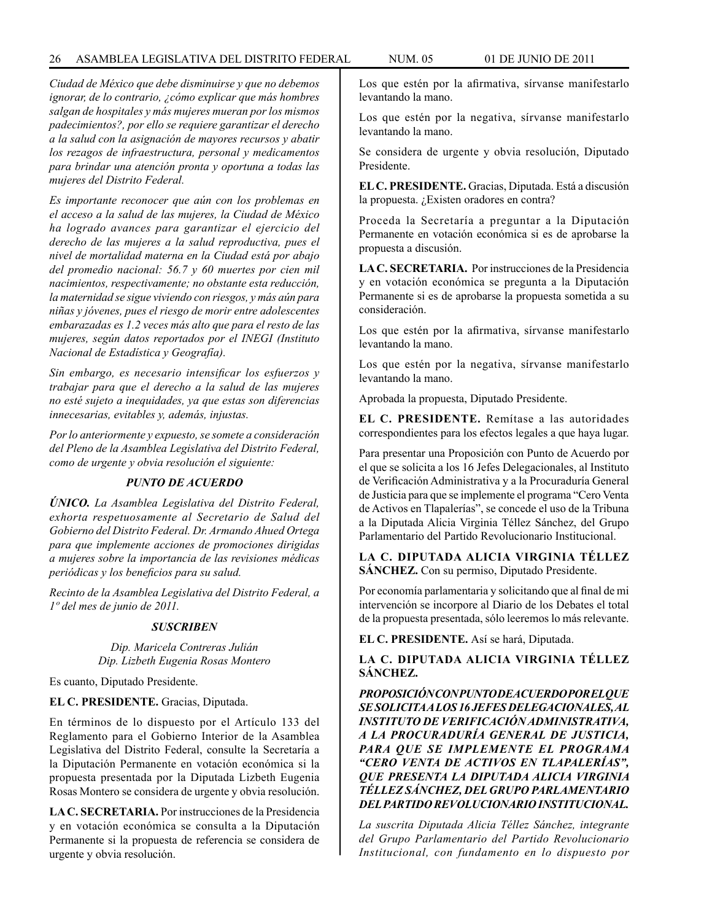*Ciudad de México que debe disminuirse y que no debemos ignorar, de lo contrario, ¿cómo explicar que más hombres salgan de hospitales y más mujeres mueran por los mismos padecimientos?, por ello se requiere garantizar el derecho a la salud con la asignación de mayores recursos y abatir los rezagos de infraestructura, personal y medicamentos para brindar una atención pronta y oportuna a todas las mujeres del Distrito Federal.*

*Es importante reconocer que aún con los problemas en el acceso a la salud de las mujeres, la Ciudad de México ha logrado avances para garantizar el ejercicio del derecho de las mujeres a la salud reproductiva, pues el nivel de mortalidad materna en la Ciudad está por abajo del promedio nacional: 56.7 y 60 muertes por cien mil nacimientos, respectivamente; no obstante esta reducción, la maternidad se sigue viviendo con riesgos, y más aún para niñas y jóvenes, pues el riesgo de morir entre adolescentes embarazadas es 1.2 veces más alto que para el resto de las mujeres, según datos reportados por el INEGI (Instituto Nacional de Estadística y Geografía).*

*Sin embargo, es necesario intensificar los esfuerzos y trabajar para que el derecho a la salud de las mujeres no esté sujeto a inequidades, ya que estas son diferencias innecesarias, evitables y, además, injustas.*

*Por lo anteriormente y expuesto, se somete a consideración del Pleno de la Asamblea Legislativa del Distrito Federal, como de urgente y obvia resolución el siguiente:*

***PUNTO DE ACUERDO***

***ÚNICO.*** *La Asamblea Legislativa del Distrito Federal, exhorta respetuosamente al Secretario de Salud del Gobierno del Distrito Federal. Dr. Armando Ahued Ortega para que implemente acciones de promociones dirigidas a mujeres sobre la importancia de las revisiones médicas periódicas y los beneficios para su salud.*

*Recinto de la Asamblea Legislativa del Distrito Federal, a 1º del mes de junio de 2011.*

***SUSCRIBEN***

*Dip. Maricela Contreras Julián*
*Dip. Lizbeth Eugenia Rosas Montero*

Es cuanto, Diputado Presidente.

**EL C. PRESIDENTE.** Gracias, Diputada.

En términos de lo dispuesto por el Artículo 133 del Reglamento para el Gobierno Interior de la Asamblea Legislativa del Distrito Federal, consulte la Secretaría a la Diputación Permanente en votación económica si la propuesta presentada por la Diputada Lizbeth Eugenia Rosas Montero se considera de urgente y obvia resolución.

**LA C. SECRETARIA.** Por instrucciones de la Presidencia y en votación económica se consulta a la Diputación Permanente si la propuesta de referencia se considera de urgente y obvia resolución.

Los que estén por la afirmativa, sírvanse manifestarlo levantando la mano.

Los que estén por la negativa, sírvanse manifestarlo levantando la mano.

Se considera de urgente y obvia resolución, Diputado Presidente.

**EL C. PRESIDENTE.** Gracias, Diputada. Está a discusión la propuesta. ¿Existen oradores en contra?

Proceda la Secretaría a preguntar a la Diputación Permanente en votación económica si es de aprobarse la propuesta a discusión.

**LA C. SECRETARIA.** Por instrucciones de la Presidencia y en votación económica se pregunta a la Diputación Permanente si es de aprobarse la propuesta sometida a su consideración.

Los que estén por la afirmativa, sírvanse manifestarlo levantando la mano.

Los que estén por la negativa, sírvanse manifestarlo levantando la mano.

Aprobada la propuesta, Diputado Presidente.

**EL C. PRESIDENTE.** Remítase a las autoridades correspondientes para los efectos legales a que haya lugar.

Para presentar una Proposición con Punto de Acuerdo por el que se solicita a los 16 Jefes Delegacionales, al Instituto de Verificación Administrativa y a la Procuraduría General de Justicia para que se implemente el programa "Cero Venta de Activos en Tlapalerías", se concede el uso de la Tribuna a la Diputada Alicia Virginia Téllez Sánchez, del Grupo Parlamentario del Partido Revolucionario Institucional.

**LA C. DIPUTADA ALICIA VIRGINIA TÉLLEZ SÁNCHEZ.** Con su permiso, Diputado Presidente.

Por economía parlamentaria y solicitando que al final de mi intervención se incorpore al Diario de los Debates el total de la propuesta presentada, sólo leeremos lo más relevante.

**EL C. PRESIDENTE.** Así se hará, Diputada.

**LA C. DIPUTADA ALICIA VIRGINIA TÉLLEZ SÁNCHEZ.**

***PROPOSICIÓN CON PUNTO DE ACUERDO POR EL QUE SE SOLICITA A LOS 16 JEFES DELEGACIONALES, AL INSTITUTO DE VERIFICACIÓN ADMINISTRATIVA, A LA PROCURADURÍA GENERAL DE JUSTICIA, PARA QUE SE IMPLEMENTE EL PROGRAMA "CERO VENTA DE ACTIVOS EN TLAPALERÍAS", QUE PRESENTA LA DIPUTADA ALICIA VIRGINIA TÉLLEZ SÁNCHEZ, DEL GRUPO PARLAMENTARIO DEL PARTIDO REVOLUCIONARIO INSTITUCIONAL.***

*La suscrita Diputada Alicia Téllez Sánchez, integrante del Grupo Parlamentario del Partido Revolucionario Institucional, con fundamento en lo dispuesto por*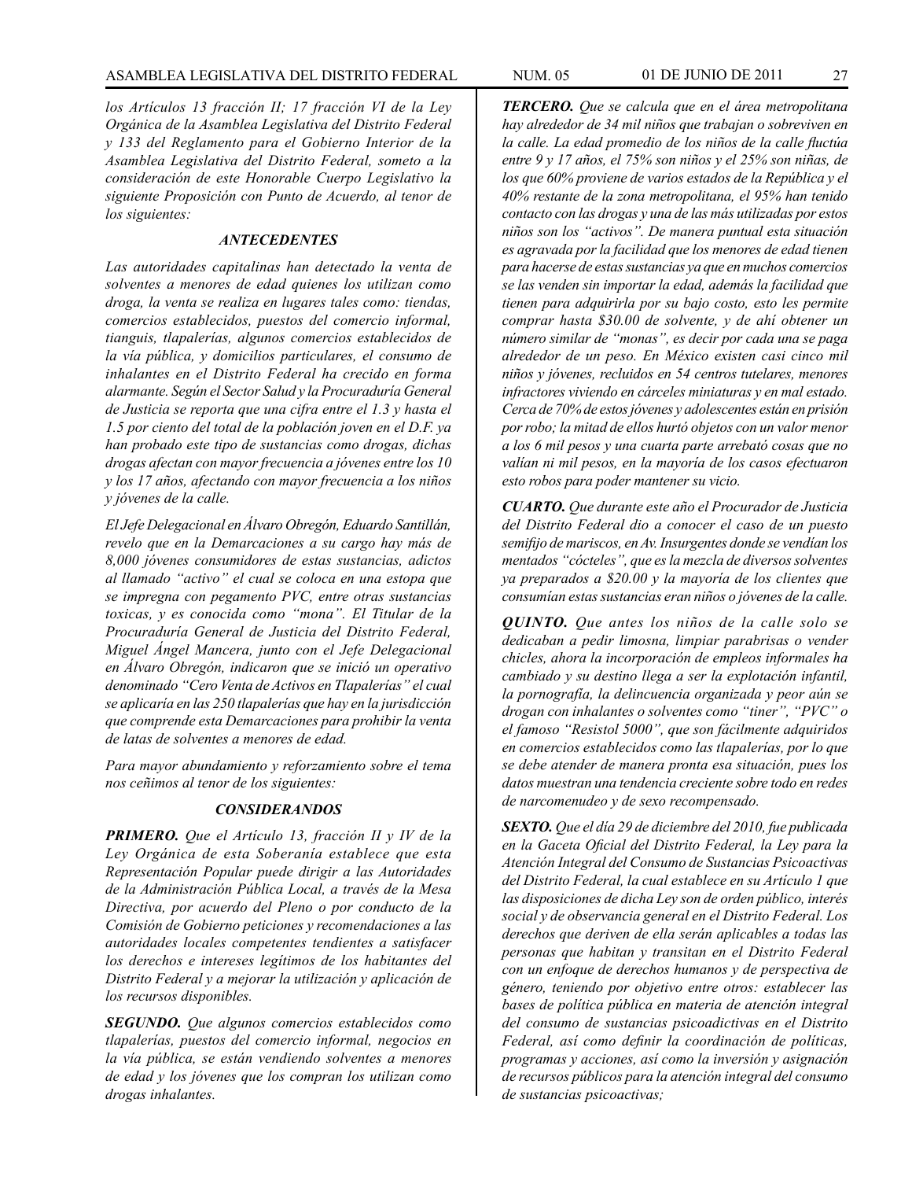*los Artículos 13 fracción II; 17 fracción VI de la Ley Orgánica de la Asamblea Legislativa del Distrito Federal y 133 del Reglamento para el Gobierno Interior de la Asamblea Legislativa del Distrito Federal, someto a la consideración de este Honorable Cuerpo Legislativo la siguiente Proposición con Punto de Acuerdo, al tenor de los siguientes:*

### *ANTECEDENTES*

*Las autoridades capitalinas han detectado la venta de solventes a menores de edad quienes los utilizan como droga, la venta se realiza en lugares tales como: tiendas, comercios establecidos, puestos del comercio informal, tianguis, tlapalerías, algunos comercios establecidos de la vía pública, y domicilios particulares, el consumo de inhalantes en el Distrito Federal ha crecido en forma alarmante. Según el Sector Salud y la Procuraduría General de Justicia se reporta que una cifra entre el 1.3 y hasta el 1.5 por ciento del total de la población joven en el D.F. ya han probado este tipo de sustancias como drogas, dichas drogas afectan con mayor frecuencia a jóvenes entre los 10 y los 17 años, afectando con mayor frecuencia a los niños y jóvenes de la calle.*

*El Jefe Delegacional en Álvaro Obregón, Eduardo Santillán, revelo que en la Demarcaciones a su cargo hay más de 8,000 jóvenes consumidores de estas sustancias, adictos al llamado "activo" el cual se coloca en una estopa que se impregna con pegamento PVC, entre otras sustancias toxicas, y es conocida como "mona". El Titular de la Procuraduría General de Justicia del Distrito Federal, Miguel Ángel Mancera, junto con el Jefe Delegacional en Álvaro Obregón, indicaron que se inició un operativo denominado "Cero Venta de Activos en Tlapalerías" el cual se aplicaría en las 250 tlapalerías que hay en la jurisdicción que comprende esta Demarcaciones para prohibir la venta de latas de solventes a menores de edad.*

*Para mayor abundamiento y reforzamiento sobre el tema nos ceñimos al tenor de los siguientes:*

### *CONSIDERANDOS*

***PRIMERO.*** *Que el Artículo 13, fracción II y IV de la Ley Orgánica de esta Soberanía establece que esta Representación Popular puede dirigir a las Autoridades de la Administración Pública Local, a través de la Mesa Directiva, por acuerdo del Pleno o por conducto de la Comisión de Gobierno peticiones y recomendaciones a las autoridades locales competentes tendientes a satisfacer los derechos e intereses legítimos de los habitantes del Distrito Federal y a mejorar la utilización y aplicación de los recursos disponibles.*

***SEGUNDO.*** *Que algunos comercios establecidos como tlapalerías, puestos del comercio informal, negocios en la vía pública, se están vendiendo solventes a menores de edad y los jóvenes que los compran los utilizan como drogas inhalantes.*

***TERCERO.*** *Que se calcula que en el área metropolitana hay alrededor de 34 mil niños que trabajan o sobreviven en la calle. La edad promedio de los niños de la calle fluctúa entre 9 y 17 años, el 75% son niños y el 25% son niñas, de los que 60% proviene de varios estados de la República y el 40% restante de la zona metropolitana, el 95% han tenido contacto con las drogas y una de las más utilizadas por estos niños son los "activos". De manera puntual esta situación es agravada por la facilidad que los menores de edad tienen para hacerse de estas sustancias ya que en muchos comercios se las venden sin importar la edad, además la facilidad que tienen para adquirirla por su bajo costo, esto les permite comprar hasta $30.00 de solvente, y de ahí obtener un número similar de "monas", es decir por cada una se paga alrededor de un peso. En México existen casi cinco mil niños y jóvenes, recluidos en 54 centros tutelares, menores infractores viviendo en cárceles miniaturas y en mal estado. Cerca de 70% de estos jóvenes y adolescentes están en prisión por robo; la mitad de ellos hurtó objetos con un valor menor a los 6 mil pesos y una cuarta parte arrebató cosas que no valían ni mil pesos, en la mayoría de los casos efectuaron esto robos para poder mantener su vicio.*

***CUARTO.*** *Que durante este año el Procurador de Justicia del Distrito Federal dio a conocer el caso de un puesto semifijo de mariscos, en Av. Insurgentes donde se vendían los mentados "cócteles", que es la mezcla de diversos solventes ya preparados a $20.00 y la mayoría de los clientes que consumían estas sustancias eran niños o jóvenes de la calle.*

***QUINTO.*** *Que antes los niños de la calle solo se dedicaban a pedir limosna, limpiar parabrisas o vender chicles, ahora la incorporación de empleos informales ha cambiado y su destino llega a ser la explotación infantil, la pornografía, la delincuencia organizada y peor aún se drogan con inhalantes o solventes como "tiner", "PVC" o el famoso "Resistol 5000", que son fácilmente adquiridos en comercios establecidos como las tlapalerías, por lo que se debe atender de manera pronta esa situación, pues los datos muestran una tendencia creciente sobre todo en redes de narcomenudeo y de sexo recompensado.*

***SEXTO.*** *Que el día 29 de diciembre del 2010, fue publicada en la Gaceta Oficial del Distrito Federal, la Ley para la Atención Integral del Consumo de Sustancias Psicoactivas del Distrito Federal, la cual establece en su Artículo 1 que las disposiciones de dicha Ley son de orden público, interés social y de observancia general en el Distrito Federal. Los derechos que deriven de ella serán aplicables a todas las personas que habitan y transitan en el Distrito Federal con un enfoque de derechos humanos y de perspectiva de género, teniendo por objetivo entre otros: establecer las bases de política pública en materia de atención integral del consumo de sustancias psicoadictivas en el Distrito Federal, así como definir la coordinación de políticas, programas y acciones, así como la inversión y asignación de recursos públicos para la atención integral del consumo de sustancias psicoactivas;*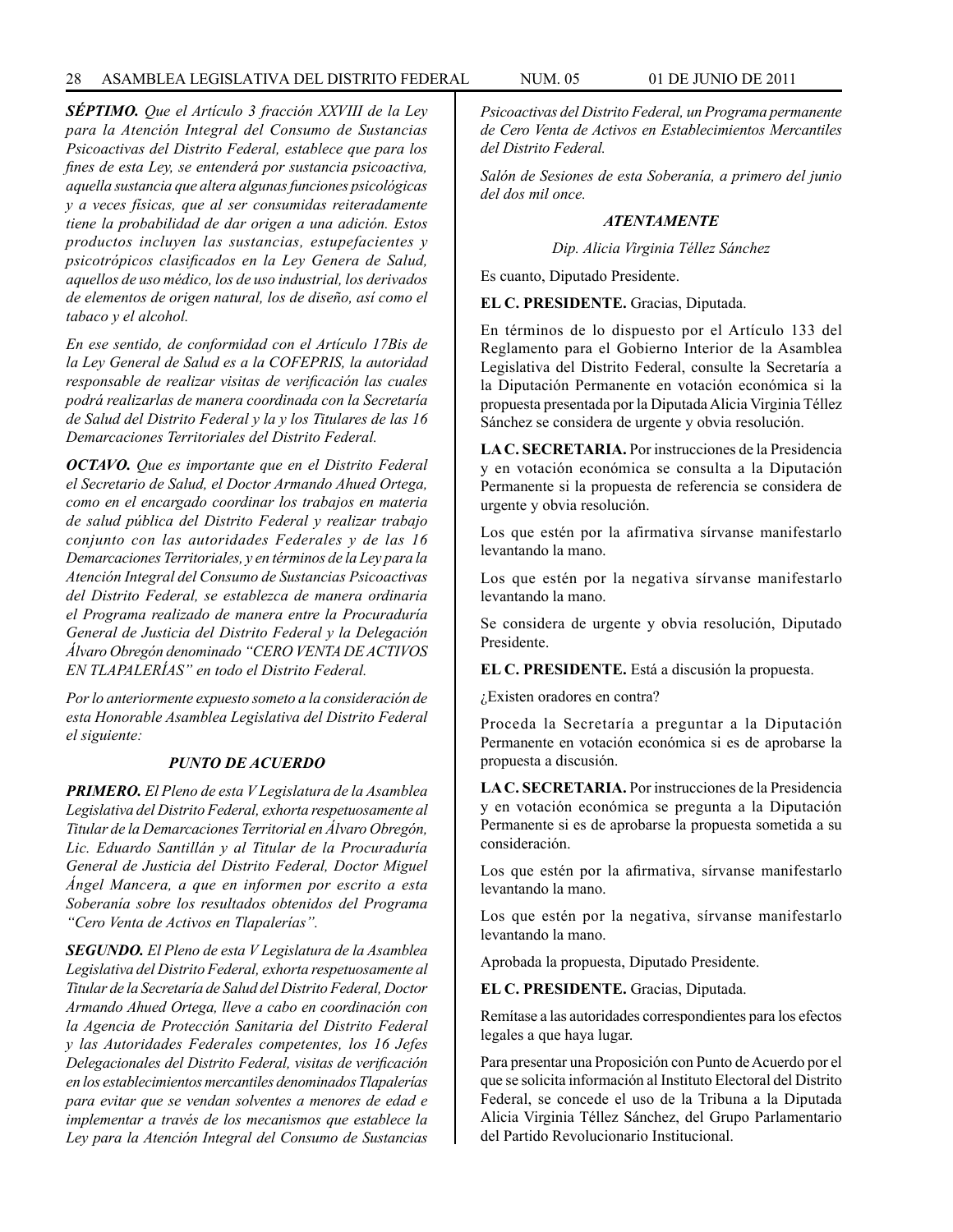*SÉPTIMO. Que el Artículo 3 fracción XXVIII de la Ley para la Atención Integral del Consumo de Sustancias Psicoactivas del Distrito Federal, establece que para los fines de esta Ley, se entenderá por sustancia psicoactiva, aquella sustancia que altera algunas funciones psicológicas y a veces físicas, que al ser consumidas reiteradamente tiene la probabilidad de dar origen a una adición. Estos productos incluyen las sustancias, estupefacientes y psicotrópicos clasificados en la Ley Genera de Salud, aquellos de uso médico, los de uso industrial, los derivados de elementos de origen natural, los de diseño, así como el tabaco y el alcohol.*

*En ese sentido, de conformidad con el Artículo 17Bis de la Ley General de Salud es a la COFEPRIS, la autoridad responsable de realizar visitas de verificación las cuales podrá realizarlas de manera coordinada con la Secretaría de Salud del Distrito Federal y la y los Titulares de las 16 Demarcaciones Territoriales del Distrito Federal.*

*OCTAVO. Que es importante que en el Distrito Federal el Secretario de Salud, el Doctor Armando Ahued Ortega, como en el encargado coordinar los trabajos en materia de salud pública del Distrito Federal y realizar trabajo conjunto con las autoridades Federales y de las 16 Demarcaciones Territoriales, y en términos de la Ley para la Atención Integral del Consumo de Sustancias Psicoactivas del Distrito Federal, se establezca de manera ordinaria el Programa realizado de manera entre la Procuraduría General de Justicia del Distrito Federal y la Delegación Álvaro Obregón denominado "CERO VENTA DE ACTIVOS EN TLAPALERÍAS" en todo el Distrito Federal.*

*Por lo anteriormente expuesto someto a la consideración de esta Honorable Asamblea Legislativa del Distrito Federal el siguiente:*

***PUNTO DE ACUERDO***

*PRIMERO. El Pleno de esta V Legislatura de la Asamblea Legislativa del Distrito Federal, exhorta respetuosamente al Titular de la Demarcaciones Territorial en Álvaro Obregón, Lic. Eduardo Santillán y al Titular de la Procuraduría General de Justicia del Distrito Federal, Doctor Miguel Ángel Mancera, a que en informen por escrito a esta Soberanía sobre los resultados obtenidos del Programa "Cero Venta de Activos en Tlapalerías".*

*SEGUNDO. El Pleno de esta V Legislatura de la Asamblea Legislativa del Distrito Federal, exhorta respetuosamente al Titular de la Secretaría de Salud del Distrito Federal, Doctor Armando Ahued Ortega, lleve a cabo en coordinación con la Agencia de Protección Sanitaria del Distrito Federal y las Autoridades Federales competentes, los 16 Jefes Delegacionales del Distrito Federal, visitas de verificación en los establecimientos mercantiles denominados Tlapalerías para evitar que se vendan solventes a menores de edad e implementar a través de los mecanismos que establece la Ley para la Atención Integral del Consumo de Sustancias Psicoactivas del Distrito Federal, un Programa permanente de Cero Venta de Activos en Establecimientos Mercantiles del Distrito Federal.*

*Salón de Sesiones de esta Soberanía, a primero del junio del dos mil once.*

***ATENTAMENTE***

*Dip. Alicia Virginia Téllez Sánchez*

Es cuanto, Diputado Presidente.

**EL C. PRESIDENTE.** Gracias, Diputada.

En términos de lo dispuesto por el Artículo 133 del Reglamento para el Gobierno Interior de la Asamblea Legislativa del Distrito Federal, consulte la Secretaría a la Diputación Permanente en votación económica si la propuesta presentada por la Diputada Alicia Virginia Téllez Sánchez se considera de urgente y obvia resolución.

**LA C. SECRETARIA.** Por instrucciones de la Presidencia y en votación económica se consulta a la Diputación Permanente si la propuesta de referencia se considera de urgente y obvia resolución.

Los que estén por la afirmativa sírvanse manifestarlo levantando la mano.

Los que estén por la negativa sírvanse manifestarlo levantando la mano.

Se considera de urgente y obvia resolución, Diputado Presidente.

**EL C. PRESIDENTE.** Está a discusión la propuesta.

¿Existen oradores en contra?

Proceda la Secretaría a preguntar a la Diputación Permanente en votación económica si es de aprobarse la propuesta a discusión.

**LA C. SECRETARIA.** Por instrucciones de la Presidencia y en votación económica se pregunta a la Diputación Permanente si es de aprobarse la propuesta sometida a su consideración.

Los que estén por la afirmativa, sírvanse manifestarlo levantando la mano.

Los que estén por la negativa, sírvanse manifestarlo levantando la mano.

Aprobada la propuesta, Diputado Presidente.

**EL C. PRESIDENTE.** Gracias, Diputada.

Remítase a las autoridades correspondientes para los efectos legales a que haya lugar.

Para presentar una Proposición con Punto de Acuerdo por el que se solicita información al Instituto Electoral del Distrito Federal, se concede el uso de la Tribuna a la Diputada Alicia Virginia Téllez Sánchez, del Grupo Parlamentario del Partido Revolucionario Institucional.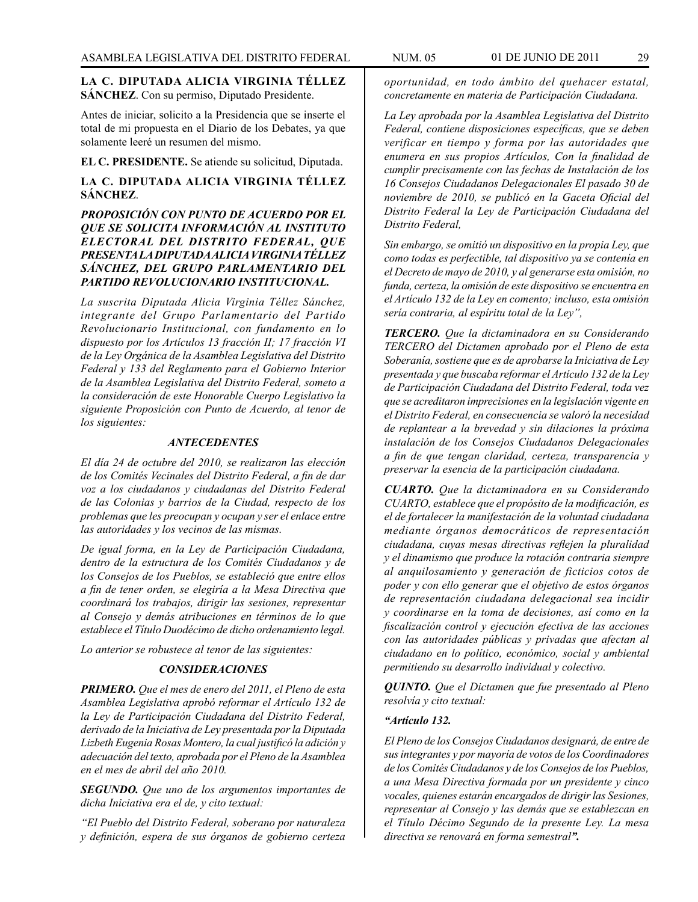**LA C. DIPUTADA ALICIA VIRGINIA TÉLLEZ SÁNCHEZ**. Con su permiso, Diputado Presidente.

Antes de iniciar, solicito a la Presidencia que se inserte el total de mi propuesta en el Diario de los Debates, ya que solamente leeré un resumen del mismo.

**EL C. PRESIDENTE.** Se atiende su solicitud, Diputada.

**LA C. DIPUTADA ALICIA VIRGINIA TÉLLEZ SÁNCHEZ**.

***PROPOSICIÓN CON PUNTO DE ACUERDO POR EL QUE SE SOLICITA INFORMACIÓN AL INSTITUTO ELECTORAL DEL DISTRITO FEDERAL, QUE PRESENTA LA DIPUTADA ALICIA VIRGINIA TÉLLEZ SÁNCHEZ, DEL GRUPO PARLAMENTARIO DEL PARTIDO REVOLUCIONARIO INSTITUCIONAL.***

*La suscrita Diputada Alicia Virginia Téllez Sánchez, integrante del Grupo Parlamentario del Partido Revolucionario Institucional, con fundamento en lo dispuesto por los Artículos 13 fracción II; 17 fracción VI de la Ley Orgánica de la Asamblea Legislativa del Distrito Federal y 133 del Reglamento para el Gobierno Interior de la Asamblea Legislativa del Distrito Federal, someto a la consideración de este Honorable Cuerpo Legislativo la siguiente Proposición con Punto de Acuerdo, al tenor de los siguientes:*

***ANTECEDENTES***

*El día 24 de octubre del 2010, se realizaron las elección de los Comités Vecinales del Distrito Federal, a fin de dar voz a los ciudadanos y ciudadanas del Distrito Federal de las Colonias y barrios de la Ciudad, respecto de los problemas que les preocupan y ocupan y ser el enlace entre las autoridades y los vecinos de las mismas.*

*De igual forma, en la Ley de Participación Ciudadana, dentro de la estructura de los Comités Ciudadanos y de los Consejos de los Pueblos, se estableció que entre ellos a fin de tener orden, se elegiría a la Mesa Directiva que coordinará los trabajos, dirigir las sesiones, representar al Consejo y demás atribuciones en términos de lo que establece el Título Duodécimo de dicho ordenamiento legal.*

*Lo anterior se robustece al tenor de las siguientes:*

***CONSIDERACIONES***

***PRIMERO.*** *Que el mes de enero del 2011, el Pleno de esta Asamblea Legislativa aprobó reformar el Artículo 132 de la Ley de Participación Ciudadana del Distrito Federal, derivado de la Iniciativa de Ley presentada por la Diputada Lizbeth Eugenia Rosas Montero, la cual justificó la adición y adecuación del texto, aprobada por el Pleno de la Asamblea en el mes de abril del año 2010.*

***SEGUNDO.*** *Que uno de los argumentos importantes de dicha Iniciativa era el de, y cito textual:*

*"El Pueblo del Distrito Federal, soberano por naturaleza y definición, espera de sus órganos de gobierno certeza oportunidad, en todo ámbito del quehacer estatal, concretamente en materia de Participación Ciudadana.*

*La Ley aprobada por la Asamblea Legislativa del Distrito Federal, contiene disposiciones específicas, que se deben verificar en tiempo y forma por las autoridades que enumera en sus propios Artículos, Con la finalidad de cumplir precisamente con las fechas de Instalación de los 16 Consejos Ciudadanos Delegacionales El pasado 30 de noviembre de 2010, se publicó en la Gaceta Oficial del Distrito Federal la Ley de Participación Ciudadana del Distrito Federal,*

*Sin embargo, se omitió un dispositivo en la propia Ley, que como todas es perfectible, tal dispositivo ya se contenía en el Decreto de mayo de 2010, y al generarse esta omisión, no funda, certeza, la omisión de este dispositivo se encuentra en el Artículo 132 de la Ley en comento; incluso, esta omisión sería contraria, al espíritu total de la Ley",*

***TERCERO.*** *Que la dictaminadora en su Considerando TERCERO del Dictamen aprobado por el Pleno de esta Soberanía, sostiene que es de aprobarse la Iniciativa de Ley presentada y que buscaba reformar el Artículo 132 de la Ley de Participación Ciudadana del Distrito Federal, toda vez que se acreditaron imprecisiones en la legislación vigente en el Distrito Federal, en consecuencia se valoró la necesidad de replantear a la brevedad y sin dilaciones la próxima instalación de los Consejos Ciudadanos Delegacionales a fin de que tengan claridad, certeza, transparencia y preservar la esencia de la participación ciudadana.*

***CUARTO.*** *Que la dictaminadora en su Considerando CUARTO, establece que el propósito de la modificación, es el de fortalecer la manifestación de la voluntad ciudadana mediante órganos democráticos de representación ciudadana, cuyas mesas directivas reflejen la pluralidad y el dinamismo que produce la rotación contraria siempre al anquilosamiento y generación de ficticios cotos de poder y con ello generar que el objetivo de estos órganos de representación ciudadana delegacional sea incidir y coordinarse en la toma de decisiones, así como en la fiscalización control y ejecución efectiva de las acciones con las autoridades públicas y privadas que afectan al ciudadano en lo político, económico, social y ambiental permitiendo su desarrollo individual y colectivo.*

***QUINTO.*** *Que el Dictamen que fue presentado al Pleno resolvía y cito textual:*

***"Artículo 132.***

*El Pleno de los Consejos Ciudadanos designará, de entre de sus integrantes y por mayoría de votos de los Coordinadores de los Comités Ciudadanos y de los Consejos de los Pueblos, a una Mesa Directiva formada por un presidente y cinco vocales, quienes estarán encargados de dirigir las Sesiones, representar al Consejo y las demás que se establezcan en el Título Décimo Segundo de la presente Ley. La mesa directiva se renovará en forma semestral**".***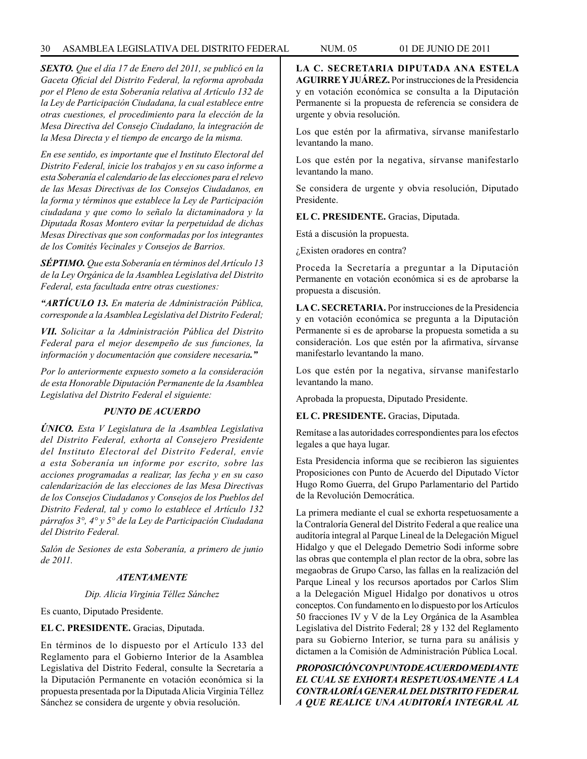***SEXTO.*** *Que el día 17 de Enero del 2011, se publicó en la Gaceta Oficial del Distrito Federal, la reforma aprobada por el Pleno de esta Soberanía relativa al Artículo 132 de la Ley de Participación Ciudadana, la cual establece entre otras cuestiones, el procedimiento para la elección de la Mesa Directiva del Consejo Ciudadano, la integración de la Mesa Directa y el tiempo de encargo de la misma.*

*En ese sentido, es importante que el Instituto Electoral del Distrito Federal, inicie los trabajos y en su caso informe a esta Soberanía el calendario de las elecciones para el relevo de las Mesas Directivas de los Consejos Ciudadanos, en la forma y términos que establece la Ley de Participación ciudadana y que como lo señalo la dictaminadora y la Diputada Rosas Montero evitar la perpetuidad de dichas Mesas Directivas que son conformadas por los integrantes de los Comités Vecinales y Consejos de Barrios.*

***SÉPTIMO.*** *Que esta Soberanía en términos del Artículo 13 de la Ley Orgánica de la Asamblea Legislativa del Distrito Federal, esta facultada entre otras cuestiones:*

*"**ARTÍCULO 13.** En materia de Administración Pública, corresponde a la Asamblea Legislativa del Distrito Federal;*

*VII. Solicitar a la Administración Pública del Distrito Federal para el mejor desempeño de sus funciones, la información y documentación que considere necesaria**."***

*Por lo anteriormente expuesto someto a la consideración de esta Honorable Diputación Permanente de la Asamblea Legislativa del Distrito Federal el siguiente:*

***PUNTO DE ACUERDO***

***ÚNICO.*** *Esta V Legislatura de la Asamblea Legislativa del Distrito Federal, exhorta al Consejero Presidente del Instituto Electoral del Distrito Federal, envíe a esta Soberania un informe por escrito, sobre las acciones programadas a realizar, las fecha y en su caso calendarización de las elecciones de las Mesa Directivas de los Consejos Ciudadanos y Consejos de los Pueblos del Distrito Federal, tal y como lo establece el Artículo 132 párrafos 3°, 4° y 5° de la Ley de Participación Ciudadana del Distrito Federal.*

*Salón de Sesiones de esta Soberanía, a primero de junio de 2011.*

***ATENTAMENTE***

*Dip. Alicia Virginia Téllez Sánchez*

Es cuanto, Diputado Presidente.

**EL C. PRESIDENTE.** Gracias, Diputada.

En términos de lo dispuesto por el Artículo 133 del Reglamento para el Gobierno Interior de la Asamblea Legislativa del Distrito Federal, consulte la Secretaría a la Diputación Permanente en votación económica si la propuesta presentada por la Diputada Alicia Virginia Téllez Sánchez se considera de urgente y obvia resolución.

**LA C. SECRETARIA DIPUTADA ANA ESTELA AGUIRRE Y JUÁREZ.** Por instrucciones de la Presidencia y en votación económica se consulta a la Diputación Permanente si la propuesta de referencia se considera de urgente y obvia resolución.

Los que estén por la afirmativa, sírvanse manifestarlo levantando la mano.

Los que estén por la negativa, sírvanse manifestarlo levantando la mano.

Se considera de urgente y obvia resolución, Diputado Presidente.

**EL C. PRESIDENTE.** Gracias, Diputada.

Está a discusión la propuesta.

¿Existen oradores en contra?

Proceda la Secretaría a preguntar a la Diputación Permanente en votación económica si es de aprobarse la propuesta a discusión.

**LA C. SECRETARIA.** Por instrucciones de la Presidencia y en votación económica se pregunta a la Diputación Permanente si es de aprobarse la propuesta sometida a su consideración. Los que estén por la afirmativa, sírvanse manifestarlo levantando la mano.

Los que estén por la negativa, sírvanse manifestarlo levantando la mano.

Aprobada la propuesta, Diputado Presidente.

**EL C. PRESIDENTE.** Gracias, Diputada.

Remítase a las autoridades correspondientes para los efectos legales a que haya lugar.

Esta Presidencia informa que se recibieron las siguientes Proposiciones con Punto de Acuerdo del Diputado Víctor Hugo Romo Guerra, del Grupo Parlamentario del Partido de la Revolución Democrática.

La primera mediante el cual se exhorta respetuosamente a la Contraloría General del Distrito Federal a que realice una auditoría integral al Parque Lineal de la Delegación Miguel Hidalgo y que el Delegado Demetrio Sodi informe sobre las obras que contempla el plan rector de la obra, sobre las megaobras de Grupo Carso, las fallas en la realización del Parque Lineal y los recursos aportados por Carlos Slim a la Delegación Miguel Hidalgo por donativos u otros conceptos. Con fundamento en lo dispuesto por los Artículos 50 fracciones IV y V de la Ley Orgánica de la Asamblea Legislativa del Distrito Federal; 28 y 132 del Reglamento para su Gobierno Interior, se turna para su análisis y dictamen a la Comisión de Administración Pública Local.

***PROPOSICIÓN CON PUNTO DE ACUERDO MEDIANTE EL CUAL SE EXHORTA RESPETUOSAMENTE A LA CONTRALORÍA GENERAL DEL DISTRITO FEDERAL A QUE REALICE UNA AUDITORÍA INTEGRAL AL***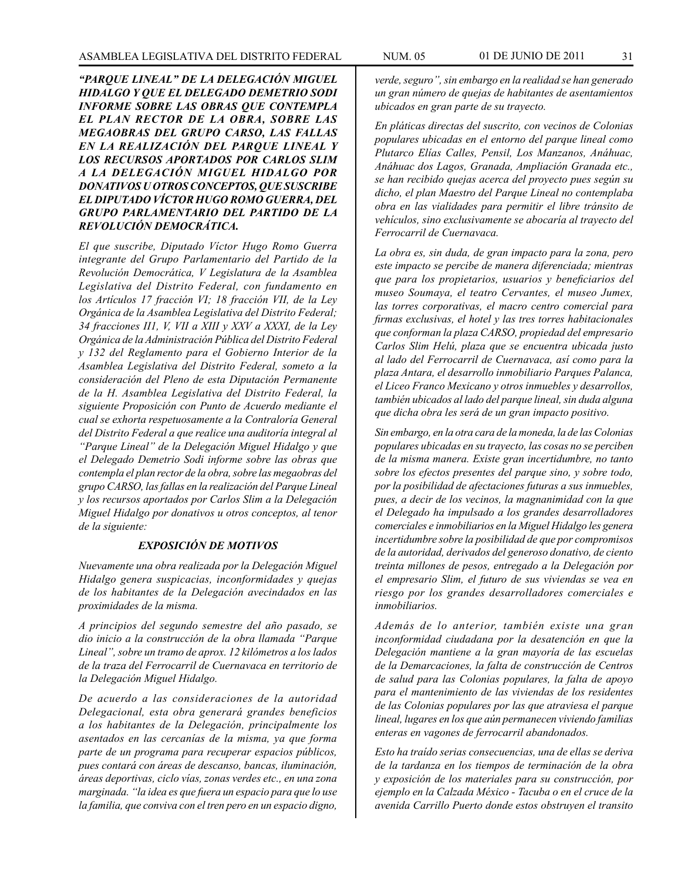***“PARQUE LINEAL” DE LA DELEGACIÓN MIGUEL HIDALGO Y QUE EL DELEGADO DEMETRIO SODI INFORME SOBRE LAS OBRAS QUE CONTEMPLA EL PLAN RECTOR DE LA OBRA, SOBRE LAS MEGAOBRAS DEL GRUPO CARSO, LAS FALLAS EN LA REALIZACIÓN DEL PARQUE LINEAL Y LOS RECURSOS APORTADOS POR CARLOS SLIM A LA DELEGACIÓN MIGUEL HIDALGO POR DONATIVOS U OTROS CONCEPTOS, QUE SUSCRIBE EL DIPUTADO VÍCTOR HUGO ROMO GUERRA, DEL GRUPO PARLAMENTARIO DEL PARTIDO DE LA REVOLUCIÓN DEMOCRÁTICA.***

*El que suscribe, Diputado Víctor Hugo Romo Guerra integrante del Grupo Parlamentario del Partido de la Revolución Democrática, V Legislatura de la Asamblea Legislativa del Distrito Federal, con fundamento en los Artículos 17 fracción VI; 18 fracción VII, de la Ley Orgánica de la Asamblea Legislativa del Distrito Federal; 34 fracciones II1, V, VII a XIII y XXV a XXXI, de la Ley Orgánica de la Administración Pública del Distrito Federal y 132 del Reglamento para el Gobierno Interior de la Asamblea Legislativa del Distrito Federal, someto a la consideración del Pleno de esta Diputación Permanente de la H. Asamblea Legislativa del Distrito Federal, la siguiente Proposición con Punto de Acuerdo mediante el cual se exhorta respetuosamente a la Contraloría General del Distrito Federal a que realice una auditoría integral al “Parque Lineal” de la Delegación Miguel Hidalgo y que el Delegado Demetrio Sodi informe sobre las obras que contempla el plan rector de la obra, sobre las megaobras del grupo CARSO, las fallas en la realización del Parque Lineal y los recursos aportados por Carlos Slim a la Delegación Miguel Hidalgo por donativos u otros conceptos, al tenor de la siguiente:*

### *EXPOSICIÓN DE MOTIVOS*

*Nuevamente una obra realizada por la Delegación Miguel Hidalgo genera suspicacias, inconformidades y quejas de los habitantes de la Delegación avecindados en las proximidades de la misma.*

*A principios del segundo semestre del año pasado, se dio inicio a la construcción de la obra llamada “Parque Lineal”, sobre un tramo de aprox. 12 kilómetros a los lados de la traza del Ferrocarril de Cuernavaca en territorio de la Delegación Miguel Hidalgo.*

*De acuerdo a las consideraciones de la autoridad Delegacional, esta obra generará grandes beneficios a los habitantes de la Delegación, principalmente los asentados en las cercanías de la misma, ya que forma parte de un programa para recuperar espacios públicos, pues contará con áreas de descanso, bancas, iluminación, áreas deportivas, ciclo vías, zonas verdes etc., en una zona marginada. “la idea es que fuera un espacio para que lo use la familia, que conviva con el tren pero en un espacio digno, verde, seguro”, sin embargo en la realidad se han generado un gran número de quejas de habitantes de asentamientos ubicados en gran parte de su trayecto.*

*En pláticas directas del suscrito, con vecinos de Colonias populares ubicadas en el entorno del parque lineal como Plutarco Elías Calles, Pensil, Los Manzanos, Anáhuac, Anáhuac dos Lagos, Granada, Ampliación Granada etc., se han recibido quejas acerca del proyecto pues según su dicho, el plan Maestro del Parque Lineal no contemplaba obra en las vialidades para permitir el libre tránsito de vehículos, sino exclusivamente se abocaría al trayecto del Ferrocarril de Cuernavaca.*

*La obra es, sin duda, de gran impacto para la zona, pero este impacto se percibe de manera diferenciada; mientras que para los propietarios, usuarios y beneficiarios del museo Soumaya, el teatro Cervantes, el museo Jumex, las torres corporativas, el macro centro comercial para firmas exclusivas, el hotel y las tres torres habitacionales que conforman la plaza CARSO, propiedad del empresario Carlos Slim Helú, plaza que se encuentra ubicada justo al lado del Ferrocarril de Cuernavaca, así como para la plaza Antara, el desarrollo inmobiliario Parques Palanca, el Liceo Franco Mexicano y otros inmuebles y desarrollos, también ubicados al lado del parque lineal, sin duda alguna que dicha obra les será de un gran impacto positivo.*

*Sin embargo, en la otra cara de la moneda, la de las Colonias populares ubicadas en su trayecto, las cosas no se perciben de la misma manera. Existe gran incertidumbre, no tanto sobre los efectos presentes del parque sino, y sobre todo, por la posibilidad de afectaciones futuras a sus inmuebles, pues, a decir de los vecinos, la magnanimidad con la que el Delegado ha impulsado a los grandes desarrolladores comerciales e inmobiliarios en la Miguel Hidalgo les genera incertidumbre sobre la posibilidad de que por compromisos de la autoridad, derivados del generoso donativo, de ciento treinta millones de pesos, entregado a la Delegación por el empresario Slim, el futuro de sus viviendas se vea en riesgo por los grandes desarrolladores comerciales e inmobiliarios.*

*Además de lo anterior, también existe una gran inconformidad ciudadana por la desatención en que la Delegación mantiene a la gran mayoría de las escuelas de la Demarcaciones, la falta de construcción de Centros de salud para las Colonias populares, la falta de apoyo para el mantenimiento de las viviendas de los residentes de las Colonias populares por las que atraviesa el parque lineal, lugares en los que aún permanecen viviendo familias enteras en vagones de ferrocarril abandonados.*

*Esto ha traído serias consecuencias, una de ellas se deriva de la tardanza en los tiempos de terminación de la obra y exposición de los materiales para su construcción, por ejemplo en la Calzada México - Tacuba o en el cruce de la avenida Carrillo Puerto donde estos obstruyen el transito*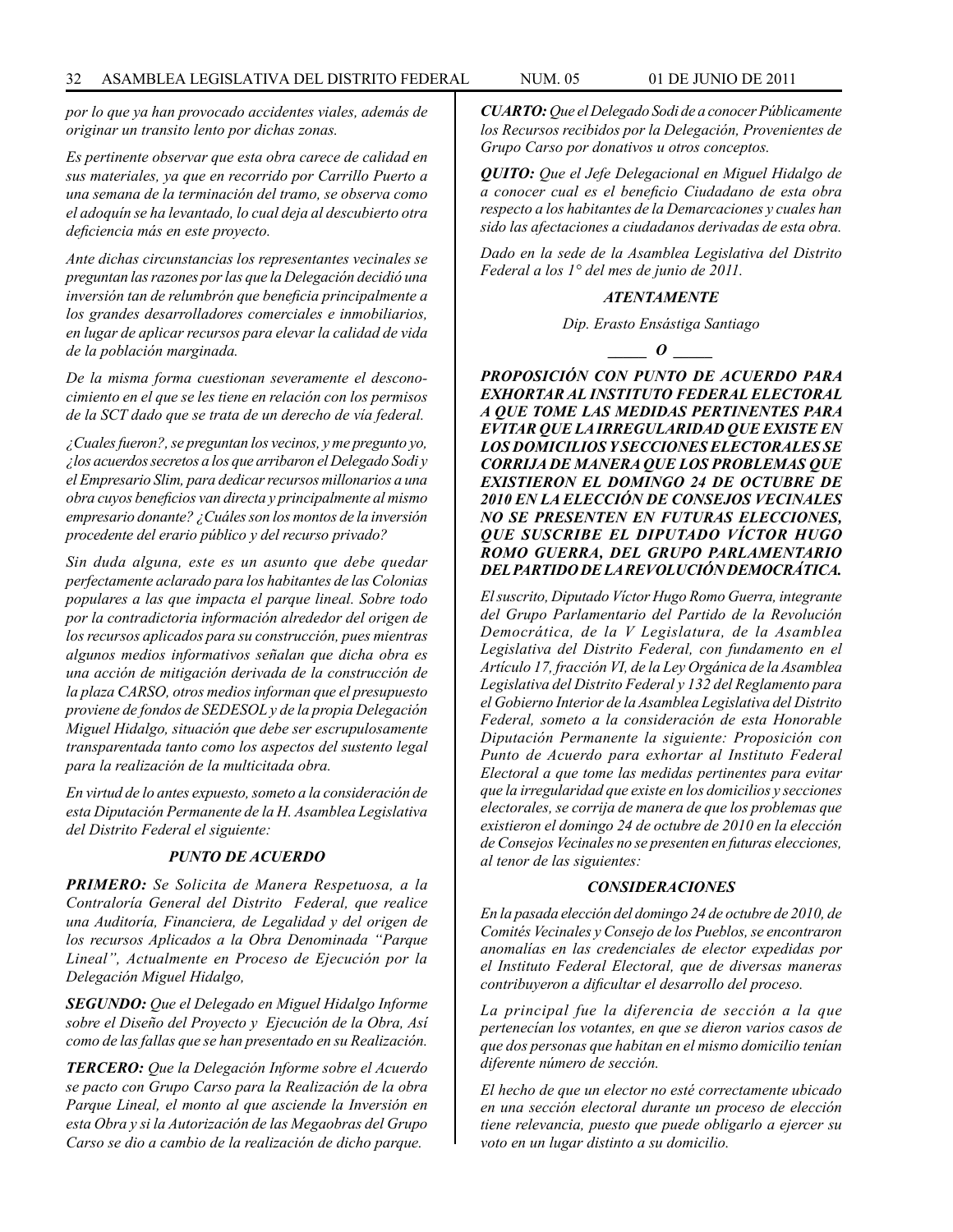*por lo que ya han provocado accidentes viales, además de originar un transito lento por dichas zonas.*

*Es pertinente observar que esta obra carece de calidad en sus materiales, ya que en recorrido por Carrillo Puerto a una semana de la terminación del tramo, se observa como el adoquín se ha levantado, lo cual deja al descubierto otra deficiencia más en este proyecto.*

*Ante dichas circunstancias los representantes vecinales se preguntan las razones por las que la Delegación decidió una inversión tan de relumbrón que beneficia principalmente a los grandes desarrolladores comerciales e inmobiliarios, en lugar de aplicar recursos para elevar la calidad de vida de la población marginada.*

*De la misma forma cuestionan severamente el desconocimiento en el que se les tiene en relación con los permisos de la SCT dado que se trata de un derecho de vía federal.*

*¿Cuales fueron?, se preguntan los vecinos, y me pregunto yo, ¿los acuerdos secretos a los que arribaron el Delegado Sodi y el Empresario Slim, para dedicar recursos millonarios a una obra cuyos beneficios van directa y principalmente al mismo empresario donante? ¿Cuáles son los montos de la inversión procedente del erario público y del recurso privado?*

*Sin duda alguna, este es un asunto que debe quedar perfectamente aclarado para los habitantes de las Colonias populares a las que impacta el parque lineal. Sobre todo por la contradictoria información alrededor del origen de los recursos aplicados para su construcción, pues mientras algunos medios informativos señalan que dicha obra es una acción de mitigación derivada de la construcción de la plaza CARSO, otros medios informan que el presupuesto proviene de fondos de SEDESOL y de la propia Delegación Miguel Hidalgo, situación que debe ser escrupulosamente transparentada tanto como los aspectos del sustento legal para la realización de la multicitada obra.*

*En virtud de lo antes expuesto, someto a la consideración de esta Diputación Permanente de la H. Asamblea Legislativa del Distrito Federal el siguiente:*

***PUNTO DE ACUERDO***

***PRIMERO:*** *Se Solicita de Manera Respetuosa, a la Contraloría General del Distrito Federal, que realice una Auditoría, Financiera, de Legalidad y del origen de los recursos Aplicados a la Obra Denominada "Parque Lineal", Actualmente en Proceso de Ejecución por la Delegación Miguel Hidalgo,*

***SEGUNDO:*** *Que el Delegado en Miguel Hidalgo Informe sobre el Diseño del Proyecto y Ejecución de la Obra, Así como de las fallas que se han presentado en su Realización.*

***TERCERO:*** *Que la Delegación Informe sobre el Acuerdo se pacto con Grupo Carso para la Realización de la obra Parque Lineal, el monto al que asciende la Inversión en esta Obra y si la Autorización de las Megaobras del Grupo Carso se dio a cambio de la realización de dicho parque.*

***CUARTO:*** *Que el Delegado Sodi de a conocer Públicamente los Recursos recibidos por la Delegación, Provenientes de Grupo Carso por donativos u otros conceptos.*

***QUITO:*** *Que el Jefe Delegacional en Miguel Hidalgo de a conocer cual es el beneficio Ciudadano de esta obra respecto a los habitantes de la Demarcaciones y cuales han sido las afectaciones a ciudadanos derivadas de esta obra.*

*Dado en la sede de la Asamblea Legislativa del Distrito Federal a los 1° del mes de junio de 2011.*

***ATENTAMENTE***

*Dip. Erasto Ensástiga Santiago*

***\_\_\_\_\_ O \_\_\_\_\_***

***PROPOSICIÓN CON PUNTO DE ACUERDO PARA EXHORTAR AL INSTITUTO FEDERAL ELECTORAL A QUE TOME LAS MEDIDAS PERTINENTES PARA EVITAR QUE LA IRREGULARIDAD QUE EXISTE EN LOS DOMICILIOS Y SECCIONES ELECTORALES SE CORRIJA DE MANERA QUE LOS PROBLEMAS QUE EXISTIERON EL DOMINGO 24 DE OCTUBRE DE 2010 EN LA ELECCIÓN DE CONSEJOS VECINALES NO SE PRESENTEN EN FUTURAS ELECCIONES, QUE SUSCRIBE EL DIPUTADO VÍCTOR HUGO ROMO GUERRA, DEL GRUPO PARLAMENTARIO DEL PARTIDO DE LA REVOLUCIÓN DEMOCRÁTICA.***

*El suscrito, Diputado Víctor Hugo Romo Guerra, integrante del Grupo Parlamentario del Partido de la Revolución Democrática, de la V Legislatura, de la Asamblea Legislativa del Distrito Federal, con fundamento en el Artículo 17, fracción VI, de la Ley Orgánica de la Asamblea Legislativa del Distrito Federal y 132 del Reglamento para el Gobierno Interior de la Asamblea Legislativa del Distrito Federal, someto a la consideración de esta Honorable Diputación Permanente la siguiente: Proposición con Punto de Acuerdo para exhortar al Instituto Federal Electoral a que tome las medidas pertinentes para evitar que la irregularidad que existe en los domicilios y secciones electorales, se corrija de manera de que los problemas que existieron el domingo 24 de octubre de 2010 en la elección de Consejos Vecinales no se presenten en futuras elecciones, al tenor de las siguientes:*

***CONSIDERACIONES***

*En la pasada elección del domingo 24 de octubre de 2010, de Comités Vecinales y Consejo de los Pueblos, se encontraron anomalías en las credenciales de elector expedidas por el Instituto Federal Electoral, que de diversas maneras contribuyeron a dificultar el desarrollo del proceso.*

*La principal fue la diferencia de sección a la que pertenecían los votantes, en que se dieron varios casos de que dos personas que habitan en el mismo domicilio tenían diferente número de sección.*

*El hecho de que un elector no esté correctamente ubicado en una sección electoral durante un proceso de elección tiene relevancia, puesto que puede obligarlo a ejercer su voto en un lugar distinto a su domicilio.*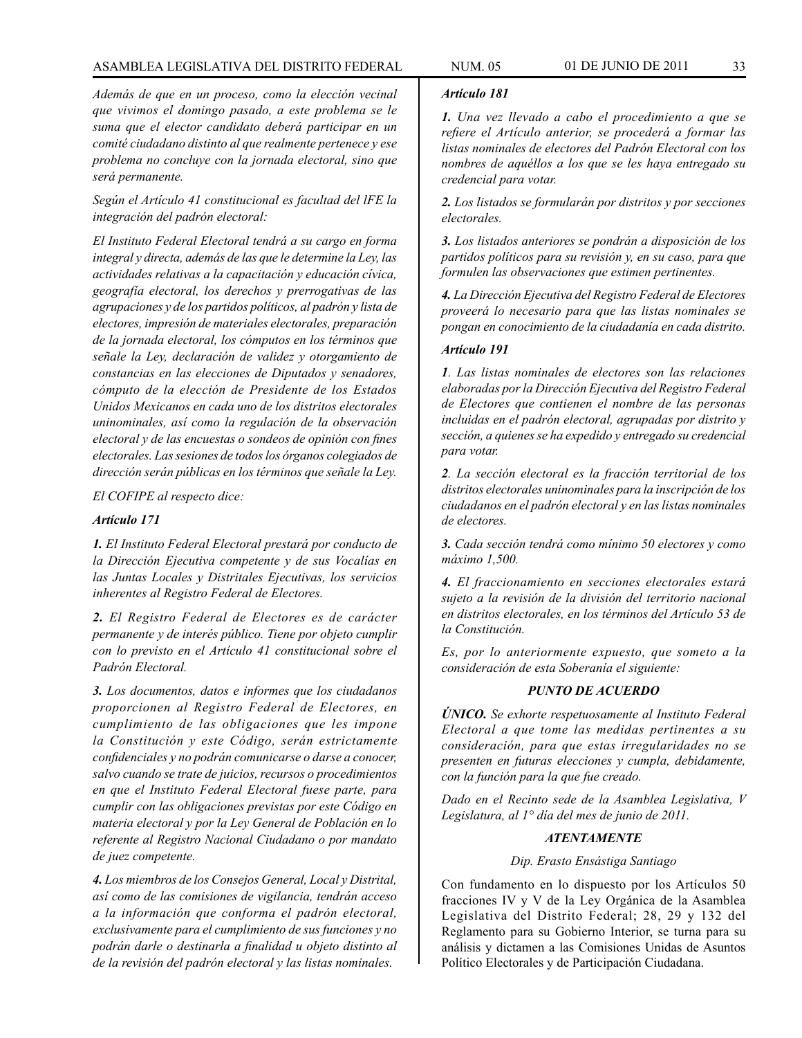*Además de que en un proceso, como la elección vecinal que vivimos el domingo pasado, a este problema se le suma que el elector candidato deberá participar en un comité ciudadano distinto al que realmente pertenece y ese problema no concluye con la jornada electoral, sino que será permanente.*

*Según el Artículo 41 constitucional es facultad del lFE la integración del padrón electoral:*

*El Instituto Federal Electoral tendrá a su cargo en forma integral y directa, además de las que le determine la Ley, las actividades relativas a la capacitación y educación cívica, geografía electoral, los derechos y prerrogativas de las agrupaciones y de los partidos políticos, al padrón y lista de electores, impresión de materiales electorales, preparación de la jornada electoral, los cómputos en los términos que señale la Ley, declaración de validez y otorgamiento de constancias en las elecciones de Diputados y senadores, cómputo de la elección de Presidente de los Estados Unidos Mexicanos en cada uno de los distritos electorales uninominales, así como la regulación de la observación electoral y de las encuestas o sondeos de opinión con fines electorales. Las sesiones de todos los órganos colegiados de dirección serán públicas en los términos que señale la Ley.*

*El COFIPE al respecto dice:*

***Artículo 171***

***1.*** *El Instituto Federal Electoral prestará por conducto de la Dirección Ejecutiva competente y de sus Vocalías en las Juntas Locales y Distritales Ejecutivas, los servicios inherentes al Registro Federal de Electores.*

***2.*** *El Registro Federal de Electores es de carácter permanente y de interés público. Tiene por objeto cumplir con lo previsto en el Artículo 41 constitucional sobre el Padrón Electoral.*

***3.*** *Los documentos, datos e informes que los ciudadanos proporcionen al Registro Federal de Electores, en cumplimiento de las obligaciones que les impone la Constitución y este Código, serán estrictamente confidenciales y no podrán comunicarse o darse a conocer, salvo cuando se trate de juicios, recursos o procedimientos en que el Instituto Federal Electoral fuese parte, para cumplir con las obligaciones previstas por este Código en materia electoral y por la Ley General de Población en lo referente al Registro Nacional Ciudadano o por mandato de juez competente.*

***4.*** *Los miembros de los Consejos General, Local y Distrital, así como de las comisiones de vigilancia, tendrán acceso a la información que conforma el padrón electoral, exclusivamente para el cumplimiento de sus funciones y no podrán darle o destinarla a finalidad u objeto distinto al de la revisión del padrón electoral y las listas nominales.*

***Artículo 181***

***1.*** *Una vez llevado a cabo el procedimiento a que se refiere el Artículo anterior, se procederá a formar las listas nominales de electores del Padrón Electoral con los nombres de aquéllos a los que se les haya entregado su credencial para votar.*

***2.*** *Los listados se formularán por distritos y por secciones electorales.*

***3.*** *Los listados anteriores se pondrán a disposición de los partidos políticos para su revisión y, en su caso, para que formulen las observaciones que estimen pertinentes.*

***4.*** *La Dirección Ejecutiva del Registro Federal de Electores proveerá lo necesario para que las listas nominales se pongan en conocimiento de la ciudadanía en cada distrito.*

***Artículo 191***

***1***. *Las listas nominales de electores son las relaciones elaboradas por la Dirección Ejecutiva del Registro Federal de Electores que contienen el nombre de las personas incluidas en el padrón electoral, agrupadas por distrito y sección, a quienes se ha expedido y entregado su credencial para votar.*

***2***. *La sección electoral es la fracción territorial de los distritos electorales uninominales para la inscripción de los ciudadanos en el padrón electoral y en las listas nominales de electores.*

***3.*** *Cada sección tendrá como mínimo 50 electores y como máximo 1,500.*

***4.*** *El fraccionamiento en secciones electorales estará sujeto a la revisión de la división del territorio nacional en distritos electorales, en los términos del Artículo 53 de la Constitución.*

*Es, por lo anteriormente expuesto, que someto a la consideración de esta Soberanía el siguiente:*

***PUNTO DE ACUERDO***

***ÚNICO.*** *Se exhorte respetuosamente al Instituto Federal Electoral a que tome las medidas pertinentes a su consideración, para que estas irregularidades no se presenten en futuras elecciones y cumpla, debidamente, con la función para la que fue creado.*

*Dado en el Recinto sede de la Asamblea Legislativa, V Legislatura, al 1° día del mes de junio de 2011.*

***ATENTAMENTE***

*Dip. Erasto Ensástiga Santiago*

Con fundamento en lo dispuesto por los Artículos 50 fracciones IV y V de la Ley Orgánica de la Asamblea Legislativa del Distrito Federal; 28, 29 y 132 del Reglamento para su Gobierno Interior, se turna para su análisis y dictamen a las Comisiones Unidas de Asuntos Político Electorales y de Participación Ciudadana.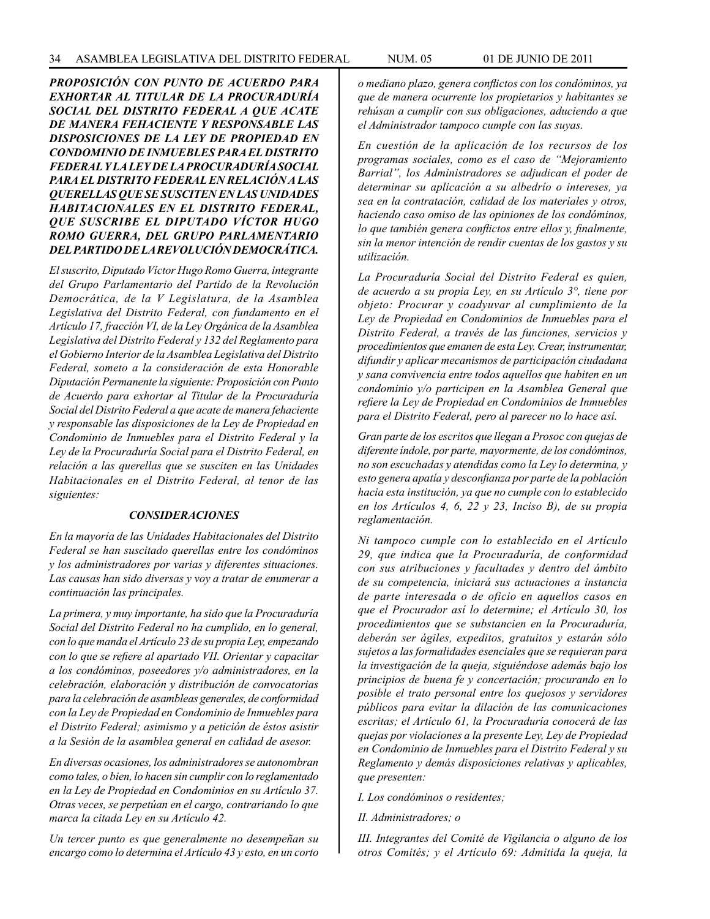***PROPOSICIÓN CON PUNTO DE ACUERDO PARA EXHORTAR AL TITULAR DE LA PROCURADURÍA SOCIAL DEL DISTRITO FEDERAL A QUE ACATE DE MANERA FEHACIENTE Y RESPONSABLE LAS DISPOSICIONES DE LA LEY DE PROPIEDAD EN CONDOMINIO DE INMUEBLES PARA EL DISTRITO FEDERAL Y LA LEY DE LA PROCURADURÍA SOCIAL PARA EL DISTRITO FEDERAL EN RELACIÓN A LAS QUERELLAS QUE SE SUSCITEN EN LAS UNIDADES HABITACIONALES EN EL DISTRITO FEDERAL, QUE SUSCRIBE EL DIPUTADO VÍCTOR HUGO ROMO GUERRA, DEL GRUPO PARLAMENTARIO DEL PARTIDO DE LA REVOLUCIÓN DEMOCRÁTICA.***

*El suscrito, Diputado Víctor Hugo Romo Guerra, integrante del Grupo Parlamentario del Partido de la Revolución Democrática, de la V Legislatura, de la Asamblea Legislativa del Distrito Federal, con fundamento en el Artículo 17, fracción VI, de la Ley Orgánica de la Asamblea Legislativa del Distrito Federal y 132 del Reglamento para el Gobierno Interior de la Asamblea Legislativa del Distrito Federal, someto a la consideración de esta Honorable Diputación Permanente la siguiente: Proposición con Punto de Acuerdo para exhortar al Titular de la Procuraduría Social del Distrito Federal a que acate de manera fehaciente y responsable las disposiciones de la Ley de Propiedad en Condominio de Inmuebles para el Distrito Federal y la Ley de la Procuraduría Social para el Distrito Federal, en relación a las querellas que se susciten en las Unidades Habitacionales en el Distrito Federal, al tenor de las siguientes:*

***CONSIDERACIONES***

*En la mayoría de las Unidades Habitacionales del Distrito Federal se han suscitado querellas entre los condóminos y los administradores por varias y diferentes situaciones. Las causas han sido diversas y voy a tratar de enumerar a continuación las principales.*

*La primera, y muy importante, ha sido que la Procuraduría Social del Distrito Federal no ha cumplido, en lo general, con lo que manda el Artículo 23 de su propia Ley, empezando con lo que se refiere al apartado VII. Orientar y capacitar a los condóminos, poseedores y/o administradores, en la celebración, elaboración y distribución de convocatorias para la celebración de asambleas generales, de conformidad con la Ley de Propiedad en Condominio de Inmuebles para el Distrito Federal; asimismo y a petición de éstos asistir a la Sesión de la asamblea general en calidad de asesor.*

*En diversas ocasiones, los administradores se autonombran como tales, o bien, lo hacen sin cumplir con lo reglamentado en la Ley de Propiedad en Condominios en su Artículo 37. Otras veces, se perpetúan en el cargo, contrariando lo que marca la citada Ley en su Artículo 42.*

*Un tercer punto es que generalmente no desempeñan su encargo como lo determina el Artículo 43 y esto, en un corto o mediano plazo, genera conflictos con los condóminos, ya que de manera ocurrente los propietarios y habitantes se rehúsan a cumplir con sus obligaciones, aduciendo a que el Administrador tampoco cumple con las suyas.*

*En cuestión de la aplicación de los recursos de los programas sociales, como es el caso de "Mejoramiento Barrial", los Administradores se adjudican el poder de determinar su aplicación a su albedrío o intereses, ya sea en la contratación, calidad de los materiales y otros, haciendo caso omiso de las opiniones de los condóminos, lo que también genera conflictos entre ellos y, finalmente, sin la menor intención de rendir cuentas de los gastos y su utilización.*

*La Procuraduría Social del Distrito Federal es quien, de acuerdo a su propia Ley, en su Artículo 3°, tiene por objeto: Procurar y coadyuvar al cumplimiento de la Ley de Propiedad en Condominios de Inmuebles para el Distrito Federal, a través de las funciones, servicios y procedimientos que emanen de esta Ley. Crear, instrumentar, difundir y aplicar mecanismos de participación ciudadana y sana convivencia entre todos aquellos que habiten en un condominio y/o participen en la Asamblea General que refiere la Ley de Propiedad en Condominios de Inmuebles para el Distrito Federal, pero al parecer no lo hace así.*

*Gran parte de los escritos que llegan a Prosoc con quejas de diferente índole, por parte, mayormente, de los condóminos, no son escuchadas y atendidas como la Ley lo determina, y esto genera apatía y desconfianza por parte de la población hacia esta institución, ya que no cumple con lo establecido en los Artículos 4, 6, 22 y 23, Inciso B), de su propia reglamentación.*

*Ni tampoco cumple con lo establecido en el Artículo 29, que indica que la Procuraduría, de conformidad con sus atribuciones y facultades y dentro del ámbito de su competencia, iniciará sus actuaciones a instancia de parte interesada o de oficio en aquellos casos en que el Procurador así lo determine; el Artículo 30, los procedimientos que se substancien en la Procuraduría, deberán ser ágiles, expeditos, gratuitos y estarán sólo sujetos a las formalidades esenciales que se requieran para la investigación de la queja, siguiéndose además bajo los principios de buena fe y concertación; procurando en lo posible el trato personal entre los quejosos y servidores públicos para evitar la dilación de las comunicaciones escritas; el Artículo 61, la Procuraduría conocerá de las quejas por violaciones a la presente Ley, Ley de Propiedad en Condominio de Inmuebles para el Distrito Federal y su Reglamento y demás disposiciones relativas y aplicables, que presenten:*

*I. Los condóminos o residentes;*

*II. Administradores; o*

*III. Integrantes del Comité de Vigilancia o alguno de los otros Comités; y el Artículo 69: Admitida la queja, la*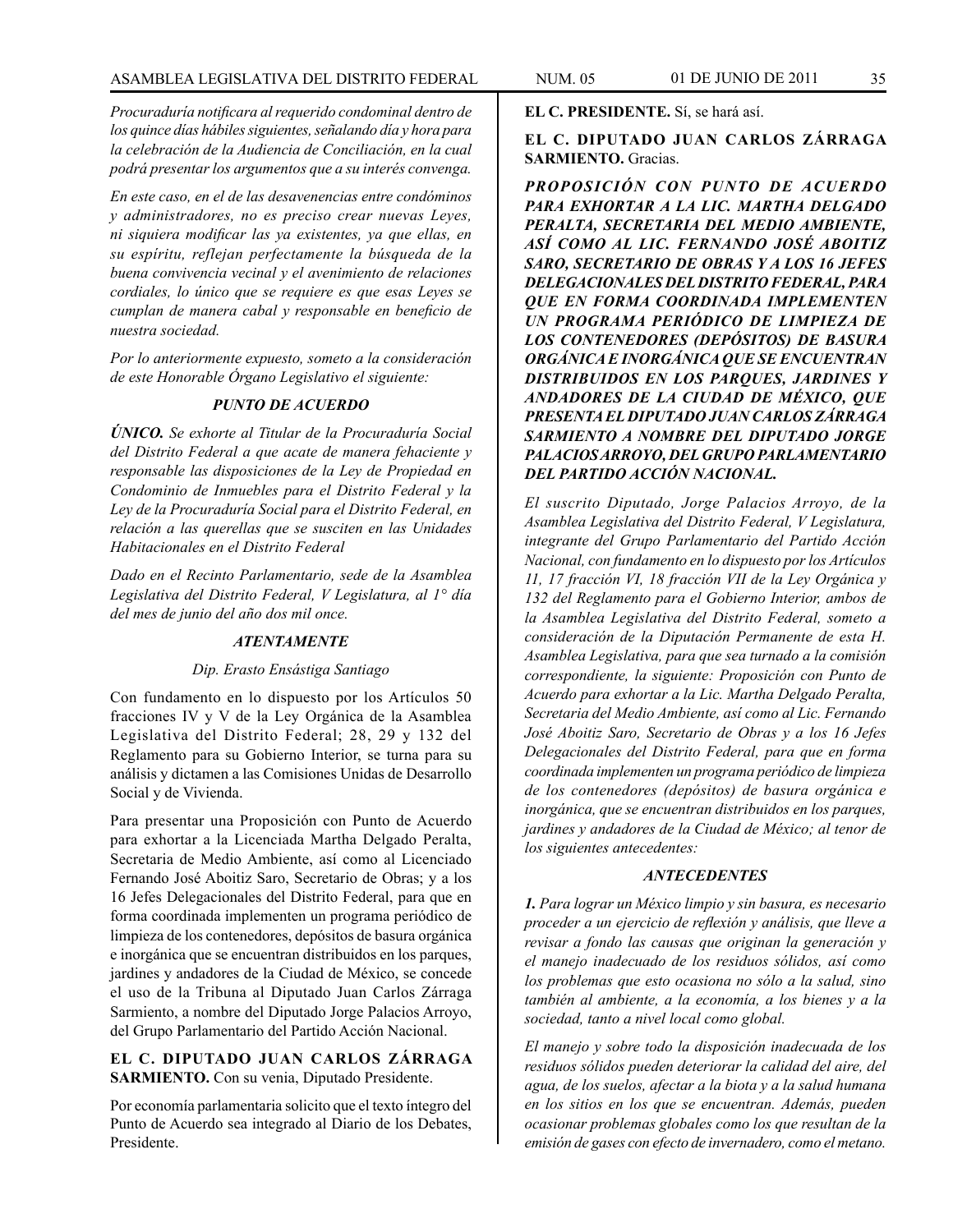*Procuraduría notificara al requerido condominal dentro de los quince días hábiles siguientes, señalando día y hora para la celebración de la Audiencia de Conciliación, en la cual podrá presentar los argumentos que a su interés convenga.*

*En este caso, en el de las desavenencias entre condóminos y administradores, no es preciso crear nuevas Leyes, ni siquiera modificar las ya existentes, ya que ellas, en su espíritu, reflejan perfectamente la búsqueda de la buena convivencia vecinal y el avenimiento de relaciones cordiales, lo único que se requiere es que esas Leyes se cumplan de manera cabal y responsable en beneficio de nuestra sociedad.*

*Por lo anteriormente expuesto, someto a la consideración de este Honorable Órgano Legislativo el siguiente:*

***PUNTO DE ACUERDO***

***ÚNICO.*** *Se exhorte al Titular de la Procuraduría Social del Distrito Federal a que acate de manera fehaciente y responsable las disposiciones de la Ley de Propiedad en Condominio de Inmuebles para el Distrito Federal y la Ley de la Procuraduría Social para el Distrito Federal, en relación a las querellas que se susciten en las Unidades Habitacionales en el Distrito Federal*

*Dado en el Recinto Parlamentario, sede de la Asamblea Legislativa del Distrito Federal, V Legislatura, al 1° día del mes de junio del año dos mil once.*

***ATENTAMENTE***

*Dip. Erasto Ensástiga Santiago*

Con fundamento en lo dispuesto por los Artículos 50 fracciones IV y V de la Ley Orgánica de la Asamblea Legislativa del Distrito Federal; 28, 29 y 132 del Reglamento para su Gobierno Interior, se turna para su análisis y dictamen a las Comisiones Unidas de Desarrollo Social y de Vivienda.

Para presentar una Proposición con Punto de Acuerdo para exhortar a la Licenciada Martha Delgado Peralta, Secretaria de Medio Ambiente, así como al Licenciado Fernando José Aboitiz Saro, Secretario de Obras; y a los 16 Jefes Delegacionales del Distrito Federal, para que en forma coordinada implementen un programa periódico de limpieza de los contenedores, depósitos de basura orgánica e inorgánica que se encuentran distribuidos en los parques, jardines y andadores de la Ciudad de México, se concede el uso de la Tribuna al Diputado Juan Carlos Zárraga Sarmiento, a nombre del Diputado Jorge Palacios Arroyo, del Grupo Parlamentario del Partido Acción Nacional.

**EL C. DIPUTADO JUAN CARLOS ZÁRRAGA SARMIENTO.** Con su venia, Diputado Presidente.

Por economía parlamentaria solicito que el texto íntegro del Punto de Acuerdo sea integrado al Diario de los Debates, Presidente.

**EL C. PRESIDENTE.** Sí, se hará así.

**EL C. DIPUTADO JUAN CARLOS ZÁRRAGA SARMIENTO.** Gracias.

***PROPOSICIÓN CON PUNTO DE ACUERDO PARA EXHORTAR A LA LIC. MARTHA DELGADO PERALTA, SECRETARIA DEL MEDIO AMBIENTE, ASÍ COMO AL LIC. FERNANDO JOSÉ ABOITIZ SARO, SECRETARIO DE OBRAS Y A LOS 16 JEFES DELEGACIONALES DEL DISTRITO FEDERAL, PARA QUE EN FORMA COORDINADA IMPLEMENTEN UN PROGRAMA PERIÓDICO DE LIMPIEZA DE LOS CONTENEDORES (DEPÓSITOS) DE BASURA ORGÁNICA E INORGÁNICA QUE SE ENCUENTRAN DISTRIBUIDOS EN LOS PARQUES, JARDINES Y ANDADORES DE LA CIUDAD DE MÉXICO, QUE PRESENTA EL DIPUTADO JUAN CARLOS ZÁRRAGA SARMIENTO A NOMBRE DEL DIPUTADO JORGE PALACIOS ARROYO, DEL GRUPO PARLAMENTARIO DEL PARTIDO ACCIÓN NACIONAL.***

*El suscrito Diputado, Jorge Palacios Arroyo, de la Asamblea Legislativa del Distrito Federal, V Legislatura, integrante del Grupo Parlamentario del Partido Acción Nacional, con fundamento en lo dispuesto por los Artículos 11, 17 fracción VI, 18 fracción VII de la Ley Orgánica y 132 del Reglamento para el Gobierno Interior, ambos de la Asamblea Legislativa del Distrito Federal, someto a consideración de la Diputación Permanente de esta H. Asamblea Legislativa, para que sea turnado a la comisión correspondiente, la siguiente: Proposición con Punto de Acuerdo para exhortar a la Lic. Martha Delgado Peralta, Secretaria del Medio Ambiente, así como al Lic. Fernando José Aboitiz Saro, Secretario de Obras y a los 16 Jefes Delegacionales del Distrito Federal, para que en forma coordinada implementen un programa periódico de limpieza de los contenedores (depósitos) de basura orgánica e inorgánica, que se encuentran distribuidos en los parques, jardines y andadores de la Ciudad de México; al tenor de los siguientes antecedentes:*

***ANTECEDENTES***

***1.*** *Para lograr un México limpio y sin basura, es necesario proceder a un ejercicio de reflexión y análisis, que lleve a revisar a fondo las causas que originan la generación y el manejo inadecuado de los residuos sólidos, así como los problemas que esto ocasiona no sólo a la salud, sino también al ambiente, a la economía, a los bienes y a la sociedad, tanto a nivel local como global.*

*El manejo y sobre todo la disposición inadecuada de los residuos sólidos pueden deteriorar la calidad del aire, del agua, de los suelos, afectar a la biota y a la salud humana en los sitios en los que se encuentran. Además, pueden ocasionar problemas globales como los que resultan de la emisión de gases con efecto de invernadero, como el metano.*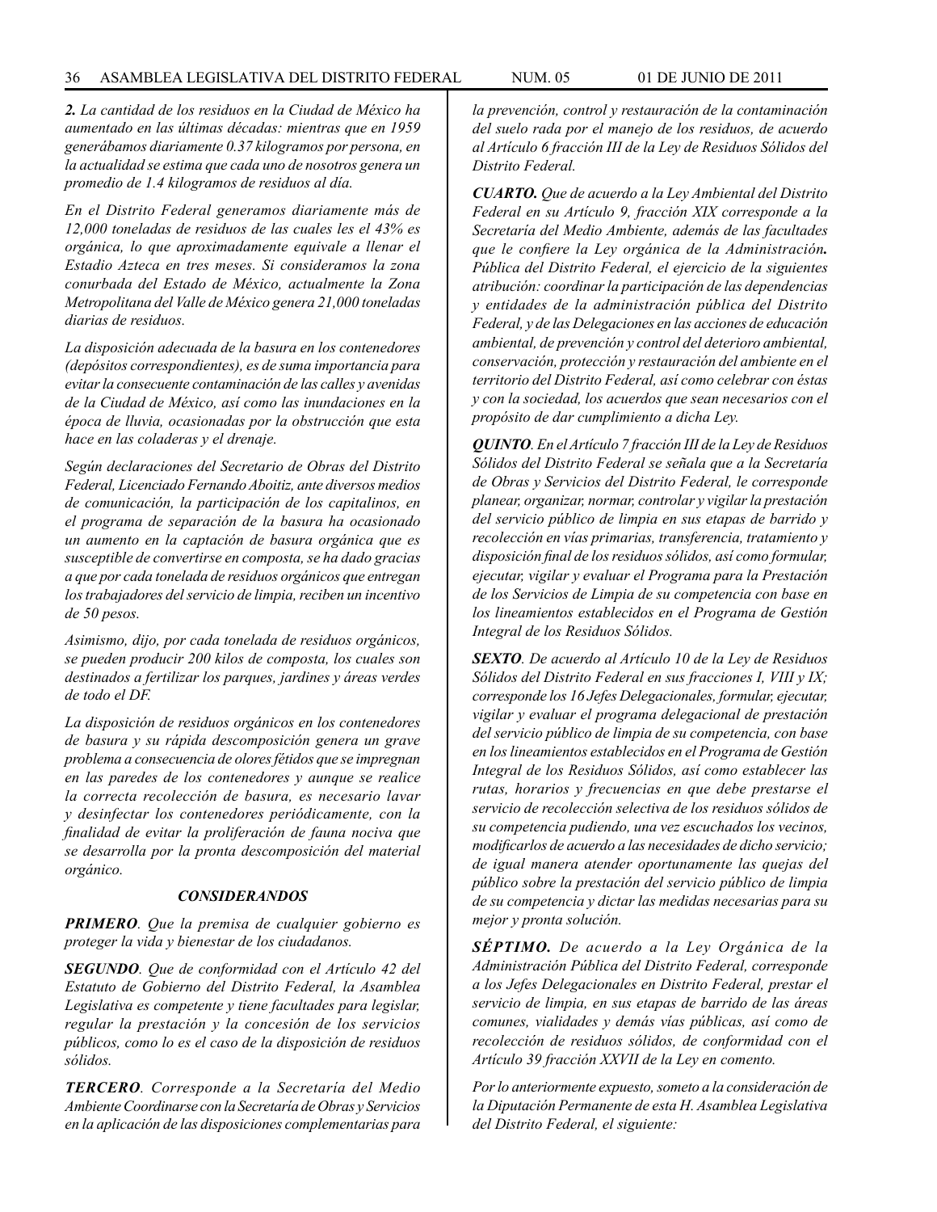***2.** La cantidad de los residuos en la Ciudad de México ha aumentado en las últimas décadas: mientras que en 1959 generábamos diariamente 0.37 kilogramos por persona, en la actualidad se estima que cada uno de nosotros genera un promedio de 1.4 kilogramos de residuos al día.*

*En el Distrito Federal generamos diariamente más de 12,000 toneladas de residuos de las cuales les el 43% es orgánica, lo que aproximadamente equivale a llenar el Estadio Azteca en tres meses. Si consideramos la zona conurbada del Estado de México, actualmente la Zona Metropolitana del Valle de México genera 21,000 toneladas diarias de residuos.*

*La disposición adecuada de la basura en los contenedores (depósitos correspondientes), es de suma importancia para evitar la consecuente contaminación de las calles y avenidas de la Ciudad de México, así como las inundaciones en la época de lluvia, ocasionadas por la obstrucción que esta hace en las coladeras y el drenaje.*

*Según declaraciones del Secretario de Obras del Distrito Federal, Licenciado Fernando Aboitiz, ante diversos medios de comunicación, la participación de los capitalinos, en el programa de separación de la basura ha ocasionado un aumento en la captación de basura orgánica que es susceptible de convertirse en composta, se ha dado gracias a que por cada tonelada de residuos orgánicos que entregan los trabajadores del servicio de limpia, reciben un incentivo de 50 pesos.*

*Asimismo, dijo, por cada tonelada de residuos orgánicos, se pueden producir 200 kilos de composta, los cuales son destinados a fertilizar los parques, jardines y áreas verdes de todo el DF.*

*La disposición de residuos orgánicos en los contenedores de basura y su rápida descomposición genera un grave problema a consecuencia de olores fétidos que se impregnan en las paredes de los contenedores y aunque se realice la correcta recolección de basura, es necesario lavar y desinfectar los contenedores periódicamente, con la finalidad de evitar la proliferación de fauna nociva que se desarrolla por la pronta descomposición del material orgánico.*

## *CONSIDERANDOS*

***PRIMERO**. Que la premisa de cualquier gobierno es proteger la vida y bienestar de los ciudadanos.*

***SEGUNDO**. Que de conformidad con el Artículo 42 del Estatuto de Gobierno del Distrito Federal, la Asamblea Legislativa es competente y tiene facultades para legislar, regular la prestación y la concesión de los servicios públicos, como lo es el caso de la disposición de residuos sólidos.*

***TERCERO**. Corresponde a la Secretaría del Medio Ambiente Coordinarse con la Secretaría de Obras y Servicios en la aplicación de las disposiciones complementarias para la prevención, control y restauración de la contaminación del suelo rada por el manejo de los residuos, de acuerdo al Artículo 6 fracción III de la Ley de Residuos Sólidos del Distrito Federal.*

***CUARTO.** Que de acuerdo a la Ley Ambiental del Distrito Federal en su Artículo 9, fracción XIX corresponde a la Secretaría del Medio Ambiente, además de las facultades que le confiere la Ley orgánica de la Administración**.** Pública del Distrito Federal, el ejercicio de la siguientes atribución: coordinar la participación de las dependencias y entidades de la administración pública del Distrito Federal, y de las Delegaciones en las acciones de educación ambiental, de prevención y control del deterioro ambiental, conservación, protección y restauración del ambiente en el territorio del Distrito Federal, así como celebrar con éstas y con la sociedad, los acuerdos que sean necesarios con el propósito de dar cumplimiento a dicha Ley.*

***QUINTO**. En el Artículo 7 fracción III de la Ley de Residuos Sólidos del Distrito Federal se señala que a la Secretaría de Obras y Servicios del Distrito Federal, le corresponde planear, organizar, normar, controlar y vigilar la prestación del servicio público de limpia en sus etapas de barrido y recolección en vías primarias, transferencia, tratamiento y disposición final de los residuos sólidos, así como formular, ejecutar, vigilar y evaluar el Programa para la Prestación de los Servicios de Limpia de su competencia con base en los lineamientos establecidos en el Programa de Gestión Integral de los Residuos Sólidos.*

***SEXTO**. De acuerdo al Artículo 10 de la Ley de Residuos Sólidos del Distrito Federal en sus fracciones I, VIII y IX; corresponde los 16 Jefes Delegacionales, formular, ejecutar, vigilar y evaluar el programa delegacional de prestación del servicio público de limpia de su competencia, con base en los lineamientos establecidos en el Programa de Gestión Integral de los Residuos Sólidos, así como establecer las rutas, horarios y frecuencias en que debe prestarse el servicio de recolección selectiva de los residuos sólidos de su competencia pudiendo, una vez escuchados los vecinos, modificarlos de acuerdo a las necesidades de dicho servicio; de igual manera atender oportunamente las quejas del público sobre la prestación del servicio público de limpia de su competencia y dictar las medidas necesarias para su mejor y pronta solución.*

***SÉPTIMO.** De acuerdo a la Ley Orgánica de la Administración Pública del Distrito Federal, corresponde a los Jefes Delegacionales en Distrito Federal, prestar el servicio de limpia, en sus etapas de barrido de las áreas comunes, vialidades y demás vías públicas, así como de recolección de residuos sólidos, de conformidad con el Artículo 39 fracción XXVII de la Ley en comento.*

*Por lo anteriormente expuesto, someto a la consideración de la Diputación Permanente de esta H. Asamblea Legislativa del Distrito Federal, el siguiente:*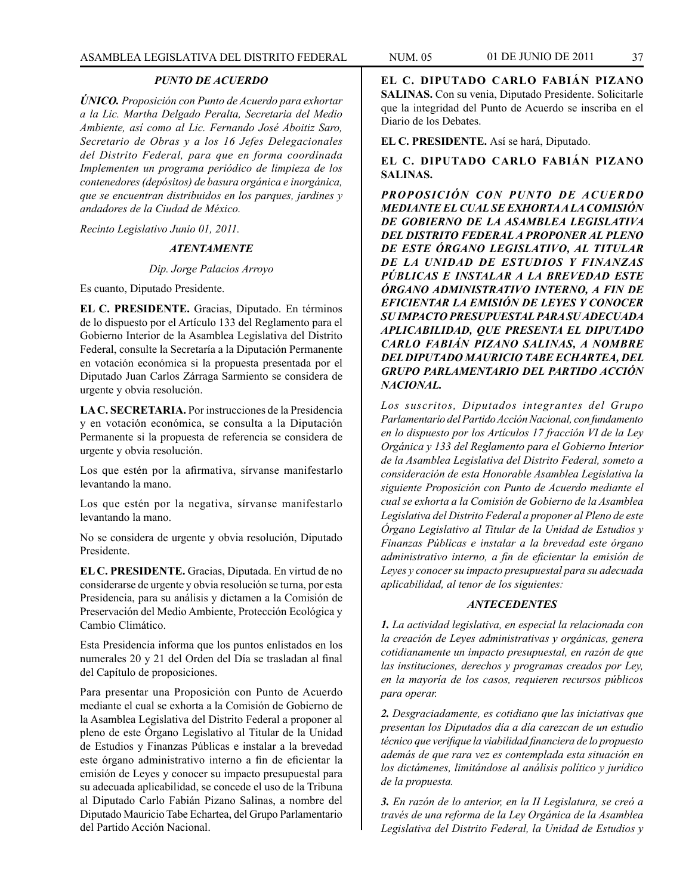***PUNTO DE ACUERDO***

***ÚNICO.*** *Proposición con Punto de Acuerdo para exhortar a la Lic. Martha Delgado Peralta, Secretaria del Medio Ambiente, así como al Lic. Fernando José Aboitiz Saro, Secretario de Obras y a los 16 Jefes Delegacionales del Distrito Federal, para que en forma coordinada Implementen un programa periódico de limpieza de los contenedores (depósitos) de basura orgánica e inorgánica, que se encuentran distribuidos en los parques, jardines y andadores de la Ciudad de México.*

*Recinto Legislativo Junio 01, 2011.*

***ATENTAMENTE***

*Dip. Jorge Palacios Arroyo*

Es cuanto, Diputado Presidente.

**EL C. PRESIDENTE.** Gracias, Diputado. En términos de lo dispuesto por el Artículo 133 del Reglamento para el Gobierno Interior de la Asamblea Legislativa del Distrito Federal, consulte la Secretaría a la Diputación Permanente en votación económica si la propuesta presentada por el Diputado Juan Carlos Zárraga Sarmiento se considera de urgente y obvia resolución.

**LA C. SECRETARIA.** Por instrucciones de la Presidencia y en votación económica, se consulta a la Diputación Permanente si la propuesta de referencia se considera de urgente y obvia resolución.

Los que estén por la afirmativa, sírvanse manifestarlo levantando la mano.

Los que estén por la negativa, sírvanse manifestarlo levantando la mano.

No se considera de urgente y obvia resolución, Diputado Presidente.

**EL C. PRESIDENTE.** Gracias, Diputada. En virtud de no considerarse de urgente y obvia resolución se turna, por esta Presidencia, para su análisis y dictamen a la Comisión de Preservación del Medio Ambiente, Protección Ecológica y Cambio Climático.

Esta Presidencia informa que los puntos enlistados en los numerales 20 y 21 del Orden del Día se trasladan al final del Capítulo de proposiciones.

Para presentar una Proposición con Punto de Acuerdo mediante el cual se exhorta a la Comisión de Gobierno de la Asamblea Legislativa del Distrito Federal a proponer al pleno de este Órgano Legislativo al Titular de la Unidad de Estudios y Finanzas Públicas e instalar a la brevedad este órgano administrativo interno a fin de eficientar la emisión de Leyes y conocer su impacto presupuestal para su adecuada aplicabilidad, se concede el uso de la Tribuna al Diputado Carlo Fabián Pizano Salinas, a nombre del Diputado Mauricio Tabe Echartea, del Grupo Parlamentario del Partido Acción Nacional.

**EL C. DIPUTADO CARLO FABIÁN PIZANO SALINAS.** Con su venia, Diputado Presidente. Solicitarle que la integridad del Punto de Acuerdo se inscriba en el Diario de los Debates.

**EL C. PRESIDENTE.** Así se hará, Diputado.

**EL C. DIPUTADO CARLO FABIÁN PIZANO SALINAS.**

***PROPOSICIÓN CON PUNTO DE ACUERDO MEDIANTE EL CUAL SE EXHORTA A LA COMISIÓN DE GOBIERNO DE LA ASAMBLEA LEGISLATIVA DEL DISTRITO FEDERAL A PROPONER AL PLENO DE ESTE ÓRGANO LEGISLATIVO, AL TITULAR DE LA UNIDAD DE ESTUDIOS Y FINANZAS PÚBLICAS E INSTALAR A LA BREVEDAD ESTE ÓRGANO ADMINISTRATIVO INTERNO, A FIN DE EFICIENTAR LA EMISIÓN DE LEYES Y CONOCER SU IMPACTO PRESUPUESTAL PARA SU ADECUADA APLICABILIDAD, QUE PRESENTA EL DIPUTADO CARLO FABIÁN PIZANO SALINAS, A NOMBRE DEL DIPUTADO MAURICIO TABE ECHARTEA, DEL GRUPO PARLAMENTARIO DEL PARTIDO ACCIÓN NACIONAL.***

*Los suscritos, Diputados integrantes del Grupo Parlamentario del Partido Acción Nacional, con fundamento en lo dispuesto por los Artículos 17 fracción VI de la Ley Orgánica y 133 del Reglamento para el Gobierno Interior de la Asamblea Legislativa del Distrito Federal, someto a consideración de esta Honorable Asamblea Legislativa la siguiente Proposición con Punto de Acuerdo mediante el cual se exhorta a la Comisión de Gobierno de la Asamblea Legislativa del Distrito Federal a proponer al Pleno de este Órgano Legislativo al Titular de la Unidad de Estudios y Finanzas Públicas e instalar a la brevedad este órgano administrativo interno, a fin de eficientar la emisión de Leyes y conocer su impacto presupuestal para su adecuada aplicabilidad, al tenor de los siguientes:*

***ANTECEDENTES***

***1.*** *La actividad legislativa, en especial la relacionada con la creación de Leyes administrativas y orgánicas, genera cotidianamente un impacto presupuestal, en razón de que las instituciones, derechos y programas creados por Ley, en la mayoría de los casos, requieren recursos públicos para operar.*

***2.*** *Desgraciadamente, es cotidiano que las iniciativas que presentan los Diputados día a día carezcan de un estudio técnico que verifique la viabilidad financiera de lo propuesto además de que rara vez es contemplada esta situación en los dictámenes, limitándose al análisis político y jurídico de la propuesta.*

***3.*** *En razón de lo anterior, en la II Legislatura, se creó a través de una reforma de la Ley Orgánica de la Asamblea Legislativa del Distrito Federal, la Unidad de Estudios y*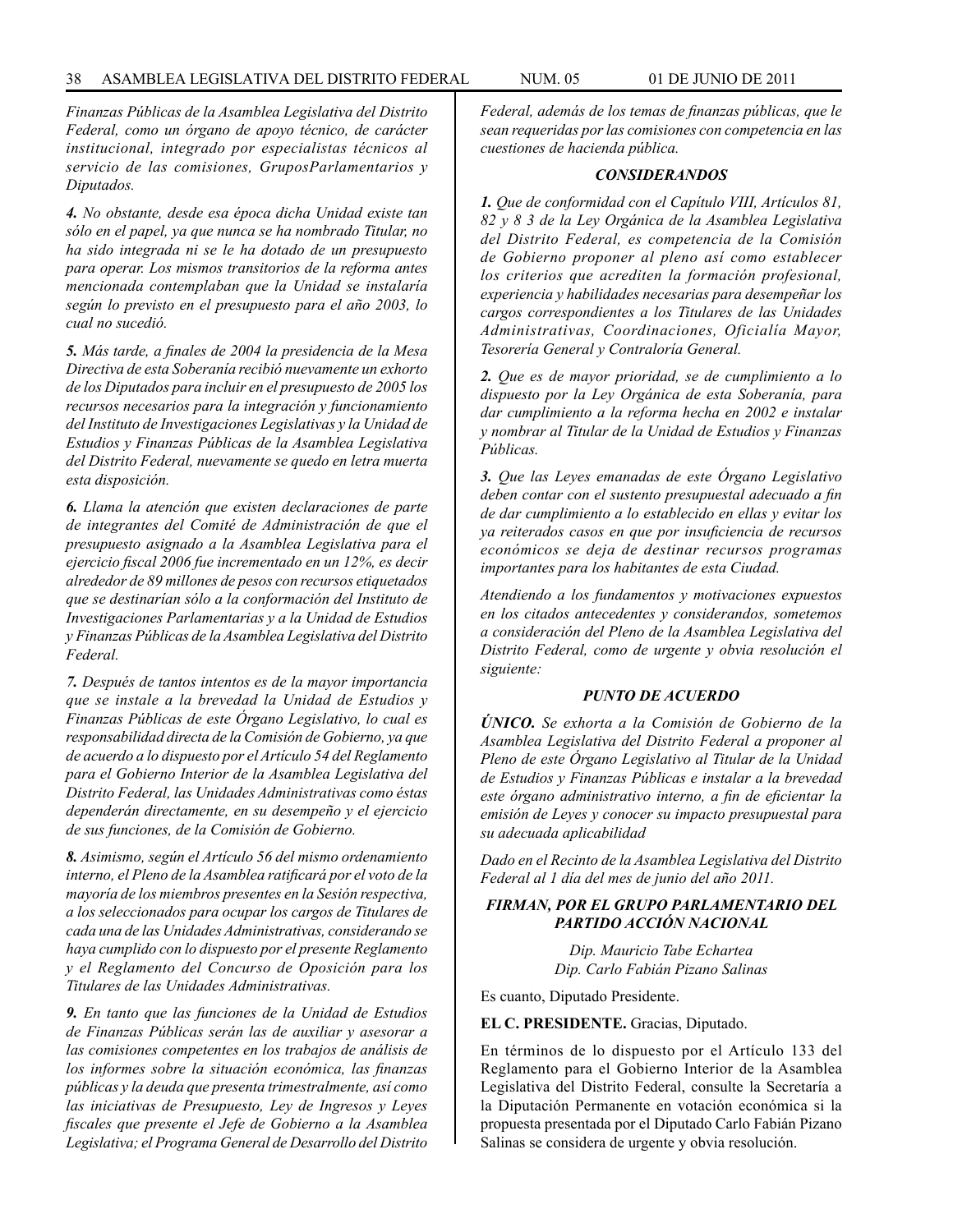*Finanzas Públicas de la Asamblea Legislativa del Distrito Federal, como un órgano de apoyo técnico, de carácter institucional, integrado por especialistas técnicos al servicio de las comisiones, GruposParlamentarios y Diputados.*

***4.*** *No obstante, desde esa época dicha Unidad existe tan sólo en el papel, ya que nunca se ha nombrado Titular, no ha sido integrada ni se le ha dotado de un presupuesto para operar. Los mismos transitorios de la reforma antes mencionada contemplaban que la Unidad se instalaría según lo previsto en el presupuesto para el año 2003, lo cual no sucedió.*

***5.*** *Más tarde, a finales de 2004 la presidencia de la Mesa Directiva de esta Soberanía recibió nuevamente un exhorto de los Diputados para incluir en el presupuesto de 2005 los recursos necesarios para la integración y funcionamiento del Instituto de Investigaciones Legislativas y la Unidad de Estudios y Finanzas Públicas de la Asamblea Legislativa del Distrito Federal, nuevamente se quedo en letra muerta esta disposición.*

***6.*** *Llama la atención que existen declaraciones de parte de integrantes del Comité de Administración de que el presupuesto asignado a la Asamblea Legislativa para el ejercicio fiscal 2006 fue incrementado en un 12%, es decir alrededor de 89 millones de pesos con recursos etiquetados que se destinarían sólo a la conformación del Instituto de Investigaciones Parlamentarias y a la Unidad de Estudios y Finanzas Públicas de la Asamblea Legislativa del Distrito Federal.*

***7.*** *Después de tantos intentos es de la mayor importancia que se instale a la brevedad la Unidad de Estudios y Finanzas Públicas de este Órgano Legislativo, lo cual es responsabilidad directa de la Comisión de Gobierno, ya que de acuerdo a lo dispuesto por el Artículo 54 del Reglamento para el Gobierno Interior de la Asamblea Legislativa del Distrito Federal, las Unidades Administrativas como éstas dependerán directamente, en su desempeño y el ejercicio de sus funciones, de la Comisión de Gobierno.*

***8.*** *Asimismo, según el Artículo 56 del mismo ordenamiento interno, el Pleno de la Asamblea ratificará por el voto de la mayoría de los miembros presentes en la Sesión respectiva, a los seleccionados para ocupar los cargos de Titulares de cada una de las Unidades Administrativas, considerando se haya cumplido con lo dispuesto por el presente Reglamento y el Reglamento del Concurso de Oposición para los Titulares de las Unidades Administrativas.*

***9.*** *En tanto que las funciones de la Unidad de Estudios de Finanzas Públicas serán las de auxiliar y asesorar a las comisiones competentes en los trabajos de análisis de los informes sobre la situación económica, las finanzas públicas y la deuda que presenta trimestralmente, así como las iniciativas de Presupuesto, Ley de Ingresos y Leyes fiscales que presente el Jefe de Gobierno a la Asamblea Legislativa; el Programa General de Desarrollo del Distrito Federal, además de los temas de finanzas públicas, que le sean requeridas por las comisiones con competencia en las cuestiones de hacienda pública.*

### *CONSIDERANDOS*

***1.*** *Que de conformidad con el Capítulo VIII, Artículos 81, 82 y 8 3 de la Ley Orgánica de la Asamblea Legislativa del Distrito Federal, es competencia de la Comisión de Gobierno proponer al pleno así como establecer los criterios que acrediten la formación profesional, experiencia y habilidades necesarias para desempeñar los cargos correspondientes a los Titulares de las Unidades Administrativas, Coordinaciones, Oficialía Mayor, Tesorería General y Contraloría General.*

***2.*** *Que es de mayor prioridad, se de cumplimiento a lo dispuesto por la Ley Orgánica de esta Soberanía, para dar cumplimiento a la reforma hecha en 2002 e instalar y nombrar al Titular de la Unidad de Estudios y Finanzas Públicas.*

***3.*** *Que las Leyes emanadas de este Órgano Legislativo deben contar con el sustento presupuestal adecuado a fin de dar cumplimiento a lo establecido en ellas y evitar los ya reiterados casos en que por insuficiencia de recursos económicos se deja de destinar recursos programas importantes para los habitantes de esta Ciudad.*

*Atendiendo a los fundamentos y motivaciones expuestos en los citados antecedentes y considerandos, sometemos a consideración del Pleno de la Asamblea Legislativa del Distrito Federal, como de urgente y obvia resolución el siguiente:*

### *PUNTO DE ACUERDO*

***ÚNICO.*** *Se exhorta a la Comisión de Gobierno de la Asamblea Legislativa del Distrito Federal a proponer al Pleno de este Órgano Legislativo al Titular de la Unidad de Estudios y Finanzas Públicas e instalar a la brevedad este órgano administrativo interno, a fin de eficientar la emisión de Leyes y conocer su impacto presupuestal para su adecuada aplicabilidad*

*Dado en el Recinto de la Asamblea Legislativa del Distrito Federal al 1 día del mes de junio del año 2011.*

***FIRMAN, POR EL GRUPO PARLAMENTARIO DEL PARTIDO ACCIÓN NACIONAL***

*Dip. Mauricio Tabe Echartea*
*Dip. Carlo Fabián Pizano Salinas*

Es cuanto, Diputado Presidente.

**EL C. PRESIDENTE.** Gracias, Diputado.

En términos de lo dispuesto por el Artículo 133 del Reglamento para el Gobierno Interior de la Asamblea Legislativa del Distrito Federal, consulte la Secretaría a la Diputación Permanente en votación económica si la propuesta presentada por el Diputado Carlo Fabián Pizano Salinas se considera de urgente y obvia resolución.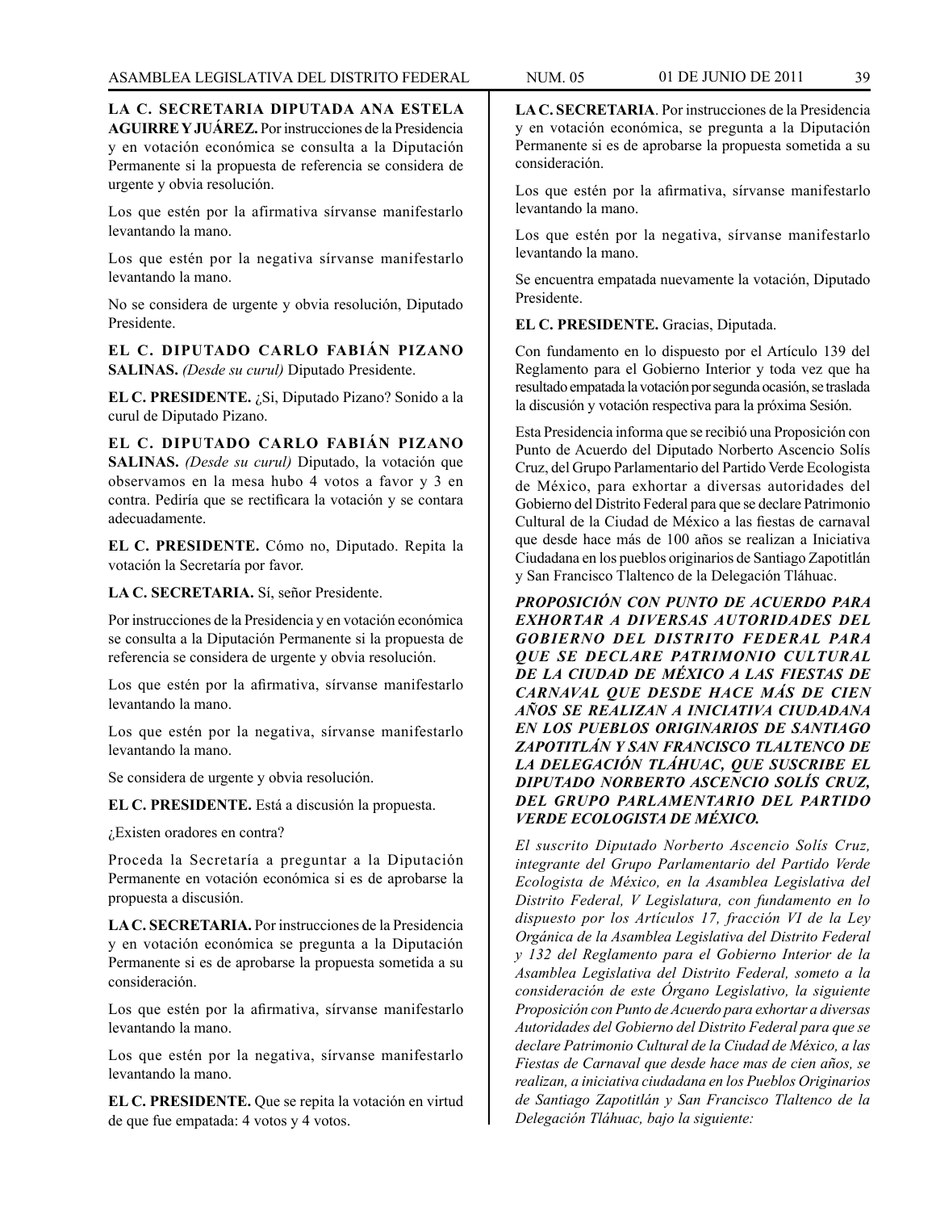**LA C. SECRETARIA DIPUTADA ANA ESTELA AGUIRRE Y JUÁREZ.** Por instrucciones de la Presidencia y en votación económica se consulta a la Diputación Permanente si la propuesta de referencia se considera de urgente y obvia resolución.

Los que estén por la afirmativa sírvanse manifestarlo levantando la mano.

Los que estén por la negativa sírvanse manifestarlo levantando la mano.

No se considera de urgente y obvia resolución, Diputado Presidente.

**EL C. DIPUTADO CARLO FABIÁN PIZANO SALINAS.** *(Desde su curul)* Diputado Presidente.

**EL C. PRESIDENTE.** ¿Si, Diputado Pizano? Sonido a la curul de Diputado Pizano.

**EL C. DIPUTADO CARLO FABIÁN PIZANO SALINAS.** *(Desde su curul)* Diputado, la votación que observamos en la mesa hubo 4 votos a favor y 3 en contra. Pediría que se rectificara la votación y se contara adecuadamente.

**EL C. PRESIDENTE.** Cómo no, Diputado. Repita la votación la Secretaría por favor.

**LA C. SECRETARIA.** Sí, señor Presidente.

Por instrucciones de la Presidencia y en votación económica se consulta a la Diputación Permanente si la propuesta de referencia se considera de urgente y obvia resolución.

Los que estén por la afirmativa, sírvanse manifestarlo levantando la mano.

Los que estén por la negativa, sírvanse manifestarlo levantando la mano.

Se considera de urgente y obvia resolución.

**EL C. PRESIDENTE.** Está a discusión la propuesta.

¿Existen oradores en contra?

Proceda la Secretaría a preguntar a la Diputación Permanente en votación económica si es de aprobarse la propuesta a discusión.

**LA C. SECRETARIA.** Por instrucciones de la Presidencia y en votación económica se pregunta a la Diputación Permanente si es de aprobarse la propuesta sometida a su consideración.

Los que estén por la afirmativa, sírvanse manifestarlo levantando la mano.

Los que estén por la negativa, sírvanse manifestarlo levantando la mano.

**EL C. PRESIDENTE.** Que se repita la votación en virtud de que fue empatada: 4 votos y 4 votos.

**LA C. SECRETARIA**. Por instrucciones de la Presidencia y en votación económica, se pregunta a la Diputación Permanente si es de aprobarse la propuesta sometida a su consideración.

Los que estén por la afirmativa, sírvanse manifestarlo levantando la mano.

Los que estén por la negativa, sírvanse manifestarlo levantando la mano.

Se encuentra empatada nuevamente la votación, Diputado Presidente.

**EL C. PRESIDENTE.** Gracias, Diputada.

Con fundamento en lo dispuesto por el Artículo 139 del Reglamento para el Gobierno Interior y toda vez que ha resultado empatada la votación por segunda ocasión, se traslada la discusión y votación respectiva para la próxima Sesión.

Esta Presidencia informa que se recibió una Proposición con Punto de Acuerdo del Diputado Norberto Ascencio Solís Cruz, del Grupo Parlamentario del Partido Verde Ecologista de México, para exhortar a diversas autoridades del Gobierno del Distrito Federal para que se declare Patrimonio Cultural de la Ciudad de México a las fiestas de carnaval que desde hace más de 100 años se realizan a Iniciativa Ciudadana en los pueblos originarios de Santiago Zapotitlán y San Francisco Tlaltenco de la Delegación Tláhuac.

***PROPOSICIÓN CON PUNTO DE ACUERDO PARA EXHORTAR A DIVERSAS AUTORIDADES DEL GOBIERNO DEL DISTRITO FEDERAL PARA QUE SE DECLARE PATRIMONIO CULTURAL DE LA CIUDAD DE MÉXICO A LAS FIESTAS DE CARNAVAL QUE DESDE HACE MÁS DE CIEN AÑOS SE REALIZAN A INICIATIVA CIUDADANA EN LOS PUEBLOS ORIGINARIOS DE SANTIAGO ZAPOTITLÁN Y SAN FRANCISCO TLALTENCO DE LA DELEGACIÓN TLÁHUAC, QUE SUSCRIBE EL DIPUTADO NORBERTO ASCENCIO SOLÍS CRUZ, DEL GRUPO PARLAMENTARIO DEL PARTIDO VERDE ECOLOGISTA DE MÉXICO.***

*El suscrito Diputado Norberto Ascencio Solís Cruz, integrante del Grupo Parlamentario del Partido Verde Ecologista de México, en la Asamblea Legislativa del Distrito Federal, V Legislatura, con fundamento en lo dispuesto por los Artículos 17, fracción VI de la Ley Orgánica de la Asamblea Legislativa del Distrito Federal y 132 del Reglamento para el Gobierno Interior de la Asamblea Legislativa del Distrito Federal, someto a la consideración de este Órgano Legislativo, la siguiente Proposición con Punto de Acuerdo para exhortar a diversas Autoridades del Gobierno del Distrito Federal para que se declare Patrimonio Cultural de la Ciudad de México, a las Fiestas de Carnaval que desde hace mas de cien años, se realizan, a iniciativa ciudadana en los Pueblos Originarios de Santiago Zapotitlán y San Francisco Tlaltenco de la Delegación Tláhuac, bajo la siguiente:*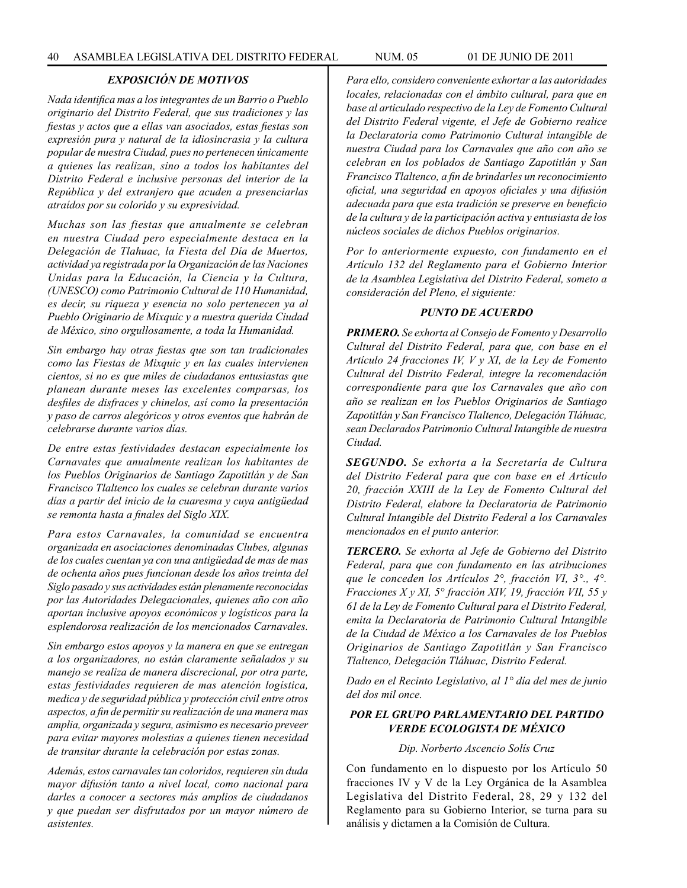### *EXPOSICIÓN DE MOTIVOS*

*Nada identifica mas a los integrantes de un Barrio o Pueblo originario del Distrito Federal, que sus tradiciones y las fiestas y actos que a ellas van asociados, estas fiestas son expresión pura y natural de la idiosincrasia y la cultura popular de nuestra Ciudad, pues no pertenecen únicamente a quienes las realizan, sino a todos los habitantes del Distrito Federal e inclusive personas del interior de la República y del extranjero que acuden a presenciarlas atraídos por su colorido y su expresividad.*

*Muchas son las fiestas que anualmente se celebran en nuestra Ciudad pero especialmente destaca en la Delegación de Tlahuac, la Fiesta del Día de Muertos, actividad ya registrada por la Organización de las Naciones Unidas para la Educación, la Ciencia y la Cultura, (UNESCO) como Patrimonio Cultural de 110 Humanidad, es decir, su riqueza y esencia no solo pertenecen ya al Pueblo Originario de Mixquic y a nuestra querida Ciudad de México, sino orgullosamente, a toda la Humanidad.*

*Sin embargo hay otras fiestas que son tan tradicionales como las Fiestas de Mixquic y en las cuales intervienen cientos, si no es que miles de ciudadanos entusiastas que planean durante meses las excelentes comparsas, los desfiles de disfraces y chinelos, así como la presentación y paso de carros alegóricos y otros eventos que habrán de celebrarse durante varios días.*

*De entre estas festividades destacan especialmente los Carnavales que anualmente realizan los habitantes de los Pueblos Originarios de Santiago Zapotitlán y de San Francisco Tlaltenco los cuales se celebran durante varios días a partir del inicio de la cuaresma y cuya antigüedad se remonta hasta a finales del Siglo XIX.*

*Para estos Carnavales, la comunidad se encuentra organizada en asociaciones denominadas Clubes, algunas de los cuales cuentan ya con una antigüedad de mas de mas de ochenta años pues funcionan desde los años treinta del Siglo pasado y sus actividades están plenamente reconocidas por las Autoridades Delegacionales, quienes año con año aportan inclusive apoyos económicos y logísticos para la esplendorosa realización de los mencionados Carnavales.*

*Sin embargo estos apoyos y la manera en que se entregan a los organizadores, no están claramente señalados y su manejo se realiza de manera discrecional, por otra parte, estas festividades requieren de mas atención logística, medica y de seguridad pública y protección civil entre otros aspectos, a fin de permitir su realización de una manera mas amplia, organizada y segura, asimismo es necesario preveer para evitar mayores molestias a quienes tienen necesidad de transitar durante la celebración por estas zonas.*

*Además, estos carnavales tan coloridos, requieren sin duda mayor difusión tanto a nivel local, como nacional para darles a conocer a sectores más amplios de ciudadanos y que puedan ser disfrutados por un mayor número de asistentes.*

*Para ello, considero conveniente exhortar a las autoridades locales, relacionadas con el ámbito cultural, para que en base al articulado respectivo de la Ley de Fomento Cultural del Distrito Federal vigente, el Jefe de Gobierno realice la Declaratoria como Patrimonio Cultural intangible de nuestra Ciudad para los Carnavales que año con año se celebran en los poblados de Santiago Zapotitlán y San Francisco Tlaltenco, a fin de brindarles un reconocimiento oficial, una seguridad en apoyos oficiales y una difusión adecuada para que esta tradición se preserve en beneficio de la cultura y de la participación activa y entusiasta de los núcleos sociales de dichos Pueblos originarios.*

*Por lo anteriormente expuesto, con fundamento en el Artículo 132 del Reglamento para el Gobierno Interior de la Asamblea Legislativa del Distrito Federal, someto a consideración del Pleno, el siguiente:*

### *PUNTO DE ACUERDO*

***PRIMERO.*** *Se exhorta al Consejo de Fomento y Desarrollo Cultural del Distrito Federal, para que, con base en el Artículo 24 fracciones IV, V y XI, de la Ley de Fomento Cultural del Distrito Federal, integre la recomendación correspondiente para que los Carnavales que año con año se realizan en los Pueblos Originarios de Santiago Zapotitlán y San Francisco Tlaltenco, Delegación Tláhuac, sean Declarados Patrimonio Cultural Intangible de nuestra Ciudad.*

***SEGUNDO.*** *Se exhorta a la Secretaría de Cultura del Distrito Federal para que con base en el Artículo 20, fracción XXIII de la Ley de Fomento Cultural del Distrito Federal, elabore la Declaratoria de Patrimonio Cultural Intangible del Distrito Federal a los Carnavales mencionados en el punto anterior.*

***TERCERO.*** *Se exhorta al Jefe de Gobierno del Distrito Federal, para que con fundamento en las atribuciones que le conceden los Artículos 2°, fracción VI, 3°., 4°. Fracciones X y XI, 5° fracción XIV, 19, fracción VII, 55 y 61 de la Ley de Fomento Cultural para el Distrito Federal, emita la Declaratoria de Patrimonio Cultural Intangible de la Ciudad de México a los Carnavales de los Pueblos Originarios de Santiago Zapotitlán y San Francisco Tlaltenco, Delegación Tláhuac, Distrito Federal.*

*Dado en el Recinto Legislativo, al 1° día del mes de junio del dos mil once.*

***POR EL GRUPO PARLAMENTARIO DEL PARTIDO VERDE ECOLOGISTA DE MÉXICO***

*Dip. Norberto Ascencio Solís Cruz*

Con fundamento en lo dispuesto por los Artículo 50 fracciones IV y V de la Ley Orgánica de la Asamblea Legislativa del Distrito Federal, 28, 29 y 132 del Reglamento para su Gobierno Interior, se turna para su análisis y dictamen a la Comisión de Cultura.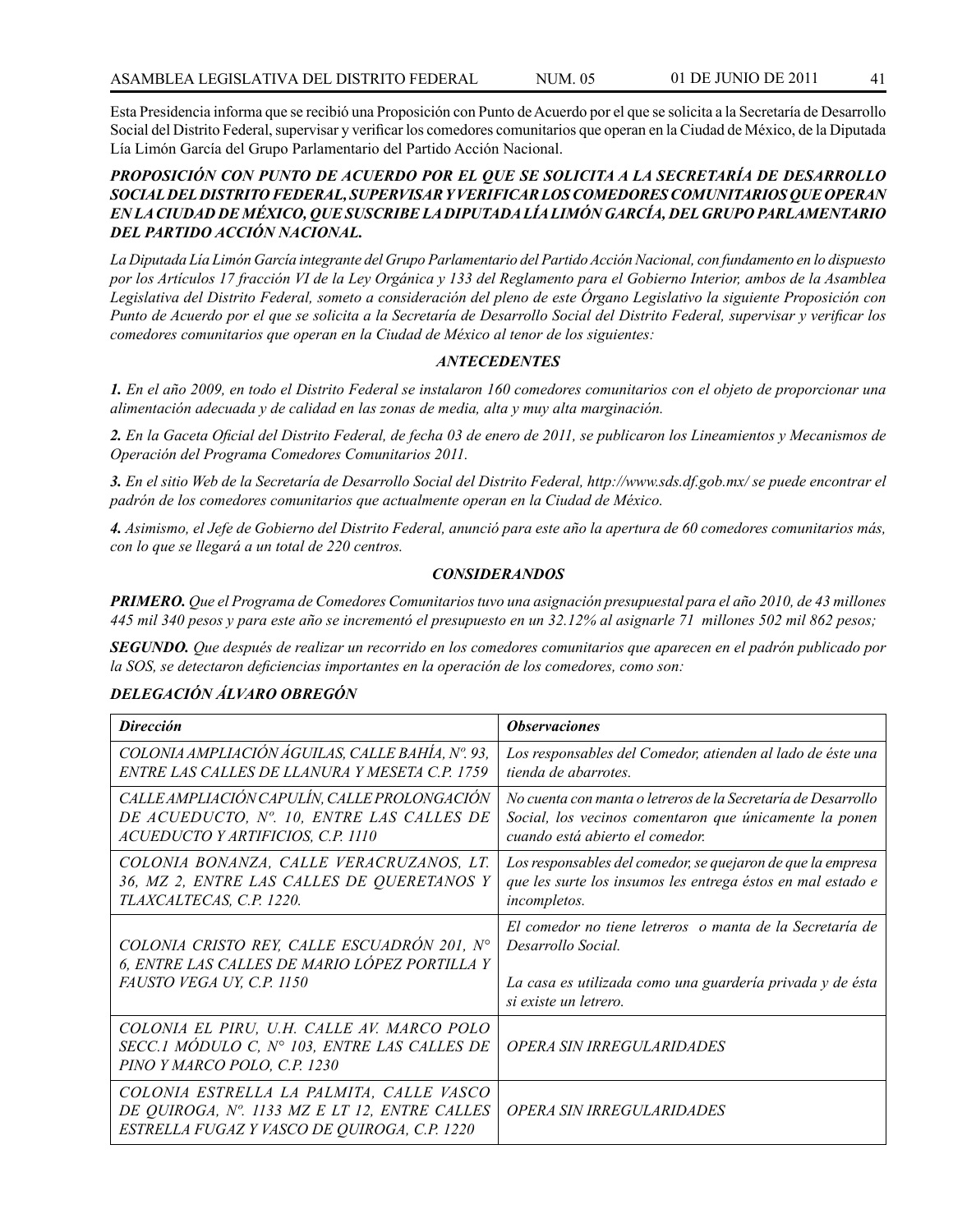Esta Presidencia informa que se recibió una Proposición con Punto de Acuerdo por el que se solicita a la Secretaría de Desarrollo Social del Distrito Federal, supervisar y verificar los comedores comunitarios que operan en la Ciudad de México, de la Diputada Lía Limón García del Grupo Parlamentario del Partido Acción Nacional.

***PROPOSICIÓN CON PUNTO DE ACUERDO POR EL QUE SE SOLICITA A LA SECRETARÍA DE DESARROLLO SOCIAL DEL DISTRITO FEDERAL, SUPERVISAR Y VERIFICAR LOS COMEDORES COMUNITARIOS QUE OPERAN EN LA CIUDAD DE MÉXICO, QUE SUSCRIBE LA DIPUTADA LÍA LIMÓN GARCÍA, DEL GRUPO PARLAMENTARIO DEL PARTIDO ACCIÓN NACIONAL.***

*La Diputada Lía Limón García integrante del Grupo Parlamentario del Partido Acción Nacional, con fundamento en lo dispuesto por los Artículos 17 fracción VI de la Ley Orgánica y 133 del Reglamento para el Gobierno Interior, ambos de la Asamblea Legislativa del Distrito Federal, someto a consideración del pleno de este Órgano Legislativo la siguiente Proposición con Punto de Acuerdo por el que se solicita a la Secretaría de Desarrollo Social del Distrito Federal, supervisar y verificar los comedores comunitarios que operan en la Ciudad de México al tenor de los siguientes:*

***ANTECEDENTES***

***1.*** *En el año 2009, en todo el Distrito Federal se instalaron 160 comedores comunitarios con el objeto de proporcionar una alimentación adecuada y de calidad en las zonas de media, alta y muy alta marginación.*

***2.*** *En la Gaceta Oficial del Distrito Federal, de fecha 03 de enero de 2011, se publicaron los Lineamientos y Mecanismos de Operación del Programa Comedores Comunitarios 2011.*

***3.*** *En el sitio Web de la Secretaría de Desarrollo Social del Distrito Federal, http://www.sds.df.gob.mx/ se puede encontrar el padrón de los comedores comunitarios que actualmente operan en la Ciudad de México.*

***4.*** *Asimismo, el Jefe de Gobierno del Distrito Federal, anunció para este año la apertura de 60 comedores comunitarios más, con lo que se llegará a un total de 220 centros.*

***CONSIDERANDOS***

***PRIMERO.*** *Que el Programa de Comedores Comunitarios tuvo una asignación presupuestal para el año 2010, de 43 millones 445 mil 340 pesos y para este año se incrementó el presupuesto en un 32.12% al asignarle 71 millones 502 mil 862 pesos;*

***SEGUNDO.*** *Que después de realizar un recorrido en los comedores comunitarios que aparecen en el padrón publicado por la SOS, se detectaron deficiencias importantes en la operación de los comedores, como son:*

***DELEGACIÓN ÁLVARO OBREGÓN***

| ***Dirección*** | ***Observaciones*** |
|---|---|
| *COLONIA AMPLIACIÓN ÁGUILAS, CALLE BAHÍA, Nº. 93, ENTRE LAS CALLES DE LLANURA Y MESETA C.P. 1759* | *Los responsables del Comedor, atienden al lado de éste una tienda de abarrotes.* |
| *CALLE AMPLIACIÓN CAPULÍN, CALLE PROLONGACIÓN DE ACUEDUCTO, Nº. 10, ENTRE LAS CALLES DE ACUEDUCTO Y ARTIFICIOS, C.P. 1110* | *No cuenta con manta o letreros de la Secretaría de Desarrollo Social, los vecinos comentaron que únicamente la ponen cuando está abierto el comedor.* |
| *COLONIA BONANZA, CALLE VERACRUZANOS, LT. 36, MZ 2, ENTRE LAS CALLES DE QUERETANOS Y TLAXCALTECAS, C.P. 1220.* | *Los responsables del comedor, se quejaron de que la empresa que les surte los insumos les entrega éstos en mal estado e incompletos.* |
| *COLONIA CRISTO REY, CALLE ESCUADRÓN 201, N° 6, ENTRE LAS CALLES DE MARIO LÓPEZ PORTILLA Y FAUSTO VEGA UY, C.P. 1150* | *El comedor no tiene letreros o manta de la Secretaría de Desarrollo Social.* <br><br> *La casa es utilizada como una guardería privada y de ésta si existe un letrero.* |
| *COLONIA EL PIRU, U.H. CALLE AV. MARCO POLO SECC.1 MÓDULO C, N° 103, ENTRE LAS CALLES DE PINO Y MARCO POLO, C.P. 1230* | *OPERA SIN IRREGULARIDADES* |
| *COLONIA ESTRELLA LA PALMITA, CALLE VASCO DE QUIROGA, Nº. 1133 MZ E LT 12, ENTRE CALLES ESTRELLA FUGAZ Y VASCO DE QUIROGA, C.P. 1220* | *OPERA SIN IRREGULARIDADES* |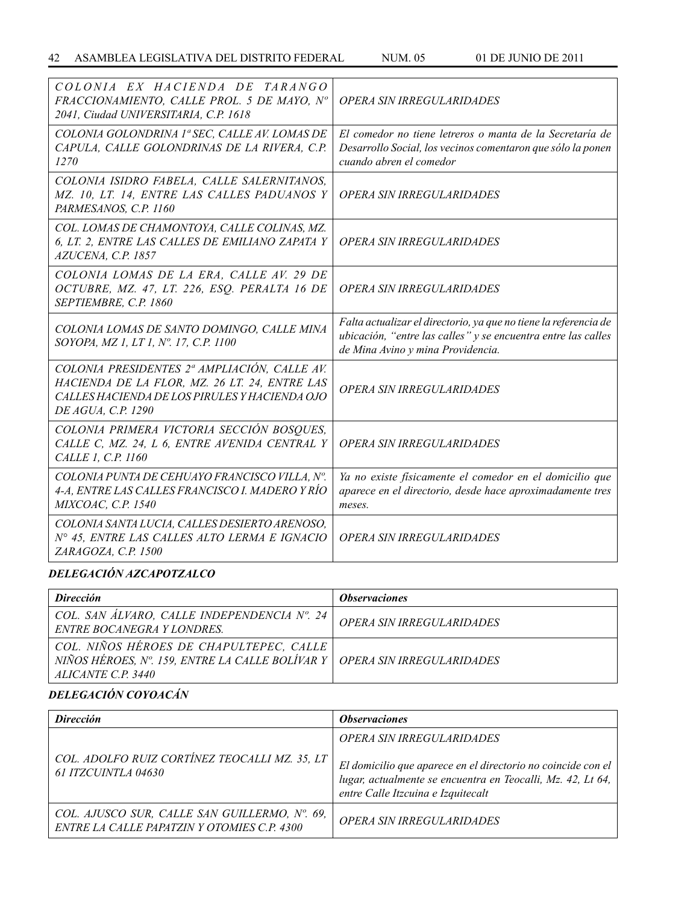| | |
|---|---|
| *COLONIA EX HACIENDA DE TARANGO FRACCIONAMIENTO, CALLE PROL. 5 DE MAYO, Nº 2041, Ciudad UNIVERSITARIA, C.P. 1618* | *OPERA SIN IRREGULARIDADES* |
| *COLONIA GOLONDRINA 1ª SEC, CALLE AV. LOMAS DE CAPULA, CALLE GOLONDRINAS DE LA RIVERA, C.P. 1270* | *El comedor no tiene letreros o manta de la Secretaría de Desarrollo Social, los vecinos comentaron que sólo la ponen cuando abren el comedor* |
| *COLONIA ISIDRO FABELA, CALLE SALERNITANOS, MZ. 10, LT. 14, ENTRE LAS CALLES PADUANOS Y PARMESANOS, C.P. 1160* | *OPERA SIN IRREGULARIDADES* |
| *COL. LOMAS DE CHAMONTOYA, CALLE COLINAS, MZ. 6, LT. 2, ENTRE LAS CALLES DE EMILIANO ZAPATA Y AZUCENA, C.P. 1857* | *OPERA SIN IRREGULARIDADES* |
| *COLONIA LOMAS DE LA ERA, CALLE AV. 29 DE OCTUBRE, MZ. 47, LT. 226, ESQ. PERALTA 16 DE SEPTIEMBRE, C.P. 1860* | *OPERA SIN IRREGULARIDADES* |
| *COLONIA LOMAS DE SANTO DOMINGO, CALLE MINA SOYOPA, MZ 1, LT 1, Nº. 17, C.P. 1100* | *Falta actualizar el directorio, ya que no tiene la referencia de ubicación, "entre las calles" y se encuentra entre las calles de Mina Avino y mina Providencia.* |
| *COLONIA PRESIDENTES 2ª AMPLIACIÓN, CALLE AV. HACIENDA DE LA FLOR, MZ. 26 LT. 24, ENTRE LAS CALLES HACIENDA DE LOS PIRULES Y HACIENDA OJO DE AGUA, C.P. 1290* | *OPERA SIN IRREGULARIDADES* |
| *COLONIA PRIMERA VICTORIA SECCIÓN BOSQUES, CALLE C, MZ. 24, L 6, ENTRE AVENIDA CENTRAL Y CALLE 1, C.P. 1160* | *OPERA SIN IRREGULARIDADES* |
| *COLONIA PUNTA DE CEHUAYO FRANCISCO VILLA, Nº. 4-A, ENTRE LAS CALLES FRANCISCO I. MADERO Y RÍO MIXCOAC, C.P. 1540* | *Ya no existe físicamente el comedor en el domicilio que aparece en el directorio, desde hace aproximadamente tres meses.* |
| *COLONIA SANTA LUCIA, CALLES DESIERTO ARENOSO, N° 45, ENTRE LAS CALLES ALTO LERMA E IGNACIO ZARAGOZA, C.P. 1500* | *OPERA SIN IRREGULARIDADES* |

***DELEGACIÓN AZCAPOTZALCO***

| ***Dirección*** | ***Observaciones*** |
|---|---|
| *COL. SAN ÁLVARO, CALLE INDEPENDENCIA Nº. 24 ENTRE BOCANEGRA Y LONDRES.* | *OPERA SIN IRREGULARIDADES* |
| *COL. NIÑOS HÉROES DE CHAPULTEPEC, CALLE NIÑOS HÉROES, Nº. 159, ENTRE LA CALLE BOLÍVAR Y ALICANTE C.P. 3440* | *OPERA SIN IRREGULARIDADES* |

***DELEGACIÓN COYOACÁN***

| ***Dirección*** | ***Observaciones*** |
|---|---|
| *COL. ADOLFO RUIZ CORTÍNEZ TEOCALLI MZ. 35, LT 61 ITZCUINTLA 04630* | *OPERA SIN IRREGULARIDADES*<br><br>*El domicilio que aparece en el directorio no coincide con el lugar, actualmente se encuentra en Teocalli, Mz. 42, Lt 64, entre Calle Itzcuina e Izquitecalt* |
| *COL. AJUSCO SUR, CALLE SAN GUILLERMO, Nº. 69, ENTRE LA CALLE PAPATZIN Y OTOMIES C.P. 4300* | *OPERA SIN IRREGULARIDADES* |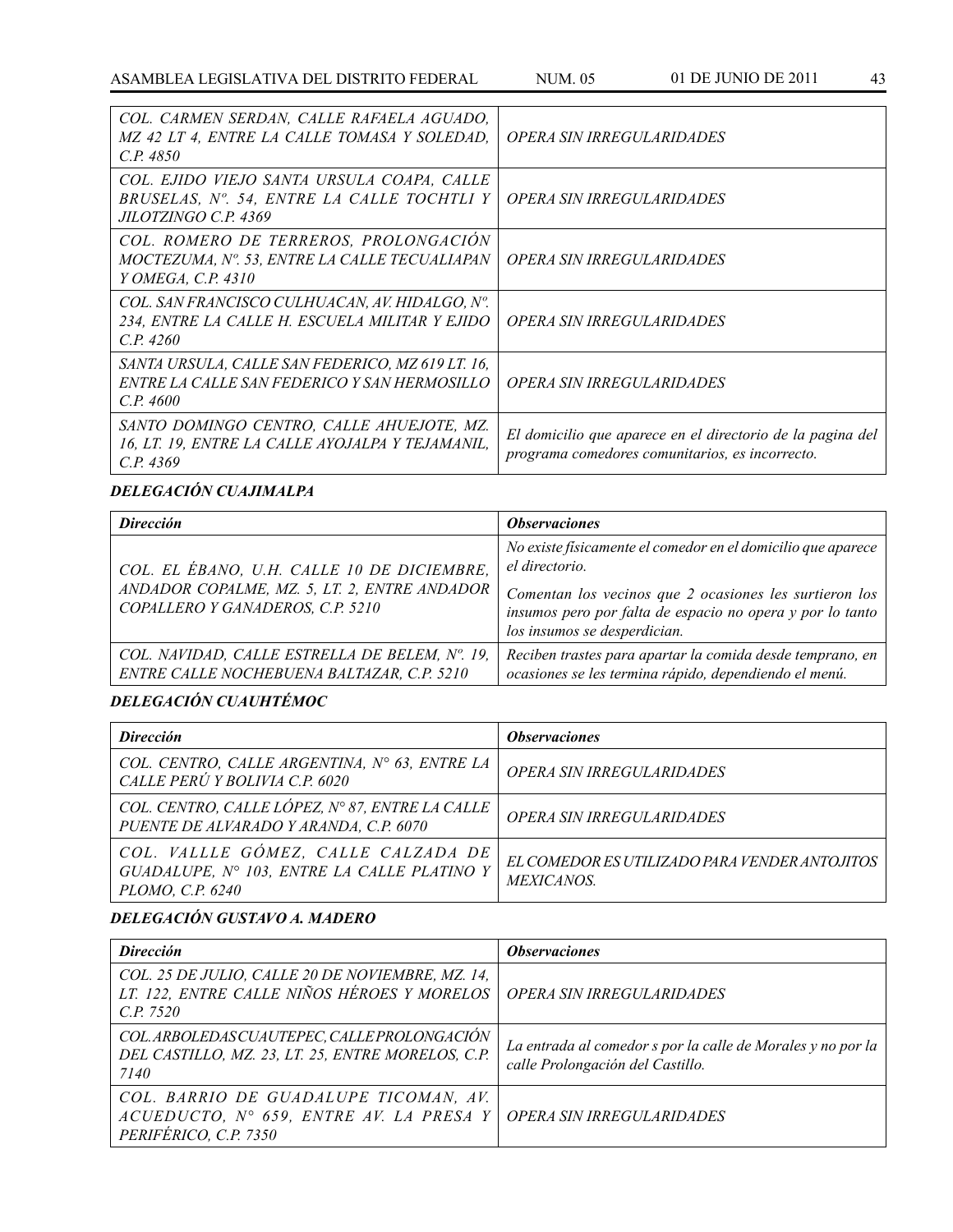| | |
|---|---|
| *COL. CARMEN SERDAN, CALLE RAFAELA AGUADO, MZ 42 LT 4, ENTRE LA CALLE TOMASA Y SOLEDAD, C.P. 4850* | *OPERA SIN IRREGULARIDADES* |
| *COL. EJIDO VIEJO SANTA URSULA COAPA, CALLE BRUSELAS, Nº. 54, ENTRE LA CALLE TOCHTLI Y JILOTZINGO C.P. 4369* | *OPERA SIN IRREGULARIDADES* |
| *COL. ROMERO DE TERREROS, PROLONGACIÓN MOCTEZUMA, Nº. 53, ENTRE LA CALLE TECUALIAPAN Y OMEGA, C.P. 4310* | *OPERA SIN IRREGULARIDADES* |
| *COL. SAN FRANCISCO CULHUACAN, AV. HIDALGO, Nº. 234, ENTRE LA CALLE H. ESCUELA MILITAR Y EJIDO C.P. 4260* | *OPERA SIN IRREGULARIDADES* |
| *SANTA URSULA, CALLE SAN FEDERICO, MZ 619 LT. 16, ENTRE LA CALLE SAN FEDERICO Y SAN HERMOSILLO C.P. 4600* | *OPERA SIN IRREGULARIDADES* |
| *SANTO DOMINGO CENTRO, CALLE AHUEJOTE, MZ. 16, LT. 19, ENTRE LA CALLE AYOJALPA Y TEJAMANIL, C.P. 4369* | *El domicilio que aparece en el directorio de la pagina del programa comedores comunitarios, es incorrecto.* |

***DELEGACIÓN CUAJIMALPA***

| ***Dirección*** | ***Observaciones*** |
|---|---|
| *COL. EL ÉBANO, U.H. CALLE 10 DE DICIEMBRE, ANDADOR COPALME, MZ. 5, LT. 2, ENTRE ANDADOR COPALLERO Y GANADEROS, C.P. 5210* | *No existe físicamente el comedor en el domicilio que aparece el directorio.* <br> *Comentan los vecinos que 2 ocasiones les surtieron los insumos pero por falta de espacio no opera y por lo tanto los insumos se desperdician.* |
| *COL. NAVIDAD, CALLE ESTRELLA DE BELEM, Nº. 19, ENTRE CALLE NOCHEBUENA BALTAZAR, C.P. 5210* | *Reciben trastes para apartar la comida desde temprano, en ocasiones se les termina rápido, dependiendo el menú.* |

***DELEGACIÓN CUAUHTÉMOC***

| ***Dirección*** | ***Observaciones*** |
|---|---|
| *COL. CENTRO, CALLE ARGENTINA, N° 63, ENTRE LA CALLE PERÚ Y BOLIVIA C.P. 6020* | *OPERA SIN IRREGULARIDADES* |
| *COL. CENTRO, CALLE LÓPEZ, N° 87, ENTRE LA CALLE PUENTE DE ALVARADO Y ARANDA, C.P. 6070* | *OPERA SIN IRREGULARIDADES* |
| *COL. VALLLE GÓMEZ, CALLE CALZADA DE GUADALUPE, N° 103, ENTRE LA CALLE PLATINO Y PLOMO, C.P. 6240* | *EL COMEDOR ES UTILIZADO PARA VENDER ANTOJITOS MEXICANOS.* |

***DELEGACIÓN GUSTAVO A. MADERO***

| ***Dirección*** | ***Observaciones*** |
|---|---|
| *COL. 25 DE JULIO, CALLE 20 DE NOVIEMBRE, MZ. 14, LT. 122, ENTRE CALLE NIÑOS HÉROES Y MORELOS C.P. 7520* | *OPERA SIN IRREGULARIDADES* |
| *COL. ARBOLEDAS CUAUTEPEC, CALLE PROLONGACIÓN DEL CASTILLO, MZ. 23, LT. 25, ENTRE MORELOS, C.P. 7140* | *La entrada al comedor s por la calle de Morales y no por la calle Prolongación del Castillo.* |
| *COL. BARRIO DE GUADALUPE TICOMAN, AV. ACUEDUCTO, N° 659, ENTRE AV. LA PRESA Y PERIFÉRICO, C.P. 7350* | *OPERA SIN IRREGULARIDADES* |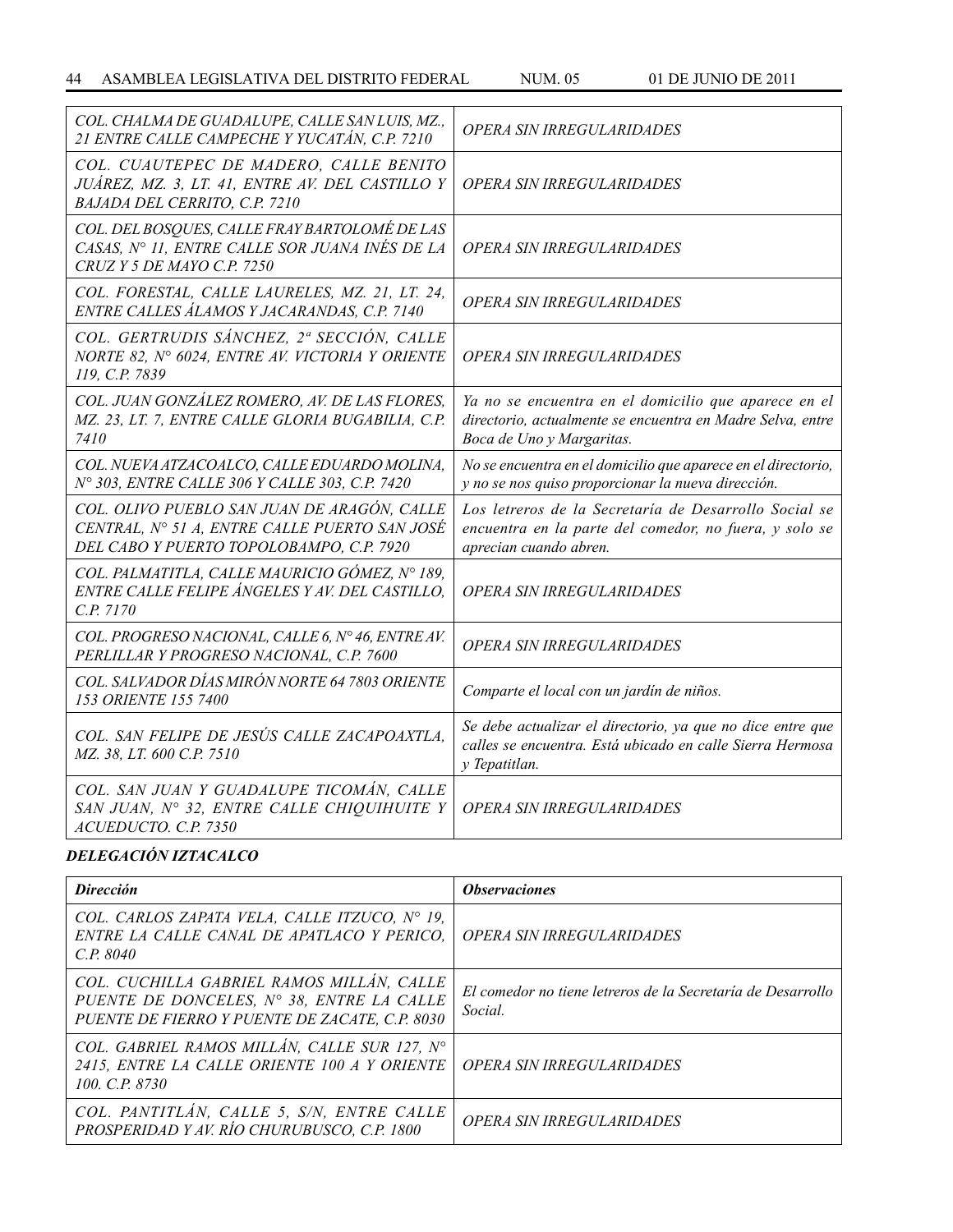| | |
|---|---|
| *COL. CHALMA DE GUADALUPE, CALLE SAN LUIS, MZ., 21 ENTRE CALLE CAMPECHE Y YUCATÁN, C.P. 7210* | *OPERA SIN IRREGULARIDADES* |
| *COL. CUAUTEPEC DE MADERO, CALLE BENITO JUÁREZ, MZ. 3, LT. 41, ENTRE AV. DEL CASTILLO Y BAJADA DEL CERRITO, C.P. 7210* | *OPERA SIN IRREGULARIDADES* |
| *COL. DEL BOSQUES, CALLE FRAY BARTOLOMÉ DE LAS CASAS, N° 11, ENTRE CALLE SOR JUANA INÉS DE LA CRUZ Y 5 DE MAYO C.P. 7250* | *OPERA SIN IRREGULARIDADES* |
| *COL. FORESTAL, CALLE LAURELES, MZ. 21, LT. 24, ENTRE CALLES ÁLAMOS Y JACARANDAS, C.P. 7140* | *OPERA SIN IRREGULARIDADES* |
| *COL. GERTRUDIS SÁNCHEZ, 2ª SECCIÓN, CALLE NORTE 82, N° 6024, ENTRE AV. VICTORIA Y ORIENTE 119, C.P. 7839* | *OPERA SIN IRREGULARIDADES* |
| *COL. JUAN GONZÁLEZ ROMERO, AV. DE LAS FLORES, MZ. 23, LT. 7, ENTRE CALLE GLORIA BUGABILIA, C.P. 7410* | *Ya no se encuentra en el domicilio que aparece en el directorio, actualmente se encuentra en Madre Selva, entre Boca de Uno y Margaritas.* |
| *COL. NUEVA ATZACOALCO, CALLE EDUARDO MOLINA, N° 303, ENTRE CALLE 306 Y CALLE 303, C.P. 7420* | *No se encuentra en el domicilio que aparece en el directorio, y no se nos quiso proporcionar la nueva dirección.* |
| *COL. OLIVO PUEBLO SAN JUAN DE ARAGÓN, CALLE CENTRAL, N° 51 A, ENTRE CALLE PUERTO SAN JOSÉ DEL CABO Y PUERTO TOPOLOBAMPO, C.P. 7920* | *Los letreros de la Secretaría de Desarrollo Social se encuentra en la parte del comedor, no fuera, y solo se aprecian cuando abren.* |
| *COL. PALMATITLA, CALLE MAURICIO GÓMEZ, N° 189, ENTRE CALLE FELIPE ÁNGELES Y AV. DEL CASTILLO, C.P. 7170* | *OPERA SIN IRREGULARIDADES* |
| *COL. PROGRESO NACIONAL, CALLE 6, N° 46, ENTRE AV. PERLILLAR Y PROGRESO NACIONAL, C.P. 7600* | *OPERA SIN IRREGULARIDADES* |
| *COL. SALVADOR DÍAS MIRÓN NORTE 64 7803 ORIENTE 153 ORIENTE 155 7400* | *Comparte el local con un jardín de niños.* |
| *COL. SAN FELIPE DE JESÚS CALLE ZACAPOAXTLA, MZ. 38, LT. 600 C.P. 7510* | *Se debe actualizar el directorio, ya que no dice entre que calles se encuentra. Está ubicado en calle Sierra Hermosa y Tepatitlan.* |
| *COL. SAN JUAN Y GUADALUPE TICOMÁN, CALLE SAN JUAN, N° 32, ENTRE CALLE CHIQUIHUITE Y ACUEDUCTO. C.P. 7350* | *OPERA SIN IRREGULARIDADES* |

***DELEGACIÓN IZTACALCO***

| ***Dirección*** | ***Observaciones*** |
|---|---|
| *COL. CARLOS ZAPATA VELA, CALLE ITZUCO, N° 19, ENTRE LA CALLE CANAL DE APATLACO Y PERICO, C.P. 8040* | *OPERA SIN IRREGULARIDADES* |
| *COL. CUCHILLA GABRIEL RAMOS MILLÁN, CALLE PUENTE DE DONCELES, N° 38, ENTRE LA CALLE PUENTE DE FIERRO Y PUENTE DE ZACATE, C.P. 8030* | *El comedor no tiene letreros de la Secretaría de Desarrollo Social.* |
| *COL. GABRIEL RAMOS MILLÁN, CALLE SUR 127, N° 2415, ENTRE LA CALLE ORIENTE 100 A Y ORIENTE 100. C.P. 8730* | *OPERA SIN IRREGULARIDADES* |
| *COL. PANTITLÁN, CALLE 5, S/N, ENTRE CALLE PROSPERIDAD Y AV. RÍO CHURUBUSCO, C.P. 1800* | *OPERA SIN IRREGULARIDADES* |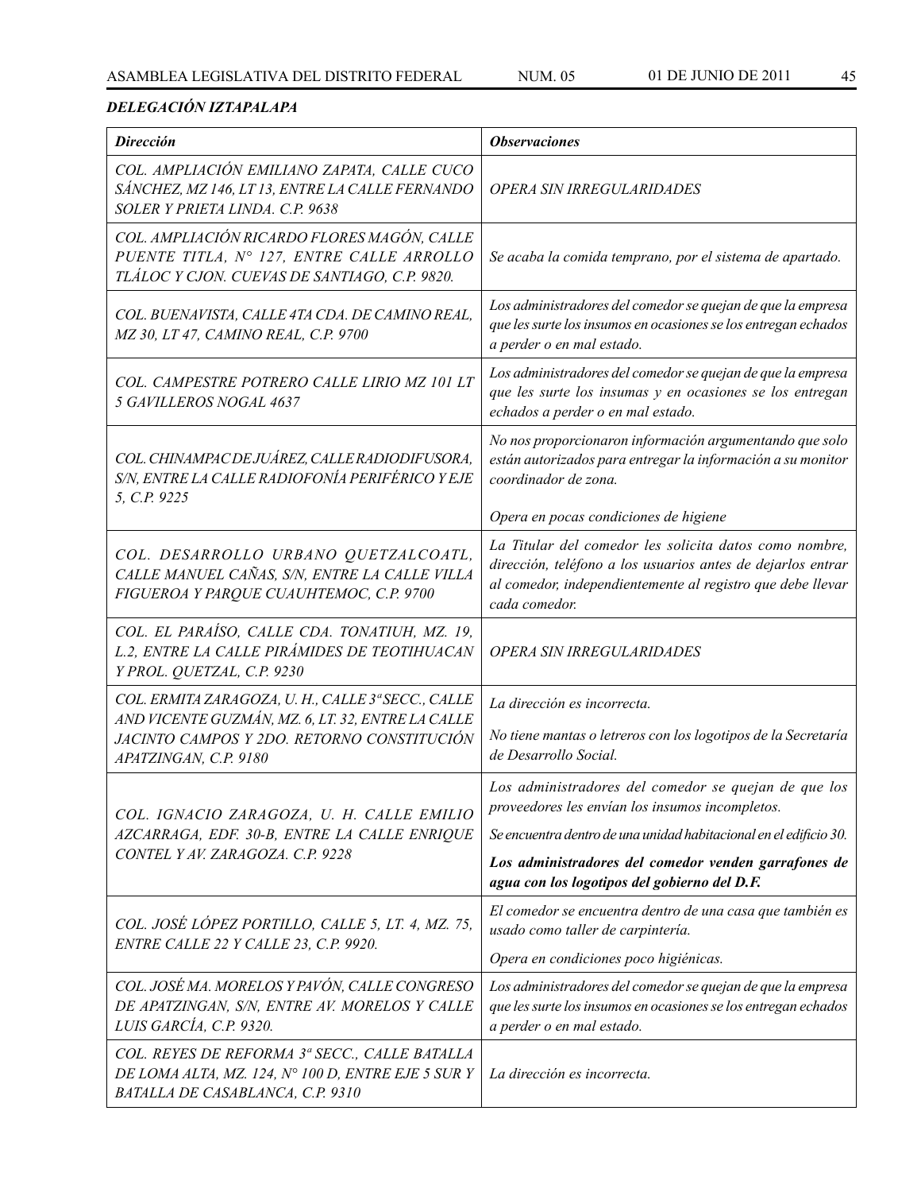***DELEGACIÓN IZTAPALAPA***

| *Dirección* | *Observaciones* |
|---|---|
| *COL. AMPLIACIÓN EMILIANO ZAPATA, CALLE CUCO SÁNCHEZ, MZ 146, LT 13, ENTRE LA CALLE FERNANDO SOLER Y PRIETA LINDA. C.P. 9638* | *OPERA SIN IRREGULARIDADES* |
| *COL. AMPLIACIÓN RICARDO FLORES MAGÓN, CALLE PUENTE TITLA, N° 127, ENTRE CALLE ARROLLO TLÁLOC Y CJON. CUEVAS DE SANTIAGO, C.P. 9820.* | *Se acaba la comida temprano, por el sistema de apartado.* |
| *COL. BUENAVISTA, CALLE 4TA CDA. DE CAMINO REAL, MZ 30, LT 47, CAMINO REAL, C.P. 9700* | *Los administradores del comedor se quejan de que la empresa que les surte los insumos en ocasiones se los entregan echados a perder o en mal estado.* |
| *COL. CAMPESTRE POTRERO CALLE LIRIO MZ 101 LT 5 GAVILLEROS NOGAL 4637* | *Los administradores del comedor se quejan de que la empresa que les surte los insumas y en ocasiones se los entregan echados a perder o en mal estado.* |
| *COL. CHINAMPAC DE JUÁREZ, CALLE RADIODIFUSORA, S/N, ENTRE LA CALLE RADIOFONÍA PERIFÉRICO Y EJE 5, C.P. 9225* | *No nos proporcionaron información argumentando que solo están autorizados para entregar la información a su monitor coordinador de zona.*<br><br>*Opera en pocas condiciones de higiene* |
| *COL. DESARROLLO URBANO QUETZALCOATL, CALLE MANUEL CAÑAS, S/N, ENTRE LA CALLE VILLA FIGUEROA Y PARQUE CUAUHTEMOC, C.P. 9700* | *La Titular del comedor les solicita datos como nombre, dirección, teléfono a los usuarios antes de dejarlos entrar al comedor, independientemente al registro que debe llevar cada comedor.* |
| *COL. EL PARAÍSO, CALLE CDA. TONATIUH, MZ. 19, L.2, ENTRE LA CALLE PIRÁMIDES DE TEOTIHUACAN Y PROL. QUETZAL, C.P. 9230* | *OPERA SIN IRREGULARIDADES* |
| *COL. ERMITA ZARAGOZA, U. H., CALLE 3ª SECC., CALLE AND VICENTE GUZMÁN, MZ. 6, LT. 32, ENTRE LA CALLE JACINTO CAMPOS Y 2DO. RETORNO CONSTITUCIÓN APATZINGAN, C.P. 9180* | *La dirección es incorrecta.*<br><br>*No tiene mantas o letreros con los logotipos de la Secretaría de Desarrollo Social.* |
| *COL. IGNACIO ZARAGOZA, U. H. CALLE EMILIO AZCARRAGA, EDF. 30-B, ENTRE LA CALLE ENRIQUE CONTEL Y AV. ZARAGOZA. C.P. 9228* | *Los administradores del comedor se quejan de que los proveedores les envían los insumos incompletos.*<br><br>*Se encuentra dentro de una unidad habitacional en el edificio 30.*<br><br>***Los administradores del comedor venden garrafones de agua con los logotipos del gobierno del D.F.*** |
| *COL. JOSÉ LÓPEZ PORTILLO, CALLE 5, LT. 4, MZ. 75, ENTRE CALLE 22 Y CALLE 23, C.P. 9920.* | *El comedor se encuentra dentro de una casa que también es usado como taller de carpintería.*<br><br>*Opera en condiciones poco higiénicas.* |
| *COL. JOSÉ MA. MORELOS Y PAVÓN, CALLE CONGRESO DE APATZINGAN, S/N, ENTRE AV. MORELOS Y CALLE LUIS GARCÍA, C.P. 9320.* | *Los administradores del comedor se quejan de que la empresa que les surte los insumos en ocasiones se los entregan echados a perder o en mal estado.* |
| *COL. REYES DE REFORMA 3ª SECC., CALLE BATALLA DE LOMA ALTA, MZ. 124, N° 100 D, ENTRE EJE 5 SUR Y BATALLA DE CASABLANCA, C.P. 9310* | *La dirección es incorrecta.* |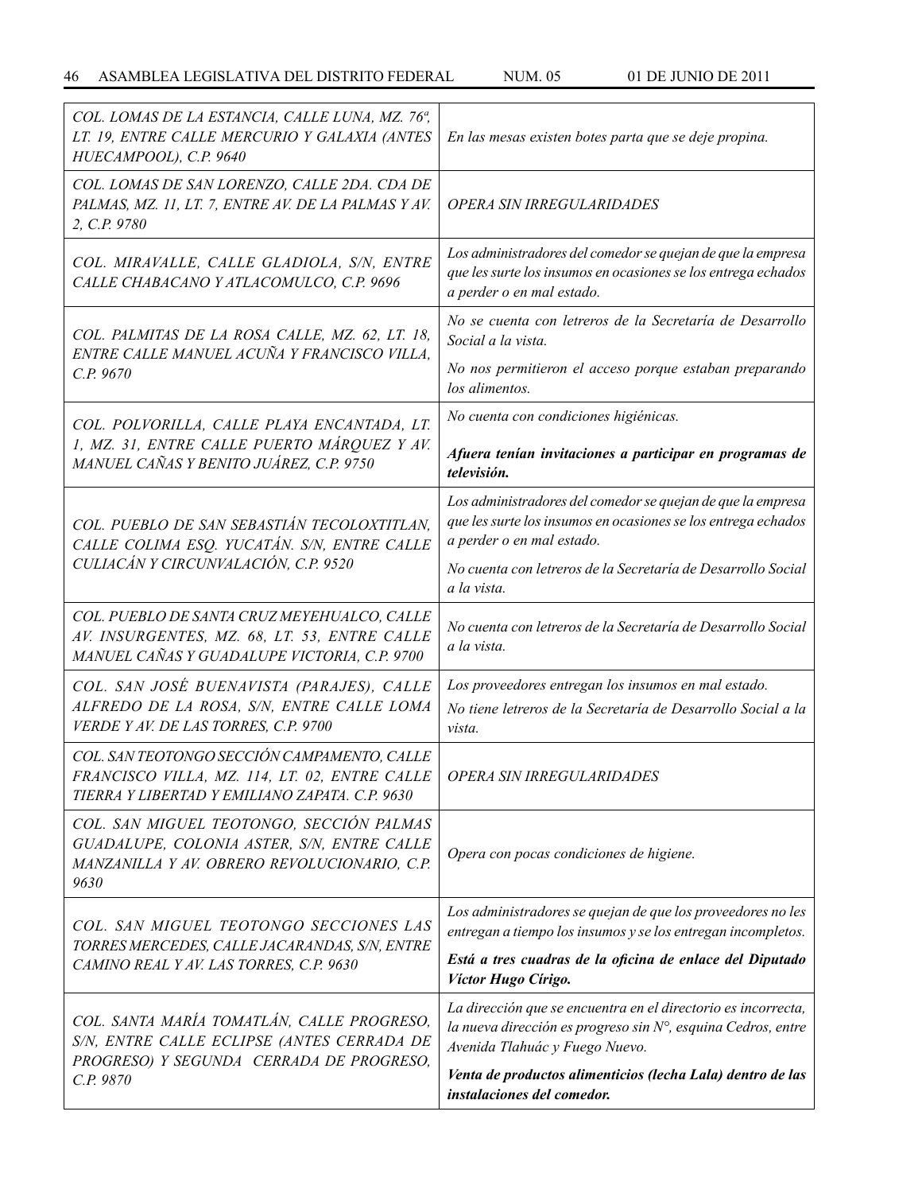| | |
|---|---|
| *COL. LOMAS DE LA ESTANCIA, CALLE LUNA, MZ. 76ª, LT. 19, ENTRE CALLE MERCURIO Y GALAXIA (ANTES HUECAMPOOL), C.P. 9640* | *En las mesas existen botes parta que se deje propina.* |
| *COL. LOMAS DE SAN LORENZO, CALLE 2DA. CDA DE PALMAS, MZ. 11, LT. 7, ENTRE AV. DE LA PALMAS Y AV. 2, C.P. 9780* | *OPERA SIN IRREGULARIDADES* |
| *COL. MIRAVALLE, CALLE GLADIOLA, S/N, ENTRE CALLE CHABACANO Y ATLACOMULCO, C.P. 9696* | *Los administradores del comedor se quejan de que la empresa que les surte los insumos en ocasiones se los entrega echados a perder o en mal estado.* |
| *COL. PALMITAS DE LA ROSA CALLE, MZ. 62, LT. 18, ENTRE CALLE MANUEL ACUÑA Y FRANCISCO VILLA, C.P. 9670* | *No se cuenta con letreros de la Secretaría de Desarrollo Social a la vista.*<br>*No nos permitieron el acceso porque estaban preparando los alimentos.* |
| *COL. POLVORILLA, CALLE PLAYA ENCANTADA, LT. 1, MZ. 31, ENTRE CALLE PUERTO MÁRQUEZ Y AV. MANUEL CAÑAS Y BENITO JUÁREZ, C.P. 9750* | *No cuenta con condiciones higiénicas.*<br>***Afuera tenían invitaciones a participar en programas de televisión.*** |
| *COL. PUEBLO DE SAN SEBASTIÁN TECOLOXTITLAN, CALLE COLIMA ESQ. YUCATÁN. S/N, ENTRE CALLE CULIACÁN Y CIRCUNVALACIÓN, C.P. 9520* | *Los administradores del comedor se quejan de que la empresa que les surte los insumos en ocasiones se los entrega echados a perder o en mal estado.*<br>*No cuenta con letreros de la Secretaría de Desarrollo Social a la vista.* |
| *COL. PUEBLO DE SANTA CRUZ MEYEHUALCO, CALLE AV. INSURGENTES, MZ. 68, LT. 53, ENTRE CALLE MANUEL CAÑAS Y GUADALUPE VICTORIA, C.P. 9700* | *No cuenta con letreros de la Secretaría de Desarrollo Social a la vista.* |
| *COL. SAN JOSÉ BUENAVISTA (PARAJES), CALLE ALFREDO DE LA ROSA, S/N, ENTRE CALLE LOMA VERDE Y AV. DE LAS TORRES, C.P. 9700* | *Los proveedores entregan los insumos en mal estado.*<br>*No tiene letreros de la Secretaría de Desarrollo Social a la vista.* |
| *COL. SAN TEOTONGO SECCIÓN CAMPAMENTO, CALLE FRANCISCO VILLA, MZ. 114, LT. 02, ENTRE CALLE TIERRA Y LIBERTAD Y EMILIANO ZAPATA. C.P. 9630* | *OPERA SIN IRREGULARIDADES* |
| *COL. SAN MIGUEL TEOTONGO, SECCIÓN PALMAS GUADALUPE, COLONIA ASTER, S/N, ENTRE CALLE MANZANILLA Y AV. OBRERO REVOLUCIONARIO, C.P. 9630* | *Opera con pocas condiciones de higiene.* |
| *COL. SAN MIGUEL TEOTONGO SECCIONES LAS TORRES MERCEDES, CALLE JACARANDAS, S/N, ENTRE CAMINO REAL Y AV. LAS TORRES, C.P. 9630* | *Los administradores se quejan de que los proveedores no les entregan a tiempo los insumos y se los entregan incompletos.*<br>***Está a tres cuadras de la oficina de enlace del Diputado Víctor Hugo Círigo.*** |
| *COL. SANTA MARÍA TOMATLÁN, CALLE PROGRESO, S/N, ENTRE CALLE ECLIPSE (ANTES CERRADA DE PROGRESO) Y SEGUNDA CERRADA DE PROGRESO, C.P. 9870* | *La dirección que se encuentra en el directorio es incorrecta, la nueva dirección es progreso sin N°, esquina Cedros, entre Avenida Tlahuác y Fuego Nuevo.*<br>***Venta de productos alimenticios (lecha Lala) dentro de las instalaciones del comedor.*** |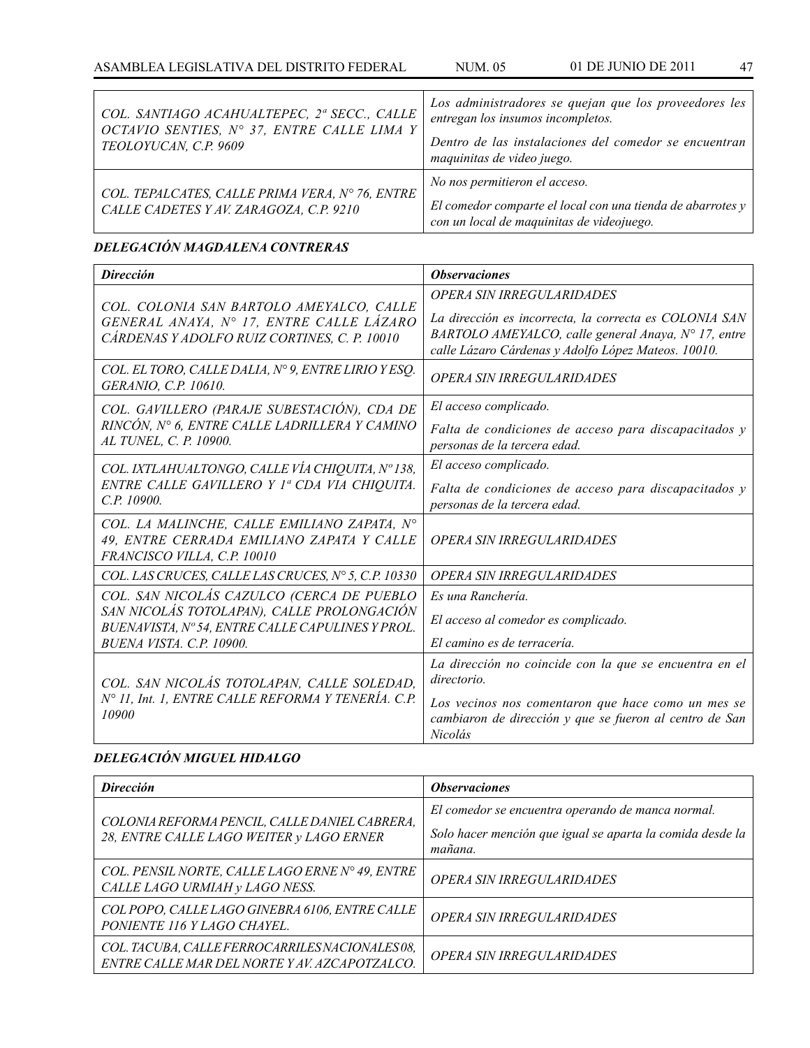| | |
|---|---|
| *COL. SANTIAGO ACAHUALTEPEC, 2ª SECC., CALLE OCTAVIO SENTIES, N° 37, ENTRE CALLE LIMA Y TEOLOYUCAN, C.P. 9609* | *Los administradores se quejan que los proveedores les entregan los insumos incompletos.* *Dentro de las instalaciones del comedor se encuentran maquinitas de video juego.* |
| *COL. TEPALCATES, CALLE PRIMA VERA, N° 76, ENTRE CALLE CADETES Y AV. ZARAGOZA, C.P. 9210* | *No nos permitieron el acceso.* *El comedor comparte el local con una tienda de abarrotes y con un local de maquinitas de videojuego.* |

### *DELEGACIÓN MAGDALENA CONTRERAS*

| ***Dirección*** | ***Observaciones*** |
|---|---|
| *COL. COLONIA SAN BARTOLO AMEYALCO, CALLE GENERAL ANAYA, N° 17, ENTRE CALLE LÁZARO CÁRDENAS Y ADOLFO RUIZ CORTINES, C. P. 10010* | *OPERA SIN IRREGULARIDADES* *La dirección es incorrecta, la correcta es COLONIA SAN BARTOLO AMEYALCO, calle general Anaya, N° 17, entre calle Lázaro Cárdenas y Adolfo López Mateos. 10010.* |
| *COL. EL TORO, CALLE DALIA, N° 9, ENTRE LIRIO Y ESQ. GERANIO, C.P. 10610.* | *OPERA SIN IRREGULARIDADES* |
| *COL. GAVILLERO (PARAJE SUBESTACIÓN), CDA DE RINCÓN, N° 6, ENTRE CALLE LADRILLERA Y CAMINO AL TUNEL, C. P. 10900.* | *El acceso complicado.* *Falta de condiciones de acceso para discapacitados y personas de la tercera edad.* |
| *COL. IXTLAHUALTONGO, CALLE VÍA CHIQUITA, Nº 138, ENTRE CALLE GAVILLERO Y 1ª CDA VIA CHIQUITA. C.P. 10900.* | *El acceso complicado.* *Falta de condiciones de acceso para discapacitados y personas de la tercera edad.* |
| *COL. LA MALINCHE, CALLE EMILIANO ZAPATA, N° 49, ENTRE CERRADA EMILIANO ZAPATA Y CALLE FRANCISCO VILLA, C.P. 10010* | *OPERA SIN IRREGULARIDADES* |
| *COL. LAS CRUCES, CALLE LAS CRUCES, N° 5, C.P. 10330* | *OPERA SIN IRREGULARIDADES* |
| *COL. SAN NICOLÁS CAZULCO (CERCA DE PUEBLO SAN NICOLÁS TOTOLAPAN), CALLE PROLONGACIÓN BUENAVISTA, Nº 54, ENTRE CALLE CAPULINES Y PROL. BUENA VISTA. C.P. 10900.* | *Es una Ranchería.* *El acceso al comedor es complicado.* *El camino es de terracería.* |
| *COL. SAN NICOLÁS TOTOLAPAN, CALLE SOLEDAD, N° 11, Int. 1, ENTRE CALLE REFORMA Y TENERÍA. C.P. 10900* | *La dirección no coincide con la que se encuentra en el directorio.* *Los vecinos nos comentaron que hace como un mes se cambiaron de dirección y que se fueron al centro de San Nicolás* |

### *DELEGACIÓN MIGUEL HIDALGO*

| ***Dirección*** | ***Observaciones*** |
|---|---|
| *COLONIA REFORMA PENCIL, CALLE DANIEL CABRERA, 28, ENTRE CALLE LAGO WEITER y LAGO ERNER* | *El comedor se encuentra operando de manca normal.* *Solo hacer mención que igual se aparta la comida desde la mañana.* |
| *COL. PENSIL NORTE, CALLE LAGO ERNE N° 49, ENTRE CALLE LAGO URMIAH y LAGO NESS.* | *OPERA SIN IRREGULARIDADES* |
| *COL POPO, CALLE LAGO GINEBRA 6106, ENTRE CALLE PONIENTE 116 Y LAGO CHAYEL.* | *OPERA SIN IRREGULARIDADES* |
| *COL. TACUBA, CALLE FERROCARRILES NACIONALES 08, ENTRE CALLE MAR DEL NORTE Y AV. AZCAPOTZALCO.* | *OPERA SIN IRREGULARIDADES* |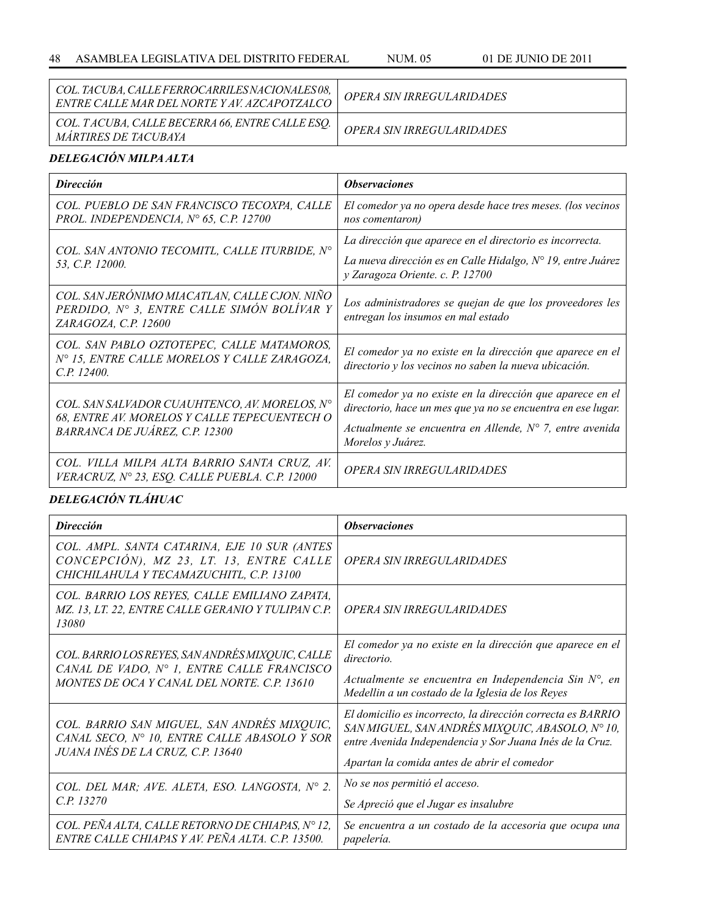| | |
|---|---|
| *COL. TACUBA, CALLE FERROCARRILES NACIONALES 08, ENTRE CALLE MAR DEL NORTE Y AV. AZCAPOTZALCO* | *OPERA SIN IRREGULARIDADES* |
| *COL. T ACUBA, CALLE BECERRA 66, ENTRE CALLE ESQ. MÁRTIRES DE TACUBAYA* | *OPERA SIN IRREGULARIDADES* |

***DELEGACIÓN MILPA ALTA***

| *Dirección* | *Observaciones* |
|---|---|
| *COL. PUEBLO DE SAN FRANCISCO TECOXPA, CALLE PROL. INDEPENDENCIA, N° 65, C.P. 12700* | *El comedor ya no opera desde hace tres meses. (los vecinos nos comentaron)* |
| *COL. SAN ANTONIO TECOMITL, CALLE ITURBIDE, N° 53, C.P. 12000.* | *La dirección que aparece en el directorio es incorrecta.* *La nueva dirección es en Calle Hidalgo, N° 19, entre Juárez y Zaragoza Oriente. c. P. 12700* |
| *COL. SAN JERÓNIMO MIACATLAN, CALLE CJON. NIÑO PERDIDO, N° 3, ENTRE CALLE SIMÓN BOLÍVAR Y ZARAGOZA, C.P. 12600* | *Los administradores se quejan de que los proveedores les entregan los insumos en mal estado* |
| *COL. SAN PABLO OZTOTEPEC, CALLE MATAMOROS, N° 15, ENTRE CALLE MORELOS Y CALLE ZARAGOZA, C.P. 12400.* | *El comedor ya no existe en la dirección que aparece en el directorio y los vecinos no saben la nueva ubicación.* |
| *COL. SAN SALVADOR CUAUHTENCO, AV. MORELOS, N° 68, ENTRE AV. MORELOS Y CALLE TEPECUENTECH O BARRANCA DE JUÁREZ, C.P. 12300* | *El comedor ya no existe en la dirección que aparece en el directorio, hace un mes que ya no se encuentra en ese lugar.* *Actualmente se encuentra en Allende, N° 7, entre avenida Morelos y Juárez.* |
| *COL. VILLA MILPA ALTA BARRIO SANTA CRUZ, AV. VERACRUZ, N° 23, ESQ. CALLE PUEBLA. C.P. 12000* | *OPERA SIN IRREGULARIDADES* |

***DELEGACIÓN TLÁHUAC***

| *Dirección* | *Observaciones* |
|---|---|
| *COL. AMPL. SANTA CATARINA, EJE 10 SUR (ANTES CONCEPCIÓN), MZ 23, LT. 13, ENTRE CALLE CHICHILAHULA Y TECAMAZUCHITL, C.P. 13100* | *OPERA SIN IRREGULARIDADES* |
| *COL. BARRIO LOS REYES, CALLE EMILIANO ZAPATA, MZ. 13, LT. 22, ENTRE CALLE GERANIO Y TULIPAN C.P. 13080* | *OPERA SIN IRREGULARIDADES* |
| *COL. BARRIO LOS REYES, SAN ANDRÉS MIXQUIC, CALLE CANAL DE VADO, N° 1, ENTRE CALLE FRANCISCO MONTES DE OCA Y CANAL DEL NORTE. C.P. 13610* | *El comedor ya no existe en la dirección que aparece en el directorio.* *Actualmente se encuentra en Independencia Sin N°, en Medellin a un costado de la Iglesia de los Reyes* |
| *COL. BARRIO SAN MIGUEL, SAN ANDRÉS MIXQUIC, CANAL SECO, N° 10, ENTRE CALLE ABASOLO Y SOR JUANA INÉS DE LA CRUZ, C.P. 13640* | *El domicilio es incorrecto, la dirección correcta es BARRIO SAN MIGUEL, SAN ANDRÉS MIXQUIC, ABASOLO, N° 10, entre Avenida Independencia y Sor Juana Inés de la Cruz.* *Apartan la comida antes de abrir el comedor* |
| *COL. DEL MAR; AVE. ALETA, ESO. LANGOSTA, N° 2. C.P. 13270* | *No se nos permitió el acceso.* *Se Apreció que el Jugar es insalubre* |
| *COL. PEÑA ALTA, CALLE RETORNO DE CHIAPAS, N° 12, ENTRE CALLE CHIAPAS Y AV. PEÑA ALTA. C.P. 13500.* | *Se encuentra a un costado de la accesoria que ocupa una papelería.* |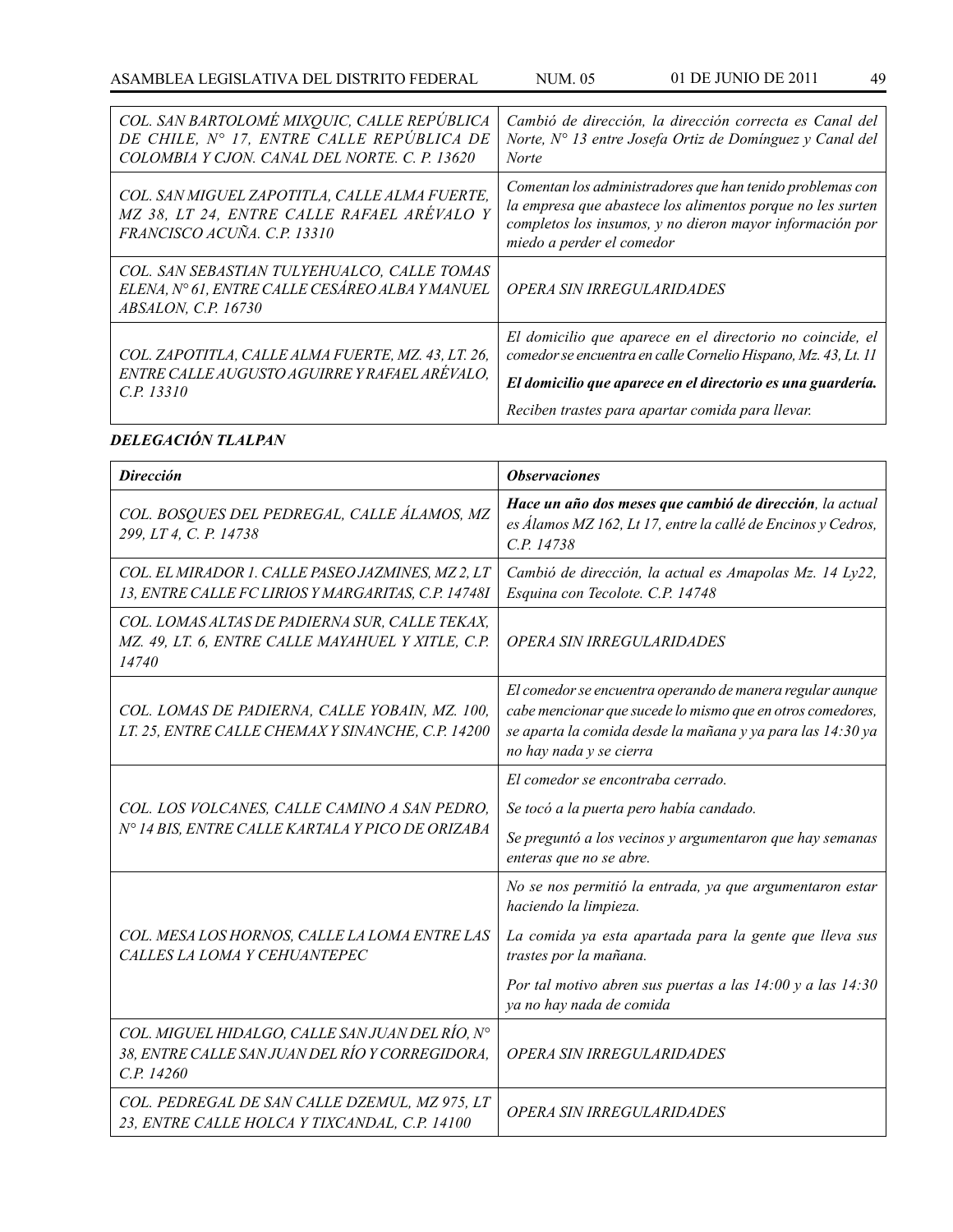| | |
|---|---|
| *COL. SAN BARTOLOMÉ MIXQUIC, CALLE REPÚBLICA DE CHILE, N° 17, ENTRE CALLE REPÚBLICA DE COLOMBIA Y CJON. CANAL DEL NORTE. C. P. 13620* | *Cambió de dirección, la dirección correcta es Canal del Norte, N° 13 entre Josefa Ortiz de Domínguez y Canal del Norte* |
| *COL. SAN MIGUEL ZAPOTITLA, CALLE ALMA FUERTE, MZ 38, LT 24, ENTRE CALLE RAFAEL ARÉVALO Y FRANCISCO ACUÑA. C.P. 13310* | *Comentan los administradores que han tenido problemas con la empresa que abastece los alimentos porque no les surten completos los insumos, y no dieron mayor información por miedo a perder el comedor* |
| *COL. SAN SEBASTIAN TULYEHUALCO, CALLE TOMAS ELENA, N° 61, ENTRE CALLE CESÁREO ALBA Y MANUEL ABSALON, C.P. 16730* | *OPERA SIN IRREGULARIDADES* |
| *COL. ZAPOTITLA, CALLE ALMA FUERTE, MZ. 43, LT. 26, ENTRE CALLE AUGUSTO AGUIRRE Y RAFAEL ARÉVALO, C.P. 13310* | *El domicilio que aparece en el directorio no coincide, el comedor se encuentra en calle Cornelio Hispano, Mz. 43, Lt. 11*<br><br>***El domicilio que aparece en el directorio es una guardería.***<br><br>*Reciben trastes para apartar comida para llevar.* |

***DELEGACIÓN TLALPAN***

| ***Dirección*** | ***Observaciones*** |
|---|---|
| *COL. BOSQUES DEL PEDREGAL, CALLE ÁLAMOS, MZ 299, LT 4, C. P. 14738* | ***Hace un año dos meses que cambió de dirección**, la actual es Álamos MZ 162, Lt 17, entre la callé de Encinos y Cedros, C.P. 14738* |
| *COL. EL MIRADOR 1. CALLE PASEO JAZMINES, MZ 2, LT 13, ENTRE CALLE FC LIRIOS Y MARGARITAS, C.P. 14748I* | *Cambió de dirección, la actual es Amapolas Mz. 14 Ly22, Esquina con Tecolote. C.P. 14748* |
| *COL. LOMAS ALTAS DE PADIERNA SUR, CALLE TEKAX, MZ. 49, LT. 6, ENTRE CALLE MAYAHUEL Y XITLE, C.P. 14740* | *OPERA SIN IRREGULARIDADES* |
| *COL. LOMAS DE PADIERNA, CALLE YOBAIN, MZ. 100, LT. 25, ENTRE CALLE CHEMAX Y SINANCHE, C.P. 14200* | *El comedor se encuentra operando de manera regular aunque cabe mencionar que sucede lo mismo que en otros comedores, se aparta la comida desde la mañana y ya para las 14:30 ya no hay nada y se cierra* |
| *COL. LOS VOLCANES, CALLE CAMINO A SAN PEDRO, N° 14 BIS, ENTRE CALLE KARTALA Y PICO DE ORIZABA* | *El comedor se encontraba cerrado.*<br><br>*Se tocó a la puerta pero había candado.*<br><br>*Se preguntó a los vecinos y argumentaron que hay semanas enteras que no se abre.* |
| *COL. MESA LOS HORNOS, CALLE LA LOMA ENTRE LAS CALLES LA LOMA Y CEHUANTEPEC* | *No se nos permitió la entrada, ya que argumentaron estar haciendo la limpieza.*<br><br>*La comida ya esta apartada para la gente que lleva sus trastes por la mañana.*<br><br>*Por tal motivo abren sus puertas a las 14:00 y a las 14:30 ya no hay nada de comida* |
| *COL. MIGUEL HIDALGO, CALLE SAN JUAN DEL RÍO, N° 38, ENTRE CALLE SAN JUAN DEL RÍO Y CORREGIDORA, C.P. 14260* | *OPERA SIN IRREGULARIDADES* |
| *COL. PEDREGAL DE SAN CALLE DZEMUL, MZ 975, LT 23, ENTRE CALLE HOLCA Y TIXCANDAL, C.P. 14100* | *OPERA SIN IRREGULARIDADES* |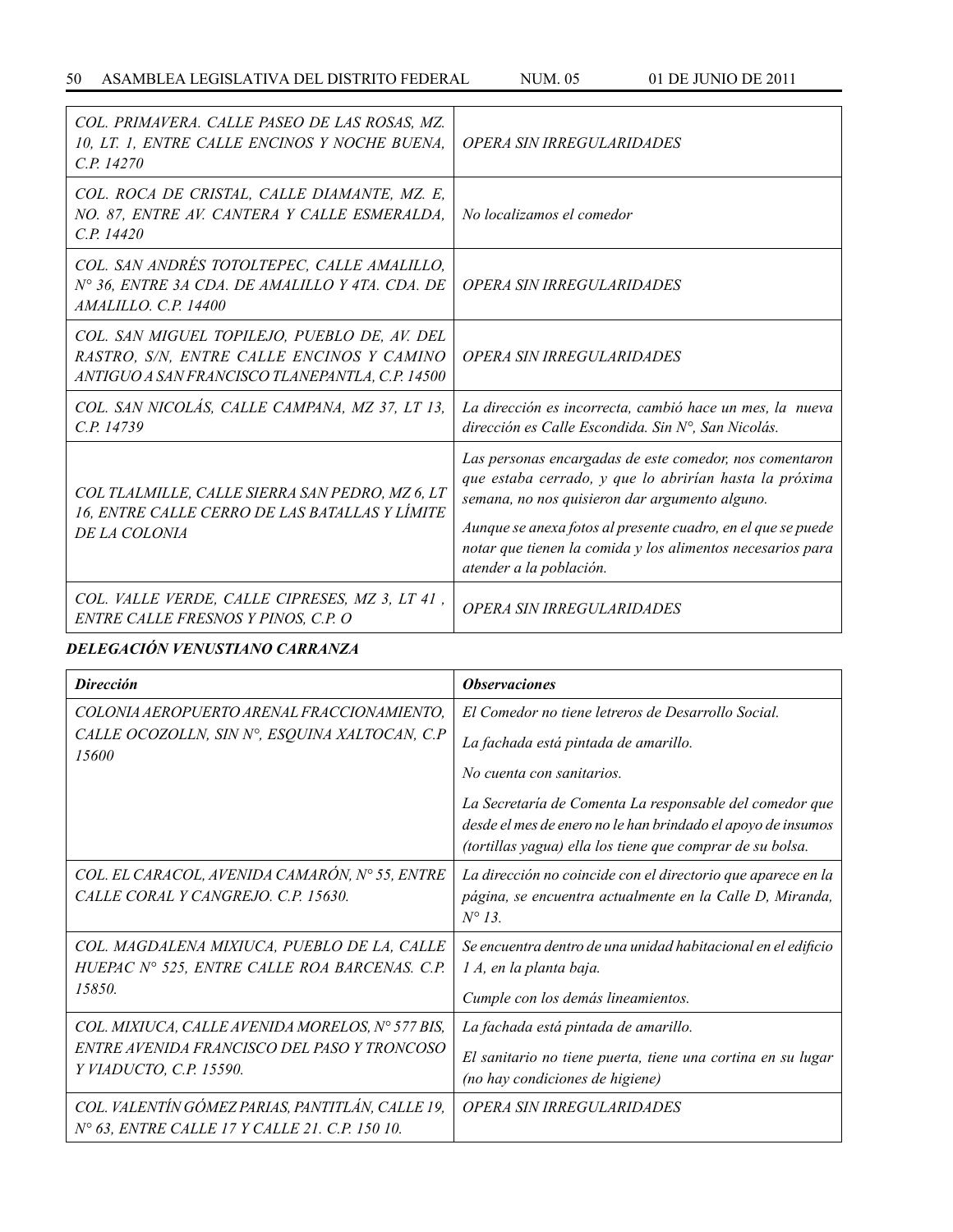| | |
|---|---|
| *COL. PRIMAVERA. CALLE PASEO DE LAS ROSAS, MZ. 10, LT. 1, ENTRE CALLE ENCINOS Y NOCHE BUENA, C.P. 14270* | *OPERA SIN IRREGULARIDADES* |
| *COL. ROCA DE CRISTAL, CALLE DIAMANTE, MZ. E, NO. 87, ENTRE AV. CANTERA Y CALLE ESMERALDA, C.P. 14420* | *No localizamos el comedor* |
| *COL. SAN ANDRÉS TOTOLTEPEC, CALLE AMALILLO, N° 36, ENTRE 3A CDA. DE AMALILLO Y 4TA. CDA. DE AMALILLO. C.P. 14400* | *OPERA SIN IRREGULARIDADES* |
| *COL. SAN MIGUEL TOPILEJO, PUEBLO DE, AV. DEL RASTRO, S/N, ENTRE CALLE ENCINOS Y CAMINO ANTIGUO A SAN FRANCISCO TLANEPANTLA, C.P. 14500* | *OPERA SIN IRREGULARIDADES* |
| *COL. SAN NICOLÁS, CALLE CAMPANA, MZ 37, LT 13, C.P. 14739* | *La dirección es incorrecta, cambió hace un mes, la nueva dirección es Calle Escondida. Sin N°, San Nicolás.* |
| *COL TLALMILLE, CALLE SIERRA SAN PEDRO, MZ 6, LT 16, ENTRE CALLE CERRO DE LAS BATALLAS Y LÍMITE DE LA COLONIA* | *Las personas encargadas de este comedor, nos comentaron que estaba cerrado, y que lo abrirían hasta la próxima semana, no nos quisieron dar argumento alguno.* <br> *Aunque se anexa fotos al presente cuadro, en el que se puede notar que tienen la comida y los alimentos necesarios para atender a la población.* |
| *COL. VALLE VERDE, CALLE CIPRESES, MZ 3, LT 41 , ENTRE CALLE FRESNOS Y PINOS, C.P. O* | *OPERA SIN IRREGULARIDADES* |

***DELEGACIÓN VENUSTIANO CARRANZA***

| ***Dirección*** | ***Observaciones*** |
|---|---|
| *COLONIA AEROPUERTO ARENAL FRACCIONAMIENTO, CALLE OCOZOLLN, SIN N°, ESQUINA XALTOCAN, C.P 15600* | *El Comedor no tiene letreros de Desarrollo Social.* <br> *La fachada está pintada de amarillo.* <br> *No cuenta con sanitarios.* <br> *La Secretaría de Comenta La responsable del comedor que desde el mes de enero no le han brindado el apoyo de insumos (tortillas yagua) ella los tiene que comprar de su bolsa.* |
| *COL. EL CARACOL, AVENIDA CAMARÓN, N° 55, ENTRE CALLE CORAL Y CANGREJO. C.P. 15630.* | *La dirección no coincide con el directorio que aparece en la página, se encuentra actualmente en la Calle D, Miranda, N° 13.* |
| *COL. MAGDALENA MIXIUCA, PUEBLO DE LA, CALLE HUEPAC N° 525, ENTRE CALLE ROA BARCENAS. C.P. 15850.* | *Se encuentra dentro de una unidad habitacional en el edificio 1 A, en la planta baja.* <br> *Cumple con los demás lineamientos.* |
| *COL. MIXIUCA, CALLE AVENIDA MORELOS, N° 577 BIS, ENTRE AVENIDA FRANCISCO DEL PASO Y TRONCOSO Y VIADUCTO, C.P. 15590.* | *La fachada está pintada de amarillo.* <br> *El sanitario no tiene puerta, tiene una cortina en su lugar (no hay condiciones de higiene)* |
| *COL. VALENTÍN GÓMEZ PARIAS, PANTITLÁN, CALLE 19, N° 63, ENTRE CALLE 17 Y CALLE 21. C.P. 150 10.* | *OPERA SIN IRREGULARIDADES* |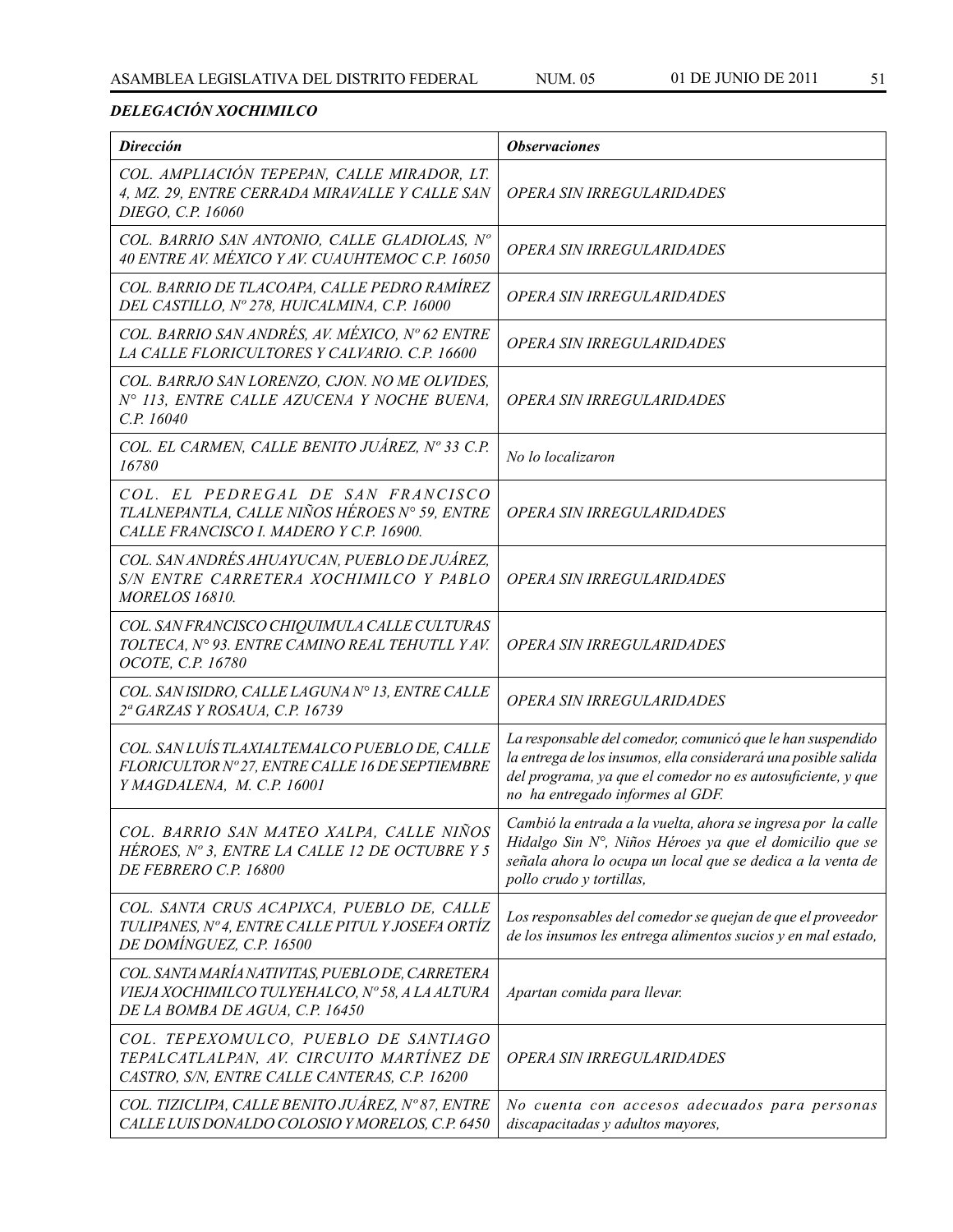***DELEGACIÓN XOCHIMILCO***

| ***Dirección*** | ***Observaciones*** |
|---|---|
| *COL. AMPLIACIÓN TEPEPAN, CALLE MIRADOR, LT. 4, MZ. 29, ENTRE CERRADA MIRAVALLE Y CALLE SAN DIEGO, C.P. 16060* | *OPERA SIN IRREGULARIDADES* |
| *COL. BARRIO SAN ANTONIO, CALLE GLADIOLAS, Nº 40 ENTRE AV. MÉXICO Y AV. CUAUHTEMOC C.P. 16050* | *OPERA SIN IRREGULARIDADES* |
| *COL. BARRIO DE TLACOAPA, CALLE PEDRO RAMÍREZ DEL CASTILLO, Nº 278, HUICALMINA, C.P. 16000* | *OPERA SIN IRREGULARIDADES* |
| *COL. BARRIO SAN ANDRÉS, AV. MÉXICO, Nº 62 ENTRE LA CALLE FLORICULTORES Y CALVARIO. C.P. 16600* | *OPERA SIN IRREGULARIDADES* |
| *COL. BARRJO SAN LORENZO, CJON. NO ME OLVIDES, N° 113, ENTRE CALLE AZUCENA Y NOCHE BUENA, C.P. 16040* | *OPERA SIN IRREGULARIDADES* |
| *COL. EL CARMEN, CALLE BENITO JUÁREZ, Nº 33 C.P. 16780* | *No lo localizaron* |
| *COL. EL PEDREGAL DE SAN FRANCISCO TLALNEPANTLA, CALLE NIÑOS HÉROES N° 59, ENTRE CALLE FRANCISCO I. MADERO Y C.P. 16900.* | *OPERA SIN IRREGULARIDADES* |
| *COL. SAN ANDRÉS AHUAYUCAN, PUEBLO DE JUÁREZ, S/N ENTRE CARRETERA XOCHIMILCO Y PABLO MORELOS 16810.* | *OPERA SIN IRREGULARIDADES* |
| *COL. SAN FRANCISCO CHIQUIMULA CALLE CULTURAS TOLTECA, N° 93. ENTRE CAMINO REAL TEHUTLL Y AV. OCOTE, C.P. 16780* | *OPERA SIN IRREGULARIDADES* |
| *COL. SAN ISIDRO, CALLE LAGUNA N° 13, ENTRE CALLE 2ª GARZAS Y ROSAUA, C.P. 16739* | *OPERA SIN IRREGULARIDADES* |
| *COL. SAN LUÍS TLAXIALTEMALCO PUEBLO DE, CALLE FLORICULTOR Nº 27, ENTRE CALLE 16 DE SEPTIEMBRE Y MAGDALENA, M. C.P. 16001* | *La responsable del comedor, comunicó que le han suspendido la entrega de los insumos, ella considerará una posible salida del programa, ya que el comedor no es autosuficiente, y que no ha entregado informes al GDF.* |
| *COL. BARRIO SAN MATEO XALPA, CALLE NIÑOS HÉROES, Nº 3, ENTRE LA CALLE 12 DE OCTUBRE Y 5 DE FEBRERO C.P. 16800* | *Cambió la entrada a la vuelta, ahora se ingresa por la calle Hidalgo Sin N°, Niños Héroes ya que el domicilio que se señala ahora lo ocupa un local que se dedica a la venta de pollo crudo y tortillas,* |
| *COL. SANTA CRUS ACAPIXCA, PUEBLO DE, CALLE TULIPANES, Nº 4, ENTRE CALLE PITUL Y JOSEFA ORTÍZ DE DOMÍNGUEZ, C.P. 16500* | *Los responsables del comedor se quejan de que el proveedor de los insumos les entrega alimentos sucios y en mal estado,* |
| *COL. SANTA MARÍA NATIVITAS, PUEBLO DE, CARRETERA VIEJA XOCHIMILCO TULYEHALCO, Nº 58, A LA ALTURA DE LA BOMBA DE AGUA, C.P. 16450* | *Apartan comida para llevar.* |
| *COL. TEPEXOMULCO, PUEBLO DE SANTIAGO TEPALCATLALPAN, AV. CIRCUITO MARTÍNEZ DE CASTRO, S/N, ENTRE CALLE CANTERAS, C.P. 16200* | *OPERA SIN IRREGULARIDADES* |
| *COL. TIZICLIPA, CALLE BENITO JUÁREZ, Nº 87, ENTRE CALLE LUIS DONALDO COLOSIO Y MORELOS, C.P. 6450* | *No cuenta con accesos adecuados para personas discapacitadas y adultos mayores,* |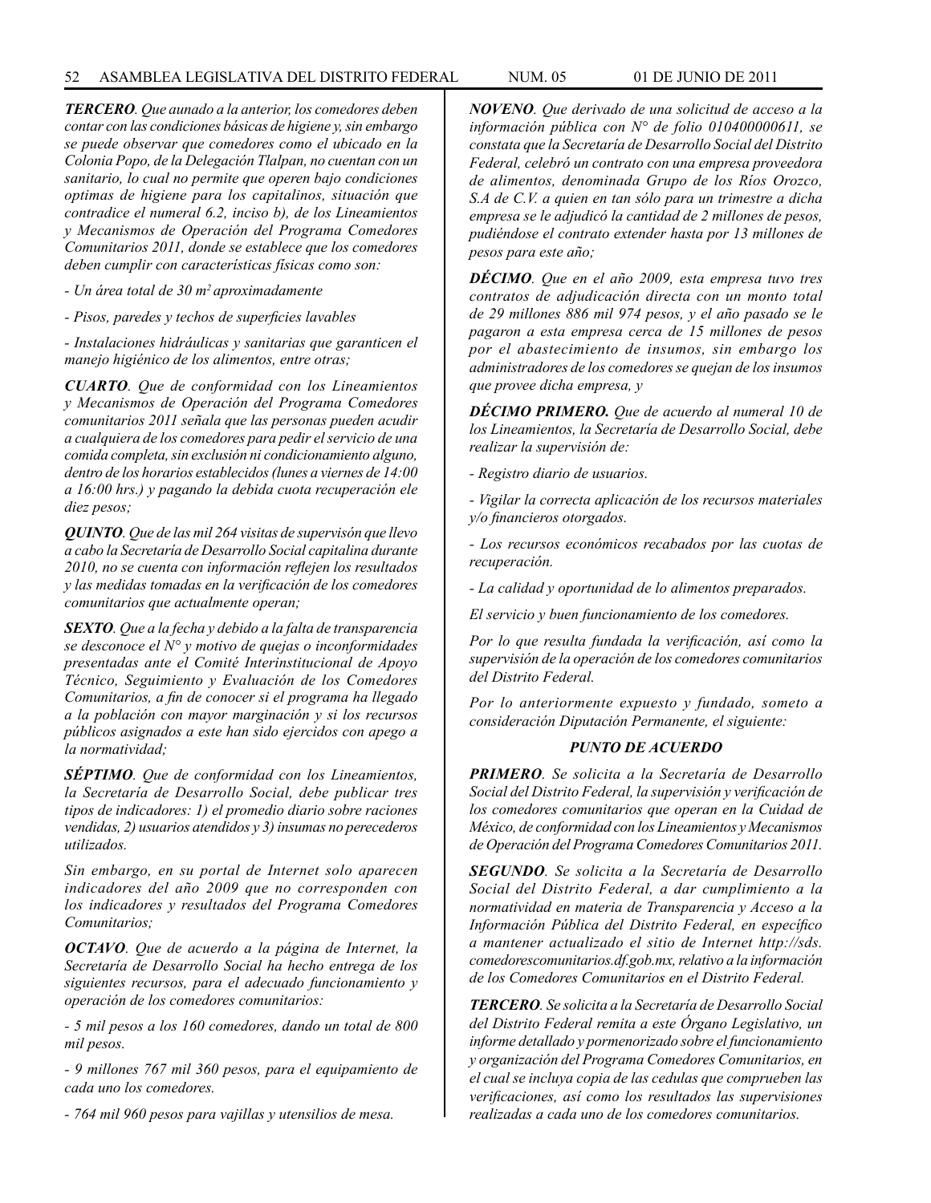***TERCERO***. *Que aunado a la anterior, los comedores deben contar con las condiciones básicas de higiene y, sin embargo se puede observar que comedores como el ubicado en la Colonia Popo, de la Delegación Tlalpan, no cuentan con un sanitario, lo cual no permite que operen bajo condiciones optimas de higiene para los capitalinos, situación que contradice el numeral 6.2, inciso b), de los Lineamientos y Mecanismos de Operación del Programa Comedores Comunitarios 2011, donde se establece que los comedores deben cumplir con características físicas como son:*

*- Un área total de 30 m² aproximadamente*

*- Pisos, paredes y techos de superficies lavables*

*- Instalaciones hidráulicas y sanitarias que garanticen el manejo higiénico de los alimentos, entre otras;*

***CUARTO***. *Que de conformidad con los Lineamientos y Mecanismos de Operación del Programa Comedores comunitarios 2011 señala que las personas pueden acudir a cualquiera de los comedores para pedir el servicio de una comida completa, sin exclusión ni condicionamiento alguno, dentro de los horarios establecidos (lunes a viernes de 14:00 a 16:00 hrs.) y pagando la debida cuota recuperación ele diez pesos;*

***QUINTO***. *Que de las mil 264 visitas de supervisón que llevo a cabo la Secretaría de Desarrollo Social capitalina durante 2010, no se cuenta con información reflejen los resultados y las medidas tomadas en la verificación de los comedores comunitarios que actualmente operan;*

***SEXTO***. *Que a la fecha y debido a la falta de transparencia se desconoce el N° y motivo de quejas o inconformidades presentadas ante el Comité Interinstitucional de Apoyo Técnico, Seguimiento y Evaluación de los Comedores Comunitarios, a fin de conocer si el programa ha llegado a la población con mayor marginación y si los recursos públicos asignados a este han sido ejercidos con apego a la normatividad;*

***SÉPTIMO***. *Que de conformidad con los Lineamientos, la Secretaría de Desarrollo Social, debe publicar tres tipos de indicadores: 1) el promedio diario sobre raciones vendidas, 2) usuarios atendidos y 3) insumas no perecederos utilizados.*

*Sin embargo, en su portal de Internet solo aparecen indicadores del año 2009 que no corresponden con los indicadores y resultados del Programa Comedores Comunitarios;*

***OCTAVO***. *Que de acuerdo a la página de Internet, la Secretaría de Desarrollo Social ha hecho entrega de los siguientes recursos, para el adecuado funcionamiento y operación de los comedores comunitarios:*

*- 5 mil pesos a los 160 comedores, dando un total de 800 mil pesos.*

*- 9 millones 767 mil 360 pesos, para el equipamiento de cada uno los comedores.*

*- 764 mil 960 pesos para vajillas y utensilios de mesa.*

***NOVENO***. *Que derivado de una solicitud de acceso a la información pública con N° de folio 010400000611, se constata que la Secretaría de Desarrollo Social del Distrito Federal, celebró un contrato con una empresa proveedora de alimentos, denominada Grupo de los Ríos Orozco, S.A de C.V. a quien en tan sólo para un trimestre a dicha empresa se le adjudicó la cantidad de 2 millones de pesos, pudiéndose el contrato extender hasta por 13 millones de pesos para este año;*

***DÉCIMO***. *Que en el año 2009, esta empresa tuvo tres contratos de adjudicación directa con un monto total de 29 millones 886 mil 974 pesos, y el año pasado se le pagaron a esta empresa cerca de 15 millones de pesos por el abastecimiento de insumos, sin embargo los administradores de los comedores se quejan de los insumos que provee dicha empresa, y*

***DÉCIMO PRIMERO.*** *Que de acuerdo al numeral 10 de los Lineamientos, la Secretaría de Desarrollo Social, debe realizar la supervisión de:*

*- Registro diario de usuarios.*

*- Vigilar la correcta aplicación de los recursos materiales y/o financieros otorgados.*

*- Los recursos económicos recabados por las cuotas de recuperación.*

*- La calidad y oportunidad de lo alimentos preparados.*

*El servicio y buen funcionamiento de los comedores.*

*Por lo que resulta fundada la verificación, así como la supervisión de la operación de los comedores comunitarios del Distrito Federal.*

*Por lo anteriormente expuesto y fundado, someto a consideración Diputación Permanente, el siguiente:*

### *PUNTO DE ACUERDO*

***PRIMERO***. *Se solicita a la Secretaría de Desarrollo Social del Distrito Federal, la supervisión y verificación de los comedores comunitarios que operan en la Cuidad de México, de conformidad con los Lineamientos y Mecanismos de Operación del Programa Comedores Comunitarios 2011.*

***SEGUNDO***. *Se solicita a la Secretaría de Desarrollo Social del Distrito Federal, a dar cumplimiento a la normatividad en materia de Transparencia y Acceso a la Información Pública del Distrito Federal, en específico a mantener actualizado el sitio de Internet http://sds.comedorescomunitarios.df.gob.mx, relativo a la información de los Comedores Comunitarios en el Distrito Federal.*

***TERCERO***. *Se solicita a la Secretaría de Desarrollo Social del Distrito Federal remita a este Órgano Legislativo, un informe detallado y pormenorizado sobre el funcionamiento y organización del Programa Comedores Comunitarios, en el cual se incluya copia de las cedulas que comprueben las verificaciones, así como los resultados las supervisiones realizadas a cada uno de los comedores comunitarios.*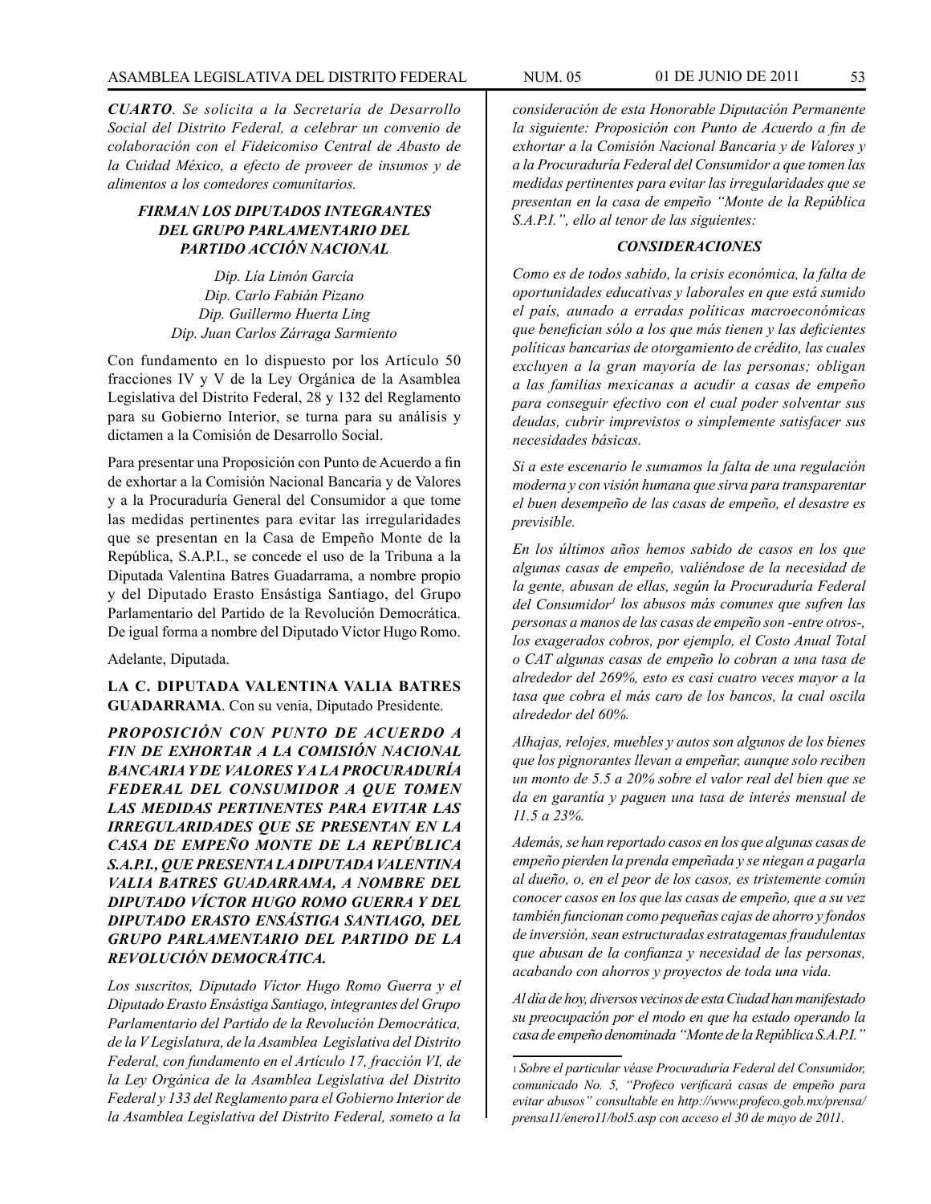*CUARTO. Se solicita a la Secretaría de Desarrollo Social del Distrito Federal, a celebrar un convenio de colaboración con el Fideicomiso Central de Abasto de la Cuidad México, a efecto de proveer de insumos y de alimentos a los comedores comunitarios.*

***FIRMAN LOS DIPUTADOS INTEGRANTES DEL GRUPO PARLAMENTARIO DEL PARTIDO ACCIÓN NACIONAL***

*Dip. Lía Limón García*
*Dip. Carlo Fabián Pizano*
*Dip. Guillermo Huerta Ling*
*Dip. Juan Carlos Zárraga Sarmiento*

Con fundamento en lo dispuesto por los Artículo 50 fracciones IV y V de la Ley Orgánica de la Asamblea Legislativa del Distrito Federal, 28 y 132 del Reglamento para su Gobierno Interior, se turna para su análisis y dictamen a la Comisión de Desarrollo Social.

Para presentar una Proposición con Punto de Acuerdo a fin de exhortar a la Comisión Nacional Bancaria y de Valores y a la Procuraduría General del Consumidor a que tome las medidas pertinentes para evitar las irregularidades que se presentan en la Casa de Empeño Monte de la República, S.A.P.I., se concede el uso de la Tribuna a la Diputada Valentina Batres Guadarrama, a nombre propio y del Diputado Erasto Ensástiga Santiago, del Grupo Parlamentario del Partido de la Revolución Democrática. De igual forma a nombre del Diputado Víctor Hugo Romo.

Adelante, Diputada.

**LA C. DIPUTADA VALENTINA VALIA BATRES GUADARRAMA**. Con su venia, Diputado Presidente.

***PROPOSICIÓN CON PUNTO DE ACUERDO A FIN DE EXHORTAR A LA COMISIÓN NACIONAL BANCARIA Y DE VALORES Y A LA PROCURADURÍA FEDERAL DEL CONSUMIDOR A QUE TOMEN LAS MEDIDAS PERTINENTES PARA EVITAR LAS IRREGULARIDADES QUE SE PRESENTAN EN LA CASA DE EMPEÑO MONTE DE LA REPÚBLICA S.A.P.I., QUE PRESENTA LA DIPUTADA VALENTINA VALIA BATRES GUADARRAMA, A NOMBRE DEL DIPUTADO VÍCTOR HUGO ROMO GUERRA Y DEL DIPUTADO ERASTO ENSÁSTIGA SANTIAGO, DEL GRUPO PARLAMENTARIO DEL PARTIDO DE LA REVOLUCIÓN DEMOCRÁTICA.***

*Los suscritos, Diputado Víctor Hugo Romo Guerra y el Diputado Erasto Ensástiga Santiago, integrantes del Grupo Parlamentario del Partido de la Revolución Democrática, de la V Legislatura, de la Asamblea Legislativa del Distrito Federal, con fundamento en el Artículo 17, fracción VI, de la Ley Orgánica de la Asamblea Legislativa del Distrito Federal y 133 del Reglamento para el Gobierno Interior de la Asamblea Legislativa del Distrito Federal, someto a la consideración de esta Honorable Diputación Permanente la siguiente: Proposición con Punto de Acuerdo a fin de exhortar a la Comisión Nacional Bancaria y de Valores y a la Procuraduría Federal del Consumidor a que tomen las medidas pertinentes para evitar las irregularidades que se presentan en la casa de empeño "Monte de la República S.A.P.I.", ello al tenor de las siguientes:*

***CONSIDERACIONES***

*Como es de todos sabido, la crisis económica, la falta de oportunidades educativas y laborales en que está sumido el país, aunado a erradas políticas macroeconómicas que benefician sólo a los que más tienen y las deficientes políticas bancarias de otorgamiento de crédito, las cuales excluyen a la gran mayoría de las personas; obligan a las familias mexicanas a acudir a casas de empeño para conseguir efectivo con el cual poder solventar sus deudas, cubrir imprevistos o simplemente satisfacer sus necesidades básicas.*

*Si a este escenario le sumamos la falta de una regulación moderna y con visión humana que sirva para transparentar el buen desempeño de las casas de empeño, el desastre es previsible.*

*En los últimos años hemos sabido de casos en los que algunas casas de empeño, valiéndose de la necesidad de la gente, abusan de ellas, según la Procuraduría Federal del Consumidor[1] los abusos más comunes que sufren las personas a manos de las casas de empeño son -entre otros-, los exagerados cobros, por ejemplo, el Costo Anual Total o CAT algunas casas de empeño lo cobran a una tasa de alrededor del 269%, esto es casi cuatro veces mayor a la tasa que cobra el más caro de los bancos, la cual oscila alrededor del 60%.*

*Alhajas, relojes, muebles y autos son algunos de los bienes que los pignorantes llevan a empeñar, aunque solo reciben un monto de 5.5 a 20% sobre el valor real del bien que se da en garantía y paguen una tasa de interés mensual de 11.5 a 23%.*

*Además, se han reportado casos en los que algunas casas de empeño pierden la prenda empeñada y se niegan a pagarla al dueño, o, en el peor de los casos, es tristemente común conocer casos en los que las casas de empeño, que a su vez también funcionan como pequeñas cajas de ahorro y fondos de inversión, sean estructuradas estratagemas fraudulentas que abusan de la confianza y necesidad de las personas, acabando con ahorros y proyectos de toda una vida.*

*Al día de hoy, diversos vecinos de esta Ciudad han manifestado su preocupación por el modo en que ha estado operando la casa de empeño denominada "Monte de la República S.A.P.I."*

---

*[1] Sobre el particular véase Procuraduría Federal del Consumidor, comunicado No. 5, "Profeco verificará casas de empeño para evitar abusos" consultable en http://www.profeco.gob.mx/prensa/prensa11/enero11/bol5.asp con acceso el 30 de mayo de 2011.*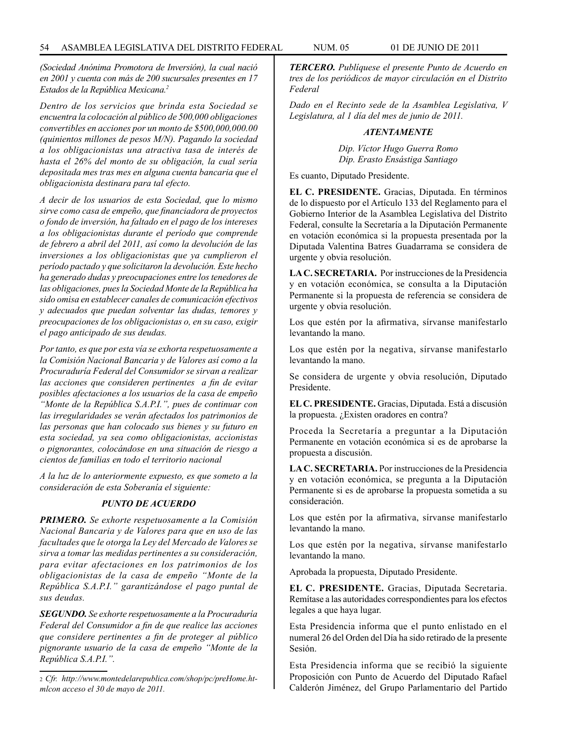*(Sociedad Anónima Promotora de Inversión), la cual nació en 2001 y cuenta con más de 200 sucursales presentes en 17 Estados de la República Mexicana.*[2]

*Dentro de los servicios que brinda esta Sociedad se encuentra la colocación al público de 500,000 obligaciones convertibles en acciones por un monto de $500,000,000.00 (quinientos millones de pesos M/N). Pagando la sociedad a los obligacionistas una atractiva tasa de interés de hasta el 26% del monto de su obligación, la cual sería depositada mes tras mes en alguna cuenta bancaria que el obligacionista destinara para tal efecto.*

*A decir de los usuarios de esta Sociedad, que lo mismo sirve como casa de empeño, que financiadora de proyectos o fondo de inversión, ha faltado en el pago de los intereses a los obligacionistas durante el período que comprende de febrero a abril del 2011, así como la devolución de las inversiones a los obligacionistas que ya cumplieron el período pactado y que solicitaron la devolución. Este hecho ha generado dudas y preocupaciones entre los tenedores de las obligaciones, pues la Sociedad Monte de la República ha sido omisa en establecer canales de comunicación efectivos y adecuados que puedan solventar las dudas, temores y preocupaciones de los obligacionistas o, en su caso, exigir el pago anticipado de sus deudas.*

*Por tanto, es que por esta vía se exhorta respetuosamente a la Comisión Nacional Bancaria y de Valores así como a la Procuraduría Federal del Consumidor se sirvan a realizar las acciones que consideren pertinentes a fin de evitar posibles afectaciones a los usuarios de la casa de empeño "Monte de la República S.A.P.I.", pues de continuar con las irregularidades se verán afectados los patrimonios de las personas que han colocado sus bienes y su futuro en esta sociedad, ya sea como obligacionistas, accionistas o pignorantes, colocándose en una situación de riesgo a cientos de familias en todo el territorio nacional*

*A la luz de lo anteriormente expuesto, es que someto a la consideración de esta Soberanía el siguiente:*

***PUNTO DE ACUERDO***

***PRIMERO.*** *Se exhorte respetuosamente a la Comisión Nacional Bancaria y de Valores para que en uso de las facultades que le otorga la Ley del Mercado de Valores se sirva a tomar las medidas pertinentes a su consideración, para evitar afectaciones en los patrimonios de los obligacionistas de la casa de empeño "Monte de la República S.A.P.I." garantizándose el pago puntal de sus deudas.*

***SEGUNDO.*** *Se exhorte respetuosamente a la Procuraduría Federal del Consumidor a fin de que realice las acciones que considere pertinentes a fin de proteger al público pignorante usuario de la casa de empeño "Monte de la República S.A.P.I.".*

***TERCERO.*** *Publíquese el presente Punto de Acuerdo en tres de los periódicos de mayor circulación en el Distrito Federal*

*Dado en el Recinto sede de la Asamblea Legislativa, V Legislatura, al 1 día del mes de junio de 2011.*

***ATENTAMENTE***

*Dip. Víctor Hugo Guerra Romo*
*Dip. Erasto Ensástiga Santiago*

Es cuanto, Diputado Presidente.

**EL C. PRESIDENTE.** Gracias, Diputada. En términos de lo dispuesto por el Artículo 133 del Reglamento para el Gobierno Interior de la Asamblea Legislativa del Distrito Federal, consulte la Secretaría a la Diputación Permanente en votación económica si la propuesta presentada por la Diputada Valentina Batres Guadarrama se considera de urgente y obvia resolución.

**LA C. SECRETARIA.** Por instrucciones de la Presidencia y en votación económica, se consulta a la Diputación Permanente si la propuesta de referencia se considera de urgente y obvia resolución.

Los que estén por la afirmativa, sírvanse manifestarlo levantando la mano.

Los que estén por la negativa, sírvanse manifestarlo levantando la mano.

Se considera de urgente y obvia resolución, Diputado Presidente.

**EL C. PRESIDENTE.** Gracias, Diputada. Está a discusión la propuesta. ¿Existen oradores en contra?

Proceda la Secretaría a preguntar a la Diputación Permanente en votación económica si es de aprobarse la propuesta a discusión.

**LA C. SECRETARIA.** Por instrucciones de la Presidencia y en votación económica, se pregunta a la Diputación Permanente si es de aprobarse la propuesta sometida a su consideración.

Los que estén por la afirmativa, sírvanse manifestarlo levantando la mano.

Los que estén por la negativa, sírvanse manifestarlo levantando la mano.

Aprobada la propuesta, Diputado Presidente.

**EL C. PRESIDENTE.** Gracias, Diputada Secretaria. Remítase a las autoridades correspondientes para los efectos legales a que haya lugar.

Esta Presidencia informa que el punto enlistado en el numeral 26 del Orden del Día ha sido retirado de la presente Sesión.

Esta Presidencia informa que se recibió la siguiente Proposición con Punto de Acuerdo del Diputado Rafael Calderón Jiménez, del Grupo Parlamentario del Partido

---

[2] *Cfr. http://www.montedelarepublica.com/shop/pc/preHome.htmlcon acceso el 30 de mayo de 2011.*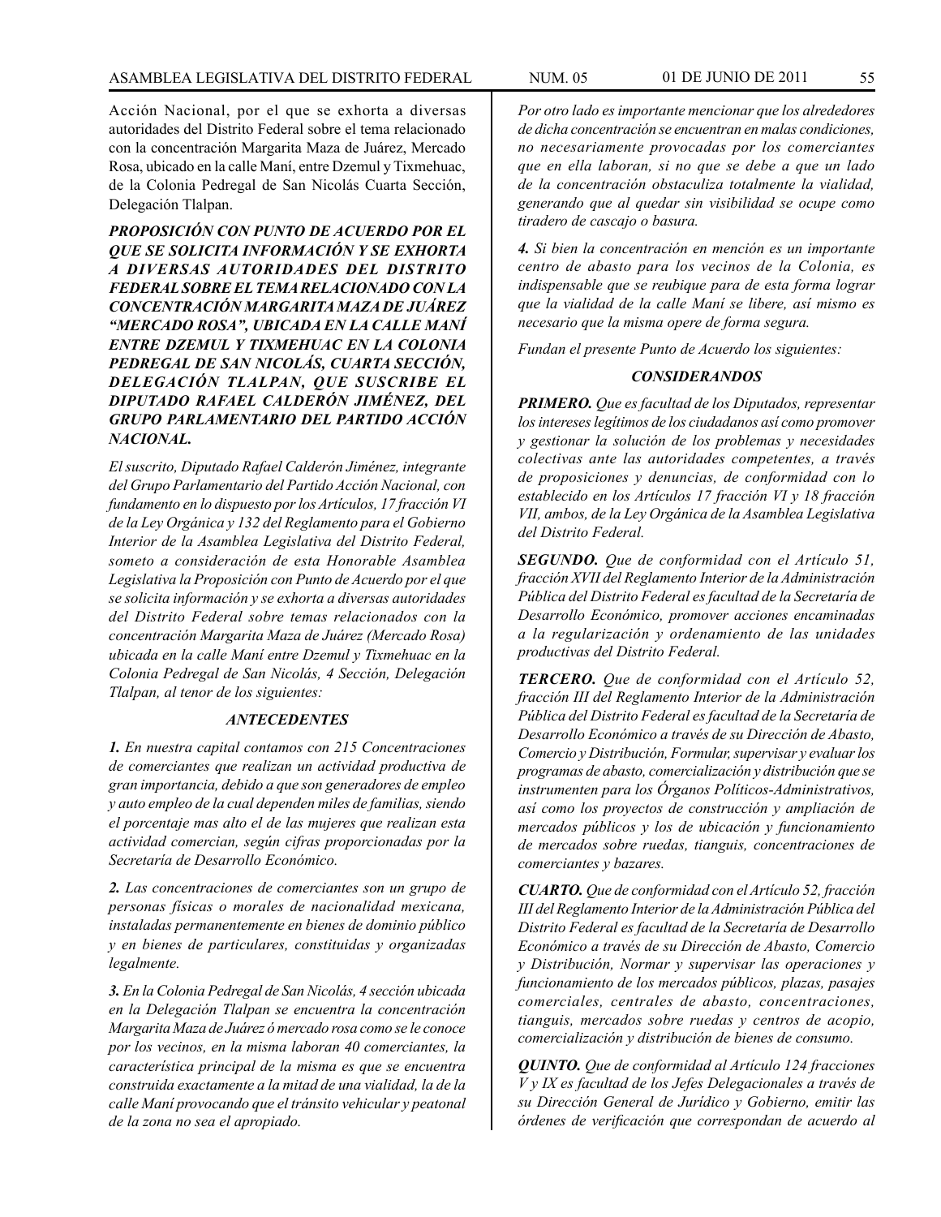Acción Nacional, por el que se exhorta a diversas autoridades del Distrito Federal sobre el tema relacionado con la concentración Margarita Maza de Juárez, Mercado Rosa, ubicado en la calle Maní, entre Dzemul y Tixmehuac, de la Colonia Pedregal de San Nicolás Cuarta Sección, Delegación Tlalpan.

***PROPOSICIÓN CON PUNTO DE ACUERDO POR EL QUE SE SOLICITA INFORMACIÓN Y SE EXHORTA A DIVERSAS AUTORIDADES DEL DISTRITO FEDERAL SOBRE EL TEMA RELACIONADO CON LA CONCENTRACIÓN MARGARITA MAZA DE JUÁREZ "MERCADO ROSA", UBICADA EN LA CALLE MANÍ ENTRE DZEMUL Y TIXMEHUAC EN LA COLONIA PEDREGAL DE SAN NICOLÁS, CUARTA SECCIÓN, DELEGACIÓN TLALPAN, QUE SUSCRIBE EL DIPUTADO RAFAEL CALDERÓN JIMÉNEZ, DEL GRUPO PARLAMENTARIO DEL PARTIDO ACCIÓN NACIONAL.***

*El suscrito, Diputado Rafael Calderón Jiménez, integrante del Grupo Parlamentario del Partido Acción Nacional, con fundamento en lo dispuesto por los Artículos, 17 fracción VI de la Ley Orgánica y 132 del Reglamento para el Gobierno Interior de la Asamblea Legislativa del Distrito Federal, someto a consideración de esta Honorable Asamblea Legislativa la Proposición con Punto de Acuerdo por el que se solicita información y se exhorta a diversas autoridades del Distrito Federal sobre temas relacionados con la concentración Margarita Maza de Juárez (Mercado Rosa) ubicada en la calle Maní entre Dzemul y Tixmehuac en la Colonia Pedregal de San Nicolás, 4 Sección, Delegación Tlalpan, al tenor de los siguientes:*

***ANTECEDENTES***

***1.*** *En nuestra capital contamos con 215 Concentraciones de comerciantes que realizan un actividad productiva de gran importancia, debido a que son generadores de empleo y auto empleo de la cual dependen miles de familias, siendo el porcentaje mas alto el de las mujeres que realizan esta actividad comercian, según cifras proporcionadas por la Secretaría de Desarrollo Económico.*

***2.*** *Las concentraciones de comerciantes son un grupo de personas físicas o morales de nacionalidad mexicana, instaladas permanentemente en bienes de dominio público y en bienes de particulares, constituidas y organizadas legalmente.*

***3.*** *En la Colonia Pedregal de San Nicolás, 4 sección ubicada en la Delegación Tlalpan se encuentra la concentración Margarita Maza de Juárez ó mercado rosa como se le conoce por los vecinos, en la misma laboran 40 comerciantes, la característica principal de la misma es que se encuentra construida exactamente a la mitad de una vialidad, la de la calle Maní provocando que el tránsito vehicular y peatonal de la zona no sea el apropiado.*

*Por otro lado es importante mencionar que los alrededores de dicha concentración se encuentran en malas condiciones, no necesariamente provocadas por los comerciantes que en ella laboran, si no que se debe a que un lado de la concentración obstaculiza totalmente la vialidad, generando que al quedar sin visibilidad se ocupe como tiradero de cascajo o basura.*

***4.*** *Si bien la concentración en mención es un importante centro de abasto para los vecinos de la Colonia, es indispensable que se reubique para de esta forma lograr que la vialidad de la calle Maní se libere, así mismo es necesario que la misma opere de forma segura.*

*Fundan el presente Punto de Acuerdo los siguientes:*

***CONSIDERANDOS***

***PRIMERO.*** *Que es facultad de los Diputados, representar los intereses legítimos de los ciudadanos así como promover y gestionar la solución de los problemas y necesidades colectivas ante las autoridades competentes, a través de proposiciones y denuncias, de conformidad con lo establecido en los Artículos 17 fracción VI y 18 fracción VII, ambos, de la Ley Orgánica de la Asamblea Legislativa del Distrito Federal.*

***SEGUNDO.*** *Que de conformidad con el Artículo 51, fracción XVII del Reglamento Interior de la Administración Pública del Distrito Federal es facultad de la Secretaría de Desarrollo Económico, promover acciones encaminadas a la regularización y ordenamiento de las unidades productivas del Distrito Federal.*

***TERCERO.*** *Que de conformidad con el Artículo 52, fracción III del Reglamento Interior de la Administración Pública del Distrito Federal es facultad de la Secretaría de Desarrollo Económico a través de su Dirección de Abasto, Comercio y Distribución, Formular, supervisar y evaluar los programas de abasto, comercialización y distribución que se instrumenten para los Órganos Políticos-Administrativos, así como los proyectos de construcción y ampliación de mercados públicos y los de ubicación y funcionamiento de mercados sobre ruedas, tianguis, concentraciones de comerciantes y bazares.*

***CUARTO.*** *Que de conformidad con el Artículo 52, fracción III del Reglamento Interior de la Administración Pública del Distrito Federal es facultad de la Secretaría de Desarrollo Económico a través de su Dirección de Abasto, Comercio y Distribución, Normar y supervisar las operaciones y funcionamiento de los mercados públicos, plazas, pasajes comerciales, centrales de abasto, concentraciones, tianguis, mercados sobre ruedas y centros de acopio, comercialización y distribución de bienes de consumo.*

***QUINTO.*** *Que de conformidad al Artículo 124 fracciones V y IX es facultad de los Jefes Delegacionales a través de su Dirección General de Jurídico y Gobierno, emitir las órdenes de verificación que correspondan de acuerdo al*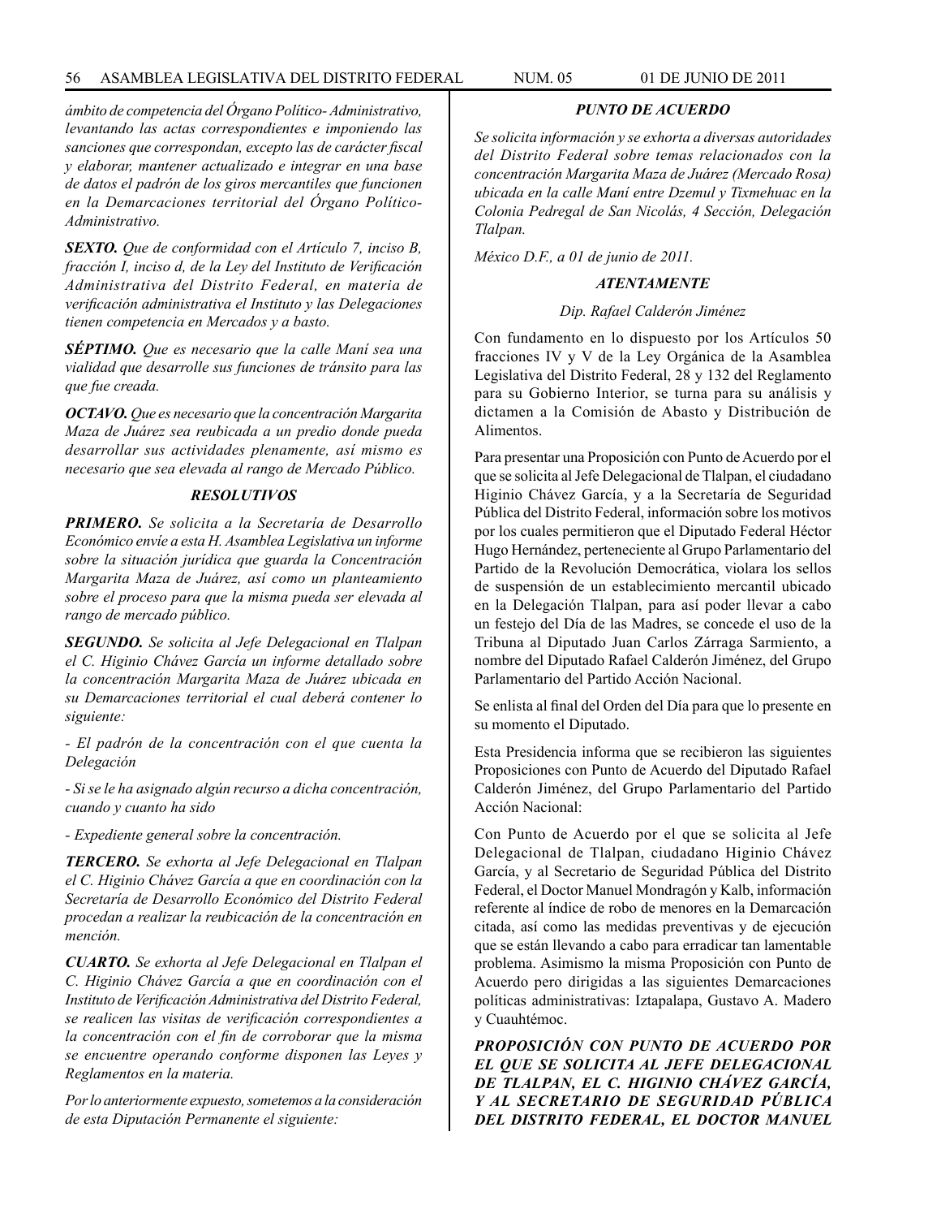*ámbito de competencia del Órgano Político- Administrativo, levantando las actas correspondientes e imponiendo las sanciones que correspondan, excepto las de carácter fiscal y elaborar, mantener actualizado e integrar en una base de datos el padrón de los giros mercantiles que funcionen en la Demarcaciones territorial del Órgano Político-Administrativo.*

***SEXTO.*** *Que de conformidad con el Artículo 7, inciso B, fracción I, inciso d, de la Ley del Instituto de Verificación Administrativa del Distrito Federal, en materia de verificación administrativa el Instituto y las Delegaciones tienen competencia en Mercados y a basto.*

***SÉPTIMO.*** *Que es necesario que la calle Maní sea una vialidad que desarrolle sus funciones de tránsito para las que fue creada.*

***OCTAVO.*** *Que es necesario que la concentración Margarita Maza de Juárez sea reubicada a un predio donde pueda desarrollar sus actividades plenamente, así mismo es necesario que sea elevada al rango de Mercado Público.*

***RESOLUTIVOS***

***PRIMERO.*** *Se solicita a la Secretaría de Desarrollo Económico envíe a esta H. Asamblea Legislativa un informe sobre la situación jurídica que guarda la Concentración Margarita Maza de Juárez, así como un planteamiento sobre el proceso para que la misma pueda ser elevada al rango de mercado público.*

***SEGUNDO.*** *Se solicita al Jefe Delegacional en Tlalpan el C. Higinio Chávez García un informe detallado sobre la concentración Margarita Maza de Juárez ubicada en su Demarcaciones territorial el cual deberá contener lo siguiente:*

*- El padrón de la concentración con el que cuenta la Delegación*

*- Si se le ha asignado algún recurso a dicha concentración, cuando y cuanto ha sido*

*- Expediente general sobre la concentración.*

***TERCERO.*** *Se exhorta al Jefe Delegacional en Tlalpan el C. Higinio Chávez García a que en coordinación con la Secretaría de Desarrollo Económico del Distrito Federal procedan a realizar la reubicación de la concentración en mención.*

***CUARTO.*** *Se exhorta al Jefe Delegacional en Tlalpan el C. Higinio Chávez García a que en coordinación con el Instituto de Verificación Administrativa del Distrito Federal, se realicen las visitas de verificación correspondientes a la concentración con el fin de corroborar que la misma se encuentre operando conforme disponen las Leyes y Reglamentos en la materia.*

*Por lo anteriormente expuesto, sometemos a la consideración de esta Diputación Permanente el siguiente:*

***PUNTO DE ACUERDO***

*Se solicita información y se exhorta a diversas autoridades del Distrito Federal sobre temas relacionados con la concentración Margarita Maza de Juárez (Mercado Rosa) ubicada en la calle Maní entre Dzemul y Tixmehuac en la Colonia Pedregal de San Nicolás, 4 Sección, Delegación Tlalpan.*

*México D.F., a 01 de junio de 2011.*

***ATENTAMENTE***

*Dip. Rafael Calderón Jiménez*

Con fundamento en lo dispuesto por los Artículos 50 fracciones IV y V de la Ley Orgánica de la Asamblea Legislativa del Distrito Federal, 28 y 132 del Reglamento para su Gobierno Interior, se turna para su análisis y dictamen a la Comisión de Abasto y Distribución de Alimentos.

Para presentar una Proposición con Punto de Acuerdo por el que se solicita al Jefe Delegacional de Tlalpan, el ciudadano Higinio Chávez García, y a la Secretaría de Seguridad Pública del Distrito Federal, información sobre los motivos por los cuales permitieron que el Diputado Federal Héctor Hugo Hernández, perteneciente al Grupo Parlamentario del Partido de la Revolución Democrática, violara los sellos de suspensión de un establecimiento mercantil ubicado en la Delegación Tlalpan, para así poder llevar a cabo un festejo del Día de las Madres, se concede el uso de la Tribuna al Diputado Juan Carlos Zárraga Sarmiento, a nombre del Diputado Rafael Calderón Jiménez, del Grupo Parlamentario del Partido Acción Nacional.

Se enlista al final del Orden del Día para que lo presente en su momento el Diputado.

Esta Presidencia informa que se recibieron las siguientes Proposiciones con Punto de Acuerdo del Diputado Rafael Calderón Jiménez, del Grupo Parlamentario del Partido Acción Nacional:

Con Punto de Acuerdo por el que se solicita al Jefe Delegacional de Tlalpan, ciudadano Higinio Chávez García, y al Secretario de Seguridad Pública del Distrito Federal, el Doctor Manuel Mondragón y Kalb, información referente al índice de robo de menores en la Demarcación citada, así como las medidas preventivas y de ejecución que se están llevando a cabo para erradicar tan lamentable problema. Asimismo la misma Proposición con Punto de Acuerdo pero dirigidas a las siguientes Demarcaciones políticas administrativas: Iztapalapa, Gustavo A. Madero y Cuauhtémoc.

***PROPOSICIÓN CON PUNTO DE ACUERDO POR EL QUE SE SOLICITA AL JEFE DELEGACIONAL DE TLALPAN, EL C. HIGINIO CHÁVEZ GARCÍA, Y AL SECRETARIO DE SEGURIDAD PÚBLICA DEL DISTRITO FEDERAL, EL DOCTOR MANUEL***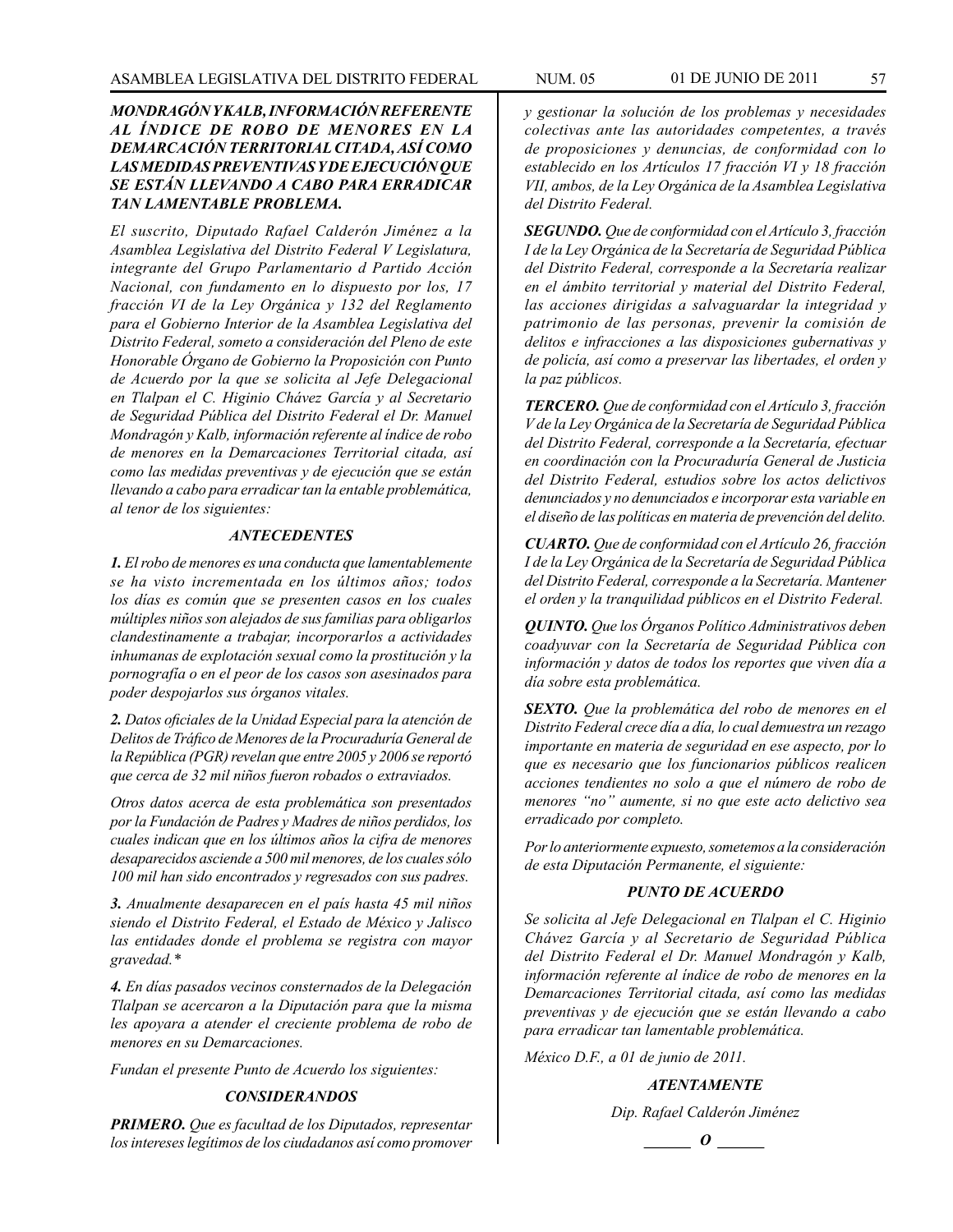***MONDRAGÓN Y KALB, INFORMACIÓN REFERENTE AL ÍNDICE DE ROBO DE MENORES EN LA DEMARCACIÓN TERRITORIAL CITADA, ASÍ COMO LAS MEDIDAS PREVENTIVAS Y DE EJECUCIÓN QUE SE ESTÁN LLEVANDO A CABO PARA ERRADICAR TAN LAMENTABLE PROBLEMA.***

*El suscrito, Diputado Rafael Calderón Jiménez a la Asamblea Legislativa del Distrito Federal V Legislatura, integrante del Grupo Parlamentario d Partido Acción Nacional, con fundamento en lo dispuesto por los, 17 fracción VI de la Ley Orgánica y 132 del Reglamento para el Gobierno Interior de la Asamblea Legislativa del Distrito Federal, someto a consideración del Pleno de este Honorable Órgano de Gobierno la Proposición con Punto de Acuerdo por la que se solicita al Jefe Delegacional en Tlalpan el C. Higinio Chávez García y al Secretario de Seguridad Pública del Distrito Federal el Dr. Manuel Mondragón y Kalb, información referente al índice de robo de menores en la Demarcaciones Territorial citada, así como las medidas preventivas y de ejecución que se están llevando a cabo para erradicar tan la entable problemática, al tenor de los siguientes:*

### *ANTECEDENTES*

***1.** El robo de menores es una conducta que lamentablemente se ha visto incrementada en los últimos años; todos los días es común que se presenten casos en los cuales múltiples niños son alejados de sus familias para obligarlos clandestinamente a trabajar, incorporarlos a actividades inhumanas de explotación sexual como la prostitución y la pornografía o en el peor de los casos son asesinados para poder despojarlos sus órganos vitales.*

***2.** Datos oficiales de la Unidad Especial para la atención de Delitos de Tráfico de Menores de la Procuraduría General de la República (PGR) revelan que entre 2005 y 2006 se reportó que cerca de 32 mil niños fueron robados o extraviados.*

*Otros datos acerca de esta problemática son presentados por la Fundación de Padres y Madres de niños perdidos, los cuales indican que en los últimos años la cifra de menores desaparecidos asciende a 500 mil menores, de los cuales sólo 100 mil han sido encontrados y regresados con sus padres.*

***3.** Anualmente desaparecen en el país hasta 45 mil niños siendo el Distrito Federal, el Estado de México y Jalisco las entidades donde el problema se registra con mayor gravedad.\**

***4.** En días pasados vecinos consternados de la Delegación Tlalpan se acercaron a la Diputación para que la misma les apoyara a atender el creciente problema de robo de menores en su Demarcaciones.*

*Fundan el presente Punto de Acuerdo los siguientes:*

### *CONSIDERANDOS*

***PRIMERO.** Que es facultad de los Diputados, representar los intereses legítimos de los ciudadanos así como promover y gestionar la solución de los problemas y necesidades colectivas ante las autoridades competentes, a través de proposiciones y denuncias, de conformidad con lo establecido en los Artículos 17 fracción VI y 18 fracción VII, ambos, de la Ley Orgánica de la Asamblea Legislativa del Distrito Federal.*

***SEGUNDO.** Que de conformidad con el Artículo 3, fracción I de la Ley Orgánica de la Secretaría de Seguridad Pública del Distrito Federal, corresponde a la Secretaría realizar en el ámbito territorial y material del Distrito Federal, las acciones dirigidas a salvaguardar la integridad y patrimonio de las personas, prevenir la comisión de delitos e infracciones a las disposiciones gubernativas y de policía, así como a preservar las libertades, el orden y la paz públicos.*

***TERCERO.** Que de conformidad con el Artículo 3, fracción V de la Ley Orgánica de la Secretaría de Seguridad Pública del Distrito Federal, corresponde a la Secretaría, efectuar en coordinación con la Procuraduría General de Justicia del Distrito Federal, estudios sobre los actos delictivos denunciados y no denunciados e incorporar esta variable en el diseño de las políticas en materia de prevención del delito.*

***CUARTO.** Que de conformidad con el Artículo 26, fracción I de la Ley Orgánica de la Secretaría de Seguridad Pública del Distrito Federal, corresponde a la Secretaría. Mantener el orden y la tranquilidad públicos en el Distrito Federal.*

***QUINTO.** Que los Órganos Político Administrativos deben coadyuvar con la Secretaría de Seguridad Pública con información y datos de todos los reportes que viven día a día sobre esta problemática.*

***SEXTO.** Que la problemática del robo de menores en el Distrito Federal crece día a día, lo cual demuestra un rezago importante en materia de seguridad en ese aspecto, por lo que es necesario que los funcionarios públicos realicen acciones tendientes no solo a que el número de robo de menores "no" aumente, si no que este acto delictivo sea erradicado por completo.*

*Por lo anteriormente expuesto, sometemos a la consideración de esta Diputación Permanente, el siguiente:*

### *PUNTO DE ACUERDO*

*Se solicita al Jefe Delegacional en Tlalpan el C. Higinio Chávez García y al Secretario de Seguridad Pública del Distrito Federal el Dr. Manuel Mondragón y Kalb, información referente al índice de robo de menores en la Demarcaciones Territorial citada, así como las medidas preventivas y de ejecución que se están llevando a cabo para erradicar tan lamentable problemática.*

*México D.F., a 01 de junio de 2011.*

***ATENTAMENTE***

*Dip. Rafael Calderón Jiménez*

***\_\_\_\_\_\_ O \_\_\_\_\_\_***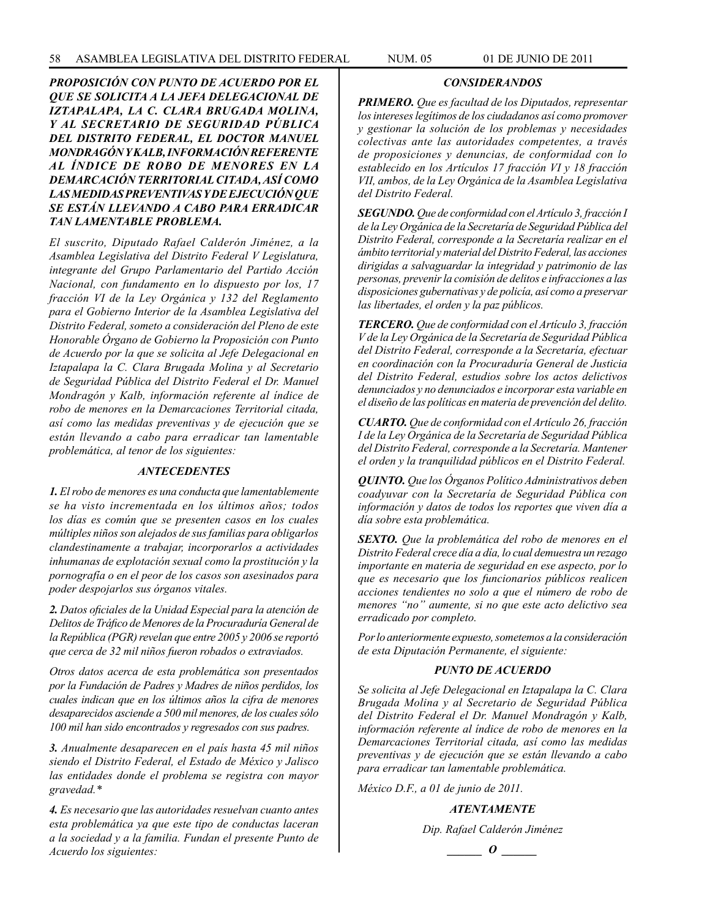***PROPOSICIÓN CON PUNTO DE ACUERDO POR EL QUE SE SOLICITA A LA JEFA DELEGACIONAL DE IZTAPALAPA, LA C. CLARA BRUGADA MOLINA, Y AL SECRETARIO DE SEGURIDAD PÚBLICA DEL DISTRITO FEDERAL, EL DOCTOR MANUEL MONDRAGÓN Y KALB, INFORMACIÓN REFERENTE AL ÍNDICE DE ROBO DE MENORES EN LA DEMARCACIÓN TERRITORIAL CITADA, ASÍ COMO LAS MEDIDAS PREVENTIVAS Y DE EJECUCIÓN QUE SE ESTÁN LLEVANDO A CABO PARA ERRADICAR TAN LAMENTABLE PROBLEMA.***

*El suscrito, Diputado Rafael Calderón Jiménez, a la Asamblea Legislativa del Distrito Federal V Legislatura, integrante del Grupo Parlamentario del Partido Acción Nacional, con fundamento en lo dispuesto por los, 17 fracción VI de la Ley Orgánica y 132 del Reglamento para el Gobierno Interior de la Asamblea Legislativa del Distrito Federal, someto a consideración del Pleno de este Honorable Órgano de Gobierno la Proposición con Punto de Acuerdo por la que se solicita al Jefe Delegacional en Iztapalapa la C. Clara Brugada Molina y al Secretario de Seguridad Pública del Distrito Federal el Dr. Manuel Mondragón y Kalb, información referente al índice de robo de menores en la Demarcaciones Territorial citada, así como las medidas preventivas y de ejecución que se están llevando a cabo para erradicar tan lamentable problemática, al tenor de los siguientes:*

### *ANTECEDENTES*

***1.*** *El robo de menores es una conducta que lamentablemente se ha visto incrementada en los últimos años; todos los días es común que se presenten casos en los cuales múltiples niños son alejados de sus familias para obligarlos clandestinamente a trabajar, incorporarlos a actividades inhumanas de explotación sexual como la prostitución y la pornografía o en el peor de los casos son asesinados para poder despojarlos sus órganos vitales.*

***2.*** *Datos oficiales de la Unidad Especial para la atención de Delitos de Tráfico de Menores de la Procuraduría General de la República (PGR) revelan que entre 2005 y 2006 se reportó que cerca de 32 mil niños fueron robados o extraviados.*

*Otros datos acerca de esta problemática son presentados por la Fundación de Padres y Madres de niños perdidos, los cuales indican que en los últimos años la cifra de menores desaparecidos asciende a 500 mil menores, de los cuales sólo 100 mil han sido encontrados y regresados con sus padres.*

***3.*** *Anualmente desaparecen en el país hasta 45 mil niños siendo el Distrito Federal, el Estado de México y Jalisco las entidades donde el problema se registra con mayor gravedad.\**

***4.*** *Es necesario que las autoridades resuelvan cuanto antes esta problemática ya que este tipo de conductas laceran a la sociedad y a la familia. Fundan el presente Punto de Acuerdo los siguientes:*

### *CONSIDERANDOS*

***PRIMERO.*** *Que es facultad de los Diputados, representar los intereses legítimos de los ciudadanos así como promover y gestionar la solución de los problemas y necesidades colectivas ante las autoridades competentes, a través de proposiciones y denuncias, de conformidad con lo establecido en los Artículos 17 fracción VI y 18 fracción VII, ambos, de la Ley Orgánica de la Asamblea Legislativa del Distrito Federal.*

***SEGUNDO.*** *Que de conformidad con el Artículo 3, fracción I de la Ley Orgánica de la Secretaría de Seguridad Pública del Distrito Federal, corresponde a la Secretaría realizar en el ámbito territorial y material del Distrito Federal, las acciones dirigidas a salvaguardar la integridad y patrimonio de las personas, prevenir la comisión de delitos e infracciones a las disposiciones gubernativas y de policía, así como a preservar las libertades, el orden y la paz públicos.*

***TERCERO.*** *Que de conformidad con el Artículo 3, fracción V de la Ley Orgánica de la Secretaría de Seguridad Pública del Distrito Federal, corresponde a la Secretaría, efectuar en coordinación con la Procuraduría General de Justicia del Distrito Federal, estudios sobre los actos delictivos denunciados y no denunciados e incorporar esta variable en el diseño de las políticas en materia de prevención del delito.*

***CUARTO.*** *Que de conformidad con el Artículo 26, fracción I de la Ley Orgánica de la Secretaría de Seguridad Pública del Distrito Federal, corresponde a la Secretaría. Mantener el orden y la tranquilidad públicos en el Distrito Federal.*

***QUINTO.*** *Que los Órganos Político Administrativos deben coadyuvar con la Secretaría de Seguridad Pública con información y datos de todos los reportes que viven día a día sobre esta problemática.*

***SEXTO.*** *Que la problemática del robo de menores en el Distrito Federal crece día a día, lo cual demuestra un rezago importante en materia de seguridad en ese aspecto, por lo que es necesario que los funcionarios públicos realicen acciones tendientes no solo a que el número de robo de menores "no" aumente, si no que este acto delictivo sea erradicado por completo.*

*Por lo anteriormente expuesto, sometemos a la consideración de esta Diputación Permanente, el siguiente:*

### *PUNTO DE ACUERDO*

*Se solicita al Jefe Delegacional en Iztapalapa la C. Clara Brugada Molina y al Secretario de Seguridad Pública del Distrito Federal el Dr. Manuel Mondragón y Kalb, información referente al índice de robo de menores en la Demarcaciones Territorial citada, así como las medidas preventivas y de ejecución que se están llevando a cabo para erradicar tan lamentable problemática.*

*México D.F., a 01 de junio de 2011.*

***ATENTAMENTE***

*Dip. Rafael Calderón Jiménez*

***\_\_\_\_\_\_ O \_\_\_\_\_\_***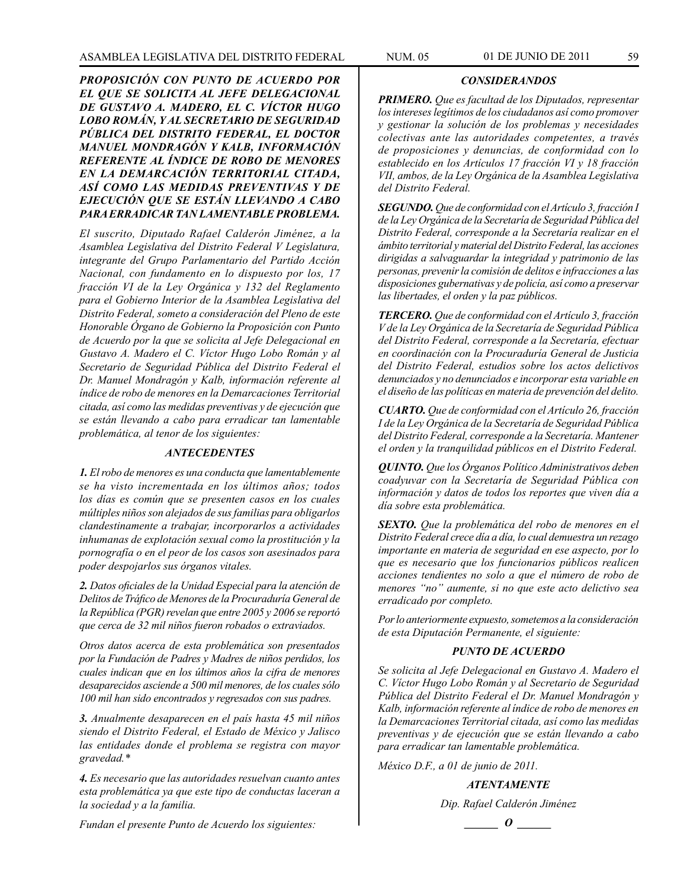***PROPOSICIÓN CON PUNTO DE ACUERDO POR EL QUE SE SOLICITA AL JEFE DELEGACIONAL DE GUSTAVO A. MADERO, EL C. VÍCTOR HUGO LOBO ROMÁN, Y AL SECRETARIO DE SEGURIDAD PÚBLICA DEL DISTRITO FEDERAL, EL DOCTOR MANUEL MONDRAGÓN Y KALB, INFORMACIÓN REFERENTE AL ÍNDICE DE ROBO DE MENORES EN LA DEMARCACIÓN TERRITORIAL CITADA, ASÍ COMO LAS MEDIDAS PREVENTIVAS Y DE EJECUCIÓN QUE SE ESTÁN LLEVANDO A CABO PARA ERRADICAR TAN LAMENTABLE PROBLEMA.***

*El suscrito, Diputado Rafael Calderón Jiménez, a la Asamblea Legislativa del Distrito Federal V Legislatura, integrante del Grupo Parlamentario del Partido Acción Nacional, con fundamento en lo dispuesto por los, 17 fracción VI de la Ley Orgánica y 132 del Reglamento para el Gobierno Interior de la Asamblea Legislativa del Distrito Federal, someto a consideración del Pleno de este Honorable Órgano de Gobierno la Proposición con Punto de Acuerdo por la que se solicita al Jefe Delegacional en Gustavo A. Madero el C. Víctor Hugo Lobo Román y al Secretario de Seguridad Pública del Distrito Federal el Dr. Manuel Mondragón y Kalb, información referente al índice de robo de menores en la Demarcaciones Territorial citada, así como las medidas preventivas y de ejecución que se están llevando a cabo para erradicar tan lamentable problemática, al tenor de los siguientes:*

***ANTECEDENTES***

***1.** El robo de menores es una conducta que lamentablemente se ha visto incrementada en los últimos años; todos los días es común que se presenten casos en los cuales múltiples niños son alejados de sus familias para obligarlos clandestinamente a trabajar, incorporarlos a actividades inhumanas de explotación sexual como la prostitución y la pornografía o en el peor de los casos son asesinados para poder despojarlos sus órganos vitales.*

***2.** Datos oficiales de la Unidad Especial para la atención de Delitos de Tráfico de Menores de la Procuraduría General de la República (PGR) revelan que entre 2005 y 2006 se reportó que cerca de 32 mil niños fueron robados o extraviados.*

*Otros datos acerca de esta problemática son presentados por la Fundación de Padres y Madres de niños perdidos, los cuales indican que en los últimos años la cifra de menores desaparecidos asciende a 500 mil menores, de los cuales sólo 100 mil han sido encontrados y regresados con sus padres.*

***3.** Anualmente desaparecen en el país hasta 45 mil niños siendo el Distrito Federal, el Estado de México y Jalisco las entidades donde el problema se registra con mayor gravedad.**

***4.** Es necesario que las autoridades resuelvan cuanto antes esta problemática ya que este tipo de conductas laceran a la sociedad y a la familia.*

*Fundan el presente Punto de Acuerdo los siguientes:*

***CONSIDERANDOS***

***PRIMERO.** Que es facultad de los Diputados, representar los intereses legítimos de los ciudadanos así como promover y gestionar la solución de los problemas y necesidades colectivas ante las autoridades competentes, a través de proposiciones y denuncias, de conformidad con lo establecido en los Artículos 17 fracción VI y 18 fracción VII, ambos, de la Ley Orgánica de la Asamblea Legislativa del Distrito Federal.*

***SEGUNDO.** Que de conformidad con el Artículo 3, fracción I de la Ley Orgánica de la Secretaría de Seguridad Pública del Distrito Federal, corresponde a la Secretaría realizar en el ámbito territorial y material del Distrito Federal, las acciones dirigidas a salvaguardar la integridad y patrimonio de las personas, prevenir la comisión de delitos e infracciones a las disposiciones gubernativas y de policía, así como a preservar las libertades, el orden y la paz públicos.*

***TERCERO.** Que de conformidad con el Artículo 3, fracción V de la Ley Orgánica de la Secretaría de Seguridad Pública del Distrito Federal, corresponde a la Secretaría, efectuar en coordinación con la Procuraduría General de Justicia del Distrito Federal, estudios sobre los actos delictivos denunciados y no denunciados e incorporar esta variable en el diseño de las políticas en materia de prevención del delito.*

***CUARTO.** Que de conformidad con el Artículo 26, fracción I de la Ley Orgánica de la Secretaría de Seguridad Pública del Distrito Federal, corresponde a la Secretaría. Mantener el orden y la tranquilidad públicos en el Distrito Federal.*

***QUINTO.** Que los Órganos Político Administrativos deben coadyuvar con la Secretaría de Seguridad Pública con información y datos de todos los reportes que viven día a día sobre esta problemática.*

***SEXTO.** Que la problemática del robo de menores en el Distrito Federal crece día a día, lo cual demuestra un rezago importante en materia de seguridad en ese aspecto, por lo que es necesario que los funcionarios públicos realicen acciones tendientes no solo a que el número de robo de menores "no" aumente, si no que este acto delictivo sea erradicado por completo.*

*Por lo anteriormente expuesto, sometemos a la consideración de esta Diputación Permanente, el siguiente:*

***PUNTO DE ACUERDO***

*Se solicita al Jefe Delegacional en Gustavo A. Madero el C. Víctor Hugo Lobo Román y al Secretario de Seguridad Pública del Distrito Federal el Dr. Manuel Mondragón y Kalb, información referente al índice de robo de menores en la Demarcaciones Territorial citada, así como las medidas preventivas y de ejecución que se están llevando a cabo para erradicar tan lamentable problemática.*

*México D.F., a 01 de junio de 2011.*

***ATENTAMENTE***

*Dip. Rafael Calderón Jiménez*

***\_\_\_\_\_\_ O \_\_\_\_\_\_***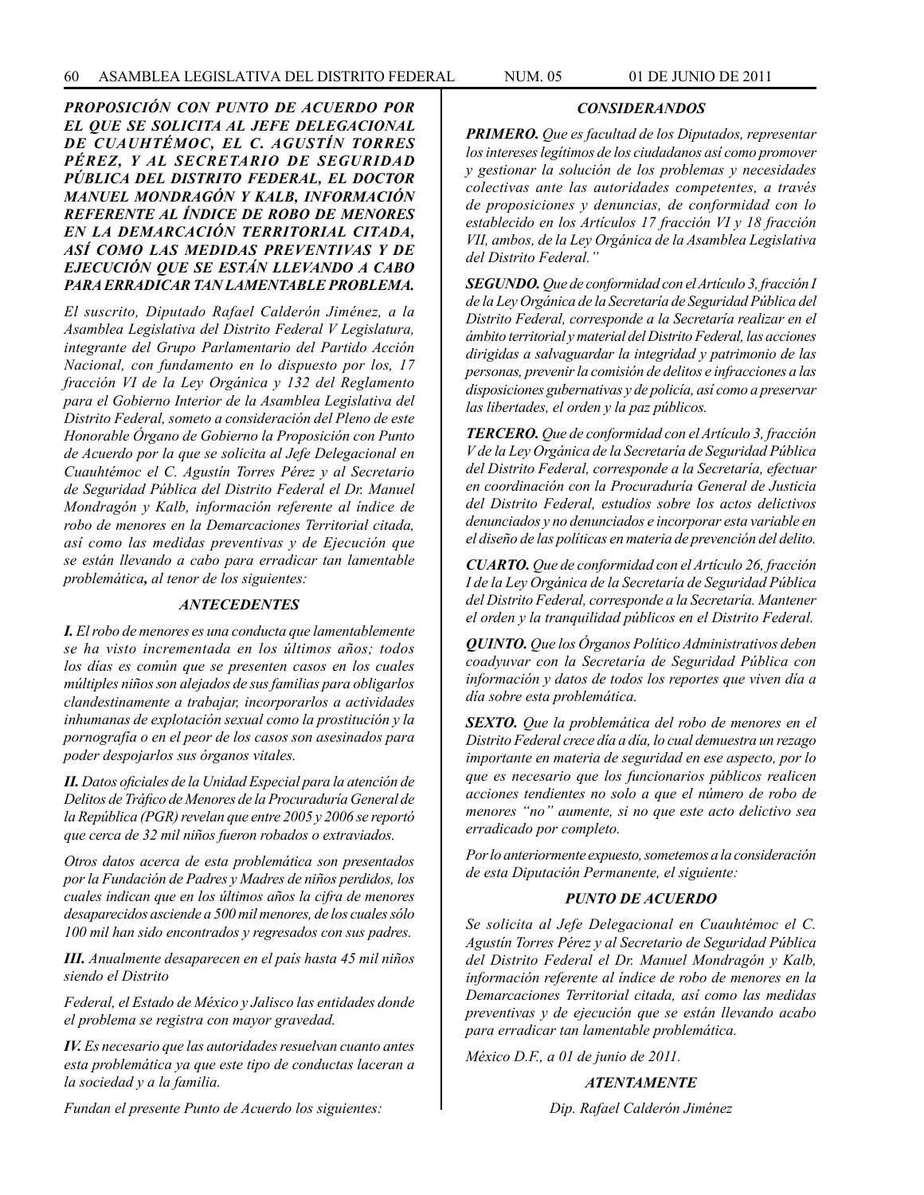***PROPOSICIÓN CON PUNTO DE ACUERDO POR EL QUE SE SOLICITA AL JEFE DELEGACIONAL DE CUAUHTÉMOC, EL C. AGUSTÍN TORRES PÉREZ, Y AL SECRETARIO DE SEGURIDAD PÚBLICA DEL DISTRITO FEDERAL, EL DOCTOR MANUEL MONDRAGÓN Y KALB, INFORMACIÓN REFERENTE AL ÍNDICE DE ROBO DE MENORES EN LA DEMARCACIÓN TERRITORIAL CITADA, ASÍ COMO LAS MEDIDAS PREVENTIVAS Y DE EJECUCIÓN QUE SE ESTÁN LLEVANDO A CABO PARA ERRADICAR TAN LAMENTABLE PROBLEMA.***

*El suscrito, Diputado Rafael Calderón Jiménez, a la Asamblea Legislativa del Distrito Federal V Legislatura, integrante del Grupo Parlamentario del Partido Acción Nacional, con fundamento en lo dispuesto por los, 17 fracción VI de la Ley Orgánica y 132 del Reglamento para el Gobierno Interior de la Asamblea Legislativa del Distrito Federal, someto a consideración del Pleno de este Honorable Órgano de Gobierno la Proposición con Punto de Acuerdo por la que se solicita al Jefe Delegacional en Cuauhtémoc el C. Agustín Torres Pérez y al Secretario de Seguridad Pública del Distrito Federal el Dr. Manuel Mondragón y Kalb, información referente al índice de robo de menores en la Demarcaciones Territorial citada, así como las medidas preventivas y de Ejecución que se están llevando a cabo para erradicar tan lamentable problemática**,** al tenor de los siguientes:*

***ANTECEDENTES***

***I.*** *El robo de menores es una conducta que lamentablemente se ha visto incrementada en los últimos años; todos los días es común que se presenten casos en los cuales múltiples niños son alejados de sus familias para obligarlos clandestinamente a trabajar, incorporarlos a actividades inhumanas de explotación sexual como la prostitución y la pornografía o en el peor de los casos son asesinados para poder despojarlos sus órganos vitales.*

***II.*** *Datos oficiales de la Unidad Especial para la atención de Delitos de Tráfico de Menores de la Procuraduría General de la República (PGR) revelan que entre 2005 y 2006 se reportó que cerca de 32 mil niños fueron robados o extraviados.*

*Otros datos acerca de esta problemática son presentados por la Fundación de Padres y Madres de niños perdidos, los cuales indican que en los últimos años la cifra de menores desaparecidos asciende a 500 mil menores, de los cuales sólo 100 mil han sido encontrados y regresados con sus padres.*

***III.*** *Anualmente desaparecen en el país hasta 45 mil niños siendo el Distrito*

*Federal, el Estado de México y Jalisco las entidades donde el problema se registra con mayor gravedad.*

***IV.*** *Es necesario que las autoridades resuelvan cuanto antes esta problemática ya que este tipo de conductas laceran a la sociedad y a la familia.*

*Fundan el presente Punto de Acuerdo los siguientes:*

***CONSIDERANDOS***

***PRIMERO.*** *Que es facultad de los Diputados, representar los intereses legítimos de los ciudadanos así como promover y gestionar la solución de los problemas y necesidades colectivas ante las autoridades competentes, a través de proposiciones y denuncias, de conformidad con lo establecido en los Artículos 17 fracción VI y 18 fracción VII, ambos, de la Ley Orgánica de la Asamblea Legislativa del Distrito Federal."*

***SEGUNDO.*** *Que de conformidad con el Artículo 3, fracción I de la Ley Orgánica de la Secretaría de Seguridad Pública del Distrito Federal, corresponde a la Secretaría realizar en el ámbito territorial y material del Distrito Federal, las acciones dirigidas a salvaguardar la integridad y patrimonio de las personas, prevenir la comisión de delitos e infracciones a las disposiciones gubernativas y de policía, así como a preservar las libertades, el orden y la paz públicos.*

***TERCERO.*** *Que de conformidad con el Artículo 3, fracción V de la Ley Orgánica de la Secretaría de Seguridad Pública del Distrito Federal, corresponde a la Secretaría, efectuar en coordinación con la Procuraduría General de Justicia del Distrito Federal, estudios sobre los actos delictivos denunciados y no denunciados e incorporar esta variable en el diseño de las políticas en materia de prevención del delito.*

***CUARTO.*** *Que de conformidad con el Artículo 26, fracción I de la Ley Orgánica de la Secretaría de Seguridad Pública del Distrito Federal, corresponde a la Secretaría. Mantener el orden y la tranquilidad públicos en el Distrito Federal.*

***QUINTO.*** *Que los Órganos Político Administrativos deben coadyuvar con la Secretaría de Seguridad Pública con información y datos de todos los reportes que viven día a día sobre esta problemática.*

***SEXTO.*** *Que la problemática del robo de menores en el Distrito Federal crece día a día, lo cual demuestra un rezago importante en materia de seguridad en ese aspecto, por lo que es necesario que los funcionarios públicos realicen acciones tendientes no solo a que el número de robo de menores "no" aumente, si no que este acto delictivo sea erradicado por completo.*

*Por lo anteriormente expuesto, sometemos a la consideración de esta Diputación Permanente, el siguiente:*

***PUNTO DE ACUERDO***

*Se solicita al Jefe Delegacional en Cuauhtémoc el C. Agustín Torres Pérez y al Secretario de Seguridad Pública del Distrito Federal el Dr. Manuel Mondragón y Kalb, información referente al índice de robo de menores en la Demarcaciones Territorial citada, así como las medidas preventivas y de ejecución que se están llevando acabo para erradicar tan lamentable problemática.*

*México D.F., a 01 de junio de 2011.*

***ATENTAMENTE***

*Dip. Rafael Calderón Jiménez*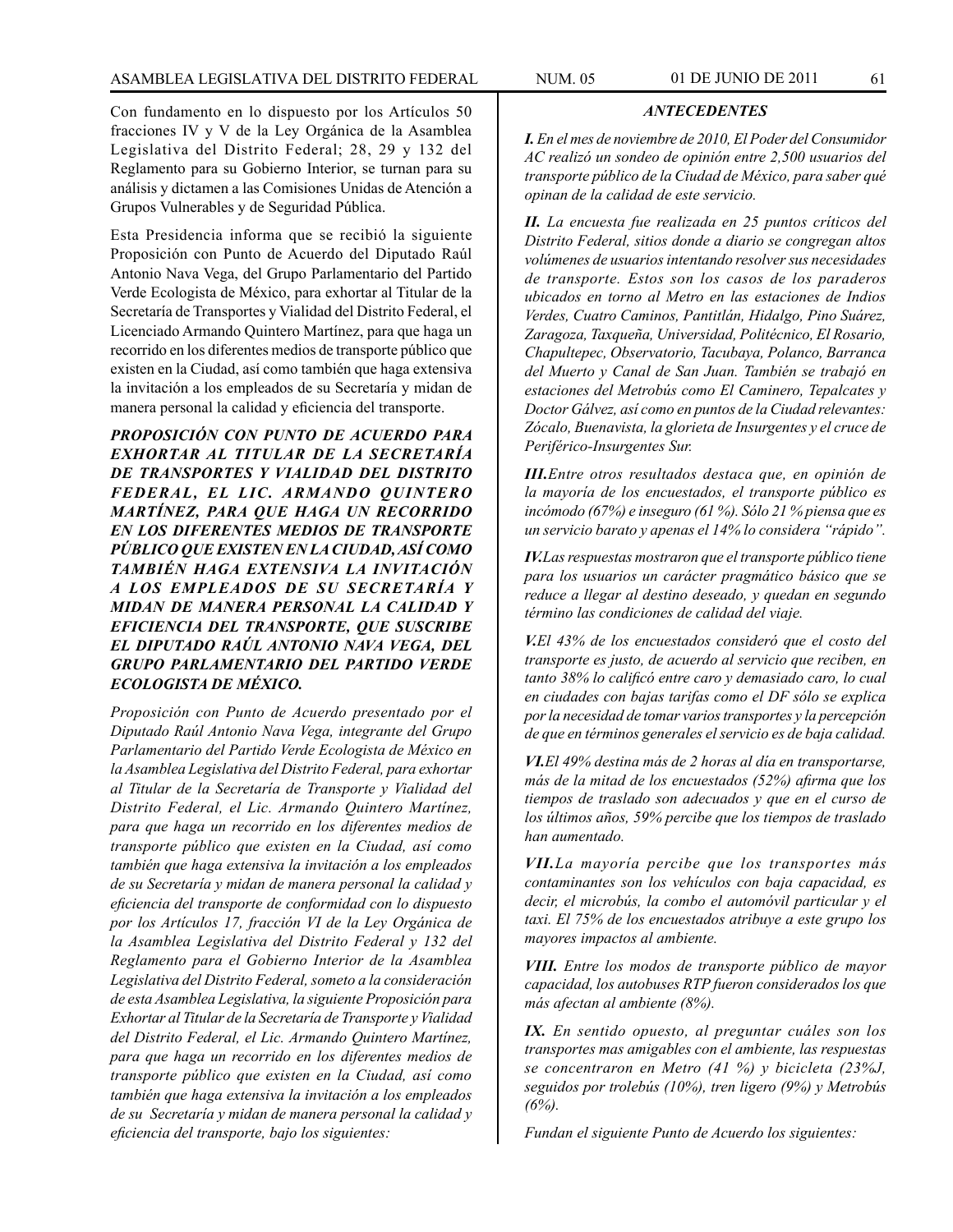Con fundamento en lo dispuesto por los Artículos 50 fracciones IV y V de la Ley Orgánica de la Asamblea Legislativa del Distrito Federal; 28, 29 y 132 del Reglamento para su Gobierno Interior, se turnan para su análisis y dictamen a las Comisiones Unidas de Atención a Grupos Vulnerables y de Seguridad Pública.

Esta Presidencia informa que se recibió la siguiente Proposición con Punto de Acuerdo del Diputado Raúl Antonio Nava Vega, del Grupo Parlamentario del Partido Verde Ecologista de México, para exhortar al Titular de la Secretaría de Transportes y Vialidad del Distrito Federal, el Licenciado Armando Quintero Martínez, para que haga un recorrido en los diferentes medios de transporte público que existen en la Ciudad, así como también que haga extensiva la invitación a los empleados de su Secretaría y midan de manera personal la calidad y eficiencia del transporte.

***PROPOSICIÓN CON PUNTO DE ACUERDO PARA EXHORTAR AL TITULAR DE LA SECRETARÍA DE TRANSPORTES Y VIALIDAD DEL DISTRITO FEDERAL, EL LIC. ARMANDO QUINTERO MARTÍNEZ, PARA QUE HAGA UN RECORRIDO EN LOS DIFERENTES MEDIOS DE TRANSPORTE PÚBLICO QUE EXISTEN EN LA CIUDAD, ASÍ COMO TAMBIÉN HAGA EXTENSIVA LA INVITACIÓN A LOS EMPLEADOS DE SU SECRETARÍA Y MIDAN DE MANERA PERSONAL LA CALIDAD Y EFICIENCIA DEL TRANSPORTE, QUE SUSCRIBE EL DIPUTADO RAÚL ANTONIO NAVA VEGA, DEL GRUPO PARLAMENTARIO DEL PARTIDO VERDE ECOLOGISTA DE MÉXICO.***

*Proposición con Punto de Acuerdo presentado por el Diputado Raúl Antonio Nava Vega, integrante del Grupo Parlamentario del Partido Verde Ecologista de México en la Asamblea Legislativa del Distrito Federal, para exhortar al Titular de la Secretaría de Transporte y Vialidad del Distrito Federal, el Lic. Armando Quintero Martínez, para que haga un recorrido en los diferentes medios de transporte público que existen en la Ciudad, así como también que haga extensiva la invitación a los empleados de su Secretaría y midan de manera personal la calidad y eficiencia del transporte de conformidad con lo dispuesto por los Artículos 17, fracción VI de la Ley Orgánica de la Asamblea Legislativa del Distrito Federal y 132 del Reglamento para el Gobierno Interior de la Asamblea Legislativa del Distrito Federal, someto a la consideración de esta Asamblea Legislativa, la siguiente Proposición para Exhortar al Titular de la Secretaría de Transporte y Vialidad del Distrito Federal, el Lic. Armando Quintero Martínez, para que haga un recorrido en los diferentes medios de transporte público que existen en la Ciudad, así como también que haga extensiva la invitación a los empleados de su Secretaría y midan de manera personal la calidad y eficiencia del transporte, bajo los siguientes:*

***ANTECEDENTES***

***I.*** *En el mes de noviembre de 2010, El Poder del Consumidor AC realizó un sondeo de opinión entre 2,500 usuarios del transporte público de la Ciudad de México, para saber qué opinan de la calidad de este servicio.*

***II.*** *La encuesta fue realizada en 25 puntos críticos del Distrito Federal, sitios donde a diario se congregan altos volúmenes de usuarios intentando resolver sus necesidades de transporte. Estos son los casos de los paraderos ubicados en torno al Metro en las estaciones de Indios Verdes, Cuatro Caminos, Pantitlán, Hidalgo, Pino Suárez, Zaragoza, Taxqueña, Universidad, Politécnico, El Rosario, Chapultepec, Observatorio, Tacubaya, Polanco, Barranca del Muerto y Canal de San Juan. También se trabajó en estaciones del Metrobús como El Caminero, Tepalcates y Doctor Gálvez, así como en puntos de la Ciudad relevantes: Zócalo, Buenavista, la glorieta de Insurgentes y el cruce de Periférico-Insurgentes Sur.*

***III.*** *Entre otros resultados destaca que, en opinión de la mayoría de los encuestados, el transporte público es incómodo (67%) e inseguro (61 %). Sólo 21 % piensa que es un servicio barato y apenas el 14% lo considera "rápido".*

***IV.*** *Las respuestas mostraron que el transporte público tiene para los usuarios un carácter pragmático básico que se reduce a llegar al destino deseado, y quedan en segundo término las condiciones de calidad del viaje.*

***V.*** *El 43% de los encuestados consideró que el costo del transporte es justo, de acuerdo al servicio que reciben, en tanto 38% lo calificó entre caro y demasiado caro, lo cual en ciudades con bajas tarifas como el DF sólo se explica por la necesidad de tomar varios transportes y la percepción de que en términos generales el servicio es de baja calidad.*

***VI.*** *El 49% destina más de 2 horas al día en transportarse, más de la mitad de los encuestados (52%) afirma que los tiempos de traslado son adecuados y que en el curso de los últimos años, 59% percibe que los tiempos de traslado han aumentado.*

***VII.*** *La mayoría percibe que los transportes más contaminantes son los vehículos con baja capacidad, es decir, el microbús, la combo el automóvil particular y el taxi. El 75% de los encuestados atribuye a este grupo los mayores impactos al ambiente.*

***VIII.*** *Entre los modos de transporte público de mayor capacidad, los autobuses RTP fueron considerados los que más afectan al ambiente (8%).*

***IX.*** *En sentido opuesto, al preguntar cuáles son los transportes mas amigables con el ambiente, las respuestas se concentraron en Metro (41 %) y bicicleta (23%J, seguidos por trolebús (10%), tren ligero (9%) y Metrobús (6%).*

*Fundan el siguiente Punto de Acuerdo los siguientes:*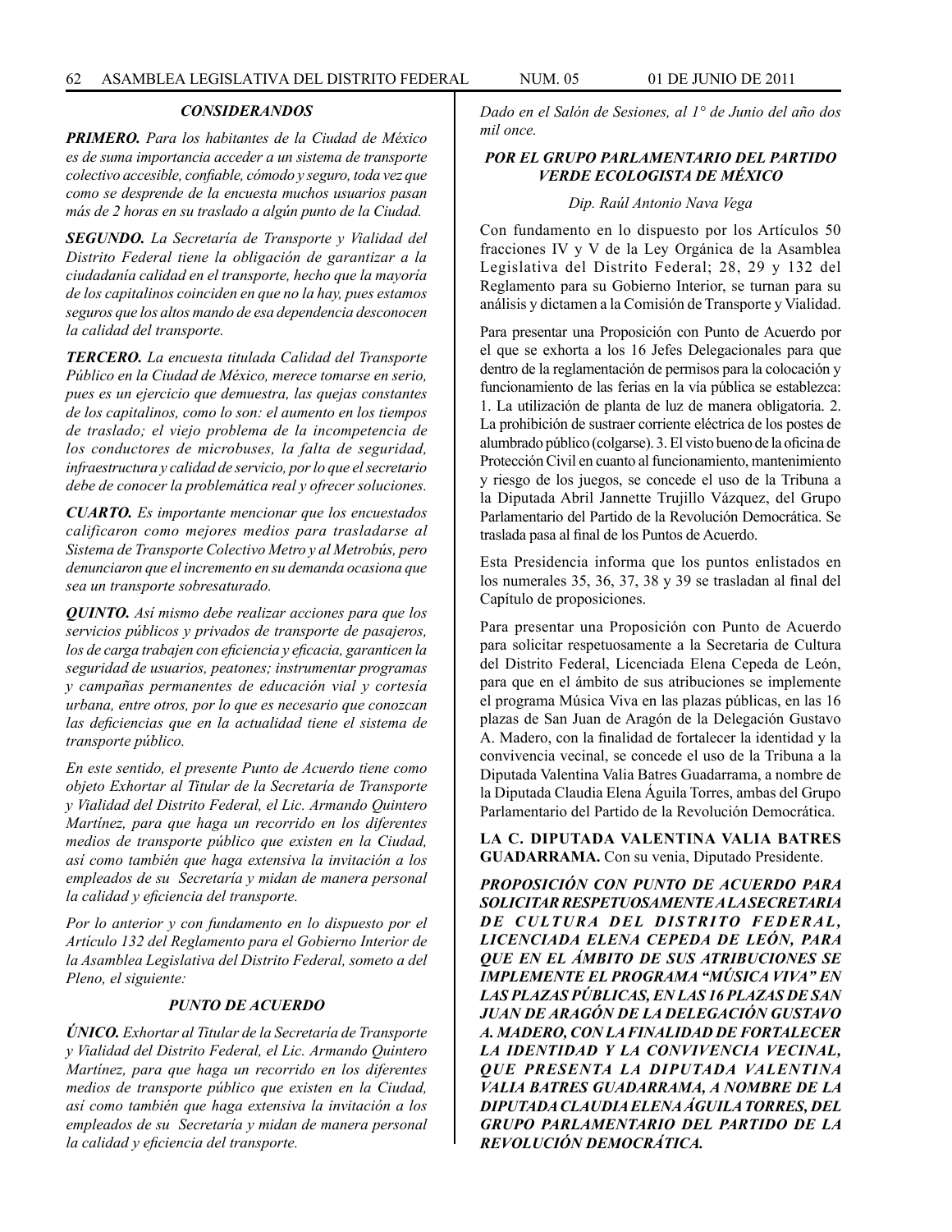### *CONSIDERANDOS*

***PRIMERO.*** *Para los habitantes de la Ciudad de México es de suma importancia acceder a un sistema de transporte colectivo accesible, confiable, cómodo y seguro, toda vez que como se desprende de la encuesta muchos usuarios pasan más de 2 horas en su traslado a algún punto de la Ciudad.*

***SEGUNDO.*** *La Secretaría de Transporte y Vialidad del Distrito Federal tiene la obligación de garantizar a la ciudadanía calidad en el transporte, hecho que la mayoría de los capitalinos coinciden en que no la hay, pues estamos seguros que los altos mando de esa dependencia desconocen la calidad del transporte.*

***TERCERO.*** *La encuesta titulada Calidad del Transporte Público en la Ciudad de México, merece tomarse en serio, pues es un ejercicio que demuestra, las quejas constantes de los capitalinos, como lo son: el aumento en los tiempos de traslado; el viejo problema de la incompetencia de los conductores de microbuses, la falta de seguridad, infraestructura y calidad de servicio, por lo que el secretario debe de conocer la problemática real y ofrecer soluciones.*

***CUARTO.*** *Es importante mencionar que los encuestados calificaron como mejores medios para trasladarse al Sistema de Transporte Colectivo Metro y al Metrobús, pero denunciaron que el incremento en su demanda ocasiona que sea un transporte sobresaturado.*

***QUINTO.*** *Así mismo debe realizar acciones para que los servicios públicos y privados de transporte de pasajeros, los de carga trabajen con eficiencia y eficacia, garanticen la seguridad de usuarios, peatones; instrumentar programas y campañas permanentes de educación vial y cortesía urbana, entre otros, por lo que es necesario que conozcan las deficiencias que en la actualidad tiene el sistema de transporte público.*

*En este sentido, el presente Punto de Acuerdo tiene como objeto Exhortar al Titular de la Secretaría de Transporte y Vialidad del Distrito Federal, el Lic. Armando Quintero Martínez, para que haga un recorrido en los diferentes medios de transporte público que existen en la Ciudad, así como también que haga extensiva la invitación a los empleados de su Secretaría y midan de manera personal la calidad y eficiencia del transporte.*

*Por lo anterior y con fundamento en lo dispuesto por el Artículo 132 del Reglamento para el Gobierno Interior de la Asamblea Legislativa del Distrito Federal, someto a del Pleno, el siguiente:*

### *PUNTO DE ACUERDO*

***ÚNICO.*** *Exhortar al Titular de la Secretaría de Transporte y Vialidad del Distrito Federal, el Lic. Armando Quintero Martínez, para que haga un recorrido en los diferentes medios de transporte público que existen en la Ciudad, así como también que haga extensiva la invitación a los empleados de su Secretaría y midan de manera personal la calidad y eficiencia del transporte.*

*Dado en el Salón de Sesiones, al 1° de Junio del año dos mil once.*

***POR EL GRUPO PARLAMENTARIO DEL PARTIDO VERDE ECOLOGISTA DE MÉXICO***

*Dip. Raúl Antonio Nava Vega*

Con fundamento en lo dispuesto por los Artículos 50 fracciones IV y V de la Ley Orgánica de la Asamblea Legislativa del Distrito Federal; 28, 29 y 132 del Reglamento para su Gobierno Interior, se turnan para su análisis y dictamen a la Comisión de Transporte y Vialidad.

Para presentar una Proposición con Punto de Acuerdo por el que se exhorta a los 16 Jefes Delegacionales para que dentro de la reglamentación de permisos para la colocación y funcionamiento de las ferias en la vía pública se establezca: 1. La utilización de planta de luz de manera obligatoria. 2. La prohibición de sustraer corriente eléctrica de los postes de alumbrado público (colgarse). 3. El visto bueno de la oficina de Protección Civil en cuanto al funcionamiento, mantenimiento y riesgo de los juegos, se concede el uso de la Tribuna a la Diputada Abril Jannette Trujillo Vázquez, del Grupo Parlamentario del Partido de la Revolución Democrática. Se traslada pasa al final de los Puntos de Acuerdo.

Esta Presidencia informa que los puntos enlistados en los numerales 35, 36, 37, 38 y 39 se trasladan al final del Capítulo de proposiciones.

Para presentar una Proposición con Punto de Acuerdo para solicitar respetuosamente a la Secretaria de Cultura del Distrito Federal, Licenciada Elena Cepeda de León, para que en el ámbito de sus atribuciones se implemente el programa Música Viva en las plazas públicas, en las 16 plazas de San Juan de Aragón de la Delegación Gustavo A. Madero, con la finalidad de fortalecer la identidad y la convivencia vecinal, se concede el uso de la Tribuna a la Diputada Valentina Valia Batres Guadarrama, a nombre de la Diputada Claudia Elena Águila Torres, ambas del Grupo Parlamentario del Partido de la Revolución Democrática.

**LA C. DIPUTADA VALENTINA VALIA BATRES GUADARRAMA.** Con su venia, Diputado Presidente.

***PROPOSICIÓN CON PUNTO DE ACUERDO PARA SOLICITAR RESPETUOSAMENTE A LA SECRETARIA DE CULTURA DEL DISTRITO FEDERAL, LICENCIADA ELENA CEPEDA DE LEÓN, PARA QUE EN EL ÁMBITO DE SUS ATRIBUCIONES SE IMPLEMENTE EL PROGRAMA "MÚSICA VIVA" EN LAS PLAZAS PÚBLICAS, EN LAS 16 PLAZAS DE SAN JUAN DE ARAGÓN DE LA DELEGACIÓN GUSTAVO A. MADERO, CON LA FINALIDAD DE FORTALECER LA IDENTIDAD Y LA CONVIVENCIA VECINAL, QUE PRESENTA LA DIPUTADA VALENTINA VALIA BATRES GUADARRAMA, A NOMBRE DE LA DIPUTADA CLAUDIA ELENA ÁGUILA TORRES, DEL GRUPO PARLAMENTARIO DEL PARTIDO DE LA REVOLUCIÓN DEMOCRÁTICA.***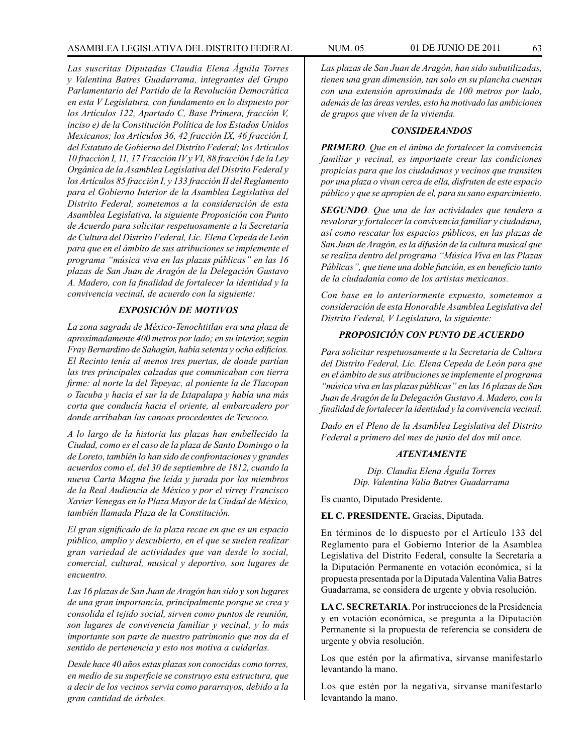*Las suscritas Diputadas Claudia Elena Águila Torres y Valentina Batres Guadarrama, integrantes del Grupo Parlamentario del Partido de la Revolución Democrática en esta V Legislatura, con fundamento en lo dispuesto por los Artículos 122, Apartado C, Base Primera, fracción V, inciso e) de la Constitución Política de los Estados Unidos Mexicanos; los Artículos 36, 42 fracción IX, 46 fracción I, del Estatuto de Gobierno del Distrito Federal; los Artículos 10 fracción I, 11, 17 Fracción IV y VI, 88 fracción I de la Ley Orgánica de la Asamblea Legislativa del Distrito Federal y los Artículos 85 fracción I, y 133 fracción II del Reglamento para el Gobierno Interior de la Asamblea Legislativa del Distrito Federal, sometemos a la consideración de esta Asamblea Legislativa, la siguiente Proposición con Punto de Acuerdo para solicitar respetuosamente a la Secretaría de Cultura del Distrito Federal, Lic. Elena Cepeda de León para que en el ámbito de sus atribuciones se implemente el programa "música viva en las plazas públicas" en las 16 plazas de San Juan de Aragón de la Delegación Gustavo A. Madero, con la finalidad de fortalecer la identidad y la convivencia vecinal, de acuerdo con la siguiente:*

### *EXPOSICIÓN DE MOTIVOS*

*La zona sagrada de México-Tenochtitlan era una plaza de aproximadamente 400 metros por lado; en su interior, según Fray Bernardino de Sahagún, había setenta y ocho edificios. El Recinto tenía al menos tres puertas, de donde partían las tres principales calzadas que comunicaban con tierra firme: al norte la del Tepeyac, al poniente la de Tlacopan o Tacuba y hacia el sur la de Ixtapalapa y había una más corta que conducía hacia el oriente, al embarcadero por donde arribaban las canoas procedentes de Texcoco.*

*A lo largo de la historia las plazas han embellecido la Ciudad, como es el caso de la plaza de Santo Domingo o la de Loreto, también lo han sido de confrontaciones y grandes acuerdos como el, del 30 de septiembre de 1812, cuando la nueva Carta Magna fue leída y jurada por los miembros de la Real Audiencia de México y por el virrey Francisco Xavier Venegas en la Plaza Mayor de la Ciudad de México, también llamada Plaza de la Constitución.*

*El gran significado de la plaza recae en que es un espacio público, amplio y descubierto, en el que se suelen realizar gran variedad de actividades que van desde lo social, comercial, cultural, musical y deportivo, son lugares de encuentro.*

*Las 16 plazas de San Juan de Aragón han sido y son lugares de una gran importancia, principalmente porque se crea y consolida el tejido social, sirven como puntos de reunión, son lugares de convivencia familiar y vecinal, y lo más importante son parte de nuestro patrimonio que nos da el sentido de pertenencia y esto nos motiva a cuidarlas.*

*Desde hace 40 años estas plazas son conocidas como torres, en medio de su superficie se construyo esta estructura, que a decir de los vecinos servia como pararrayos, debido a la gran cantidad de árboles.*

*Las plazas de San Juan de Aragón, han sido subutilizadas, tienen una gran dimensión, tan solo en su plancha cuentan con una extensión aproximada de 100 metros por lado, además de las áreas verdes, esto ha motivado las ambiciones de grupos que viven de la vivienda.*

### *CONSIDERANDOS*

***PRIMERO****. Que en el ánimo de fortalecer la convivencia familiar y vecinal, es importante crear las condiciones propicias para que los ciudadanos y vecinos que transiten por una plaza o vivan cerca de ella, disfruten de este espacio público y que se apropien de el, para su sano esparcimiento.*

***SEGUNDO****. Que una de las actividades que tendera a revalorar y fortalecer la convivencia familiar y ciudadana, así como rescatar los espacios públicos, en las plazas de San Juan de Aragón, es la difusión de la cultura musical que se realiza dentro del programa "Música Viva en las Plazas Públicas", que tiene una doble función, es en beneficio tanto de la ciudadanía como de los artistas mexicanos.*

*Con base en lo anteriormente expuesto, sometemos a consideración de esta Honorable Asamblea Legislativa del Distrito Federal, V Legislatura, la siguiente:*

### *PROPOSICIÓN CON PUNTO DE ACUERDO*

*Para solicitar respetuosamente a la Secretaria de Cultura del Distrito Federal, Lic. Elena Cepeda de León para que en el ámbito de sus atribuciones se implemente el programa "música viva en las plazas públicas" en las 16 plazas de San Juan de Aragón de la Delegación Gustavo A. Madero, con la finalidad de fortalecer la identidad y la convivencia vecinal.*

*Dado en el Pleno de la Asamblea Legislativa del Distrito Federal a primero del mes de junio del dos mil once.*

***ATENTAMENTE***

*Dip. Claudia Elena Águila Torres*
*Dip. Valentina Valia Batres Guadarrama*

Es cuanto, Diputado Presidente.

**EL C. PRESIDENTE.** Gracias, Diputada.

En términos de lo dispuesto por el Artículo 133 del Reglamento para el Gobierno Interior de la Asamblea Legislativa del Distrito Federal, consulte la Secretaría a la Diputación Permanente en votación económica, si la propuesta presentada por la Diputada Valentina Valia Batres Guadarrama, se considera de urgente y obvia resolución.

**LA C. SECRETARIA**. Por instrucciones de la Presidencia y en votación económica, se pregunta a la Diputación Permanente si la propuesta de referencia se considera de urgente y obvia resolución.

Los que estén por la afirmativa, sírvanse manifestarlo levantando la mano.

Los que estén por la negativa, sírvanse manifestarlo levantando la mano.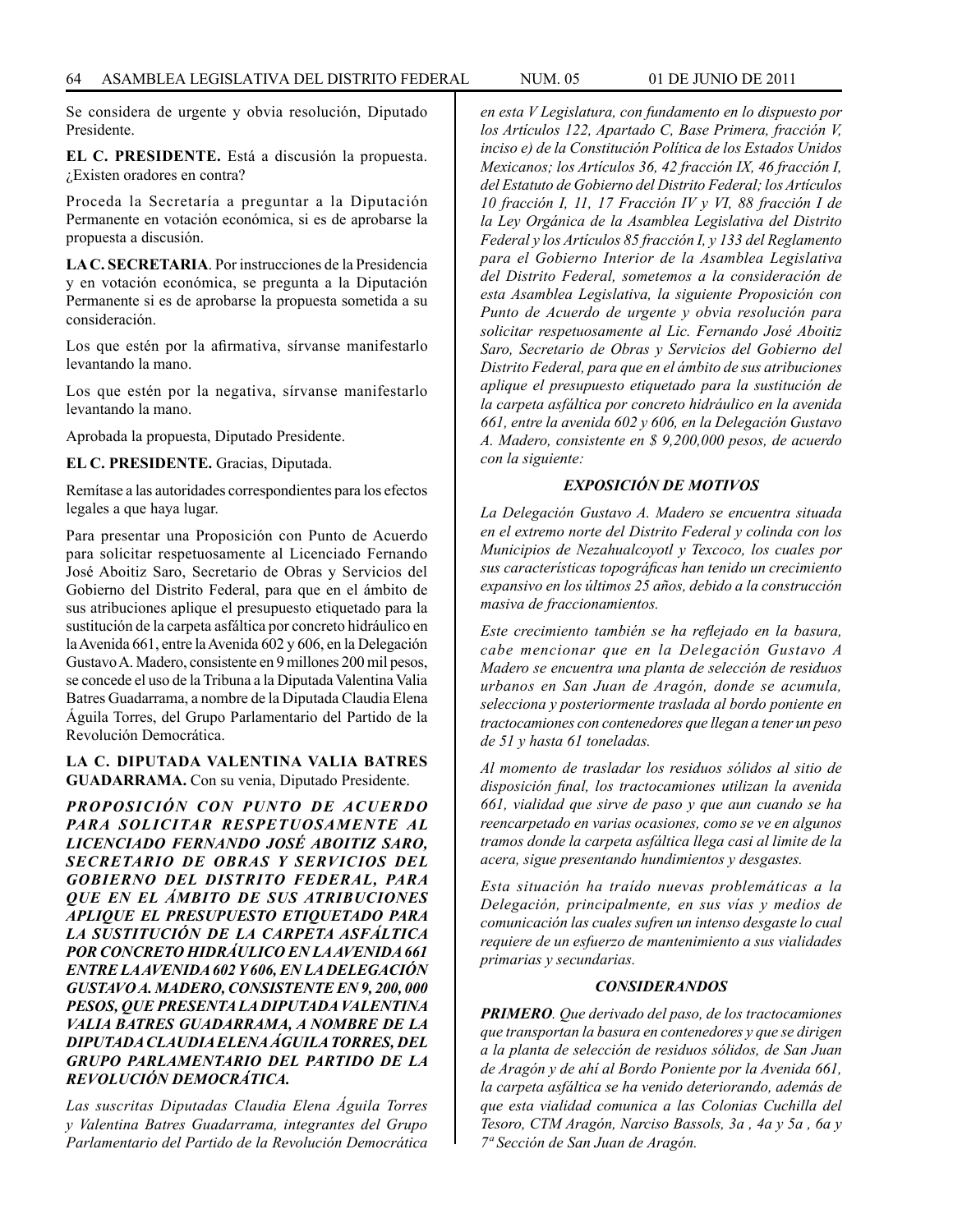Se considera de urgente y obvia resolución, Diputado Presidente.

**EL C. PRESIDENTE.** Está a discusión la propuesta. ¿Existen oradores en contra?

Proceda la Secretaría a preguntar a la Diputación Permanente en votación económica, si es de aprobarse la propuesta a discusión.

**LA C. SECRETARIA**. Por instrucciones de la Presidencia y en votación económica, se pregunta a la Diputación Permanente si es de aprobarse la propuesta sometida a su consideración.

Los que estén por la afirmativa, sírvanse manifestarlo levantando la mano.

Los que estén por la negativa, sírvanse manifestarlo levantando la mano.

Aprobada la propuesta, Diputado Presidente.

**EL C. PRESIDENTE.** Gracias, Diputada.

Remítase a las autoridades correspondientes para los efectos legales a que haya lugar.

Para presentar una Proposición con Punto de Acuerdo para solicitar respetuosamente al Licenciado Fernando José Aboitiz Saro, Secretario de Obras y Servicios del Gobierno del Distrito Federal, para que en el ámbito de sus atribuciones aplique el presupuesto etiquetado para la sustitución de la carpeta asfáltica por concreto hidráulico en la Avenida 661, entre la Avenida 602 y 606, en la Delegación Gustavo A. Madero, consistente en 9 millones 200 mil pesos, se concede el uso de la Tribuna a la Diputada Valentina Valia Batres Guadarrama, a nombre de la Diputada Claudia Elena Águila Torres, del Grupo Parlamentario del Partido de la Revolución Democrática.

**LA C. DIPUTADA VALENTINA VALIA BATRES GUADARRAMA.** Con su venia, Diputado Presidente.

***PROPOSICIÓN CON PUNTO DE ACUERDO PARA SOLICITAR RESPETUOSAMENTE AL LICENCIADO FERNANDO JOSÉ ABOITIZ SARO, SECRETARIO DE OBRAS Y SERVICIOS DEL GOBIERNO DEL DISTRITO FEDERAL, PARA QUE EN EL ÁMBITO DE SUS ATRIBUCIONES APLIQUE EL PRESUPUESTO ETIQUETADO PARA LA SUSTITUCIÓN DE LA CARPETA ASFÁLTICA POR CONCRETO HIDRÁULICO EN LA AVENIDA 661 ENTRE LA AVENIDA 602 Y 606, EN LA DELEGACIÓN GUSTAVO A. MADERO, CONSISTENTE EN 9, 200, 000 PESOS, QUE PRESENTA LA DIPUTADA VALENTINA VALIA BATRES GUADARRAMA, A NOMBRE DE LA DIPUTADA CLAUDIA ELENA ÁGUILA TORRES, DEL GRUPO PARLAMENTARIO DEL PARTIDO DE LA REVOLUCIÓN DEMOCRÁTICA.***

*Las suscritas Diputadas Claudia Elena Águila Torres y Valentina Batres Guadarrama, integrantes del Grupo Parlamentario del Partido de la Revolución Democrática en esta V Legislatura, con fundamento en lo dispuesto por los Artículos 122, Apartado C, Base Primera, fracción V, inciso e) de la Constitución Política de los Estados Unidos Mexicanos; los Artículos 36, 42 fracción IX, 46 fracción I, del Estatuto de Gobierno del Distrito Federal; los Artículos 10 fracción I, 11, 17 Fracción IV y VI, 88 fracción I de la Ley Orgánica de la Asamblea Legislativa del Distrito Federal y los Artículos 85 fracción I, y 133 del Reglamento para el Gobierno Interior de la Asamblea Legislativa del Distrito Federal, sometemos a la consideración de esta Asamblea Legislativa, la siguiente Proposición con Punto de Acuerdo de urgente y obvia resolución para solicitar respetuosamente al Lic. Fernando José Aboitiz Saro, Secretario de Obras y Servicios del Gobierno del Distrito Federal, para que en el ámbito de sus atribuciones aplique el presupuesto etiquetado para la sustitución de la carpeta asfáltica por concreto hidráulico en la avenida 661, entre la avenida 602 y 606, en la Delegación Gustavo A. Madero, consistente en $ 9,200,000 pesos, de acuerdo con la siguiente:*

### *EXPOSICIÓN DE MOTIVOS*

*La Delegación Gustavo A. Madero se encuentra situada en el extremo norte del Distrito Federal y colinda con los Municipios de Nezahualcoyotl y Texcoco, los cuales por sus características topográficas han tenido un crecimiento expansivo en los últimos 25 años, debido a la construcción masiva de fraccionamientos.*

*Este crecimiento también se ha reflejado en la basura, cabe mencionar que en la Delegación Gustavo A Madero se encuentra una planta de selección de residuos urbanos en San Juan de Aragón, donde se acumula, selecciona y posteriormente traslada al bordo poniente en tractocamiones con contenedores que llegan a tener un peso de 51 y hasta 61 toneladas.*

*Al momento de trasladar los residuos sólidos al sitio de disposición final, los tractocamiones utilizan la avenida 661, vialidad que sirve de paso y que aun cuando se ha reencarpetado en varias ocasiones, como se ve en algunos tramos donde la carpeta asfáltica llega casi al limite de la acera, sigue presentando hundimientos y desgastes.*

*Esta situación ha traído nuevas problemáticas a la Delegación, principalmente, en sus vías y medios de comunicación las cuales sufren un intenso desgaste lo cual requiere de un esfuerzo de mantenimiento a sus vialidades primarias y secundarias.*

### *CONSIDERANDOS*

***PRIMERO**. Que derivado del paso, de los tractocamiones que transportan la basura en contenedores y que se dirigen a la planta de selección de residuos sólidos, de San Juan de Aragón y de ahí al Bordo Poniente por la Avenida 661, la carpeta asfáltica se ha venido deteriorando, además de que esta vialidad comunica a las Colonias Cuchilla del Tesoro, CTM Aragón, Narciso Bassols, 3a , 4a y 5a , 6a y 7ª Sección de San Juan de Aragón.*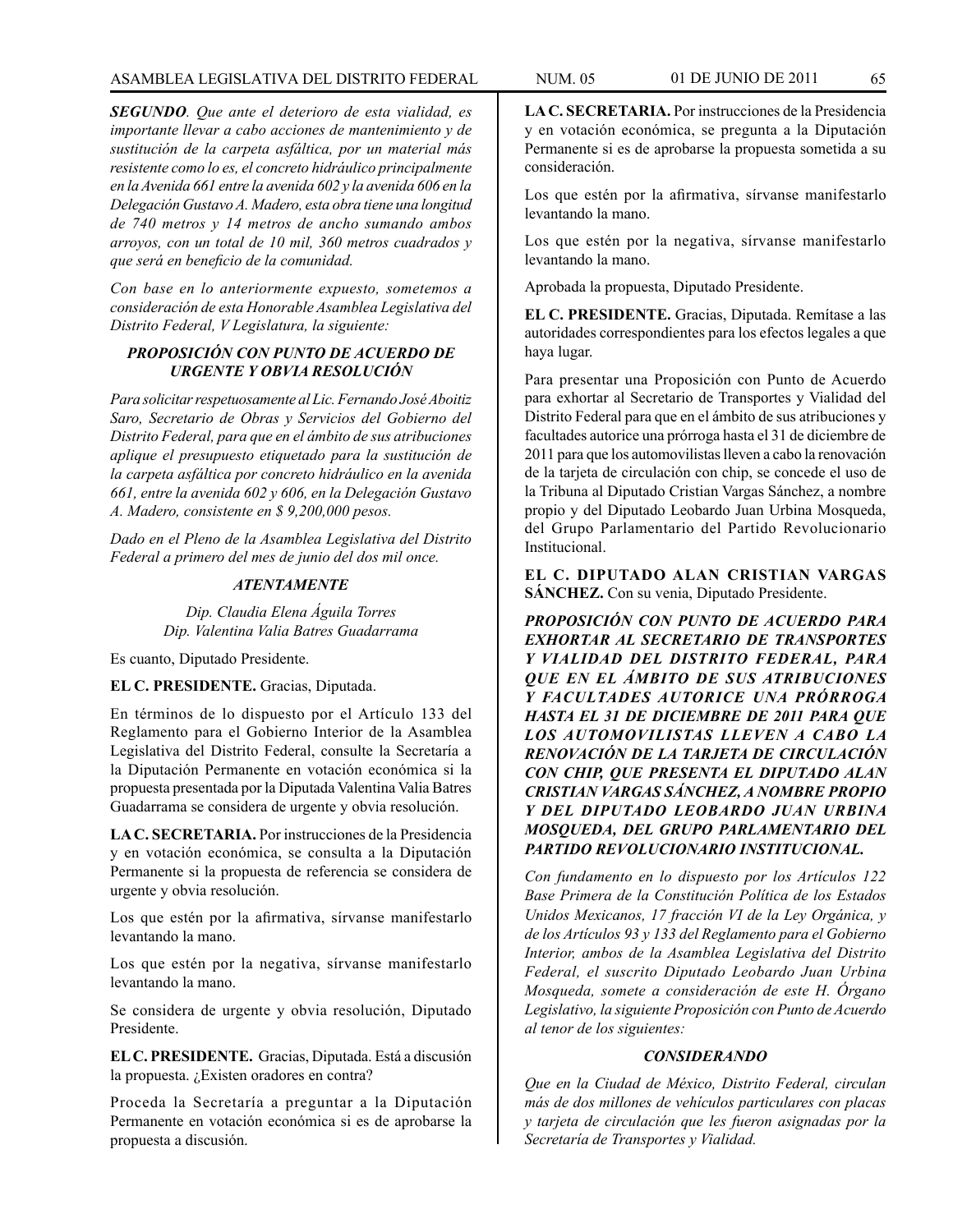***SEGUNDO**. Que ante el deterioro de esta vialidad, es importante llevar a cabo acciones de mantenimiento y de sustitución de la carpeta asfáltica, por un material más resistente como lo es, el concreto hidráulico principalmente en la Avenida 661 entre la avenida 602 y la avenida 606 en la Delegación Gustavo A. Madero, esta obra tiene una longitud de 740 metros y 14 metros de ancho sumando ambos arroyos, con un total de 10 mil, 360 metros cuadrados y que será en beneficio de la comunidad.*

*Con base en lo anteriormente expuesto, sometemos a consideración de esta Honorable Asamblea Legislativa del Distrito Federal, V Legislatura, la siguiente:*

***PROPOSICIÓN CON PUNTO DE ACUERDO DE URGENTE Y OBVIA RESOLUCIÓN***

*Para solicitar respetuosamente al Lic. Fernando José Aboitiz Saro, Secretario de Obras y Servicios del Gobierno del Distrito Federal, para que en el ámbito de sus atribuciones aplique el presupuesto etiquetado para la sustitución de la carpeta asfáltica por concreto hidráulico en la avenida 661, entre la avenida 602 y 606, en la Delegación Gustavo A. Madero, consistente en $ 9,200,000 pesos.*

*Dado en el Pleno de la Asamblea Legislativa del Distrito Federal a primero del mes de junio del dos mil once.*

***ATENTAMENTE***

*Dip. Claudia Elena Águila Torres*
*Dip. Valentina Valia Batres Guadarrama*

Es cuanto, Diputado Presidente.

**EL C. PRESIDENTE.** Gracias, Diputada.

En términos de lo dispuesto por el Artículo 133 del Reglamento para el Gobierno Interior de la Asamblea Legislativa del Distrito Federal, consulte la Secretaría a la Diputación Permanente en votación económica si la propuesta presentada por la Diputada Valentina Valia Batres Guadarrama se considera de urgente y obvia resolución.

**LA C. SECRETARIA.** Por instrucciones de la Presidencia y en votación económica, se consulta a la Diputación Permanente si la propuesta de referencia se considera de urgente y obvia resolución.

Los que estén por la afirmativa, sírvanse manifestarlo levantando la mano.

Los que estén por la negativa, sírvanse manifestarlo levantando la mano.

Se considera de urgente y obvia resolución, Diputado Presidente.

**EL C. PRESIDENTE.** Gracias, Diputada. Está a discusión la propuesta. ¿Existen oradores en contra?

Proceda la Secretaría a preguntar a la Diputación Permanente en votación económica si es de aprobarse la propuesta a discusión.

**LA C. SECRETARIA.** Por instrucciones de la Presidencia y en votación económica, se pregunta a la Diputación Permanente si es de aprobarse la propuesta sometida a su consideración.

Los que estén por la afirmativa, sírvanse manifestarlo levantando la mano.

Los que estén por la negativa, sírvanse manifestarlo levantando la mano.

Aprobada la propuesta, Diputado Presidente.

**EL C. PRESIDENTE.** Gracias, Diputada. Remítase a las autoridades correspondientes para los efectos legales a que haya lugar.

Para presentar una Proposición con Punto de Acuerdo para exhortar al Secretario de Transportes y Vialidad del Distrito Federal para que en el ámbito de sus atribuciones y facultades autorice una prórroga hasta el 31 de diciembre de 2011 para que los automovilistas lleven a cabo la renovación de la tarjeta de circulación con chip, se concede el uso de la Tribuna al Diputado Cristian Vargas Sánchez, a nombre propio y del Diputado Leobardo Juan Urbina Mosqueda, del Grupo Parlamentario del Partido Revolucionario Institucional.

**EL C. DIPUTADO ALAN CRISTIAN VARGAS SÁNCHEZ.** Con su venia, Diputado Presidente.

***PROPOSICIÓN CON PUNTO DE ACUERDO PARA EXHORTAR AL SECRETARIO DE TRANSPORTES Y VIALIDAD DEL DISTRITO FEDERAL, PARA QUE EN EL ÁMBITO DE SUS ATRIBUCIONES Y FACULTADES AUTORICE UNA PRÓRROGA HASTA EL 31 DE DICIEMBRE DE 2011 PARA QUE LOS AUTOMOVILISTAS LLEVEN A CABO LA RENOVACIÓN DE LA TARJETA DE CIRCULACIÓN CON CHIP, QUE PRESENTA EL DIPUTADO ALAN CRISTIAN VARGAS SÁNCHEZ, A NOMBRE PROPIO Y DEL DIPUTADO LEOBARDO JUAN URBINA MOSQUEDA, DEL GRUPO PARLAMENTARIO DEL PARTIDO REVOLUCIONARIO INSTITUCIONAL.***

*Con fundamento en lo dispuesto por los Artículos 122 Base Primera de la Constitución Política de los Estados Unidos Mexicanos, 17 fracción VI de la Ley Orgánica, y de los Artículos 93 y 133 del Reglamento para el Gobierno Interior, ambos de la Asamblea Legislativa del Distrito Federal, el suscrito Diputado Leobardo Juan Urbina Mosqueda, somete a consideración de este H. Órgano Legislativo, la siguiente Proposición con Punto de Acuerdo al tenor de los siguientes:*

***CONSIDERANDO***

*Que en la Ciudad de México, Distrito Federal, circulan más de dos millones de vehículos particulares con placas y tarjeta de circulación que les fueron asignadas por la Secretaría de Transportes y Vialidad.*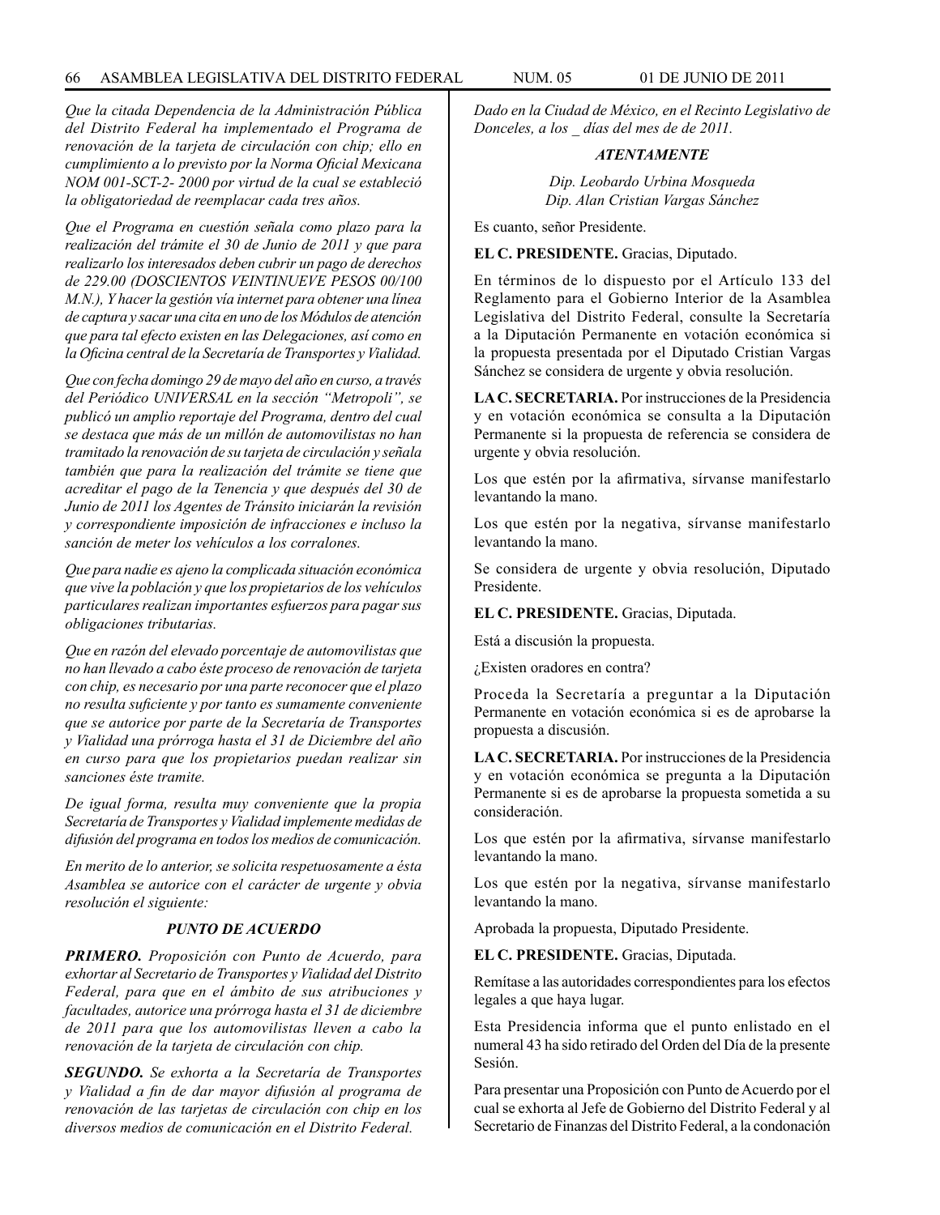*Que la citada Dependencia de la Administración Pública del Distrito Federal ha implementado el Programa de renovación de la tarjeta de circulación con chip; ello en cumplimiento a lo previsto por la Norma Oficial Mexicana NOM 001-SCT-2- 2000 por virtud de la cual se estableció la obligatoriedad de reemplacar cada tres años.*

*Que el Programa en cuestión señala como plazo para la realización del trámite el 30 de Junio de 2011 y que para realizarlo los interesados deben cubrir un pago de derechos de 229.00 (DOSCIENTOS VEINTINUEVE PESOS 00/100 M.N.), Y hacer la gestión vía internet para obtener una línea de captura y sacar una cita en uno de los Módulos de atención que para tal efecto existen en las Delegaciones, así como en la Oficina central de la Secretaría de Transportes y Vialidad.*

*Que con fecha domingo 29 de mayo del año en curso, a través del Periódico UNIVERSAL en la sección "Metropoli", se publicó un amplio reportaje del Programa, dentro del cual se destaca que más de un millón de automovilistas no han tramitado la renovación de su tarjeta de circulación y señala también que para la realización del trámite se tiene que acreditar el pago de la Tenencia y que después del 30 de Junio de 2011 los Agentes de Tránsito iniciarán la revisión y correspondiente imposición de infracciones e incluso la sanción de meter los vehículos a los corralones.*

*Que para nadie es ajeno la complicada situación económica que vive la población y que los propietarios de los vehículos particulares realizan importantes esfuerzos para pagar sus obligaciones tributarias.*

*Que en razón del elevado porcentaje de automovilistas que no han llevado a cabo éste proceso de renovación de tarjeta con chip, es necesario por una parte reconocer que el plazo no resulta suficiente y por tanto es sumamente conveniente que se autorice por parte de la Secretaría de Transportes y Vialidad una prórroga hasta el 31 de Diciembre del año en curso para que los propietarios puedan realizar sin sanciones éste tramite.*

*De igual forma, resulta muy conveniente que la propia Secretaría de Transportes y Vialidad implemente medidas de difusión del programa en todos los medios de comunicación.*

*En merito de lo anterior, se solicita respetuosamente a ésta Asamblea se autorice con el carácter de urgente y obvia resolución el siguiente:*

***PUNTO DE ACUERDO***

***PRIMERO.*** *Proposición con Punto de Acuerdo, para exhortar al Secretario de Transportes y Vialidad del Distrito Federal, para que en el ámbito de sus atribuciones y facultades, autorice una prórroga hasta el 31 de diciembre de 2011 para que los automovilistas lleven a cabo la renovación de la tarjeta de circulación con chip.*

***SEGUNDO.*** *Se exhorta a la Secretaría de Transportes y Vialidad a fin de dar mayor difusión al programa de renovación de las tarjetas de circulación con chip en los diversos medios de comunicación en el Distrito Federal.*

*Dado en la Ciudad de México, en el Recinto Legislativo de Donceles, a los _ días del mes de de 2011.*

***ATENTAMENTE***

*Dip. Leobardo Urbina Mosqueda*
*Dip. Alan Cristian Vargas Sánchez*

Es cuanto, señor Presidente.

**EL C. PRESIDENTE.** Gracias, Diputado.

En términos de lo dispuesto por el Artículo 133 del Reglamento para el Gobierno Interior de la Asamblea Legislativa del Distrito Federal, consulte la Secretaría a la Diputación Permanente en votación económica si la propuesta presentada por el Diputado Cristian Vargas Sánchez se considera de urgente y obvia resolución.

**LA C. SECRETARIA.** Por instrucciones de la Presidencia y en votación económica se consulta a la Diputación Permanente si la propuesta de referencia se considera de urgente y obvia resolución.

Los que estén por la afirmativa, sírvanse manifestarlo levantando la mano.

Los que estén por la negativa, sírvanse manifestarlo levantando la mano.

Se considera de urgente y obvia resolución, Diputado Presidente.

**EL C. PRESIDENTE.** Gracias, Diputada.

Está a discusión la propuesta.

¿Existen oradores en contra?

Proceda la Secretaría a preguntar a la Diputación Permanente en votación económica si es de aprobarse la propuesta a discusión.

**LA C. SECRETARIA.** Por instrucciones de la Presidencia y en votación económica se pregunta a la Diputación Permanente si es de aprobarse la propuesta sometida a su consideración.

Los que estén por la afirmativa, sírvanse manifestarlo levantando la mano.

Los que estén por la negativa, sírvanse manifestarlo levantando la mano.

Aprobada la propuesta, Diputado Presidente.

**EL C. PRESIDENTE.** Gracias, Diputada.

Remítase a las autoridades correspondientes para los efectos legales a que haya lugar.

Esta Presidencia informa que el punto enlistado en el numeral 43 ha sido retirado del Orden del Día de la presente Sesión.

Para presentar una Proposición con Punto de Acuerdo por el cual se exhorta al Jefe de Gobierno del Distrito Federal y al Secretario de Finanzas del Distrito Federal, a la condonación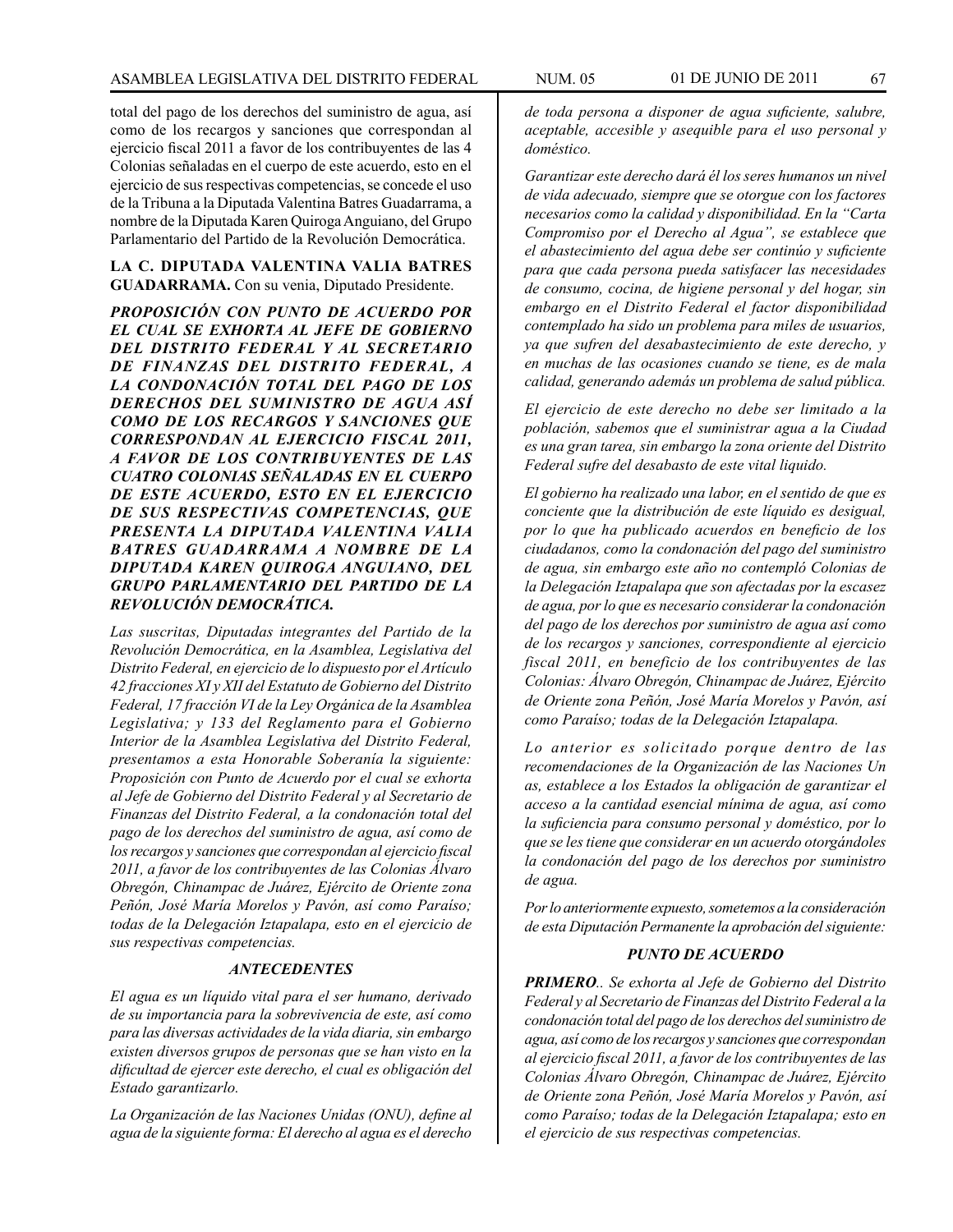total del pago de los derechos del suministro de agua, así como de los recargos y sanciones que correspondan al ejercicio fiscal 2011 a favor de los contribuyentes de las 4 Colonias señaladas en el cuerpo de este acuerdo, esto en el ejercicio de sus respectivas competencias, se concede el uso de la Tribuna a la Diputada Valentina Batres Guadarrama, a nombre de la Diputada Karen Quiroga Anguiano, del Grupo Parlamentario del Partido de la Revolución Democrática.

**LA C. DIPUTADA VALENTINA VALIA BATRES GUADARRAMA.** Con su venia, Diputado Presidente.

***PROPOSICIÓN CON PUNTO DE ACUERDO POR EL CUAL SE EXHORTA AL JEFE DE GOBIERNO DEL DISTRITO FEDERAL Y AL SECRETARIO DE FINANZAS DEL DISTRITO FEDERAL, A LA CONDONACIÓN TOTAL DEL PAGO DE LOS DERECHOS DEL SUMINISTRO DE AGUA ASÍ COMO DE LOS RECARGOS Y SANCIONES QUE CORRESPONDAN AL EJERCICIO FISCAL 2011, A FAVOR DE LOS CONTRIBUYENTES DE LAS CUATRO COLONIAS SEÑALADAS EN EL CUERPO DE ESTE ACUERDO, ESTO EN EL EJERCICIO DE SUS RESPECTIVAS COMPETENCIAS, QUE PRESENTA LA DIPUTADA VALENTINA VALIA BATRES GUADARRAMA A NOMBRE DE LA DIPUTADA KAREN QUIROGA ANGUIANO, DEL GRUPO PARLAMENTARIO DEL PARTIDO DE LA REVOLUCIÓN DEMOCRÁTICA.***

*Las suscritas, Diputadas integrantes del Partido de la Revolución Democrática, en la Asamblea, Legislativa del Distrito Federal, en ejercicio de lo dispuesto por el Artículo 42 fracciones XI y XII del Estatuto de Gobierno del Distrito Federal, 17 fracción VI de la Ley Orgánica de la Asamblea Legislativa; y 133 del Reglamento para el Gobierno Interior de la Asamblea Legislativa del Distrito Federal, presentamos a esta Honorable Soberanía la siguiente: Proposición con Punto de Acuerdo por el cual se exhorta al Jefe de Gobierno del Distrito Federal y al Secretario de Finanzas del Distrito Federal, a la condonación total del pago de los derechos del suministro de agua, así como de los recargos y sanciones que correspondan al ejercicio fiscal 2011, a favor de los contribuyentes de las Colonias Álvaro Obregón, Chinampac de Juárez, Ejército de Oriente zona Peñón, José María Morelos y Pavón, así como Paraíso; todas de la Delegación Iztapalapa, esto en el ejercicio de sus respectivas competencias.*

***ANTECEDENTES***

*El agua es un líquido vital para el ser humano, derivado de su importancia para la sobrevivencia de este, así como para las diversas actividades de la vida diaria, sin embargo existen diversos grupos de personas que se han visto en la dificultad de ejercer este derecho, el cual es obligación del Estado garantizarlo.*

*La Organización de las Naciones Unidas (ONU), define al agua de la siguiente forma: El derecho al agua es el derecho de toda persona a disponer de agua suficiente, salubre, aceptable, accesible y asequible para el uso personal y doméstico.*

*Garantizar este derecho dará él los seres humanos un nivel de vida adecuado, siempre que se otorgue con los factores necesarios como la calidad y disponibilidad. En la "Carta Compromiso por el Derecho al Agua", se establece que el abastecimiento del agua debe ser continúo y suficiente para que cada persona pueda satisfacer las necesidades de consumo, cocina, de higiene personal y del hogar, sin embargo en el Distrito Federal el factor disponibilidad contemplado ha sido un problema para miles de usuarios, ya que sufren del desabastecimiento de este derecho, y en muchas de las ocasiones cuando se tiene, es de mala calidad, generando además un problema de salud pública.*

*El ejercicio de este derecho no debe ser limitado a la población, sabemos que el suministrar agua a la Ciudad es una gran tarea, sin embargo la zona oriente del Distrito Federal sufre del desabasto de este vital liquido.*

*El gobierno ha realizado una labor, en el sentido de que es conciente que la distribución de este líquido es desigual, por lo que ha publicado acuerdos en beneficio de los ciudadanos, como la condonación del pago del suministro de agua, sin embargo este año no contempló Colonias de la Delegación Iztapalapa que son afectadas por la escasez de agua, por lo que es necesario considerar la condonación del pago de los derechos por suministro de agua así como de los recargos y sanciones, correspondiente al ejercicio fiscal 2011, en beneficio de los contribuyentes de las Colonias: Álvaro Obregón, Chinampac de Juárez, Ejército de Oriente zona Peñón, José María Morelos y Pavón, así como Paraíso; todas de la Delegación Iztapalapa.*

*Lo anterior es solicitado porque dentro de las recomendaciones de la Organización de las Naciones Un as, establece a los Estados la obligación de garantizar el acceso a la cantidad esencial mínima de agua, así como la suficiencia para consumo personal y doméstico, por lo que se les tiene que considerar en un acuerdo otorgándoles la condonación del pago de los derechos por suministro de agua.*

*Por lo anteriormente expuesto, sometemos a la consideración de esta Diputación Permanente la aprobación del siguiente:*

***PUNTO DE ACUERDO***

***PRIMERO**.. Se exhorta al Jefe de Gobierno del Distrito Federal y al Secretario de Finanzas del Distrito Federal a la condonación total del pago de los derechos del suministro de agua, así como de los recargos y sanciones que correspondan al ejercicio fiscal 2011, a favor de los contribuyentes de las Colonias Álvaro Obregón, Chinampac de Juárez, Ejército de Oriente zona Peñón, José María Morelos y Pavón, así como Paraíso; todas de la Delegación Iztapalapa; esto en el ejercicio de sus respectivas competencias.*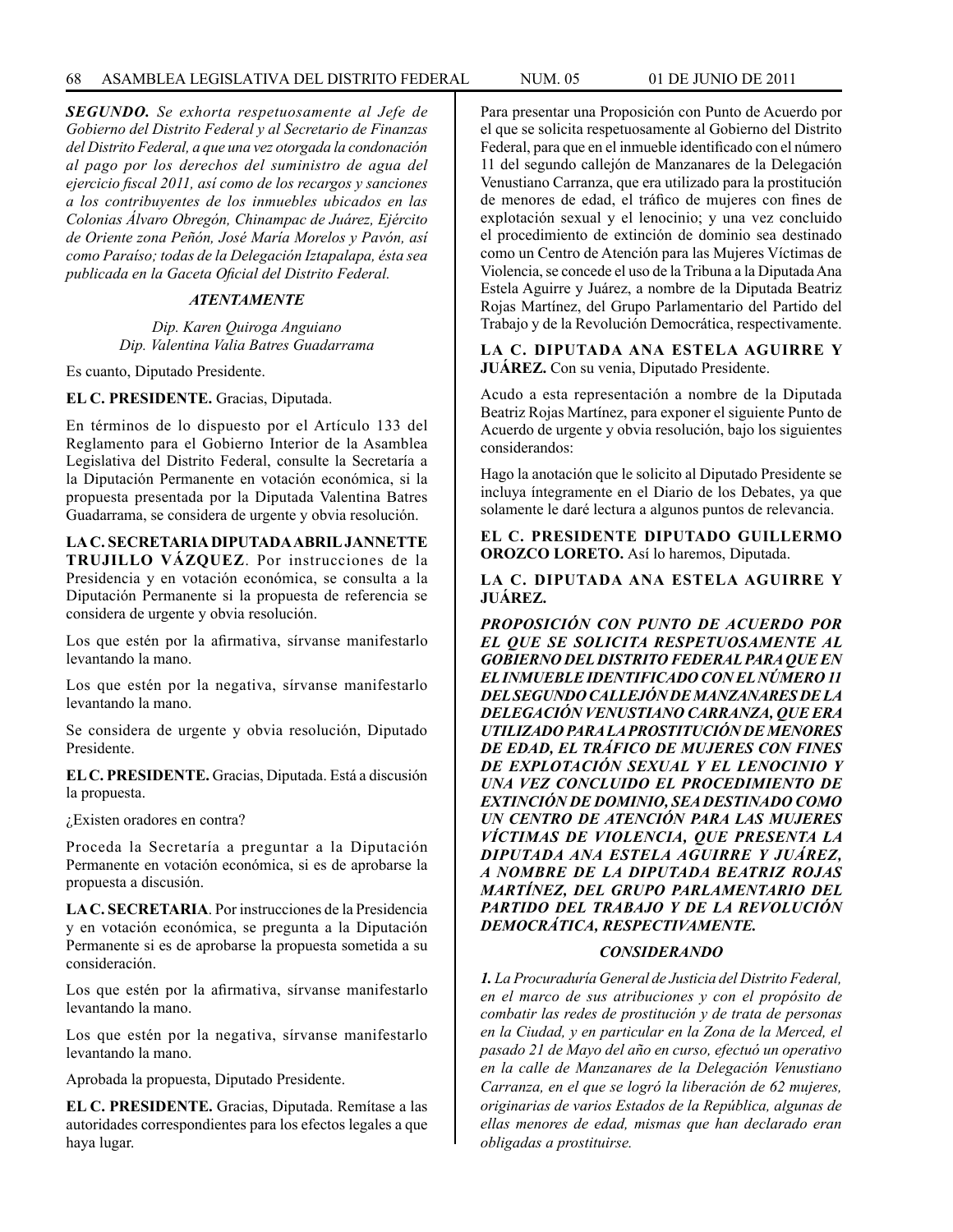***SEGUNDO.*** *Se exhorta respetuosamente al Jefe de Gobierno del Distrito Federal y al Secretario de Finanzas del Distrito Federal, a que una vez otorgada la condonación al pago por los derechos del suministro de agua del ejercicio fiscal 2011, así como de los recargos y sanciones a los contribuyentes de los inmuebles ubicados en las Colonias Álvaro Obregón, Chinampac de Juárez, Ejército de Oriente zona Peñón, José María Morelos y Pavón, así como Paraíso; todas de la Delegación Iztapalapa, ésta sea publicada en la Gaceta Oficial del Distrito Federal.*

***ATENTAMENTE***

*Dip. Karen Quiroga Anguiano*
*Dip. Valentina Valia Batres Guadarrama*

Es cuanto, Diputado Presidente.

**EL C. PRESIDENTE.** Gracias, Diputada.

En términos de lo dispuesto por el Artículo 133 del Reglamento para el Gobierno Interior de la Asamblea Legislativa del Distrito Federal, consulte la Secretaría a la Diputación Permanente en votación económica, si la propuesta presentada por la Diputada Valentina Batres Guadarrama, se considera de urgente y obvia resolución.

**LA C. SECRETARIA DIPUTADA ABRIL JANNETTE TRUJILLO VÁZQUEZ**. Por instrucciones de la Presidencia y en votación económica, se consulta a la Diputación Permanente si la propuesta de referencia se considera de urgente y obvia resolución.

Los que estén por la afirmativa, sírvanse manifestarlo levantando la mano.

Los que estén por la negativa, sírvanse manifestarlo levantando la mano.

Se considera de urgente y obvia resolución, Diputado Presidente.

**EL C. PRESIDENTE.** Gracias, Diputada. Está a discusión la propuesta.

¿Existen oradores en contra?

Proceda la Secretaría a preguntar a la Diputación Permanente en votación económica, si es de aprobarse la propuesta a discusión.

**LA C. SECRETARIA**. Por instrucciones de la Presidencia y en votación económica, se pregunta a la Diputación Permanente si es de aprobarse la propuesta sometida a su consideración.

Los que estén por la afirmativa, sírvanse manifestarlo levantando la mano.

Los que estén por la negativa, sírvanse manifestarlo levantando la mano.

Aprobada la propuesta, Diputado Presidente.

**EL C. PRESIDENTE.** Gracias, Diputada. Remítase a las autoridades correspondientes para los efectos legales a que haya lugar.

Para presentar una Proposición con Punto de Acuerdo por el que se solicita respetuosamente al Gobierno del Distrito Federal, para que en el inmueble identificado con el número 11 del segundo callejón de Manzanares de la Delegación Venustiano Carranza, que era utilizado para la prostitución de menores de edad, el tráfico de mujeres con fines de explotación sexual y el lenocinio; y una vez concluido el procedimiento de extinción de dominio sea destinado como un Centro de Atención para las Mujeres Víctimas de Violencia, se concede el uso de la Tribuna a la Diputada Ana Estela Aguirre y Juárez, a nombre de la Diputada Beatriz Rojas Martínez, del Grupo Parlamentario del Partido del Trabajo y de la Revolución Democrática, respectivamente.

**LA C. DIPUTADA ANA ESTELA AGUIRRE Y JUÁREZ.** Con su venia, Diputado Presidente.

Acudo a esta representación a nombre de la Diputada Beatriz Rojas Martínez, para exponer el siguiente Punto de Acuerdo de urgente y obvia resolución, bajo los siguientes considerandos:

Hago la anotación que le solicito al Diputado Presidente se incluya íntegramente en el Diario de los Debates, ya que solamente le daré lectura a algunos puntos de relevancia.

**EL C. PRESIDENTE DIPUTADO GUILLERMO OROZCO LORETO.** Así lo haremos, Diputada.

**LA C. DIPUTADA ANA ESTELA AGUIRRE Y JUÁREZ.**

***PROPOSICIÓN CON PUNTO DE ACUERDO POR EL QUE SE SOLICITA RESPETUOSAMENTE AL GOBIERNO DEL DISTRITO FEDERAL PARA QUE EN EL INMUEBLE IDENTIFICADO CON EL NÚMERO 11 DEL SEGUNDO CALLEJÓN DE MANZANARES DE LA DELEGACIÓN VENUSTIANO CARRANZA, QUE ERA UTILIZADO PARA LA PROSTITUCIÓN DE MENORES DE EDAD, EL TRÁFICO DE MUJERES CON FINES DE EXPLOTACIÓN SEXUAL Y EL LENOCINIO Y UNA VEZ CONCLUIDO EL PROCEDIMIENTO DE EXTINCIÓN DE DOMINIO, SEA DESTINADO COMO UN CENTRO DE ATENCIÓN PARA LAS MUJERES VÍCTIMAS DE VIOLENCIA, QUE PRESENTA LA DIPUTADA ANA ESTELA AGUIRRE Y JUÁREZ, A NOMBRE DE LA DIPUTADA BEATRIZ ROJAS MARTÍNEZ, DEL GRUPO PARLAMENTARIO DEL PARTIDO DEL TRABAJO Y DE LA REVOLUCIÓN DEMOCRÁTICA, RESPECTIVAMENTE.***

***CONSIDERANDO***

***1.*** *La Procuraduría General de Justicia del Distrito Federal, en el marco de sus atribuciones y con el propósito de combatir las redes de prostitución y de trata de personas en la Ciudad, y en particular en la Zona de la Merced, el pasado 21 de Mayo del año en curso, efectuó un operativo en la calle de Manzanares de la Delegación Venustiano Carranza, en el que se logró la liberación de 62 mujeres, originarias de varios Estados de la República, algunas de ellas menores de edad, mismas que han declarado eran obligadas a prostituirse.*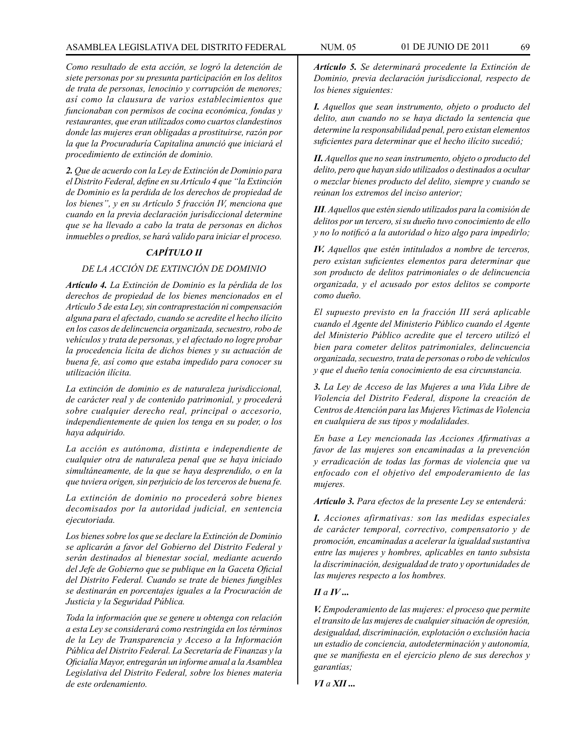*Como resultado de esta acción, se logró la detención de siete personas por su presunta participación en los delitos de trata de personas, lenocinio y corrupción de menores; así como la clausura de varios establecimientos que funcionaban con permisos de cocina económica, fondas y restaurantes, que eran utilizados como cuartos clandestinos donde las mujeres eran obligadas a prostituirse, razón por la que la Procuraduría Capitalina anunció que iniciará el procedimiento de extinción de dominio.*

***2.*** *Que de acuerdo con la Ley de Extinción de Dominio para el Distrito Federal, define en su Artículo 4 que "la Extinción de Dominio es la perdida de los derechos de propiedad de los bienes", y en su Artículo 5 fracción IV, menciona que cuando en la previa declaración jurisdiccional determine que se ha llevado a cabo la trata de personas en dichos inmuebles o predios, se hará valido para iniciar el proceso.*

***CAPÍTULO II***

*DE LA ACCIÓN DE EXTINCIÓN DE DOMINIO*

***Artículo 4.*** *La Extinción de Dominio es la pérdida de los derechos de propiedad de los bienes mencionados en el Artículo 5 de esta Ley, sin contraprestación ni compensación alguna para el afectado, cuando se acredite el hecho ilícito en los casos de delincuencia organizada, secuestro, robo de vehículos y trata de personas, y el afectado no logre probar la procedencia lícita de dichos bienes y su actuación de buena fe, así como que estaba impedido para conocer su utilización ilícita.*

*La extinción de dominio es de naturaleza jurisdiccional, de carácter real y de contenido patrimonial, y procederá sobre cualquier derecho real, principal o accesorio, independientemente de quien los tenga en su poder, o los haya adquirido.*

*La acción es autónoma, distinta e independiente de cualquier otra de naturaleza penal que se haya iniciado simultáneamente, de la que se haya desprendido, o en la que tuviera origen, sin perjuicio de los terceros de buena fe.*

*La extinción de dominio no procederá sobre bienes decomisados por la autoridad judicial, en sentencia ejecutoriada.*

*Los bienes sobre los que se declare la Extinción de Dominio se aplicarán a favor del Gobierno del Distrito Federal y serán destinados al bienestar social, mediante acuerdo del Jefe de Gobierno que se publique en la Gaceta Oficial del Distrito Federal. Cuando se trate de bienes fungibles se destinarán en porcentajes iguales a la Procuración de Justicia y la Seguridad Pública.*

*Toda la información que se genere u obtenga con relación a esta Ley se considerará como restringida en los términos de la Ley de Transparencia y Acceso a la Información Pública del Distrito Federal. La Secretaría de Finanzas y la Oficialía Mayor, entregarán un informe anual a la Asamblea Legislativa del Distrito Federal, sobre los bienes materia de este ordenamiento.*

***Artículo 5.*** *Se determinará procedente la Extinción de Dominio, previa declaración jurisdiccional, respecto de los bienes siguientes:*

***I.*** *Aquellos que sean instrumento, objeto o producto del delito, aun cuando no se haya dictado la sentencia que determine la responsabilidad penal, pero existan elementos suficientes para determinar que el hecho ilícito sucedió;*

***II.*** *Aquellos que no sean instrumento, objeto o producto del delito, pero que hayan sido utilizados o destinados a ocultar o mezclar bienes producto del delito, siempre y cuando se reúnan los extremos del inciso anterior;*

***III.*** *Aquellos que estén siendo utilizados para la comisión de delitos por un tercero, si su dueño tuvo conocimiento de ello y no lo notificó a la autoridad o hizo algo para impedirlo;*

***IV.*** *Aquellos que estén intitulados a nombre de terceros, pero existan suficientes elementos para determinar que son producto de delitos patrimoniales o de delincuencia organizada, y el acusado por estos delitos se comporte como dueño.*

*El supuesto previsto en la fracción III será aplicable cuando el Agente del Ministerio Público cuando el Agente del Ministerio Público acredite que el tercero utilizó el bien para cometer delitos patrimoniales, delincuencia organizada, secuestro, trata de personas o robo de vehículos y que el dueño tenía conocimiento de esa circunstancia.*

***3.*** *La Ley de Acceso de las Mujeres a una Vida Libre de Violencia del Distrito Federal, dispone la creación de Centros de Atención para las Mujeres Victimas de Violencia en cualquiera de sus tipos y modalidades.*

*En base a Ley mencionada las Acciones Afirmativas a favor de las mujeres son encaminadas a la prevención y erradicación de todas las formas de violencia que va enfocado con el objetivo del empoderamiento de las mujeres.*

***Artículo 3.*** *Para efectos de la presente Ley se entenderá:*

***I.*** *Acciones afirmativas: son las medidas especiales de carácter temporal, correctivo, compensatorio y de promoción, encaminadas a acelerar la igualdad sustantiva entre las mujeres y hombres, aplicables en tanto subsista la discriminación, desigualdad de trato y oportunidades de las mujeres respecto a los hombres.*

***II** a **IV ...***

***V.*** *Empoderamiento de las mujeres: el proceso que permite el transito de las mujeres de cualquier situación de opresión, desigualdad, discriminación, explotación o exclusión hacia un estadio de conciencia, autodeterminación y autonomía, que se manifiesta en el ejercicio pleno de sus derechos y garantías;*

***VI** a **XII ...***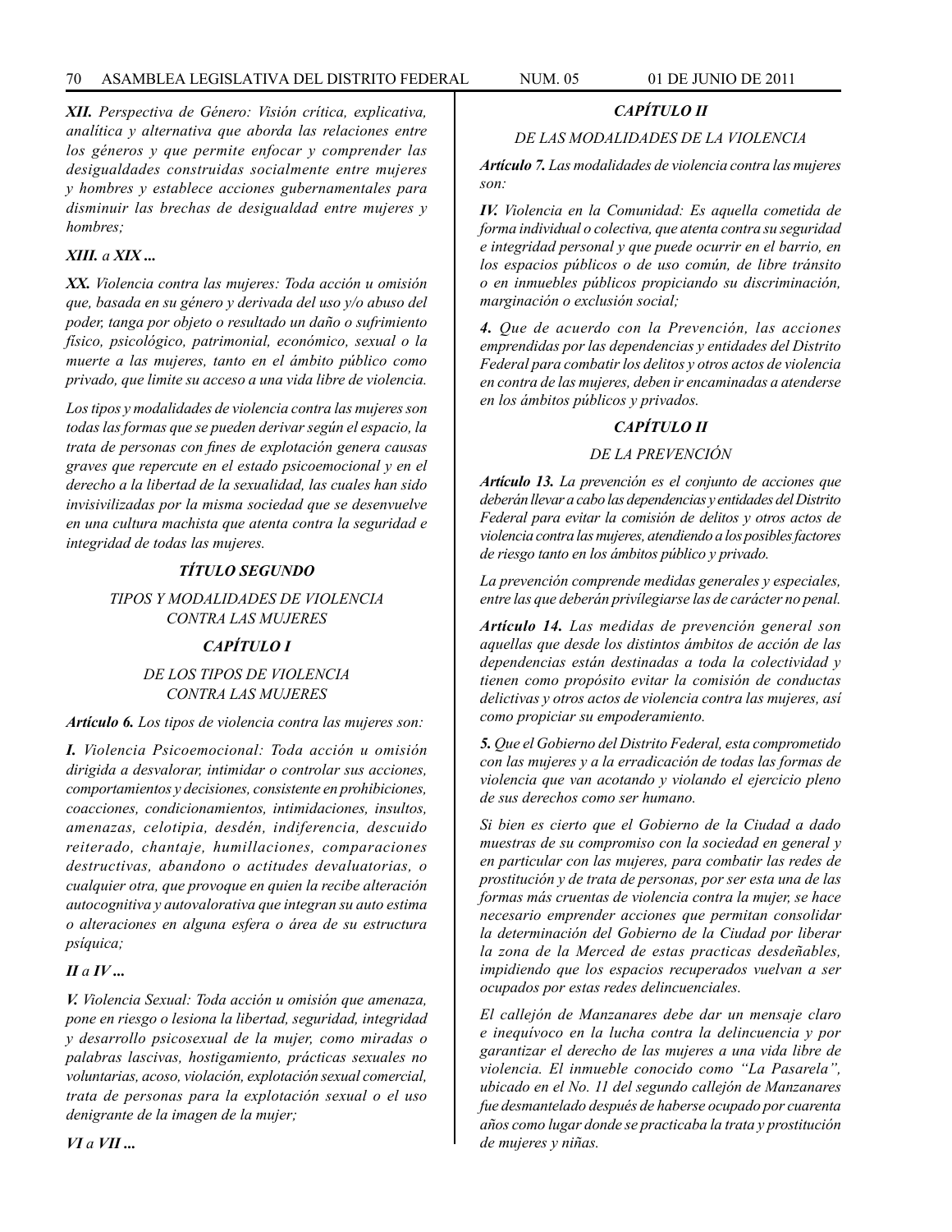***XII.*** *Perspectiva de Género: Visión crítica, explicativa, analítica y alternativa que aborda las relaciones entre los géneros y que permite enfocar y comprender las desigualdades construidas socialmente entre mujeres y hombres y establece acciones gubernamentales para disminuir las brechas de desigualdad entre mujeres y hombres;*

***XIII.*** *a* ***XIX ...***

***XX.*** *Violencia contra las mujeres: Toda acción u omisión que, basada en su género y derivada del uso y/o abuso del poder, tanga por objeto o resultado un daño o sufrimiento físico, psicológico, patrimonial, económico, sexual o la muerte a las mujeres, tanto en el ámbito público como privado, que limite su acceso a una vida libre de violencia.*

*Los tipos y modalidades de violencia contra las mujeres son todas las formas que se pueden derivar según el espacio, la trata de personas con fines de explotación genera causas graves que repercute en el estado psicoemocional y en el derecho a la libertad de la sexualidad, las cuales han sido invisivilizadas por la misma sociedad que se desenvuelve en una cultura machista que atenta contra la seguridad e integridad de todas las mujeres.*

***TÍTULO SEGUNDO***

*TIPOS Y MODALIDADES DE VIOLENCIA CONTRA LAS MUJERES*

***CAPÍTULO I***

*DE LOS TIPOS DE VIOLENCIA CONTRA LAS MUJERES*

***Artículo 6.*** *Los tipos de violencia contra las mujeres son:*

***I.*** *Violencia Psicoemocional: Toda acción u omisión dirigida a desvalorar, intimidar o controlar sus acciones, comportamientos y decisiones, consistente en prohibiciones, coacciones, condicionamientos, intimidaciones, insultos, amenazas, celotipia, desdén, indiferencia, descuido reiterado, chantaje, humillaciones, comparaciones destructivas, abandono o actitudes devaluatorias, o cualquier otra, que provoque en quien la recibe alteración autocognitiva y autovalorativa que integran su auto estima o alteraciones en alguna esfera o área de su estructura psíquica;*

***II*** *a* ***IV ...***

***V.*** *Violencia Sexual: Toda acción u omisión que amenaza, pone en riesgo o lesiona la libertad, seguridad, integridad y desarrollo psicosexual de la mujer, como miradas o palabras lascivas, hostigamiento, prácticas sexuales no voluntarias, acoso, violación, explotación sexual comercial, trata de personas para la explotación sexual o el uso denigrante de la imagen de la mujer;*

***VI*** *a* ***VII ...***

***CAPÍTULO II***

*DE LAS MODALIDADES DE LA VIOLENCIA*

***Artículo 7.*** *Las modalidades de violencia contra las mujeres son:*

***IV.*** *Violencia en la Comunidad: Es aquella cometida de forma individual o colectiva, que atenta contra su seguridad e integridad personal y que puede ocurrir en el barrio, en los espacios públicos o de uso común, de libre tránsito o en inmuebles públicos propiciando su discriminación, marginación o exclusión social;*

***4.*** *Que de acuerdo con la Prevención, las acciones emprendidas por las dependencias y entidades del Distrito Federal para combatir los delitos y otros actos de violencia en contra de las mujeres, deben ir encaminadas a atenderse en los ámbitos públicos y privados.*

***CAPÍTULO II***

*DE LA PREVENCIÓN*

***Artículo 13.*** *La prevención es el conjunto de acciones que deberán llevar a cabo las dependencias y entidades del Distrito Federal para evitar la comisión de delitos y otros actos de violencia contra las mujeres, atendiendo a los posibles factores de riesgo tanto en los ámbitos público y privado.*

*La prevención comprende medidas generales y especiales, entre las que deberán privilegiarse las de carácter no penal.*

***Artículo 14.*** *Las medidas de prevención general son aquellas que desde los distintos ámbitos de acción de las dependencias están destinadas a toda la colectividad y tienen como propósito evitar la comisión de conductas delictivas y otros actos de violencia contra las mujeres, así como propiciar su empoderamiento.*

***5.*** *Que el Gobierno del Distrito Federal, esta comprometido con las mujeres y a la erradicación de todas las formas de violencia que van acotando y violando el ejercicio pleno de sus derechos como ser humano.*

*Si bien es cierto que el Gobierno de la Ciudad a dado muestras de su compromiso con la sociedad en general y en particular con las mujeres, para combatir las redes de prostitución y de trata de personas, por ser esta una de las formas más cruentas de violencia contra la mujer, se hace necesario emprender acciones que permitan consolidar la determinación del Gobierno de la Ciudad por liberar la zona de la Merced de estas practicas desdeñables, impidiendo que los espacios recuperados vuelvan a ser ocupados por estas redes delincuenciales.*

*El callejón de Manzanares debe dar un mensaje claro e inequívoco en la lucha contra la delincuencia y por garantizar el derecho de las mujeres a una vida libre de violencia. El inmueble conocido como "La Pasarela", ubicado en el No. 11 del segundo callejón de Manzanares fue desmantelado después de haberse ocupado por cuarenta años como lugar donde se practicaba la trata y prostitución de mujeres y niñas.*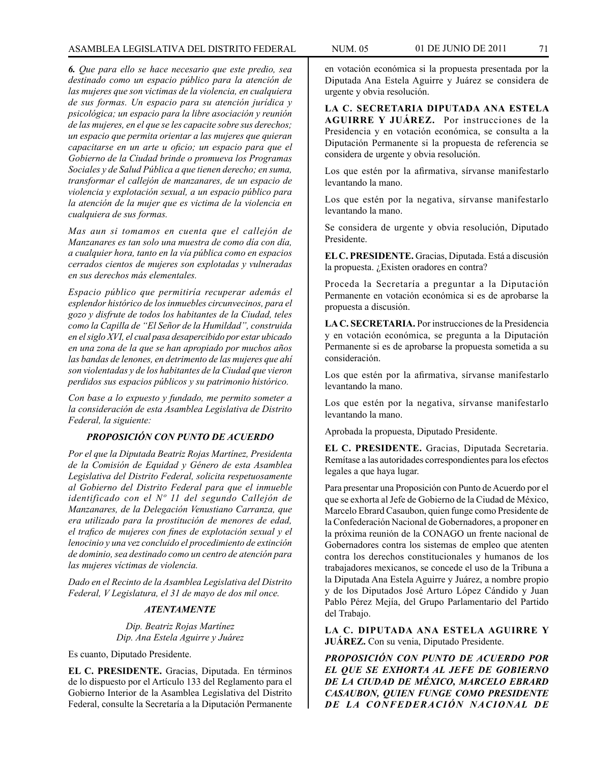*6. Que para ello se hace necesario que este predio, sea destinado como un espacio público para la atención de las mujeres que son victimas de la violencia, en cualquiera de sus formas. Un espacio para su atención jurídica y psicológica; un espacio para la libre asociación y reunión de las mujeres, en el que se les capacite sobre sus derechos; un espacio que permita orientar a las mujeres que quieran capacitarse en un arte u oficio; un espacio para que el Gobierno de la Ciudad brinde o promueva los Programas Sociales y de Salud Pública a que tienen derecho; en suma, transformar el callejón de manzanares, de un espacio de violencia y explotación sexual, a un espacio público para la atención de la mujer que es victima de la violencia en cualquiera de sus formas.*

*Mas aun si tomamos en cuenta que el callejón de Manzanares es tan solo una muestra de como día con día, a cualquier hora, tanto en la vía pública como en espacios cerrados cientos de mujeres son explotadas y vulneradas en sus derechos más elementales.*

*Espacio público que permitiría recuperar además el esplendor histórico de los inmuebles circunvecinos, para el gozo y disfrute de todos los habitantes de la Ciudad, teles como la Capilla de "El Señor de la Humildad", construida en el siglo XVI, el cual pasa desapercibido por estar ubicado en una zona de la que se han apropiado por muchos años las bandas de lenones, en detrimento de las mujeres que ahí son violentadas y de los habitantes de la Ciudad que vieron perdidos sus espacios públicos y su patrimonio histórico.*

*Con base a lo expuesto y fundado, me permito someter a la consideración de esta Asamblea Legislativa de Distrito Federal, la siguiente:*

***PROPOSICIÓN CON PUNTO DE ACUERDO***

*Por el que la Diputada Beatriz Rojas Martínez, Presidenta de la Comisión de Equidad y Género de esta Asamblea Legislativa del Distrito Federal, solicita respetuosamente al Gobierno del Distrito Federal para que el inmueble identificado con el Nº 11 del segundo Callejón de Manzanares, de la Delegación Venustiano Carranza, que era utilizado para la prostitución de menores de edad, el trafico de mujeres con fines de explotación sexual y el lenocinio y una vez concluido el procedimiento de extinción de dominio, sea destinado como un centro de atención para las mujeres víctimas de violencia.*

*Dado en el Recinto de la Asamblea Legislativa del Distrito Federal, V Legislatura, el 31 de mayo de dos mil once.*

***ATENTAMENTE***

*Dip. Beatriz Rojas Martínez*
*Dip. Ana Estela Aguirre y Juárez*

Es cuanto, Diputado Presidente.

**EL C. PRESIDENTE.** Gracias, Diputada. En términos de lo dispuesto por el Artículo 133 del Reglamento para el Gobierno Interior de la Asamblea Legislativa del Distrito Federal, consulte la Secretaría a la Diputación Permanente en votación económica si la propuesta presentada por la Diputada Ana Estela Aguirre y Juárez se considera de urgente y obvia resolución.

**LA C. SECRETARIA DIPUTADA ANA ESTELA AGUIRRE Y JUÁREZ.** Por instrucciones de la Presidencia y en votación económica, se consulta a la Diputación Permanente si la propuesta de referencia se considera de urgente y obvia resolución.

Los que estén por la afirmativa, sírvanse manifestarlo levantando la mano.

Los que estén por la negativa, sírvanse manifestarlo levantando la mano.

Se considera de urgente y obvia resolución, Diputado Presidente.

**EL C. PRESIDENTE.** Gracias, Diputada. Está a discusión la propuesta. ¿Existen oradores en contra?

Proceda la Secretaría a preguntar a la Diputación Permanente en votación económica si es de aprobarse la propuesta a discusión.

**LA C. SECRETARIA.** Por instrucciones de la Presidencia y en votación económica, se pregunta a la Diputación Permanente si es de aprobarse la propuesta sometida a su consideración.

Los que estén por la afirmativa, sírvanse manifestarlo levantando la mano.

Los que estén por la negativa, sírvanse manifestarlo levantando la mano.

Aprobada la propuesta, Diputado Presidente.

**EL C. PRESIDENTE.** Gracias, Diputada Secretaria. Remítase a las autoridades correspondientes para los efectos legales a que haya lugar.

Para presentar una Proposición con Punto de Acuerdo por el que se exhorta al Jefe de Gobierno de la Ciudad de México, Marcelo Ebrard Casaubon, quien funge como Presidente de la Confederación Nacional de Gobernadores, a proponer en la próxima reunión de la CONAGO un frente nacional de Gobernadores contra los sistemas de empleo que atenten contra los derechos constitucionales y humanos de los trabajadores mexicanos, se concede el uso de la Tribuna a la Diputada Ana Estela Aguirre y Juárez, a nombre propio y de los Diputados José Arturo López Cándido y Juan Pablo Pérez Mejía, del Grupo Parlamentario del Partido del Trabajo.

**LA C. DIPUTADA ANA ESTELA AGUIRRE Y JUÁREZ.** Con su venia, Diputado Presidente.

***PROPOSICIÓN CON PUNTO DE ACUERDO POR EL QUE SE EXHORTA AL JEFE DE GOBIERNO DE LA CIUDAD DE MÉXICO, MARCELO EBRARD CASAUBON, QUIEN FUNGE COMO PRESIDENTE DE LA CONFEDERACIÓN NACIONAL DE***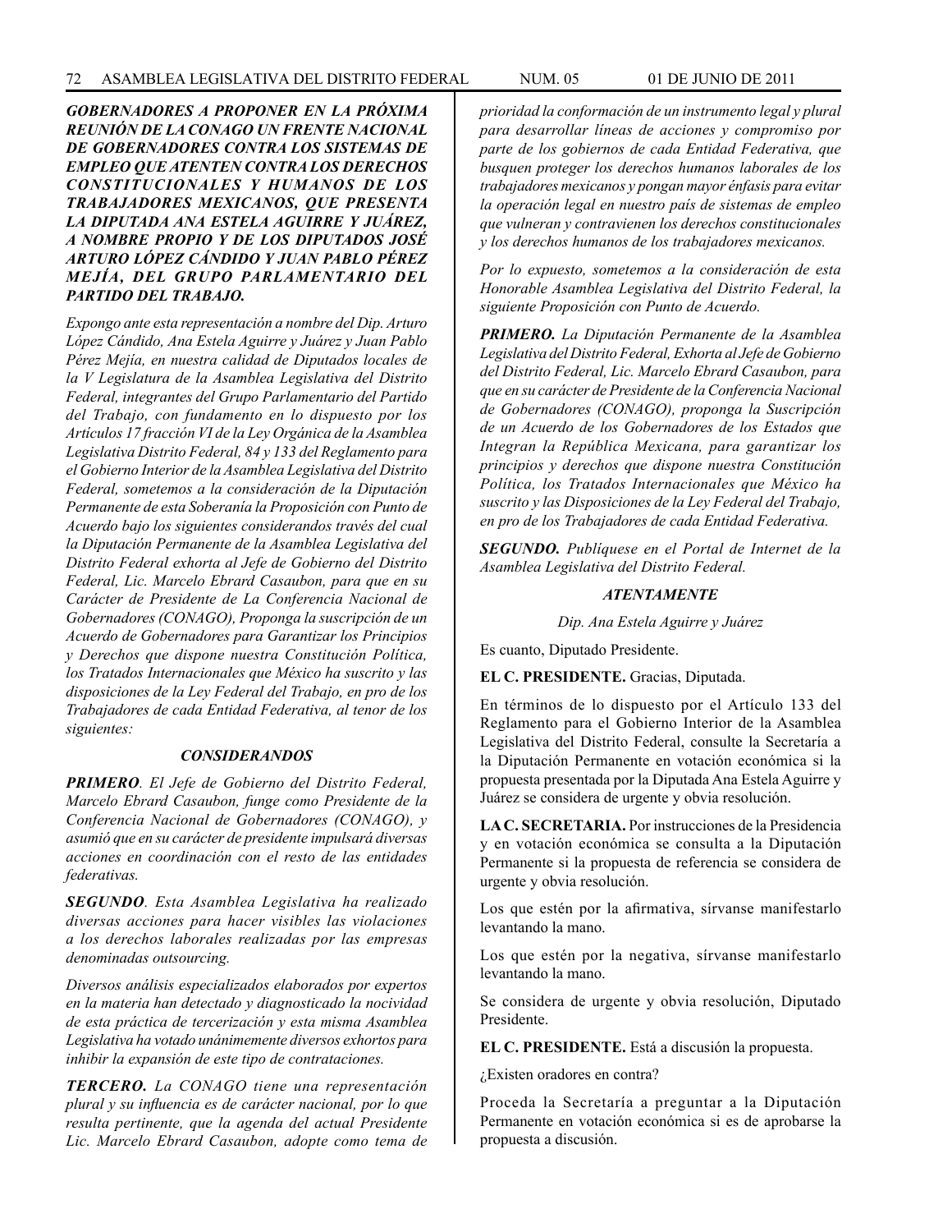***GOBERNADORES A PROPONER EN LA PRÓXIMA REUNIÓN DE LA CONAGO UN FRENTE NACIONAL DE GOBERNADORES CONTRA LOS SISTEMAS DE EMPLEO QUE ATENTEN CONTRA LOS DERECHOS CONSTITUCIONALES Y HUMANOS DE LOS TRABAJADORES MEXICANOS, QUE PRESENTA LA DIPUTADA ANA ESTELA AGUIRRE Y JUÁREZ, A NOMBRE PROPIO Y DE LOS DIPUTADOS JOSÉ ARTURO LÓPEZ CÁNDIDO Y JUAN PABLO PÉREZ MEJÍA, DEL GRUPO PARLAMENTARIO DEL PARTIDO DEL TRABAJO.***

*Expongo ante esta representación a nombre del Dip. Arturo López Cándido, Ana Estela Aguirre y Juárez y Juan Pablo Pérez Mejía, en nuestra calidad de Diputados locales de la V Legislatura de la Asamblea Legislativa del Distrito Federal, integrantes del Grupo Parlamentario del Partido del Trabajo, con fundamento en lo dispuesto por los Artículos 17 fracción VI de la Ley Orgánica de la Asamblea Legislativa Distrito Federal, 84 y 133 del Reglamento para el Gobierno Interior de la Asamblea Legislativa del Distrito Federal, sometemos a la consideración de la Diputación Permanente de esta Soberanía la Proposición con Punto de Acuerdo bajo los siguientes considerandos través del cual la Diputación Permanente de la Asamblea Legislativa del Distrito Federal exhorta al Jefe de Gobierno del Distrito Federal, Lic. Marcelo Ebrard Casaubon, para que en su Carácter de Presidente de La Conferencia Nacional de Gobernadores (CONAGO), Proponga la suscripción de un Acuerdo de Gobernadores para Garantizar los Principios y Derechos que dispone nuestra Constitución Política, los Tratados Internacionales que México ha suscrito y las disposiciones de la Ley Federal del Trabajo, en pro de los Trabajadores de cada Entidad Federativa, al tenor de los siguientes:*

***CONSIDERANDOS***

***PRIMERO****. El Jefe de Gobierno del Distrito Federal, Marcelo Ebrard Casaubon, funge como Presidente de la Conferencia Nacional de Gobernadores (CONAGO), y asumió que en su carácter de presidente impulsará diversas acciones en coordinación con el resto de las entidades federativas.*

***SEGUNDO****. Esta Asamblea Legislativa ha realizado diversas acciones para hacer visibles las violaciones a los derechos laborales realizadas por las empresas denominadas outsourcing.*

*Diversos análisis especializados elaborados por expertos en la materia han detectado y diagnosticado la nocividad de esta práctica de tercerización y esta misma Asamblea Legislativa ha votado unánimemente diversos exhortos para inhibir la expansión de este tipo de contrataciones.*

***TERCERO****. La CONAGO tiene una representación plural y su influencia es de carácter nacional, por lo que resulta pertinente, que la agenda del actual Presidente Lic. Marcelo Ebrard Casaubon, adopte como tema de prioridad la conformación de un instrumento legal y plural para desarrollar líneas de acciones y compromiso por parte de los gobiernos de cada Entidad Federativa, que busquen proteger los derechos humanos laborales de los trabajadores mexicanos y pongan mayor énfasis para evitar la operación legal en nuestro país de sistemas de empleo que vulneran y contravienen los derechos constitucionales y los derechos humanos de los trabajadores mexicanos.*

*Por lo expuesto, sometemos a la consideración de esta Honorable Asamblea Legislativa del Distrito Federal, la siguiente Proposición con Punto de Acuerdo.*

***PRIMERO.*** *La Diputación Permanente de la Asamblea Legislativa del Distrito Federal, Exhorta al Jefe de Gobierno del Distrito Federal, Lic. Marcelo Ebrard Casaubon, para que en su carácter de Presidente de la Conferencia Nacional de Gobernadores (CONAGO), proponga la Suscripción de un Acuerdo de los Gobernadores de los Estados que Integran la República Mexicana, para garantizar los principios y derechos que dispone nuestra Constitución Política, los Tratados Internacionales que México ha suscrito y las Disposiciones de la Ley Federal del Trabajo, en pro de los Trabajadores de cada Entidad Federativa.*

***SEGUNDO.*** *Publíquese en el Portal de Internet de la Asamblea Legislativa del Distrito Federal.*

***ATENTAMENTE***

*Dip. Ana Estela Aguirre y Juárez*

Es cuanto, Diputado Presidente.

**EL C. PRESIDENTE.** Gracias, Diputada.

En términos de lo dispuesto por el Artículo 133 del Reglamento para el Gobierno Interior de la Asamblea Legislativa del Distrito Federal, consulte la Secretaría a la Diputación Permanente en votación económica si la propuesta presentada por la Diputada Ana Estela Aguirre y Juárez se considera de urgente y obvia resolución.

**LA C. SECRETARIA.** Por instrucciones de la Presidencia y en votación económica se consulta a la Diputación Permanente si la propuesta de referencia se considera de urgente y obvia resolución.

Los que estén por la afirmativa, sírvanse manifestarlo levantando la mano.

Los que estén por la negativa, sírvanse manifestarlo levantando la mano.

Se considera de urgente y obvia resolución, Diputado Presidente.

**EL C. PRESIDENTE.** Está a discusión la propuesta.

¿Existen oradores en contra?

Proceda la Secretaría a preguntar a la Diputación Permanente en votación económica si es de aprobarse la propuesta a discusión.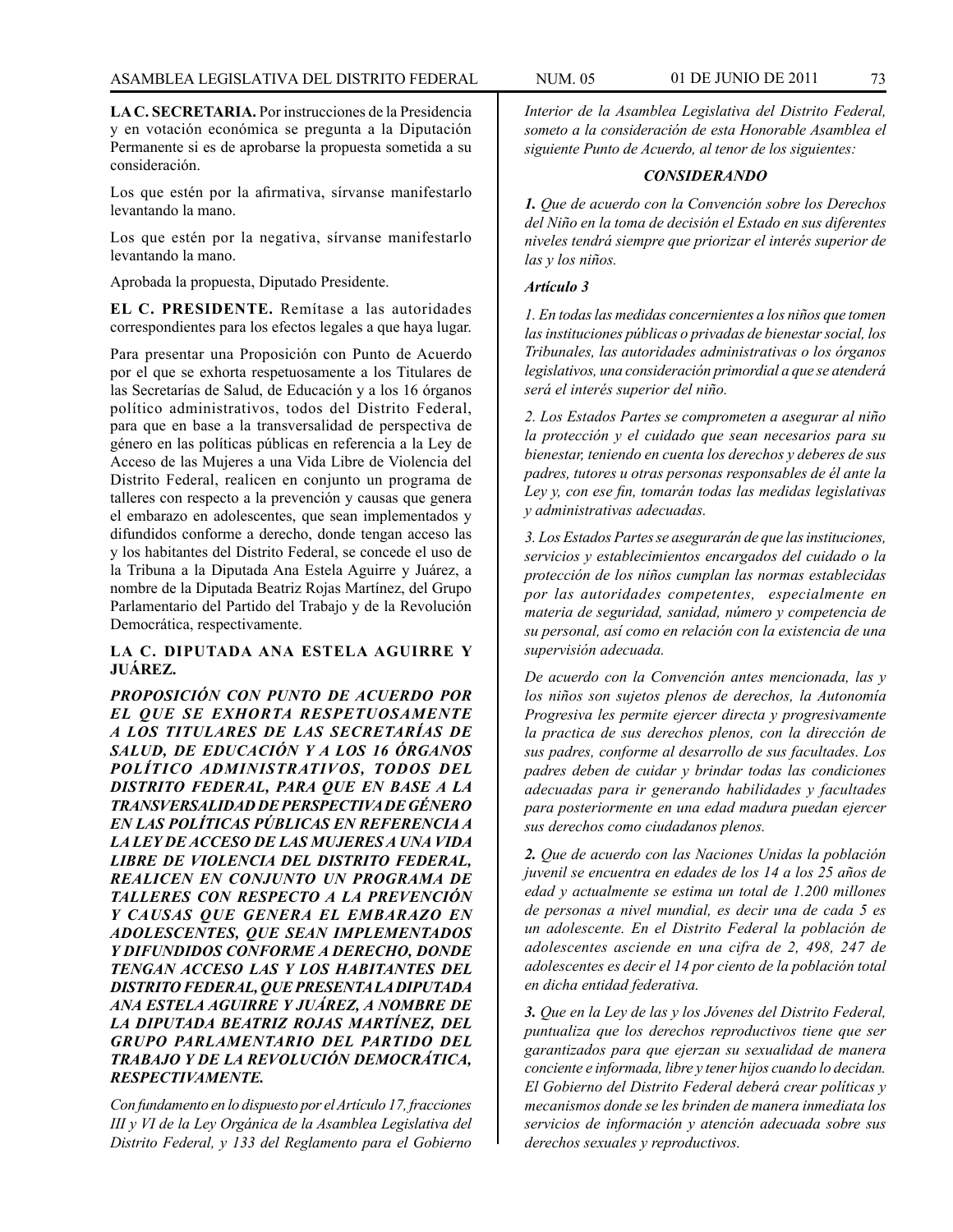**LA C. SECRETARIA.** Por instrucciones de la Presidencia y en votación económica se pregunta a la Diputación Permanente si es de aprobarse la propuesta sometida a su consideración.

Los que estén por la afirmativa, sírvanse manifestarlo levantando la mano.

Los que estén por la negativa, sírvanse manifestarlo levantando la mano.

Aprobada la propuesta, Diputado Presidente.

**EL C. PRESIDENTE.** Remítase a las autoridades correspondientes para los efectos legales a que haya lugar.

Para presentar una Proposición con Punto de Acuerdo por el que se exhorta respetuosamente a los Titulares de las Secretarías de Salud, de Educación y a los 16 órganos político administrativos, todos del Distrito Federal, para que en base a la transversalidad de perspectiva de género en las políticas públicas en referencia a la Ley de Acceso de las Mujeres a una Vida Libre de Violencia del Distrito Federal, realicen en conjunto un programa de talleres con respecto a la prevención y causas que genera el embarazo en adolescentes, que sean implementados y difundidos conforme a derecho, donde tengan acceso las y los habitantes del Distrito Federal, se concede el uso de la Tribuna a la Diputada Ana Estela Aguirre y Juárez, a nombre de la Diputada Beatriz Rojas Martínez, del Grupo Parlamentario del Partido del Trabajo y de la Revolución Democrática, respectivamente.

**LA C. DIPUTADA ANA ESTELA AGUIRRE Y JUÁREZ.**

***PROPOSICIÓN CON PUNTO DE ACUERDO POR EL QUE SE EXHORTA RESPETUOSAMENTE A LOS TITULARES DE LAS SECRETARÍAS DE SALUD, DE EDUCACIÓN Y A LOS 16 ÓRGANOS POLÍTICO ADMINISTRATIVOS, TODOS DEL DISTRITO FEDERAL, PARA QUE EN BASE A LA TRANSVERSALIDAD DE PERSPECTIVA DE GÉNERO EN LAS POLÍTICAS PÚBLICAS EN REFERENCIA A LA LEY DE ACCESO DE LAS MUJERES A UNA VIDA LIBRE DE VIOLENCIA DEL DISTRITO FEDERAL, REALICEN EN CONJUNTO UN PROGRAMA DE TALLERES CON RESPECTO A LA PREVENCIÓN Y CAUSAS QUE GENERA EL EMBARAZO EN ADOLESCENTES, QUE SEAN IMPLEMENTADOS Y DIFUNDIDOS CONFORME A DERECHO, DONDE TENGAN ACCESO LAS Y LOS HABITANTES DEL DISTRITO FEDERAL, QUE PRESENTA LA DIPUTADA ANA ESTELA AGUIRRE Y JUÁREZ, A NOMBRE DE LA DIPUTADA BEATRIZ ROJAS MARTÍNEZ, DEL GRUPO PARLAMENTARIO DEL PARTIDO DEL TRABAJO Y DE LA REVOLUCIÓN DEMOCRÁTICA, RESPECTIVAMENTE.***

*Con fundamento en lo dispuesto por el Artículo 17, fracciones III y VI de la Ley Orgánica de la Asamblea Legislativa del Distrito Federal, y 133 del Reglamento para el Gobierno Interior de la Asamblea Legislativa del Distrito Federal, someto a la consideración de esta Honorable Asamblea el siguiente Punto de Acuerdo, al tenor de los siguientes:*

***CONSIDERANDO***

***1.*** *Que de acuerdo con la Convención sobre los Derechos del Niño en la toma de decisión el Estado en sus diferentes niveles tendrá siempre que priorizar el interés superior de las y los niños.*

***Artículo 3***

*1. En todas las medidas concernientes a los niños que tomen las instituciones públicas o privadas de bienestar social, los Tribunales, las autoridades administrativas o los órganos legislativos, una consideración primordial a que se atenderá será el interés superior del niño.*

*2. Los Estados Partes se comprometen a asegurar al niño la protección y el cuidado que sean necesarios para su bienestar, teniendo en cuenta los derechos y deberes de sus padres, tutores u otras personas responsables de él ante la Ley y, con ese fin, tomarán todas las medidas legislativas y administrativas adecuadas.*

*3. Los Estados Partes se asegurarán de que las instituciones, servicios y establecimientos encargados del cuidado o la protección de los niños cumplan las normas establecidas por las autoridades competentes, especialmente en materia de seguridad, sanidad, número y competencia de su personal, así como en relación con la existencia de una supervisión adecuada.*

*De acuerdo con la Convención antes mencionada, las y los niños son sujetos plenos de derechos, la Autonomía Progresiva les permite ejercer directa y progresivamente la practica de sus derechos plenos, con la dirección de sus padres, conforme al desarrollo de sus facultades. Los padres deben de cuidar y brindar todas las condiciones adecuadas para ir generando habilidades y facultades para posteriormente en una edad madura puedan ejercer sus derechos como ciudadanos plenos.*

***2.*** *Que de acuerdo con las Naciones Unidas la población juvenil se encuentra en edades de los 14 a los 25 años de edad y actualmente se estima un total de 1.200 millones de personas a nivel mundial, es decir una de cada 5 es un adolescente. En el Distrito Federal la población de adolescentes asciende en una cifra de 2, 498, 247 de adolescentes es decir el 14 por ciento de la población total en dicha entidad federativa.*

***3.*** *Que en la Ley de las y los Jóvenes del Distrito Federal, puntualiza que los derechos reproductivos tiene que ser garantizados para que ejerzan su sexualidad de manera conciente e informada, libre y tener hijos cuando lo decidan. El Gobierno del Distrito Federal deberá crear políticas y mecanismos donde se les brinden de manera inmediata los servicios de información y atención adecuada sobre sus derechos sexuales y reproductivos.*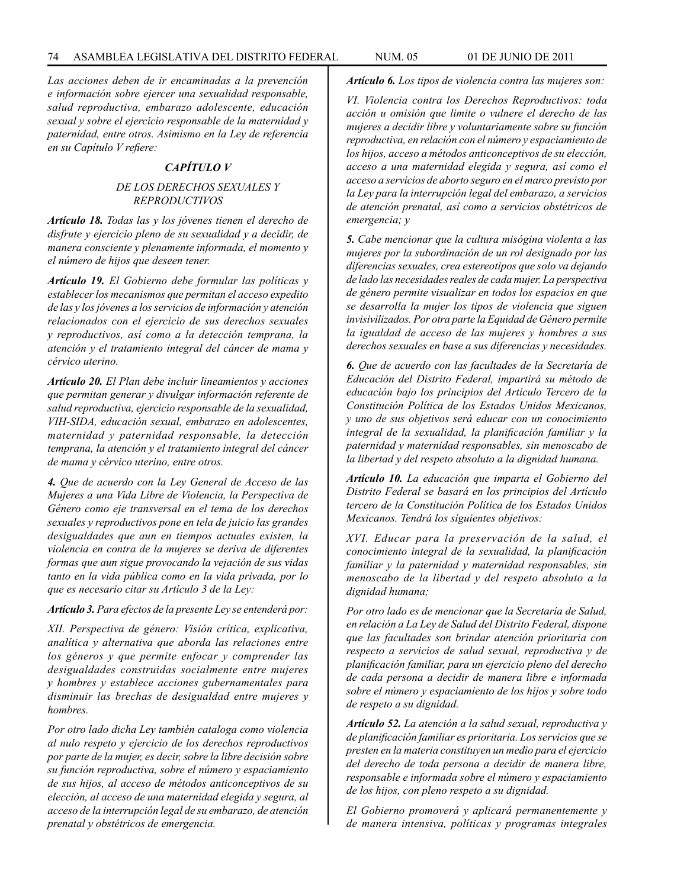*Las acciones deben de ir encaminadas a la prevención e información sobre ejercer una sexualidad responsable, salud reproductiva, embarazo adolescente, educación sexual y sobre el ejercicio responsable de la maternidad y paternidad, entre otros. Asimismo en la Ley de referencia en su Capítulo V refiere:*

### *CAPÍTULO V*

### *DE LOS DERECHOS SEXUALES Y REPRODUCTIVOS*

***Artículo 18.** Todas las y los jóvenes tienen el derecho de disfrute y ejercicio pleno de su sexualidad y a decidir, de manera consciente y plenamente informada, el momento y el número de hijos que deseen tener.*

***Artículo 19.** El Gobierno debe formular las políticas y establecer los mecanismos que permitan el acceso expedito de las y los jóvenes a los servicios de información y atención relacionados con el ejercicio de sus derechos sexuales y reproductivos, así como a la detección temprana, la atención y el tratamiento integral del cáncer de mama y cérvico uterino.*

***Artículo 20.** El Plan debe incluir lineamientos y acciones que permitan generar y divulgar información referente de salud reproductiva, ejercicio responsable de la sexualidad, VIH-SIDA, educación sexual, embarazo en adolescentes, maternidad y paternidad responsable, la detección temprana, la atención y el tratamiento integral del cáncer de mama y cérvico uterino, entre otros.*

***4.** Que de acuerdo con la Ley General de Acceso de las Mujeres a una Vida Libre de Violencia, la Perspectiva de Género como eje transversal en el tema de los derechos sexuales y reproductivos pone en tela de juicio las grandes desigualdades que aun en tiempos actuales existen, la violencia en contra de la mujeres se deriva de diferentes formas que aun sigue provocando la vejación de sus vidas tanto en la vida pública como en la vida privada, por lo que es necesario citar su Artículo 3 de la Ley:*

***Artículo 3.** Para efectos de la presente Ley se entenderá por:*

*XII. Perspectiva de género: Visión crítica, explicativa, analítica y alternativa que aborda las relaciones entre los géneros y que permite enfocar y comprender las desigualdades construidas socialmente entre mujeres y hombres y establece acciones gubernamentales para disminuir las brechas de desigualdad entre mujeres y hombres.*

*Por otro lado dicha Ley también cataloga como violencia al nulo respeto y ejercicio de los derechos reproductivos por parte de la mujer, es decir, sobre la libre decisión sobre su función reproductiva, sobre el número y espaciamiento de sus hijos, al acceso de métodos anticonceptivos de su elección, al acceso de una maternidad elegida y segura, al acceso de la interrupción legal de su embarazo, de atención prenatal y obstétricos de emergencia.*

***Artículo 6.** Los tipos de violencia contra las mujeres son:*

*VI. Violencia contra los Derechos Reproductivos: toda acción u omisión que limite o vulnere el derecho de las mujeres a decidir libre y voluntariamente sobre su función reproductiva, en relación con el número y espaciamiento de los hijos, acceso a métodos anticonceptivos de su elección, acceso a una maternidad elegida y segura, así como el acceso a servicios de aborto seguro en el marco previsto por la Ley para la interrupción legal del embarazo, a servicios de atención prenatal, así como a servicios obstétricos de emergencia; y*

***5.** Cabe mencionar que la cultura misógina violenta a las mujeres por la subordinación de un rol designado por las diferencias sexuales, crea estereotipos que solo va dejando de lado las necesidades reales de cada mujer. La perspectiva de género permite visualizar en todos los espacios en que se desarrolla la mujer los tipos de violencia que siguen invisivilizados. Por otra parte la Equidad de Género permite la igualdad de acceso de las mujeres y hombres a sus derechos sexuales en base a sus diferencias y necesidades.*

***6.** Que de acuerdo con las facultades de la Secretaría de Educación del Distrito Federal, impartirá su método de educación bajo los principios del Artículo Tercero de la Constitución Política de los Estados Unidos Mexicanos, y uno de sus objetivos será educar con un conocimiento integral de la sexualidad, la planificación familiar y la paternidad y maternidad responsables, sin menoscabo de la libertad y del respeto absoluto a la dignidad humana.*

***Artículo 10.** La educación que imparta el Gobierno del Distrito Federal se basará en los principios del Artículo tercero de la Constitución Política de los Estados Unidos Mexicanos. Tendrá los siguientes objetivos:*

*XVI. Educar para la preservación de la salud, el conocimiento integral de la sexualidad, la planificación familiar y la paternidad y maternidad responsables, sin menoscabo de la libertad y del respeto absoluto a la dignidad humana;*

*Por otro lado es de mencionar que la Secretaría de Salud, en relación a La Ley de Salud del Distrito Federal, dispone que las facultades son brindar atención prioritaria con respecto a servicios de salud sexual, reproductiva y de planificación familiar, para un ejercicio pleno del derecho de cada persona a decidir de manera libre e informada sobre el número y espaciamiento de los hijos y sobre todo de respeto a su dignidad.*

***Artículo 52.** La atención a la salud sexual, reproductiva y de planificación familiar es prioritaria. Los servicios que se presten en la materia constituyen un medio para el ejercicio del derecho de toda persona a decidir de manera libre, responsable e informada sobre el número y espaciamiento de los hijos, con pleno respeto a su dignidad.*

*El Gobierno promoverá y aplicará permanentemente y de manera intensiva, políticas y programas integrales*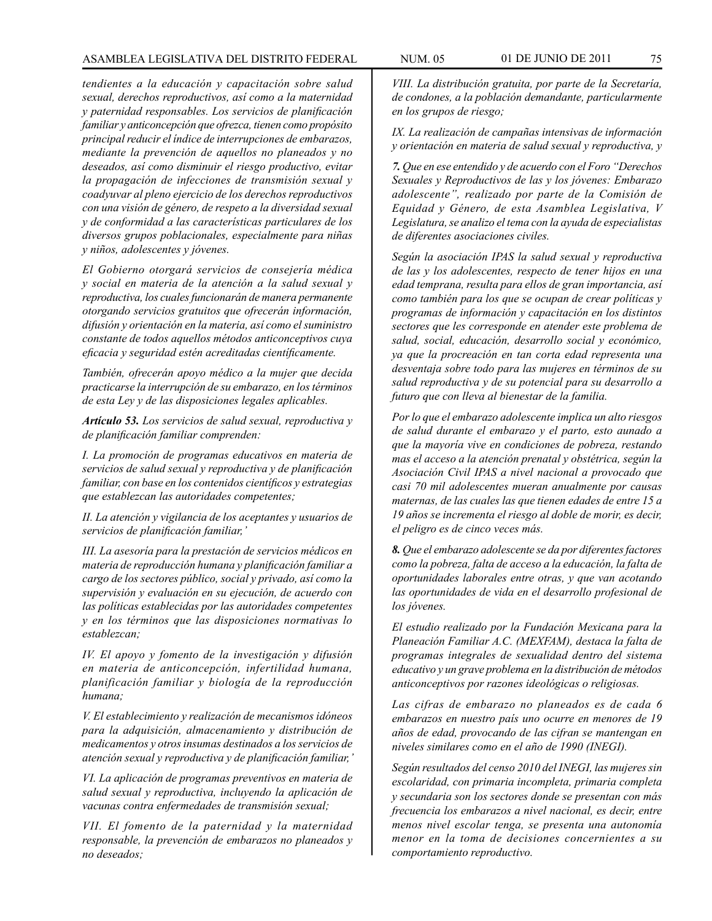*tendientes a la educación y capacitación sobre salud sexual, derechos reproductivos, así como a la maternidad y paternidad responsables. Los servicios de planificación familiar y anticoncepción que ofrezca, tienen como propósito principal reducir el índice de interrupciones de embarazos, mediante la prevención de aquellos no planeados y no deseados, así como disminuir el riesgo productivo, evitar la propagación de infecciones de transmisión sexual y coadyuvar al pleno ejercicio de los derechos reproductivos con una visión de género, de respeto a la diversidad sexual y de conformidad a las características particulares de los diversos grupos poblacionales, especialmente para niñas y niños, adolescentes y jóvenes.*

*El Gobierno otorgará servicios de consejería médica y social en materia de la atención a la salud sexual y reproductiva, los cuales funcionarán de manera permanente otorgando servicios gratuitos que ofrecerán información, difusión y orientación en la materia, así como el suministro constante de todos aquellos métodos anticonceptivos cuya eficacia y seguridad estén acreditadas científicamente.*

*También, ofrecerán apoyo médico a la mujer que decida practicarse la interrupción de su embarazo, en los términos de esta Ley y de las disposiciones legales aplicables.*

***Artículo 53.*** *Los servicios de salud sexual, reproductiva y de planificación familiar comprenden:*

*I. La promoción de programas educativos en materia de servicios de salud sexual y reproductiva y de planificación familiar, con base en los contenidos científicos y estrategias que establezcan las autoridades competentes;*

*II. La atención y vigilancia de los aceptantes y usuarios de servicios de planificación familiar,'*

*III. La asesoría para la prestación de servicios médicos en materia de reproducción humana y planificación familiar a cargo de los sectores público, social y privado, así como la supervisión y evaluación en su ejecución, de acuerdo con las políticas establecidas por las autoridades competentes y en los términos que las disposiciones normativas lo establezcan;*

*IV. El apoyo y fomento de la investigación y difusión en materia de anticoncepción, infertilidad humana, planificación familiar y biología de la reproducción humana;*

*V. El establecimiento y realización de mecanismos idóneos para la adquisición, almacenamiento y distribución de medicamentos y otros insumas destinados a los servicios de atención sexual y reproductiva y de planificación familiar,'*

*VI. La aplicación de programas preventivos en materia de salud sexual y reproductiva, incluyendo la aplicación de vacunas contra enfermedades de transmisión sexual;*

*VII. El fomento de la paternidad y la maternidad responsable, la prevención de embarazos no planeados y no deseados;*

*VIII. La distribución gratuita, por parte de la Secretaría, de condones, a la población demandante, particularmente en los grupos de riesgo;*

*IX. La realización de campañas intensivas de información y orientación en materia de salud sexual y reproductiva, y*

***7.*** *Que en ese entendido y de acuerdo con el Foro "Derechos Sexuales y Reproductivos de las y los jóvenes: Embarazo adolescente", realizado por parte de la Comisión de Equidad y Género, de esta Asamblea Legislativa, V Legislatura, se analizo el tema con la ayuda de especialistas de diferentes asociaciones civiles.*

*Según la asociación IPAS la salud sexual y reproductiva de las y los adolescentes, respecto de tener hijos en una edad temprana, resulta para ellos de gran importancia, así como también para los que se ocupan de crear políticas y programas de información y capacitación en los distintos sectores que les corresponde en atender este problema de salud, social, educación, desarrollo social y económico, ya que la procreación en tan corta edad representa una desventaja sobre todo para las mujeres en términos de su salud reproductiva y de su potencial para su desarrollo a futuro que con lleva al bienestar de la familia.*

*Por lo que el embarazo adolescente implica un alto riesgos de salud durante el embarazo y el parto, esto aunado a que la mayoría vive en condiciones de pobreza, restando mas el acceso a la atención prenatal y obstétrica, según la Asociación Civil IPAS a nivel nacional a provocado que casi 70 mil adolescentes mueran anualmente por causas maternas, de las cuales las que tienen edades de entre 15 a 19 años se incrementa el riesgo al doble de morir, es decir, el peligro es de cinco veces más.*

***8.*** *Que el embarazo adolescente se da por diferentes factores como la pobreza, falta de acceso a la educación, la falta de oportunidades laborales entre otras, y que van acotando las oportunidades de vida en el desarrollo profesional de los jóvenes.*

*El estudio realizado por la Fundación Mexicana para la Planeación Familiar A.C. (MEXFAM), destaca la falta de programas integrales de sexualidad dentro del sistema educativo y un grave problema en la distribución de métodos anticonceptivos por razones ideológicas o religiosas.*

*Las cifras de embarazo no planeados es de cada 6 embarazos en nuestro país uno ocurre en menores de 19 años de edad, provocando de las cifran se mantengan en niveles similares como en el año de 1990 (INEGI).*

*Según resultados del censo 2010 del INEGI, las mujeres sin escolaridad, con primaria incompleta, primaria completa y secundaria son los sectores donde se presentan con más frecuencia los embarazos a nivel nacional, es decir, entre menos nivel escolar tenga, se presenta una autonomía menor en la toma de decisiones concernientes a su comportamiento reproductivo.*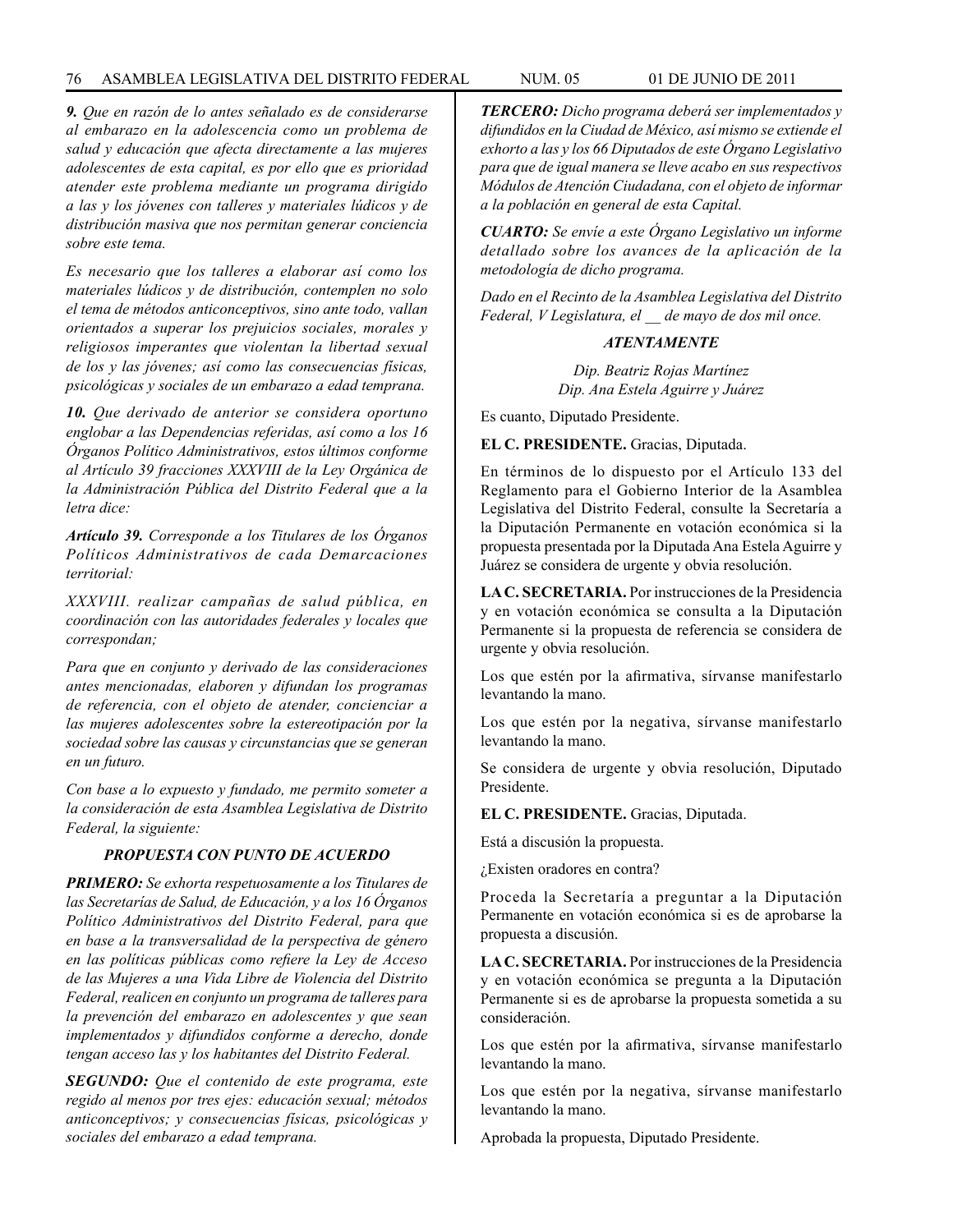*9. Que en razón de lo antes señalado es de considerarse al embarazo en la adolescencia como un problema de salud y educación que afecta directamente a las mujeres adolescentes de esta capital, es por ello que es prioridad atender este problema mediante un programa dirigido a las y los jóvenes con talleres y materiales lúdicos y de distribución masiva que nos permitan generar conciencia sobre este tema.*

*Es necesario que los talleres a elaborar así como los materiales lúdicos y de distribución, contemplen no solo el tema de métodos anticonceptivos, sino ante todo, vallan orientados a superar los prejuicios sociales, morales y religiosos imperantes que violentan la libertad sexual de los y las jóvenes; así como las consecuencias físicas, psicológicas y sociales de un embarazo a edad temprana.*

*10. Que derivado de anterior se considera oportuno englobar a las Dependencias referidas, así como a los 16 Órganos Político Administrativos, estos últimos conforme al Artículo 39 fracciones XXXVIII de la Ley Orgánica de la Administración Pública del Distrito Federal que a la letra dice:*

***Artículo 39.** Corresponde a los Titulares de los Órganos Políticos Administrativos de cada Demarcaciones territorial:*

*XXXVIII. realizar campañas de salud pública, en coordinación con las autoridades federales y locales que correspondan;*

*Para que en conjunto y derivado de las consideraciones antes mencionadas, elaboren y difundan los programas de referencia, con el objeto de atender, concienciar a las mujeres adolescentes sobre la estereotipación por la sociedad sobre las causas y circunstancias que se generan en un futuro.*

*Con base a lo expuesto y fundado, me permito someter a la consideración de esta Asamblea Legislativa de Distrito Federal, la siguiente:*

***PROPUESTA CON PUNTO DE ACUERDO***

***PRIMERO:** Se exhorta respetuosamente a los Titulares de las Secretarías de Salud, de Educación, y a los 16 Órganos Político Administrativos del Distrito Federal, para que en base a la transversalidad de la perspectiva de género en las políticas públicas como refiere la Ley de Acceso de las Mujeres a una Vida Libre de Violencia del Distrito Federal, realicen en conjunto un programa de talleres para la prevención del embarazo en adolescentes y que sean implementados y difundidos conforme a derecho, donde tengan acceso las y los habitantes del Distrito Federal.*

***SEGUNDO:** Que el contenido de este programa, este regido al menos por tres ejes: educación sexual; métodos anticonceptivos; y consecuencias físicas, psicológicas y sociales del embarazo a edad temprana.*

***TERCERO:** Dicho programa deberá ser implementados y difundidos en la Ciudad de México, así mismo se extiende el exhorto a las y los 66 Diputados de este Órgano Legislativo para que de igual manera se lleve acabo en sus respectivos Módulos de Atención Ciudadana, con el objeto de informar a la población en general de esta Capital.*

***CUARTO:** Se envíe a este Órgano Legislativo un informe detallado sobre los avances de la aplicación de la metodología de dicho programa.*

*Dado en el Recinto de la Asamblea Legislativa del Distrito Federal, V Legislatura, el __ de mayo de dos mil once.*

***ATENTAMENTE***

*Dip. Beatriz Rojas Martínez*
*Dip. Ana Estela Aguirre y Juárez*

Es cuanto, Diputado Presidente.

**EL C. PRESIDENTE.** Gracias, Diputada.

En términos de lo dispuesto por el Artículo 133 del Reglamento para el Gobierno Interior de la Asamblea Legislativa del Distrito Federal, consulte la Secretaría a la Diputación Permanente en votación económica si la propuesta presentada por la Diputada Ana Estela Aguirre y Juárez se considera de urgente y obvia resolución.

**LA C. SECRETARIA.** Por instrucciones de la Presidencia y en votación económica se consulta a la Diputación Permanente si la propuesta de referencia se considera de urgente y obvia resolución.

Los que estén por la afirmativa, sírvanse manifestarlo levantando la mano.

Los que estén por la negativa, sírvanse manifestarlo levantando la mano.

Se considera de urgente y obvia resolución, Diputado Presidente.

**EL C. PRESIDENTE.** Gracias, Diputada.

Está a discusión la propuesta.

¿Existen oradores en contra?

Proceda la Secretaría a preguntar a la Diputación Permanente en votación económica si es de aprobarse la propuesta a discusión.

**LA C. SECRETARIA.** Por instrucciones de la Presidencia y en votación económica se pregunta a la Diputación Permanente si es de aprobarse la propuesta sometida a su consideración.

Los que estén por la afirmativa, sírvanse manifestarlo levantando la mano.

Los que estén por la negativa, sírvanse manifestarlo levantando la mano.

Aprobada la propuesta, Diputado Presidente.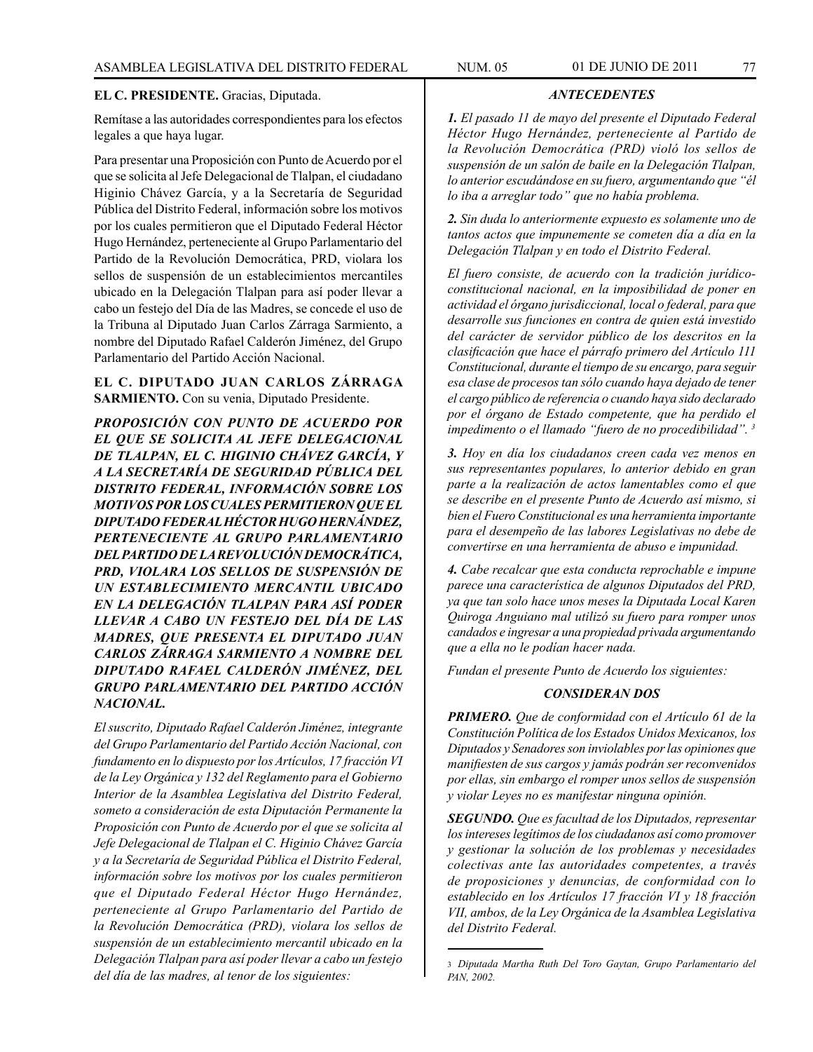**EL C. PRESIDENTE.** Gracias, Diputada.

Remítase a las autoridades correspondientes para los efectos legales a que haya lugar.

Para presentar una Proposición con Punto de Acuerdo por el que se solicita al Jefe Delegacional de Tlalpan, el ciudadano Higinio Chávez García, y a la Secretaría de Seguridad Pública del Distrito Federal, información sobre los motivos por los cuales permitieron que el Diputado Federal Héctor Hugo Hernández, perteneciente al Grupo Parlamentario del Partido de la Revolución Democrática, PRD, violara los sellos de suspensión de un establecimientos mercantiles ubicado en la Delegación Tlalpan para así poder llevar a cabo un festejo del Día de las Madres, se concede el uso de la Tribuna al Diputado Juan Carlos Zárraga Sarmiento, a nombre del Diputado Rafael Calderón Jiménez, del Grupo Parlamentario del Partido Acción Nacional.

**EL C. DIPUTADO JUAN CARLOS ZÁRRAGA SARMIENTO.** Con su venia, Diputado Presidente.

***PROPOSICIÓN CON PUNTO DE ACUERDO POR EL QUE SE SOLICITA AL JEFE DELEGACIONAL DE TLALPAN, EL C. HIGINIO CHÁVEZ GARCÍA, Y A LA SECRETARÍA DE SEGURIDAD PÚBLICA DEL DISTRITO FEDERAL, INFORMACIÓN SOBRE LOS MOTIVOS POR LOS CUALES PERMITIERON QUE EL DIPUTADO FEDERAL HÉCTOR HUGO HERNÁNDEZ, PERTENECIENTE AL GRUPO PARLAMENTARIO DEL PARTIDO DE LA REVOLUCIÓN DEMOCRÁTICA, PRD, VIOLARA LOS SELLOS DE SUSPENSIÓN DE UN ESTABLECIMIENTO MERCANTIL UBICADO EN LA DELEGACIÓN TLALPAN PARA ASÍ PODER LLEVAR A CABO UN FESTEJO DEL DÍA DE LAS MADRES, QUE PRESENTA EL DIPUTADO JUAN CARLOS ZÁRRAGA SARMIENTO A NOMBRE DEL DIPUTADO RAFAEL CALDERÓN JIMÉNEZ, DEL GRUPO PARLAMENTARIO DEL PARTIDO ACCIÓN NACIONAL.***

*El suscrito, Diputado Rafael Calderón Jiménez, integrante del Grupo Parlamentario del Partido Acción Nacional, con fundamento en lo dispuesto por los Artículos, 17 fracción VI de la Ley Orgánica y 132 del Reglamento para el Gobierno Interior de la Asamblea Legislativa del Distrito Federal, someto a consideración de esta Diputación Permanente la Proposición con Punto de Acuerdo por el que se solicita al Jefe Delegacional de Tlalpan el C. Higinio Chávez García y a la Secretaría de Seguridad Pública el Distrito Federal, información sobre los motivos por los cuales permitieron que el Diputado Federal Héctor Hugo Hernández, perteneciente al Grupo Parlamentario del Partido de la Revolución Democrática (PRD), violara los sellos de suspensión de un establecimiento mercantil ubicado en la Delegación Tlalpan para así poder llevar a cabo un festejo del día de las madres, al tenor de los siguientes:*

***ANTECEDENTES***

***1.** El pasado 11 de mayo del presente el Diputado Federal Héctor Hugo Hernández, perteneciente al Partido de la Revolución Democrática (PRD) violó los sellos de suspensión de un salón de baile en la Delegación Tlalpan, lo anterior escudándose en su fuero, argumentando que "él lo iba a arreglar todo" que no había problema.*

***2.** Sin duda lo anteriormente expuesto es solamente uno de tantos actos que impunemente se cometen día a día en la Delegación Tlalpan y en todo el Distrito Federal.*

*El fuero consiste, de acuerdo con la tradición jurídico-constitucional nacional, en la imposibilidad de poner en actividad el órgano jurisdiccional, local o federal, para que desarrolle sus funciones en contra de quien está investido del carácter de servidor público de los descritos en la clasificación que hace el párrafo primero del Artículo 111 Constitucional, durante el tiempo de su encargo, para seguir esa clase de procesos tan sólo cuando haya dejado de tener el cargo público de referencia o cuando haya sido declarado por el órgano de Estado competente, que ha perdido el impedimento o el llamado "fuero de no procedibilidad".* [3]

***3.** Hoy en día los ciudadanos creen cada vez menos en sus representantes populares, lo anterior debido en gran parte a la realización de actos lamentables como el que se describe en el presente Punto de Acuerdo así mismo, si bien el Fuero Constitucional es una herramienta importante para el desempeño de las labores Legislativas no debe de convertirse en una herramienta de abuso e impunidad.*

***4.** Cabe recalcar que esta conducta reprochable e impune parece una característica de algunos Diputados del PRD, ya que tan solo hace unos meses la Diputada Local Karen Quiroga Anguiano mal utilizó su fuero para romper unos candados e ingresar a una propiedad privada argumentando que a ella no le podían hacer nada.*

*Fundan el presente Punto de Acuerdo los siguientes:*

***CONSIDERANDOS***

***PRIMERO.** Que de conformidad con el Artículo 61 de la Constitución Política de los Estados Unidos Mexicanos, los Diputados y Senadores son inviolables por las opiniones que manifiesten de sus cargos y jamás podrán ser reconvenidos por ellas, sin embargo el romper unos sellos de suspensión y violar Leyes no es manifestar ninguna opinión.*

***SEGUNDO.** Que es facultad de los Diputados, representar los intereses legítimos de los ciudadanos así como promover y gestionar la solución de los problemas y necesidades colectivas ante las autoridades competentes, a través de proposiciones y denuncias, de conformidad con lo establecido en los Artículos 17 fracción VI y 18 fracción VII, ambos, de la Ley Orgánica de la Asamblea Legislativa del Distrito Federal.*

---

[3] *Diputada Martha Ruth Del Toro Gaytan, Grupo Parlamentario del PAN, 2002.*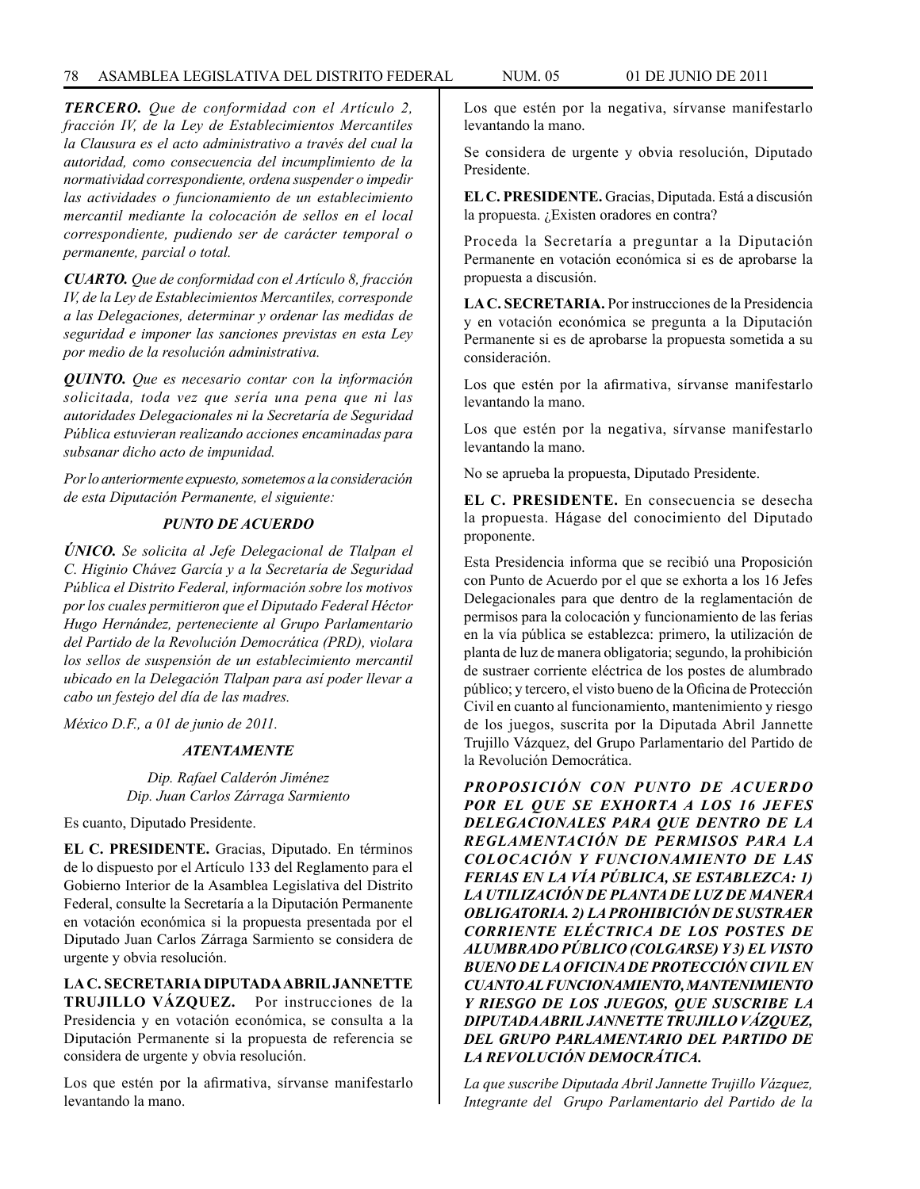***TERCERO.*** *Que de conformidad con el Artículo 2, fracción IV, de la Ley de Establecimientos Mercantiles la Clausura es el acto administrativo a través del cual la autoridad, como consecuencia del incumplimiento de la normatividad correspondiente, ordena suspender o impedir las actividades o funcionamiento de un establecimiento mercantil mediante la colocación de sellos en el local correspondiente, pudiendo ser de carácter temporal o permanente, parcial o total.*

***CUARTO.*** *Que de conformidad con el Artículo 8, fracción IV, de la Ley de Establecimientos Mercantiles, corresponde a las Delegaciones, determinar y ordenar las medidas de seguridad e imponer las sanciones previstas en esta Ley por medio de la resolución administrativa.*

***QUINTO.*** *Que es necesario contar con la información solicitada, toda vez que sería una pena que ni las autoridades Delegacionales ni la Secretaría de Seguridad Pública estuvieran realizando acciones encaminadas para subsanar dicho acto de impunidad.*

*Por lo anteriormente expuesto, sometemos a la consideración de esta Diputación Permanente, el siguiente:*

***PUNTO DE ACUERDO***

***ÚNICO.*** *Se solicita al Jefe Delegacional de Tlalpan el C. Higinio Chávez García y a la Secretaría de Seguridad Pública el Distrito Federal, información sobre los motivos por los cuales permitieron que el Diputado Federal Héctor Hugo Hernández, perteneciente al Grupo Parlamentario del Partido de la Revolución Democrática (PRD), violara los sellos de suspensión de un establecimiento mercantil ubicado en la Delegación Tlalpan para así poder llevar a cabo un festejo del día de las madres.*

*México D.F., a 01 de junio de 2011.*

***ATENTAMENTE***

*Dip. Rafael Calderón Jiménez*
*Dip. Juan Carlos Zárraga Sarmiento*

Es cuanto, Diputado Presidente.

**EL C. PRESIDENTE.** Gracias, Diputado. En términos de lo dispuesto por el Artículo 133 del Reglamento para el Gobierno Interior de la Asamblea Legislativa del Distrito Federal, consulte la Secretaría a la Diputación Permanente en votación económica si la propuesta presentada por el Diputado Juan Carlos Zárraga Sarmiento se considera de urgente y obvia resolución.

**LA C. SECRETARIA DIPUTADA ABRIL JANNETTE TRUJILLO VÁZQUEZ.** Por instrucciones de la Presidencia y en votación económica, se consulta a la Diputación Permanente si la propuesta de referencia se considera de urgente y obvia resolución.

Los que estén por la afirmativa, sírvanse manifestarlo levantando la mano.

Los que estén por la negativa, sírvanse manifestarlo levantando la mano.

Se considera de urgente y obvia resolución, Diputado Presidente.

**EL C. PRESIDENTE.** Gracias, Diputada. Está a discusión la propuesta. ¿Existen oradores en contra?

Proceda la Secretaría a preguntar a la Diputación Permanente en votación económica si es de aprobarse la propuesta a discusión.

**LA C. SECRETARIA.** Por instrucciones de la Presidencia y en votación económica se pregunta a la Diputación Permanente si es de aprobarse la propuesta sometida a su consideración.

Los que estén por la afirmativa, sírvanse manifestarlo levantando la mano.

Los que estén por la negativa, sírvanse manifestarlo levantando la mano.

No se aprueba la propuesta, Diputado Presidente.

**EL C. PRESIDENTE.** En consecuencia se desecha la propuesta. Hágase del conocimiento del Diputado proponente.

Esta Presidencia informa que se recibió una Proposición con Punto de Acuerdo por el que se exhorta a los 16 Jefes Delegacionales para que dentro de la reglamentación de permisos para la colocación y funcionamiento de las ferias en la vía pública se establezca: primero, la utilización de planta de luz de manera obligatoria; segundo, la prohibición de sustraer corriente eléctrica de los postes de alumbrado público; y tercero, el visto bueno de la Oficina de Protección Civil en cuanto al funcionamiento, mantenimiento y riesgo de los juegos, suscrita por la Diputada Abril Jannette Trujillo Vázquez, del Grupo Parlamentario del Partido de la Revolución Democrática.

***PROPOSICIÓN CON PUNTO DE ACUERDO POR EL QUE SE EXHORTA A LOS 16 JEFES DELEGACIONALES PARA QUE DENTRO DE LA REGLAMENTACIÓN DE PERMISOS PARA LA COLOCACIÓN Y FUNCIONAMIENTO DE LAS FERIAS EN LA VÍA PÚBLICA, SE ESTABLEZCA: 1) LA UTILIZACIÓN DE PLANTA DE LUZ DE MANERA OBLIGATORIA. 2) LA PROHIBICIÓN DE SUSTRAER CORRIENTE ELÉCTRICA DE LOS POSTES DE ALUMBRADO PÚBLICO (COLGARSE) Y 3) EL VISTO BUENO DE LA OFICINA DE PROTECCIÓN CIVIL EN CUANTO AL FUNCIONAMIENTO, MANTENIMIENTO Y RIESGO DE LOS JUEGOS, QUE SUSCRIBE LA DIPUTADA ABRIL JANNETTE TRUJILLO VÁZQUEZ, DEL GRUPO PARLAMENTARIO DEL PARTIDO DE LA REVOLUCIÓN DEMOCRÁTICA.***

*La que suscribe Diputada Abril Jannette Trujillo Vázquez, Integrante del Grupo Parlamentario del Partido de la*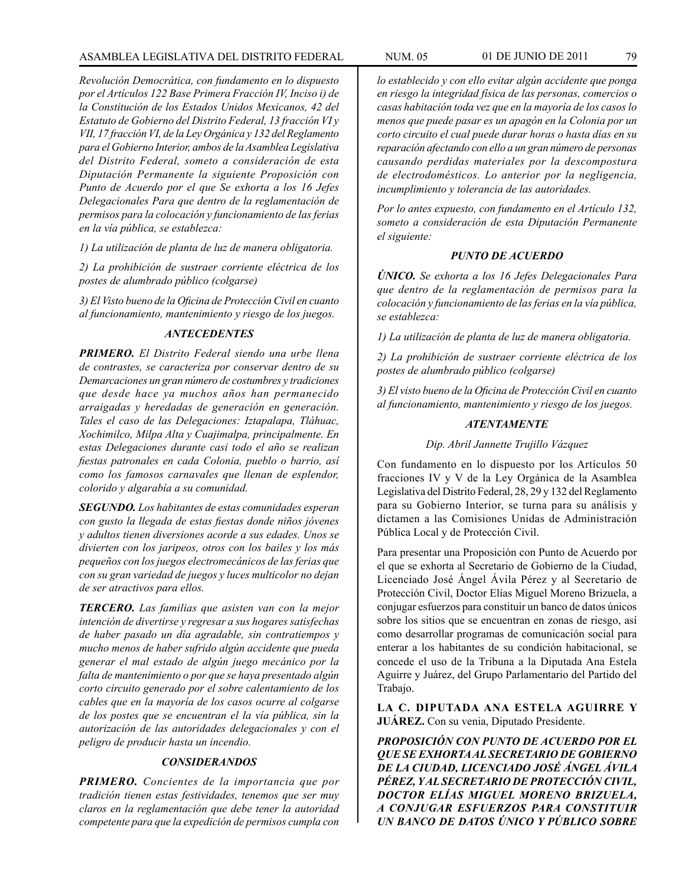*Revolución Democrática, con fundamento en lo dispuesto por el Artículos 122 Base Primera Fracción IV, Inciso i) de la Constitución de los Estados Unidos Mexicanos, 42 del Estatuto de Gobierno del Distrito Federal, 13 fracción VI y VII, 17 fracción VI, de la Ley Orgánica y 132 del Reglamento para el Gobierno Interior, ambos de la Asamblea Legislativa del Distrito Federal, someto a consideración de esta Diputación Permanente la siguiente Proposición con Punto de Acuerdo por el que Se exhorta a los 16 Jefes Delegacionales Para que dentro de la reglamentación de permisos para la colocación y funcionamiento de las ferias en la vía pública, se establezca:*

*1) La utilización de planta de luz de manera obligatoria.*

*2) La prohibición de sustraer corriente eléctrica de los postes de alumbrado público (colgarse)*

*3) El Visto bueno de la Oficina de Protección Civil en cuanto al funcionamiento, mantenimiento y riesgo de los juegos.*

### *ANTECEDENTES*

***PRIMERO.*** *El Distrito Federal siendo una urbe llena de contrastes, se caracteriza por conservar dentro de su Demarcaciones un gran número de costumbres y tradiciones que desde hace ya muchos años han permanecido arraigadas y heredadas de generación en generación. Tales el caso de las Delegaciones: Iztapalapa, Tláhuac, Xochimilco, Milpa Alta y Cuajimalpa, principalmente. En estas Delegaciones durante casi todo el año se realizan fiestas patronales en cada Colonia, pueblo o barrio, así como los famosos carnavales que llenan de esplendor, colorido y algarabía a su comunidad.*

***SEGUNDO.*** *Los habitantes de estas comunidades esperan con gusto la llegada de estas fiestas donde niños jóvenes y adultos tienen diversiones acorde a sus edades. Unos se divierten con los jaripeos, otros con los bailes y los más pequeños con los juegos electromecánicos de las ferias que con su gran variedad de juegos y luces multicolor no dejan de ser atractivos para ellos.*

***TERCERO.*** *Las familias que asisten van con la mejor intención de divertirse y regresar a sus hogares satisfechas de haber pasado un día agradable, sin contratiempos y mucho menos de haber sufrido algún accidente que pueda generar el mal estado de algún juego mecánico por la falta de mantenimiento o por que se haya presentado algún corto circuito generado por el sobre calentamiento de los cables que en la mayoría de los casos ocurre al colgarse de los postes que se encuentran el la vía pública, sin la autorización de las autoridades delegacionales y con el peligro de producir hasta un incendio.*

### *CONSIDERANDOS*

***PRIMERO.*** *Concientes de la importancia que por tradición tienen estas festividades, tenemos que ser muy claros en la reglamentación que debe tener la autoridad competente para que la expedición de permisos cumpla con lo establecido y con ello evitar algún accidente que ponga en riesgo la integridad física de las personas, comercios o casas habitación toda vez que en la mayoría de los casos lo menos que puede pasar es un apagón en la Colonia por un corto circuito el cual puede durar horas o hasta días en su reparación afectando con ello a un gran número de personas causando perdidas materiales por la descompostura de electrodomésticos. Lo anterior por la negligencia, incumplimiento y tolerancia de las autoridades.*

*Por lo antes expuesto, con fundamento en el Artículo 132, someto a consideración de esta Diputación Permanente el siguiente:*

### *PUNTO DE ACUERDO*

***ÚNICO.*** *Se exhorta a los 16 Jefes Delegacionales Para que dentro de la reglamentación de permisos para la colocación y funcionamiento de las ferias en la vía pública, se establezca:*

*1) La utilización de planta de luz de manera obligatoria.*

*2) La prohibición de sustraer corriente eléctrica de los postes de alumbrado público (colgarse)*

*3) El visto bueno de la Oficina de Protección Civil en cuanto al funcionamiento, mantenimiento y riesgo de los juegos.*

***ATENTAMENTE***

*Dip. Abril Jannette Trujillo Vázquez*

Con fundamento en lo dispuesto por los Artículos 50 fracciones IV y V de la Ley Orgánica de la Asamblea Legislativa del Distrito Federal, 28, 29 y 132 del Reglamento para su Gobierno Interior, se turna para su análisis y dictamen a las Comisiones Unidas de Administración Pública Local y de Protección Civil.

Para presentar una Proposición con Punto de Acuerdo por el que se exhorta al Secretario de Gobierno de la Ciudad, Licenciado José Ángel Ávila Pérez y al Secretario de Protección Civil, Doctor Elías Miguel Moreno Brizuela, a conjugar esfuerzos para constituir un banco de datos únicos sobre los sitios que se encuentran en zonas de riesgo, así como desarrollar programas de comunicación social para enterar a los habitantes de su condición habitacional, se concede el uso de la Tribuna a la Diputada Ana Estela Aguirre y Juárez, del Grupo Parlamentario del Partido del Trabajo.

**LA C. DIPUTADA ANA ESTELA AGUIRRE Y JUÁREZ.** Con su venia, Diputado Presidente.

***PROPOSICIÓN CON PUNTO DE ACUERDO POR EL QUE SE EXHORTA AL SECRETARIO DE GOBIERNO DE LA CIUDAD, LICENCIADO JOSÉ ÁNGEL ÁVILA PÉREZ, Y AL SECRETARIO DE PROTECCIÓN CIVIL, DOCTOR ELÍAS MIGUEL MORENO BRIZUELA, A CONJUGAR ESFUERZOS PARA CONSTITUIR UN BANCO DE DATOS ÚNICO Y PÚBLICO SOBRE***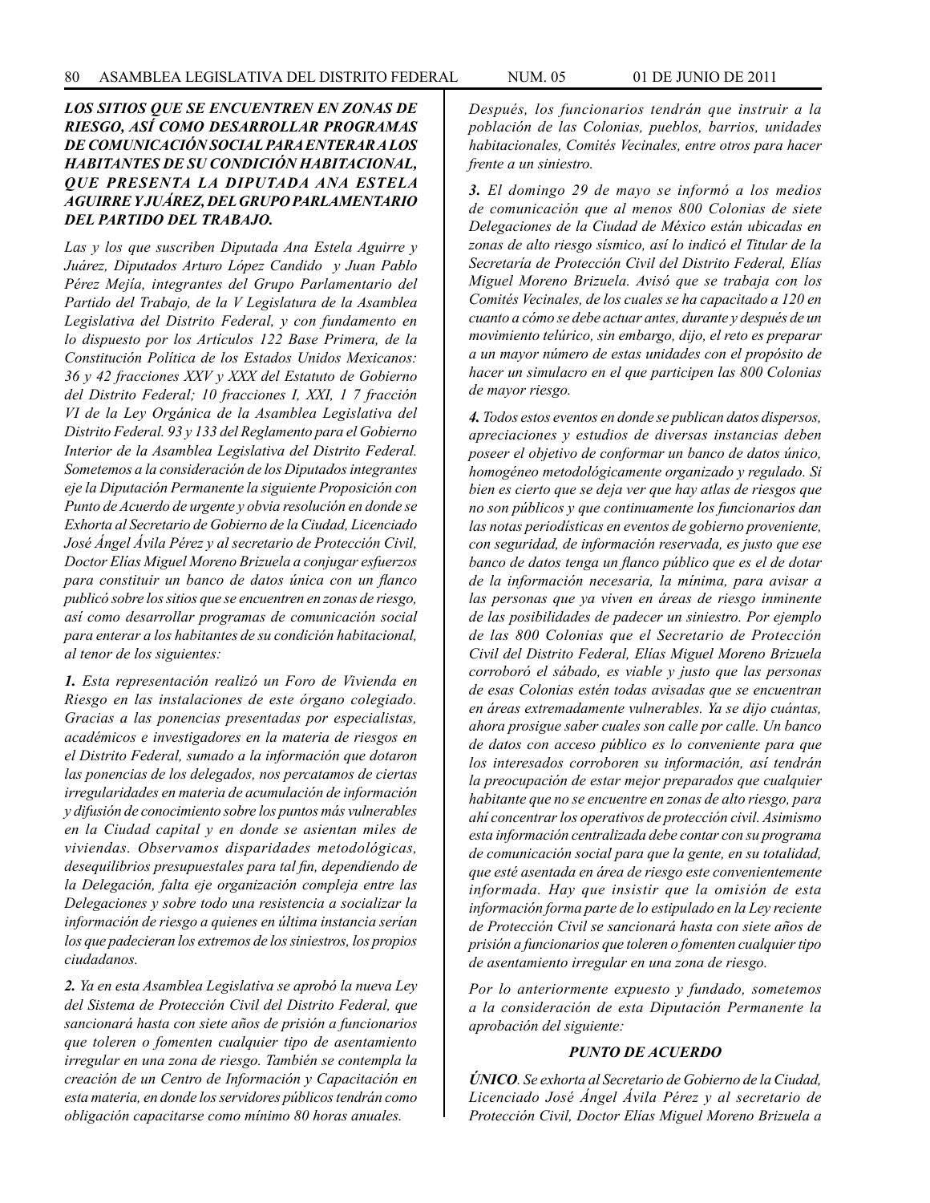***LOS SITIOS QUE SE ENCUENTREN EN ZONAS DE RIESGO, ASÍ COMO DESARROLLAR PROGRAMAS DE COMUNICACIÓN SOCIAL PARA ENTERAR A LOS HABITANTES DE SU CONDICIÓN HABITACIONAL, QUE PRESENTA LA DIPUTADA ANA ESTELA AGUIRRE Y JUÁREZ, DEL GRUPO PARLAMENTARIO DEL PARTIDO DEL TRABAJO.***

*Las y los que suscriben Diputada Ana Estela Aguirre y Juárez, Diputados Arturo López Candido y Juan Pablo Pérez Mejía, integrantes del Grupo Parlamentario del Partido del Trabajo, de la V Legislatura de la Asamblea Legislativa del Distrito Federal, y con fundamento en lo dispuesto por los Artículos 122 Base Primera, de la Constitución Política de los Estados Unidos Mexicanos: 36 y 42 fracciones XXV y XXX del Estatuto de Gobierno del Distrito Federal; 10 fracciones I, XXI, 1 7 fracción VI de la Ley Orgánica de la Asamblea Legislativa del Distrito Federal. 93 y 133 del Reglamento para el Gobierno Interior de la Asamblea Legislativa del Distrito Federal. Sometemos a la consideración de los Diputados integrantes eje la Diputación Permanente la siguiente Proposición con Punto de Acuerdo de urgente y obvia resolución en donde se Exhorta al Secretario de Gobierno de la Ciudad, Licenciado José Ángel Ávila Pérez y al secretario de Protección Civil, Doctor Elías Miguel Moreno Brizuela a conjugar esfuerzos para constituir un banco de datos única con un flanco publicó sobre los sitios que se encuentren en zonas de riesgo, así como desarrollar programas de comunicación social para enterar a los habitantes de su condición habitacional, al tenor de los siguientes:*

***1.*** *Esta representación realizó un Foro de Vivienda en Riesgo en las instalaciones de este órgano colegiado. Gracias a las ponencias presentadas por especialistas, académicos e investigadores en la materia de riesgos en el Distrito Federal, sumado a la información que dotaron las ponencias de los delegados, nos percatamos de ciertas irregularidades en materia de acumulación de información y difusión de conocimiento sobre los puntos más vulnerables en la Ciudad capital y en donde se asientan miles de viviendas. Observamos disparidades metodológicas, desequilibrios presupuestales para tal fin, dependiendo de la Delegación, falta eje organización compleja entre las Delegaciones y sobre todo una resistencia a socializar la información de riesgo a quienes en última instancia serían los que padecieran los extremos de los siniestros, los propios ciudadanos.*

***2.*** *Ya en esta Asamblea Legislativa se aprobó la nueva Ley del Sistema de Protección Civil del Distrito Federal, que sancionará hasta con siete años de prisión a funcionarios que toleren o fomenten cualquier tipo de asentamiento irregular en una zona de riesgo. También se contempla la creación de un Centro de Información y Capacitación en esta materia, en donde los servidores públicos tendrán como obligación capacitarse como mínimo 80 horas anuales. Después, los funcionarios tendrán que instruir a la población de las Colonias, pueblos, barrios, unidades habitacionales, Comités Vecinales, entre otros para hacer frente a un siniestro.*

***3.*** *El domingo 29 de mayo se informó a los medios de comunicación que al menos 800 Colonias de siete Delegaciones de la Ciudad de México están ubicadas en zonas de alto riesgo sísmico, así lo indicó el Titular de la Secretaría de Protección Civil del Distrito Federal, Elías Miguel Moreno Brizuela. Avisó que se trabaja con los Comités Vecinales, de los cuales se ha capacitado a 120 en cuanto a cómo se debe actuar antes, durante y después de un movimiento telúrico, sin embargo, dijo, el reto es preparar a un mayor número de estas unidades con el propósito de hacer un simulacro en el que participen las 800 Colonias de mayor riesgo.*

***4.*** *Todos estos eventos en donde se publican datos dispersos, apreciaciones y estudios de diversas instancias deben poseer el objetivo de conformar un banco de datos único, homogéneo metodológicamente organizado y regulado. Si bien es cierto que se deja ver que hay atlas de riesgos que no son públicos y que continuamente los funcionarios dan las notas periodísticas en eventos de gobierno proveniente, con seguridad, de información reservada, es justo que ese banco de datos tenga un flanco público que es el de dotar de la información necesaria, la mínima, para avisar a las personas que ya viven en áreas de riesgo inminente de las posibilidades de padecer un siniestro. Por ejemplo de las 800 Colonias que el Secretario de Protección Civil del Distrito Federal, Elías Miguel Moreno Brizuela corroboró el sábado, es viable y justo que las personas de esas Colonias estén todas avisadas que se encuentran en áreas extremadamente vulnerables. Ya se dijo cuántas, ahora prosigue saber cuales son calle por calle. Un banco de datos con acceso público es lo conveniente para que los interesados corroboren su información, así tendrán la preocupación de estar mejor preparados que cualquier habitante que no se encuentre en zonas de alto riesgo, para ahí concentrar los operativos de protección civil. Asimismo esta información centralizada debe contar con su programa de comunicación social para que la gente, en su totalidad, que esté asentada en área de riesgo este convenientemente informada. Hay que insistir que la omisión de esta información forma parte de lo estipulado en la Ley reciente de Protección Civil se sancionará hasta con siete años de prisión a funcionarios que toleren o fomenten cualquier tipo de asentamiento irregular en una zona de riesgo.*

*Por lo anteriormente expuesto y fundado, sometemos a la consideración de esta Diputación Permanente la aprobación del siguiente:*

### *PUNTO DE ACUERDO*

***ÚNICO****. Se exhorta al Secretario de Gobierno de la Ciudad, Licenciado José Ángel Ávila Pérez y al secretario de Protección Civil, Doctor Elías Miguel Moreno Brizuela a*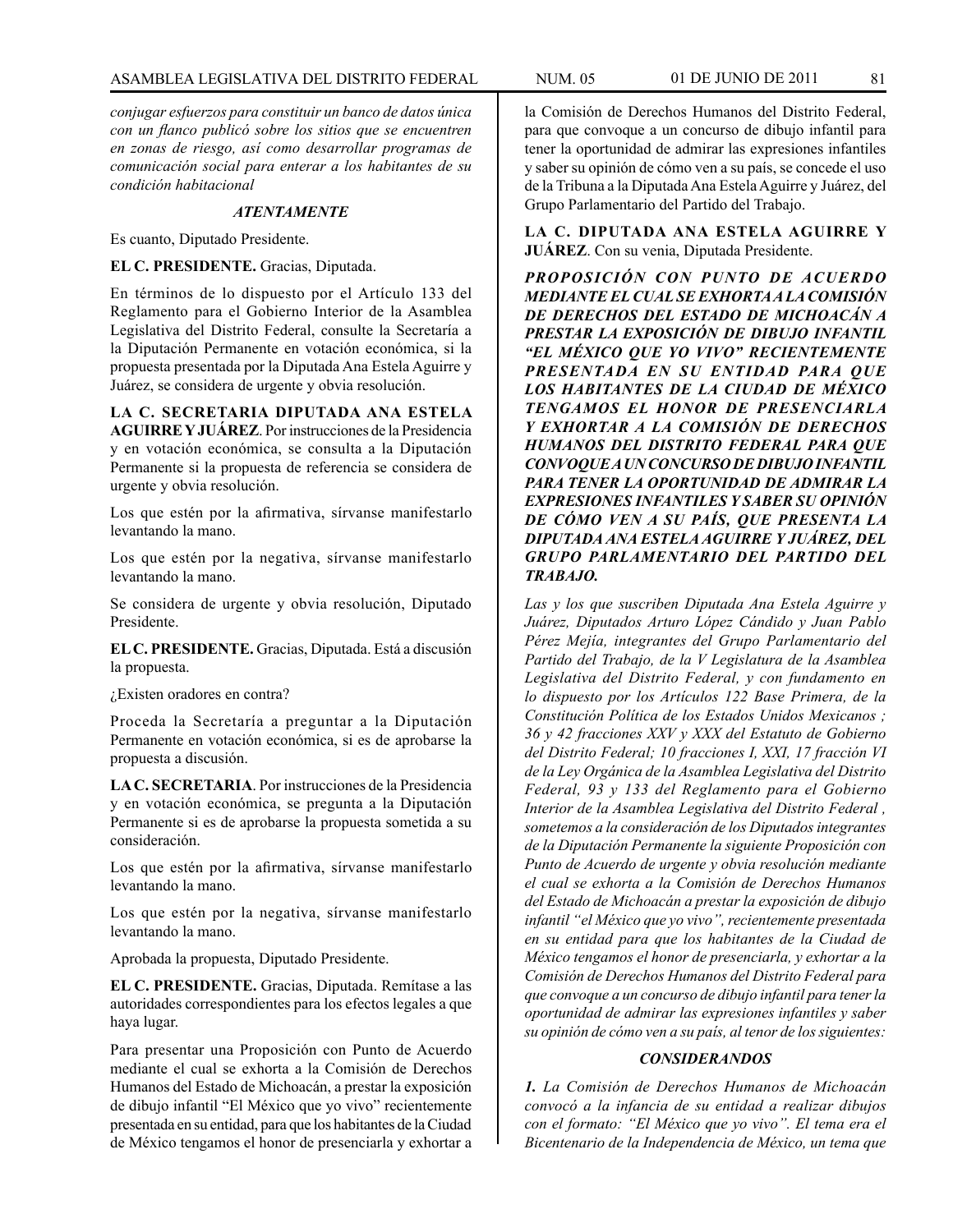*conjugar esfuerzos para constituir un banco de datos única con un flanco publicó sobre los sitios que se encuentren en zonas de riesgo, así como desarrollar programas de comunicación social para enterar a los habitantes de su condición habitacional*

***ATENTAMENTE***

Es cuanto, Diputado Presidente.

**EL C. PRESIDENTE.** Gracias, Diputada.

En términos de lo dispuesto por el Artículo 133 del Reglamento para el Gobierno Interior de la Asamblea Legislativa del Distrito Federal, consulte la Secretaría a la Diputación Permanente en votación económica, si la propuesta presentada por la Diputada Ana Estela Aguirre y Juárez, se considera de urgente y obvia resolución.

**LA C. SECRETARIA DIPUTADA ANA ESTELA AGUIRRE Y JUÁREZ**. Por instrucciones de la Presidencia y en votación económica, se consulta a la Diputación Permanente si la propuesta de referencia se considera de urgente y obvia resolución.

Los que estén por la afirmativa, sírvanse manifestarlo levantando la mano.

Los que estén por la negativa, sírvanse manifestarlo levantando la mano.

Se considera de urgente y obvia resolución, Diputado Presidente.

**EL C. PRESIDENTE.** Gracias, Diputada. Está a discusión la propuesta.

¿Existen oradores en contra?

Proceda la Secretaría a preguntar a la Diputación Permanente en votación económica, si es de aprobarse la propuesta a discusión.

**LA C. SECRETARIA**. Por instrucciones de la Presidencia y en votación económica, se pregunta a la Diputación Permanente si es de aprobarse la propuesta sometida a su consideración.

Los que estén por la afirmativa, sírvanse manifestarlo levantando la mano.

Los que estén por la negativa, sírvanse manifestarlo levantando la mano.

Aprobada la propuesta, Diputado Presidente.

**EL C. PRESIDENTE.** Gracias, Diputada. Remítase a las autoridades correspondientes para los efectos legales a que haya lugar.

Para presentar una Proposición con Punto de Acuerdo mediante el cual se exhorta a la Comisión de Derechos Humanos del Estado de Michoacán, a prestar la exposición de dibujo infantil "El México que yo vivo" recientemente presentada en su entidad, para que los habitantes de la Ciudad de México tengamos el honor de presenciarla y exhortar a la Comisión de Derechos Humanos del Distrito Federal, para que convoque a un concurso de dibujo infantil para tener la oportunidad de admirar las expresiones infantiles y saber su opinión de cómo ven a su país, se concede el uso de la Tribuna a la Diputada Ana Estela Aguirre y Juárez, del Grupo Parlamentario del Partido del Trabajo.

**LA C. DIPUTADA ANA ESTELA AGUIRRE Y JUÁREZ**. Con su venia, Diputada Presidente.

***PROPOSICIÓN CON PUNTO DE ACUERDO MEDIANTE EL CUAL SE EXHORTA A LA COMISIÓN DE DERECHOS DEL ESTADO DE MICHOACÁN A PRESTAR LA EXPOSICIÓN DE DIBUJO INFANTIL "EL MÉXICO QUE YO VIVO" RECIENTEMENTE PRESENTADA EN SU ENTIDAD PARA QUE LOS HABITANTES DE LA CIUDAD DE MÉXICO TENGAMOS EL HONOR DE PRESENCIARLA Y EXHORTAR A LA COMISIÓN DE DERECHOS HUMANOS DEL DISTRITO FEDERAL PARA QUE CONVOQUE A UN CONCURSO DE DIBUJO INFANTIL PARA TENER LA OPORTUNIDAD DE ADMIRAR LA EXPRESIONES INFANTILES Y SABER SU OPINIÓN DE CÓMO VEN A SU PAÍS, QUE PRESENTA LA DIPUTADA ANA ESTELA AGUIRRE Y JUÁREZ, DEL GRUPO PARLAMENTARIO DEL PARTIDO DEL TRABAJO.***

*Las y los que suscriben Diputada Ana Estela Aguirre y Juárez, Diputados Arturo López Cándido y Juan Pablo Pérez Mejía, integrantes del Grupo Parlamentario del Partido del Trabajo, de la V Legislatura de la Asamblea Legislativa del Distrito Federal, y con fundamento en lo dispuesto por los Artículos 122 Base Primera, de la Constitución Política de los Estados Unidos Mexicanos ; 36 y 42 fracciones XXV y XXX del Estatuto de Gobierno del Distrito Federal; 10 fracciones I, XXI, 17 fracción VI de la Ley Orgánica de la Asamblea Legislativa del Distrito Federal, 93 y 133 del Reglamento para el Gobierno Interior de la Asamblea Legislativa del Distrito Federal , sometemos a la consideración de los Diputados integrantes de la Diputación Permanente la siguiente Proposición con Punto de Acuerdo de urgente y obvia resolución mediante el cual se exhorta a la Comisión de Derechos Humanos del Estado de Michoacán a prestar la exposición de dibujo infantil "el México que yo vivo", recientemente presentada en su entidad para que los habitantes de la Ciudad de México tengamos el honor de presenciarla, y exhortar a la Comisión de Derechos Humanos del Distrito Federal para que convoque a un concurso de dibujo infantil para tener la oportunidad de admirar las expresiones infantiles y saber su opinión de cómo ven a su país, al tenor de los siguientes:*

***CONSIDERANDOS***

***1.*** *La Comisión de Derechos Humanos de Michoacán convocó a la infancia de su entidad a realizar dibujos con el formato: "El México que yo vivo". El tema era el Bicentenario de la Independencia de México, un tema que*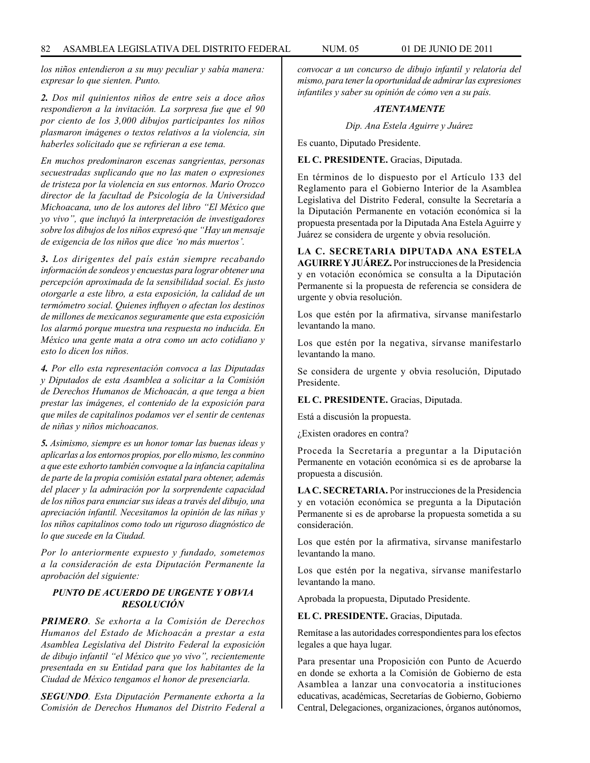*los niños entendieron a su muy peculiar y sabía manera: expresar lo que sienten. Punto.*

***2.** Dos mil quinientos niños de entre seis a doce años respondieron a la invitación. La sorpresa fue que el 90 por ciento de los 3,000 dibujos participantes los niños plasmaron imágenes o textos relativos a la violencia, sin haberles solicitado que se refirieran a ese tema.*

*En muchos predominaron escenas sangrientas, personas secuestradas suplicando que no las maten o expresiones de tristeza por la violencia en sus entornos. Mario Orozco director de la facultad de Psicología de la Universidad Michoacana, uno de los autores del libro "El México que yo vivo", que incluyó la interpretación de investigadores sobre los dibujos de los niños expresó que "Hay un mensaje de exigencia de los niños que dice 'no más muertos'.*

***3.** Los dirigentes del país están siempre recabando información de sondeos y encuestas para lograr obtener una percepción aproximada de la sensibilidad social. Es justo otorgarle a este libro, a esta exposición, la calidad de un termómetro social. Quienes influyen o afectan los destinos de millones de mexicanos seguramente que esta exposición los alarmó porque muestra una respuesta no inducida. En México una gente mata a otra como un acto cotidiano y esto lo dicen los niños.*

***4.** Por ello esta representación convoca a las Diputadas y Diputados de esta Asamblea a solicitar a la Comisión de Derechos Humanos de Michoacán, a que tenga a bien prestar las imágenes, el contenido de la exposición para que miles de capitalinos podamos ver el sentir de centenas de niñas y niños michoacanos.*

***5.** Asimismo, siempre es un honor tomar las buenas ideas y aplicarlas a los entornos propios, por ello mismo, les conmino a que este exhorto también convoque a la infancia capitalina de parte de la propia comisión estatal para obtener, además del placer y la admiración por la sorprendente capacidad de los niños para enunciar sus ideas a través del dibujo, una apreciación infantil. Necesitamos la opinión de las niñas y los niños capitalinos como todo un riguroso diagnóstico de lo que sucede en la Ciudad.*

*Por lo anteriormente expuesto y fundado, sometemos a la consideración de esta Diputación Permanente la aprobación del siguiente:*

***PUNTO DE ACUERDO DE URGENTE Y OBVIA RESOLUCIÓN***

***PRIMERO**. Se exhorta a la Comisión de Derechos Humanos del Estado de Michoacán a prestar a esta Asamblea Legislativa del Distrito Federal la exposición de dibujo infantil "el México que yo vivo", recientemente presentada en su Entidad para que los habitantes de la Ciudad de México tengamos el honor de presenciarla.*

***SEGUNDO**. Esta Diputación Permanente exhorta a la Comisión de Derechos Humanos del Distrito Federal a convocar a un concurso de dibujo infantil y relatoría del mismo, para tener la oportunidad de admirar las expresiones infantiles y saber su opinión de cómo ven a su país.*

***ATENTAMENTE***

*Dip. Ana Estela Aguirre y Juárez*

Es cuanto, Diputado Presidente.

**EL C. PRESIDENTE.** Gracias, Diputada.

En términos de lo dispuesto por el Artículo 133 del Reglamento para el Gobierno Interior de la Asamblea Legislativa del Distrito Federal, consulte la Secretaría a la Diputación Permanente en votación económica si la propuesta presentada por la Diputada Ana Estela Aguirre y Juárez se considera de urgente y obvia resolución.

**LA C. SECRETARIA DIPUTADA ANA ESTELA AGUIRRE Y JUÁREZ.** Por instrucciones de la Presidencia y en votación económica se consulta a la Diputación Permanente si la propuesta de referencia se considera de urgente y obvia resolución.

Los que estén por la afirmativa, sírvanse manifestarlo levantando la mano.

Los que estén por la negativa, sírvanse manifestarlo levantando la mano.

Se considera de urgente y obvia resolución, Diputado Presidente.

**EL C. PRESIDENTE.** Gracias, Diputada.

Está a discusión la propuesta.

¿Existen oradores en contra?

Proceda la Secretaría a preguntar a la Diputación Permanente en votación económica si es de aprobarse la propuesta a discusión.

**LA C. SECRETARIA.** Por instrucciones de la Presidencia y en votación económica se pregunta a la Diputación Permanente si es de aprobarse la propuesta sometida a su consideración.

Los que estén por la afirmativa, sírvanse manifestarlo levantando la mano.

Los que estén por la negativa, sírvanse manifestarlo levantando la mano.

Aprobada la propuesta, Diputado Presidente.

**EL C. PRESIDENTE.** Gracias, Diputada.

Remítase a las autoridades correspondientes para los efectos legales a que haya lugar.

Para presentar una Proposición con Punto de Acuerdo en donde se exhorta a la Comisión de Gobierno de esta Asamblea a lanzar una convocatoria a instituciones educativas, académicas, Secretarías de Gobierno, Gobierno Central, Delegaciones, organizaciones, órganos autónomos,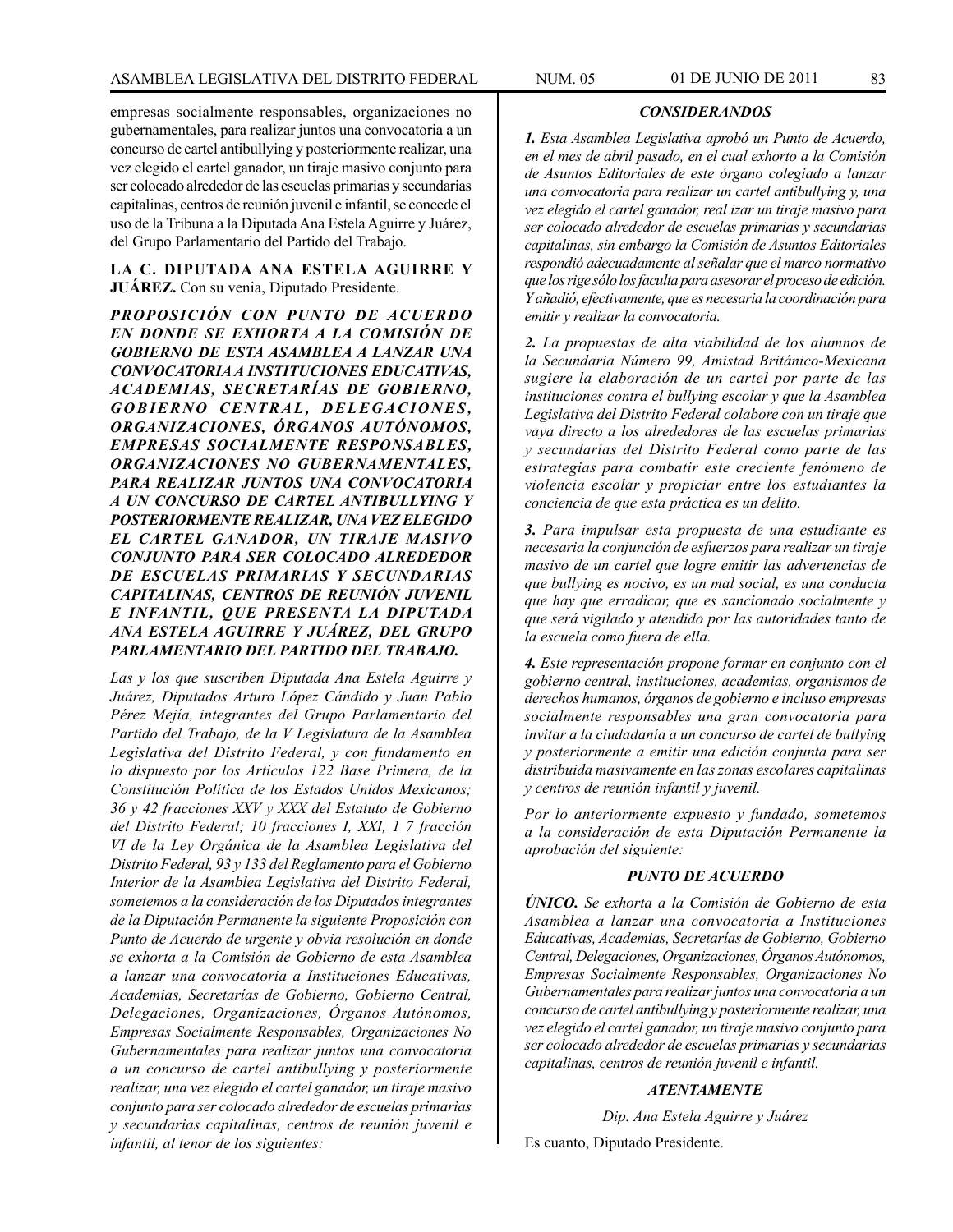empresas socialmente responsables, organizaciones no gubernamentales, para realizar juntos una convocatoria a un concurso de cartel antibullying y posteriormente realizar, una vez elegido el cartel ganador, un tiraje masivo conjunto para ser colocado alrededor de las escuelas primarias y secundarias capitalinas, centros de reunión juvenil e infantil, se concede el uso de la Tribuna a la Diputada Ana Estela Aguirre y Juárez, del Grupo Parlamentario del Partido del Trabajo.

**LA C. DIPUTADA ANA ESTELA AGUIRRE Y JUÁREZ.** Con su venia, Diputado Presidente.

***PROPOSICIÓN CON PUNTO DE ACUERDO EN DONDE SE EXHORTA A LA COMISIÓN DE GOBIERNO DE ESTA ASAMBLEA A LANZAR UNA CONVOCATORIA A INSTITUCIONES EDUCATIVAS, ACADEMIAS, SECRETARÍAS DE GOBIERNO, GOBIERNO CENTRAL, DELEGACIONES, ORGANIZACIONES, ÓRGANOS AUTÓNOMOS, EMPRESAS SOCIALMENTE RESPONSABLES, ORGANIZACIONES NO GUBERNAMENTALES, PARA REALIZAR JUNTOS UNA CONVOCATORIA A UN CONCURSO DE CARTEL ANTIBULLYING Y POSTERIORMENTE REALIZAR, UNA VEZ ELEGIDO EL CARTEL GANADOR, UN TIRAJE MASIVO CONJUNTO PARA SER COLOCADO ALREDEDOR DE ESCUELAS PRIMARIAS Y SECUNDARIAS CAPITALINAS, CENTROS DE REUNIÓN JUVENIL E INFANTIL, QUE PRESENTA LA DIPUTADA ANA ESTELA AGUIRRE Y JUÁREZ, DEL GRUPO PARLAMENTARIO DEL PARTIDO DEL TRABAJO.***

*Las y los que suscriben Diputada Ana Estela Aguirre y Juárez, Diputados Arturo López Cándido y Juan Pablo Pérez Mejía, integrantes del Grupo Parlamentario del Partido del Trabajo, de la V Legislatura de la Asamblea Legislativa del Distrito Federal, y con fundamento en lo dispuesto por los Artículos 122 Base Primera, de la Constitución Política de los Estados Unidos Mexicanos; 36 y 42 fracciones XXV y XXX del Estatuto de Gobierno del Distrito Federal; 10 fracciones I, XXI, 1 7 fracción VI de la Ley Orgánica de la Asamblea Legislativa del Distrito Federal, 93 y 133 del Reglamento para el Gobierno Interior de la Asamblea Legislativa del Distrito Federal, sometemos a la consideración de los Diputados integrantes de la Diputación Permanente la siguiente Proposición con Punto de Acuerdo de urgente y obvia resolución en donde se exhorta a la Comisión de Gobierno de esta Asamblea a lanzar una convocatoria a Instituciones Educativas, Academias, Secretarías de Gobierno, Gobierno Central, Delegaciones, Organizaciones, Órganos Autónomos, Empresas Socialmente Responsables, Organizaciones No Gubernamentales para realizar juntos una convocatoria a un concurso de cartel antibullying y posteriormente realizar, una vez elegido el cartel ganador, un tiraje masivo conjunto para ser colocado alrededor de escuelas primarias y secundarias capitalinas, centros de reunión juvenil e infantil, al tenor de los siguientes:*

***CONSIDERANDOS***

***1.*** *Esta Asamblea Legislativa aprobó un Punto de Acuerdo, en el mes de abril pasado, en el cual exhorto a la Comisión de Asuntos Editoriales de este órgano colegiado a lanzar una convocatoria para realizar un cartel antibullying y, una vez elegido el cartel ganador, real izar un tiraje masivo para ser colocado alrededor de escuelas primarias y secundarias capitalinas, sin embargo la Comisión de Asuntos Editoriales respondió adecuadamente al señalar que el marco normativo que los rige sólo los faculta para asesorar el proceso de edición. Y añadió, efectivamente, que es necesaria la coordinación para emitir y realizar la convocatoria.*

***2.*** *La propuestas de alta viabilidad de los alumnos de la Secundaria Número 99, Amistad Británico-Mexicana sugiere la elaboración de un cartel por parte de las instituciones contra el bullying escolar y que la Asamblea Legislativa del Distrito Federal colabore con un tiraje que vaya directo a los alrededores de las escuelas primarias y secundarias del Distrito Federal como parte de las estrategias para combatir este creciente fenómeno de violencia escolar y propiciar entre los estudiantes la conciencia de que esta práctica es un delito.*

***3.*** *Para impulsar esta propuesta de una estudiante es necesaria la conjunción de esfuerzos para realizar un tiraje masivo de un cartel que logre emitir las advertencias de que bullying es nocivo, es un mal social, es una conducta que hay que erradicar, que es sancionado socialmente y que será vigilado y atendido por las autoridades tanto de la escuela como fuera de ella.*

***4.*** *Este representación propone formar en conjunto con el gobierno central, instituciones, academias, organismos de derechos humanos, órganos de gobierno e incluso empresas socialmente responsables una gran convocatoria para invitar a la ciudadanía a un concurso de cartel de bullying y posteriormente a emitir una edición conjunta para ser distribuida masivamente en las zonas escolares capitalinas y centros de reunión infantil y juvenil.*

*Por lo anteriormente expuesto y fundado, sometemos a la consideración de esta Diputación Permanente la aprobación del siguiente:*

***PUNTO DE ACUERDO***

***ÚNICO.*** *Se exhorta a la Comisión de Gobierno de esta Asamblea a lanzar una convocatoria a Instituciones Educativas, Academias, Secretarías de Gobierno, Gobierno Central, Delegaciones, Organizaciones, Órganos Autónomos, Empresas Socialmente Responsables, Organizaciones No Gubernamentales para realizar juntos una convocatoria a un concurso de cartel antibullying y posteriormente realizar, una vez elegido el cartel ganador, un tiraje masivo conjunto para ser colocado alrededor de escuelas primarias y secundarias capitalinas, centros de reunión juvenil e infantil.*

***ATENTAMENTE***

*Dip. Ana Estela Aguirre y Juárez*

Es cuanto, Diputado Presidente.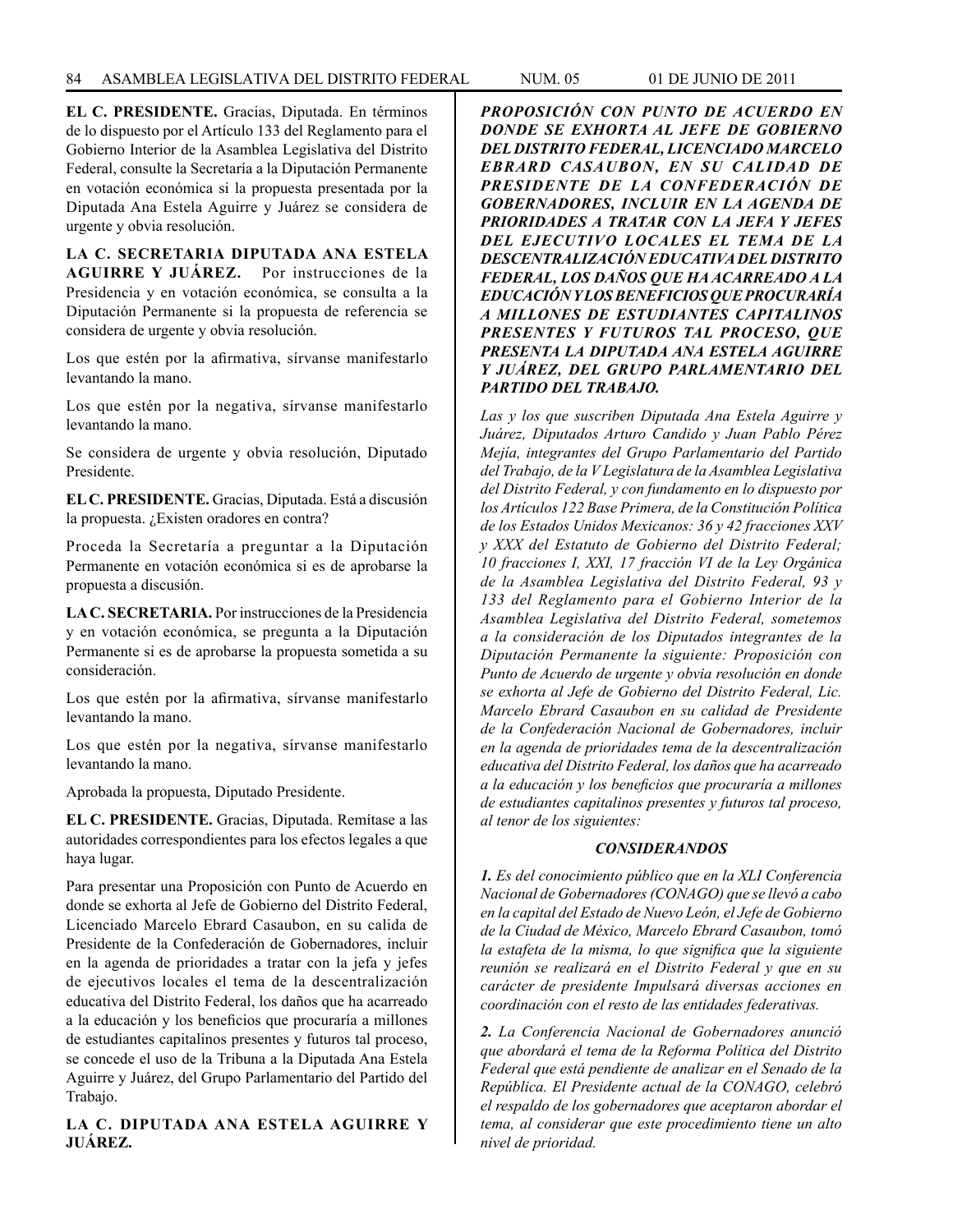**EL C. PRESIDENTE.** Gracias, Diputada. En términos de lo dispuesto por el Artículo 133 del Reglamento para el Gobierno Interior de la Asamblea Legislativa del Distrito Federal, consulte la Secretaría a la Diputación Permanente en votación económica si la propuesta presentada por la Diputada Ana Estela Aguirre y Juárez se considera de urgente y obvia resolución.

**LA C. SECRETARIA DIPUTADA ANA ESTELA AGUIRRE Y JUÁREZ.** Por instrucciones de la Presidencia y en votación económica, se consulta a la Diputación Permanente si la propuesta de referencia se considera de urgente y obvia resolución.

Los que estén por la afirmativa, sírvanse manifestarlo levantando la mano.

Los que estén por la negativa, sírvanse manifestarlo levantando la mano.

Se considera de urgente y obvia resolución, Diputado Presidente.

**EL C. PRESIDENTE.** Gracias, Diputada. Está a discusión la propuesta. ¿Existen oradores en contra?

Proceda la Secretaría a preguntar a la Diputación Permanente en votación económica si es de aprobarse la propuesta a discusión.

**LA C. SECRETARIA.** Por instrucciones de la Presidencia y en votación económica, se pregunta a la Diputación Permanente si es de aprobarse la propuesta sometida a su consideración.

Los que estén por la afirmativa, sírvanse manifestarlo levantando la mano.

Los que estén por la negativa, sírvanse manifestarlo levantando la mano.

Aprobada la propuesta, Diputado Presidente.

**EL C. PRESIDENTE.** Gracias, Diputada. Remítase a las autoridades correspondientes para los efectos legales a que haya lugar.

Para presentar una Proposición con Punto de Acuerdo en donde se exhorta al Jefe de Gobierno del Distrito Federal, Licenciado Marcelo Ebrard Casaubon, en su calida de Presidente de la Confederación de Gobernadores, incluir en la agenda de prioridades a tratar con la jefa y jefes de ejecutivos locales el tema de la descentralización educativa del Distrito Federal, los daños que ha acarreado a la educación y los beneficios que procuraría a millones de estudiantes capitalinos presentes y futuros tal proceso, se concede el uso de la Tribuna a la Diputada Ana Estela Aguirre y Juárez, del Grupo Parlamentario del Partido del Trabajo.

**LA C. DIPUTADA ANA ESTELA AGUIRRE Y JUÁREZ.**

***PROPOSICIÓN CON PUNTO DE ACUERDO EN DONDE SE EXHORTA AL JEFE DE GOBIERNO DEL DISTRITO FEDERAL, LICENCIADO MARCELO EBRARD CASAUBON, EN SU CALIDAD DE PRESIDENTE DE LA CONFEDERACIÓN DE GOBERNADORES, INCLUIR EN LA AGENDA DE PRIORIDADES A TRATAR CON LA JEFA Y JEFES DEL EJECUTIVO LOCALES EL TEMA DE LA DESCENTRALIZACIÓN EDUCATIVA DEL DISTRITO FEDERAL, LOS DAÑOS QUE HA ACARREADO A LA EDUCACIÓN Y LOS BENEFICIOS QUE PROCURARÍA A MILLONES DE ESTUDIANTES CAPITALINOS PRESENTES Y FUTUROS TAL PROCESO, QUE PRESENTA LA DIPUTADA ANA ESTELA AGUIRRE Y JUÁREZ, DEL GRUPO PARLAMENTARIO DEL PARTIDO DEL TRABAJO.***

*Las y los que suscriben Diputada Ana Estela Aguirre y Juárez, Diputados Arturo Candido y Juan Pablo Pérez Mejía, integrantes del Grupo Parlamentario del Partido del Trabajo, de la V Legislatura de la Asamblea Legislativa del Distrito Federal, y con fundamento en lo dispuesto por los Artículos 122 Base Primera, de la Constitución Política de los Estados Unidos Mexicanos: 36 y 42 fracciones XXV y XXX del Estatuto de Gobierno del Distrito Federal; 10 fracciones I, XXI, 17 fracción VI de la Ley Orgánica de la Asamblea Legislativa del Distrito Federal, 93 y 133 del Reglamento para el Gobierno Interior de la Asamblea Legislativa del Distrito Federal, sometemos a la consideración de los Diputados integrantes de la Diputación Permanente la siguiente: Proposición con Punto de Acuerdo de urgente y obvia resolución en donde se exhorta al Jefe de Gobierno del Distrito Federal, Lic. Marcelo Ebrard Casaubon en su calidad de Presidente de la Confederación Nacional de Gobernadores, incluir en la agenda de prioridades tema de la descentralización educativa del Distrito Federal, los daños que ha acarreado a la educación y los beneficios que procuraría a millones de estudiantes capitalinos presentes y futuros tal proceso, al tenor de los siguientes:*

***CONSIDERANDOS***

***1.*** *Es del conocimiento público que en la XLI Conferencia Nacional de Gobernadores (CONAGO) que se llevó a cabo en la capital del Estado de Nuevo León, el Jefe de Gobierno de la Ciudad de México, Marcelo Ebrard Casaubon, tomó la estafeta de la misma, lo que significa que la siguiente reunión se realizará en el Distrito Federal y que en su carácter de presidente Impulsará diversas acciones en coordinación con el resto de las entidades federativas.*

***2.*** *La Conferencia Nacional de Gobernadores anunció que abordará el tema de la Reforma Política del Distrito Federal que está pendiente de analizar en el Senado de la República. El Presidente actual de la CONAGO, celebró el respaldo de los gobernadores que aceptaron abordar el tema, al considerar que este procedimiento tiene un alto nivel de prioridad.*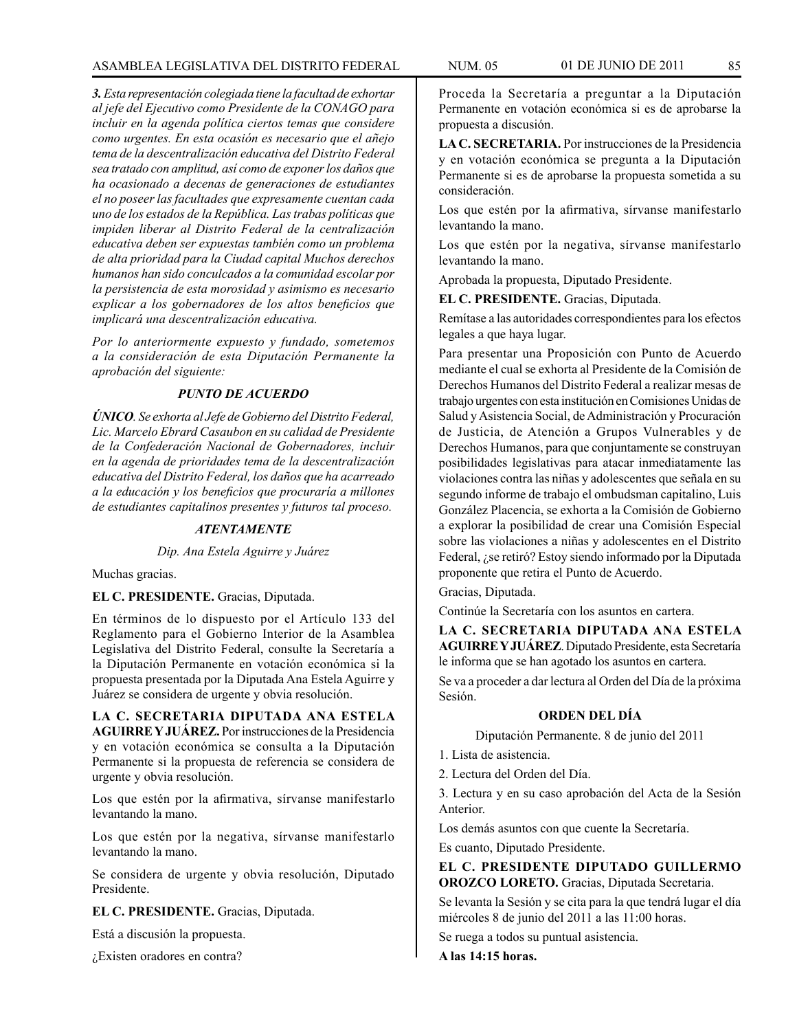***3.** Esta representación colegiada tiene la facultad de exhortar al jefe del Ejecutivo como Presidente de la CONAGO para incluir en la agenda política ciertos temas que considere como urgentes. En esta ocasión es necesario que el añejo tema de la descentralización educativa del Distrito Federal sea tratado con amplitud, así como de exponer los daños que ha ocasionado a decenas de generaciones de estudiantes el no poseer las facultades que expresamente cuentan cada uno de los estados de la República. Las trabas políticas que impiden liberar al Distrito Federal de la centralización educativa deben ser expuestas también como un problema de alta prioridad para la Ciudad capital Muchos derechos humanos han sido conculcados a la comunidad escolar por la persistencia de esta morosidad y asimismo es necesario explicar a los gobernadores de los altos beneficios que implicará una descentralización educativa.*

*Por lo anteriormente expuesto y fundado, sometemos a la consideración de esta Diputación Permanente la aprobación del siguiente:*

### *PUNTO DE ACUERDO*

***ÚNICO**. Se exhorta al Jefe de Gobierno del Distrito Federal, Lic. Marcelo Ebrard Casaubon en su calidad de Presidente de la Confederación Nacional de Gobernadores, incluir en la agenda de prioridades tema de la descentralización educativa del Distrito Federal, los daños que ha acarreado a la educación y los beneficios que procuraría a millones de estudiantes capitalinos presentes y futuros tal proceso.*

***ATENTAMENTE***

*Dip. Ana Estela Aguirre y Juárez*

Muchas gracias.

**EL C. PRESIDENTE.** Gracias, Diputada.

En términos de lo dispuesto por el Artículo 133 del Reglamento para el Gobierno Interior de la Asamblea Legislativa del Distrito Federal, consulte la Secretaría a la Diputación Permanente en votación económica si la propuesta presentada por la Diputada Ana Estela Aguirre y Juárez se considera de urgente y obvia resolución.

**LA C. SECRETARIA DIPUTADA ANA ESTELA AGUIRRE Y JUÁREZ.** Por instrucciones de la Presidencia y en votación económica se consulta a la Diputación Permanente si la propuesta de referencia se considera de urgente y obvia resolución.

Los que estén por la afirmativa, sírvanse manifestarlo levantando la mano.

Los que estén por la negativa, sírvanse manifestarlo levantando la mano.

Se considera de urgente y obvia resolución, Diputado Presidente.

**EL C. PRESIDENTE.** Gracias, Diputada.

Está a discusión la propuesta.

¿Existen oradores en contra?

Proceda la Secretaría a preguntar a la Diputación Permanente en votación económica si es de aprobarse la propuesta a discusión.

**LA C. SECRETARIA.** Por instrucciones de la Presidencia y en votación económica se pregunta a la Diputación Permanente si es de aprobarse la propuesta sometida a su consideración.

Los que estén por la afirmativa, sírvanse manifestarlo levantando la mano.

Los que estén por la negativa, sírvanse manifestarlo levantando la mano.

Aprobada la propuesta, Diputado Presidente.

**EL C. PRESIDENTE.** Gracias, Diputada.

Remítase a las autoridades correspondientes para los efectos legales a que haya lugar.

Para presentar una Proposición con Punto de Acuerdo mediante el cual se exhorta al Presidente de la Comisión de Derechos Humanos del Distrito Federal a realizar mesas de trabajo urgentes con esta institución en Comisiones Unidas de Salud y Asistencia Social, de Administración y Procuración de Justicia, de Atención a Grupos Vulnerables y de Derechos Humanos, para que conjuntamente se construyan posibilidades legislativas para atacar inmediatamente las violaciones contra las niñas y adolescentes que señala en su segundo informe de trabajo el ombudsman capitalino, Luis González Placencia, se exhorta a la Comisión de Gobierno a explorar la posibilidad de crear una Comisión Especial sobre las violaciones a niñas y adolescentes en el Distrito Federal, ¿se retiró? Estoy siendo informado por la Diputada proponente que retira el Punto de Acuerdo.

Gracias, Diputada.

Continúe la Secretaría con los asuntos en cartera.

**LA C. SECRETARIA DIPUTADA ANA ESTELA AGUIRRE Y JUÁREZ**. Diputado Presidente, esta Secretaría le informa que se han agotado los asuntos en cartera.

Se va a proceder a dar lectura al Orden del Día de la próxima Sesión.

### ORDEN DEL DÍA

Diputación Permanente. 8 de junio del 2011

1. Lista de asistencia.

2. Lectura del Orden del Día.

3. Lectura y en su caso aprobación del Acta de la Sesión Anterior.

Los demás asuntos con que cuente la Secretaría.

Es cuanto, Diputado Presidente.

**EL C. PRESIDENTE DIPUTADO GUILLERMO OROZCO LORETO.** Gracias, Diputada Secretaria.

Se levanta la Sesión y se cita para la que tendrá lugar el día miércoles 8 de junio del 2011 a las 11:00 horas.

Se ruega a todos su puntual asistencia.

**A las 14:15 horas.**